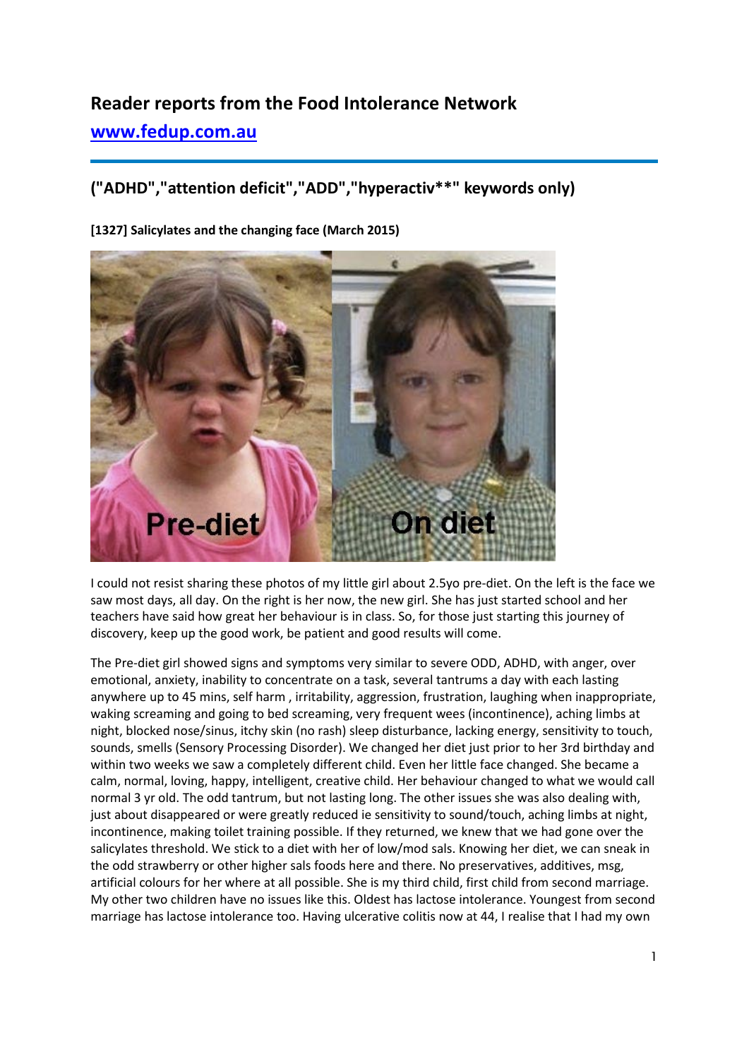# Reader reports from the Food Intolerance Network

## www.fedup.com.au

## ("ADHD","attention deficit","ADD","hyperactiv**" keywords only)

**[1327] Salicylates and the changing face (March 2015)**

I could not resist sharing these photos of my little girl about 2.5yo pre-diet. On the left is the face we saw most days, all day. On the right is her now, the new girl. She has just started school and her teachers have said how great her behaviour is in class. So, for those just starting this journey of discovery, keep up the good work, be patient and good results will come.

The Pre-diet girl showed signs and symptoms very similar to severe ODD, ADHD, with anger, over emotional, anxiety, inability to concentrate on a task, several tantrums a day with each lasting anywhere up to 45 mins, self harm , irritability, aggression, frustration, laughing when inappropriate, waking screaming and going to bed screaming, very frequent wees (incontinence), aching limbs at night, blocked nose/sinus, itchy skin (no rash) sleep disturbance, lacking energy, sensitivity to touch, sounds, smells (Sensory Processing Disorder). We changed her diet just prior to her 3rd birthday and within two weeks we saw a completely different child. Even her little face changed. She became a calm, normal, loving, happy, intelligent, creative child. Her behaviour changed to what we would call normal 3 yr old. The odd tantrum, but not lasting long. The other issues she was also dealing with, just about disappeared or were greatly reduced ie sensitivity to sound/touch, aching limbs at night, incontinence, making toilet training possible. If they returned, we knew that we had gone over the salicylates threshold. We stick to a diet with her of low/mod sals. Knowing her diet, we can sneak in the odd strawberry or other higher sals foods here and there. No preservatives, additives, msg, artificial colours for her where at all possible. She is my third child, first child from second marriage. My other two children have no issues like this. Oldest has lactose intolerance. Youngest from second marriage has lactose intolerance too. Having ulcerative colitis now at 44, I realise that I had my own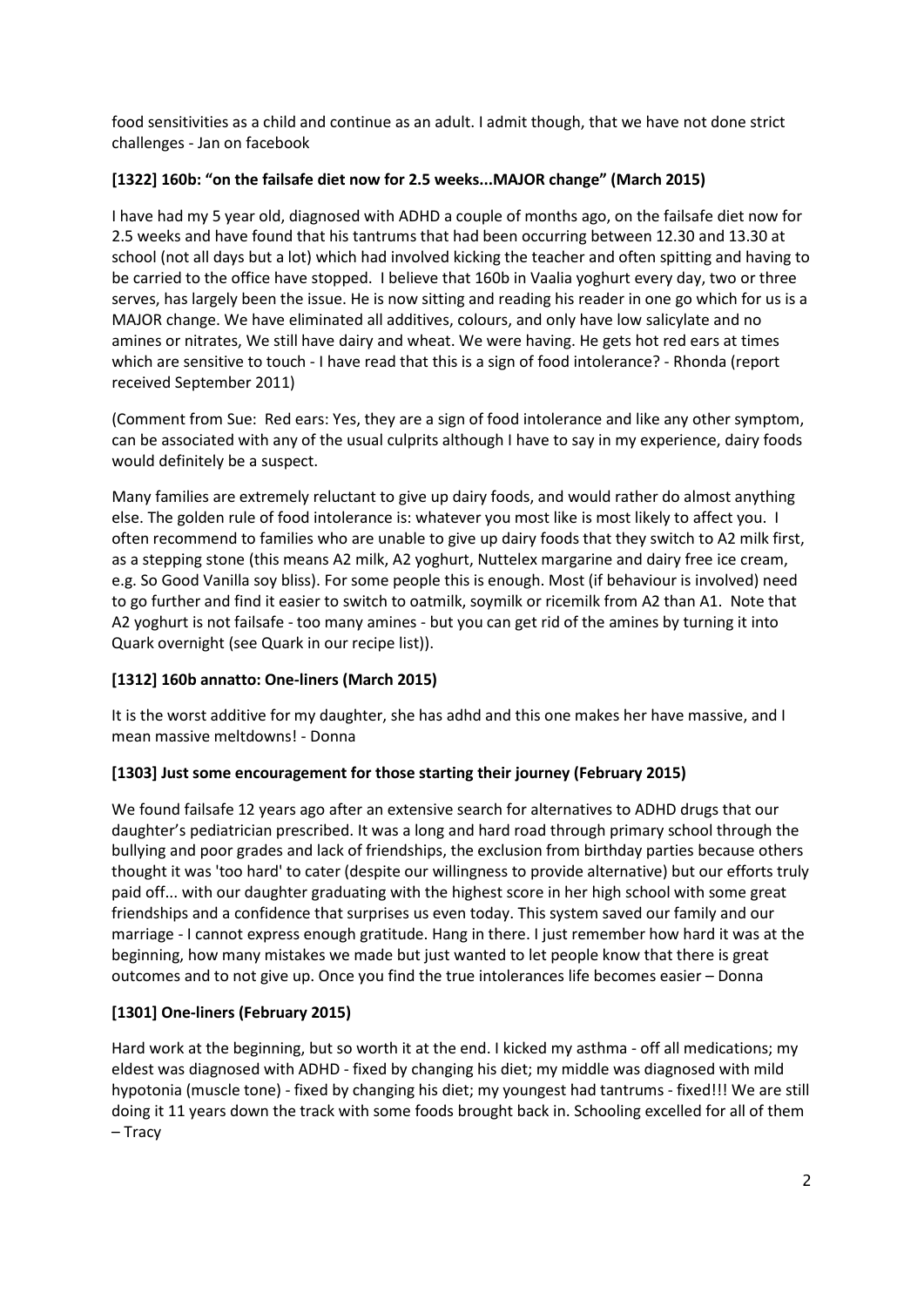food sensitivities as a child and continue as an adult. I admit though, that we have not done strict challenges - Jan on facebook

### [1322] 160b: "on the failsafe diet now for 2.5 weeks...MAJOR change" (March 2015)

I have had my 5 year old, diagnosed with ADHD a couple of months ago, on the failsafe diet now for 2.5 weeks and have found that his tantrums that had been occurring between 12.30 and 13.30 at school (not all days but a lot) which had involved kicking the teacher and often spitting and having to be carried to the office have stopped. I believe that 160b in Vaalia yoghurt every day, two or three serves, has largely been the issue. He is now sitting and reading his reader in one go which for us is a MAJOR change. We have eliminated all additives, colours, and only have low salicylate and no amines or nitrates, We still have dairy and wheat. We were having. He gets hot red ears at times which are sensitive to touch - I have read that this is a sign of food intolerance? - Rhonda (report received September 2011)

(Comment from Sue: Red ears: Yes, they are a sign of food intolerance and like any other symptom, can be associated with any of the usual culprits although I have to say in my experience, dairy foods would definitely be a suspect.

Many families are extremely reluctant to give up dairy foods, and would rather do almost anything else. The golden rule of food intolerance is: whatever you most like is most likely to affect you. I often recommend to families who are unable to give up dairy foods that they switch to A2 milk first, as a stepping stone (this means A2 milk, A2 yoghurt, Nuttelex margarine and dairy free ice cream, e.g. So Good Vanilla soy bliss). For some people this is enough. Most (if behaviour is involved) need to go further and find it easier to switch to oatmilk, soymilk or ricemilk from A2 than A1. Note that A2 yoghurt is not failsafe - too many amines - but you can get rid of the amines by turning it into Quark overnight (see Quark in our recipe list)).

### [1312] 160b annatto: One-liners (March 2015)

It is the worst additive for my daughter, she has adhd and this one makes her have massive, and I mean massive meltdowns! - Donna

### [1303] Just some encouragement for those starting their journey (February 2015)

We found failsafe 12 years ago after an extensive search for alternatives to ADHD drugs that our daughter's pediatrician prescribed. It was a long and hard road through primary school through the bullying and poor grades and lack of friendships, the exclusion from birthday parties because others thought it was 'too hard' to cater (despite our willingness to provide alternative) but our efforts truly paid off... with our daughter graduating with the highest score in her high school with some great friendships and a confidence that surprises us even today. This system saved our family and our marriage - I cannot express enough gratitude. Hang in there. I just remember how hard it was at the beginning, how many mistakes we made but just wanted to let people know that there is great outcomes and to not give up. Once you find the true intolerances life becomes easier – Donna

### [1301] One-liners (February 2015)

Hard work at the beginning, but so worth it at the end. I kicked my asthma - off all medications; my eldest was diagnosed with ADHD - fixed by changing his diet; my middle was diagnosed with mild hypotonia (muscle tone) - fixed by changing his diet; my youngest had tantrums - fixed!!! We are still doing it 11 years down the track with some foods brought back in. Schooling excelled for all of them – Tracy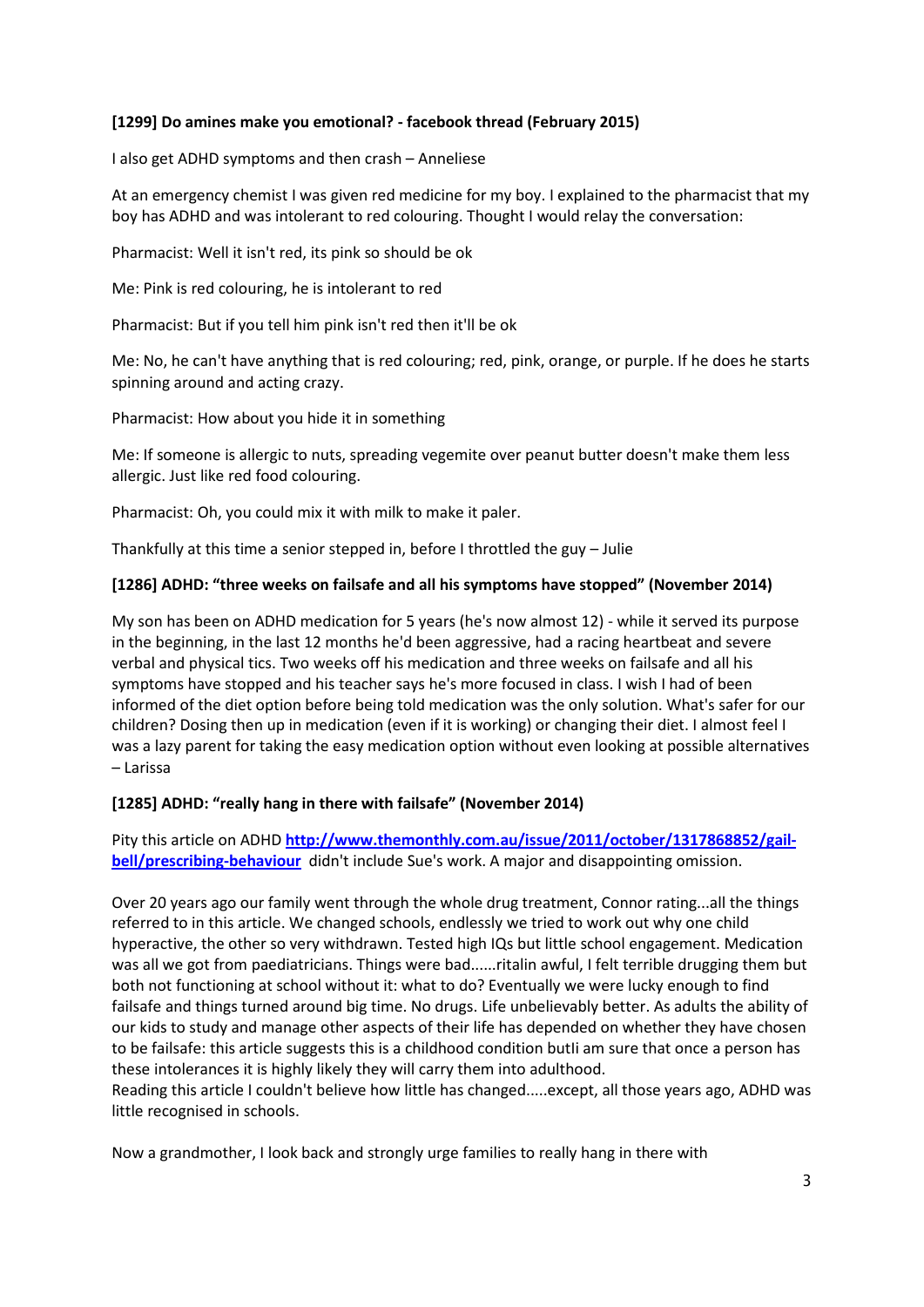**[1299] Do amines make you emotional? - facebook thread (February 2015)**

I also get ADHD symptoms and then crash – Anneliese

At an emergency chemist I was given red medicine for my boy. I explained to the pharmacist that my boy has ADHD and was intolerant to red colouring. Thought I would relay the conversation:

Pharmacist: Well it isn't red, its pink so should be ok

Me: Pink is red colouring, he is intolerant to red

Pharmacist: But if you tell him pink isn't red then it'll be ok

Me: No, he can't have anything that is red colouring; red, pink, orange, or purple. If he does he starts spinning around and acting crazy.

Pharmacist: How about you hide it in something

Me: If someone is allergic to nuts, spreading vegemite over peanut butter doesn't make them less allergic. Just like red food colouring.

Pharmacist: Oh, you could mix it with milk to make it paler.

Thankfully at this time a senior stepped in, before I throttled the guy – Julie

**[1286] ADHD: "three weeks on failsafe and all his symptoms have stopped" (November 2014)**

My son has been on ADHD medication for 5 years (he's now almost 12) - while it served its purpose in the beginning, in the last 12 months he'd been aggressive, had a racing heartbeat and severe verbal and physical tics. Two weeks off his medication and three weeks on failsafe and all his symptoms have stopped and his teacher says he's more focused in class. I wish I had of been informed of the diet option before being told medication was the only solution. What's safer for our children? Dosing then up in medication (even if it is working) or changing their diet. I almost feel I was a lazy parent for taking the easy medication option without even looking at possible alternatives – Larissa

**[1285] ADHD: "really hang in there with failsafe" (November 2014)**

Pity this article on ADHD **[http://www.themonthly.com.au/issue/2011/october/1317868852/gail-bell/prescribing-behaviour](http://www.themonthly.com.au/issue/2011/october/1317868852/gail-bell/prescribing-behaviour)** didn't include Sue's work. A major and disappointing omission.

Over 20 years ago our family went through the whole drug treatment, Connor rating...all the things referred to in this article. We changed schools, endlessly we tried to work out why one child hyperactive, the other so very withdrawn. Tested high IQs but little school engagement. Medication was all we got from paediatricians. Things were bad......ritalin awful, I felt terrible drugging them but both not functioning at school without it: what to do? Eventually we were lucky enough to find failsafe and things turned around big time. No drugs. Life unbelievably better. As adults the ability of our kids to study and manage other aspects of their life has depended on whether they have chosen to be failsafe: this article suggests this is a childhood condition butIi am sure that once a person has these intolerances it is highly likely they will carry them into adulthood.
Reading this article I couldn't believe how little has changed.....except, all those years ago, ADHD was little recognised in schools.

Now a grandmother, I look back and strongly urge families to really hang in there with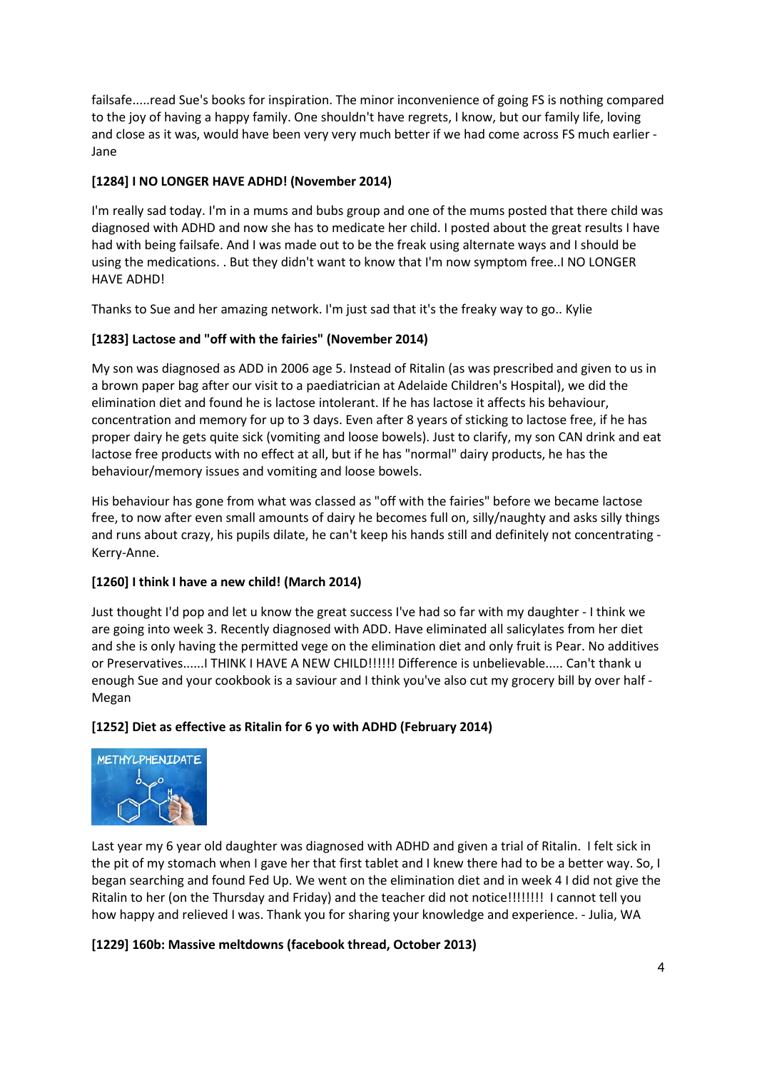failsafe.....read Sue's books for inspiration. The minor inconvenience of going FS is nothing compared to the joy of having a happy family. One shouldn't have regrets, I know, but our family life, loving and close as it was, would have been very very much better if we had come across FS much earlier - Jane

### [1284] I NO LONGER HAVE ADHD! (November 2014)

I'm really sad today. I'm in a mums and bubs group and one of the mums posted that there child was diagnosed with ADHD and now she has to medicate her child. I posted about the great results I have had with being failsafe. And I was made out to be the freak using alternate ways and I should be using the medications. . But they didn't want to know that I'm now symptom free..I NO LONGER HAVE ADHD!

Thanks to Sue and her amazing network. I'm just sad that it's the freaky way to go.. Kylie

### [1283] Lactose and "off with the fairies" (November 2014)

My son was diagnosed as ADD in 2006 age 5. Instead of Ritalin (as was prescribed and given to us in a brown paper bag after our visit to a paediatrician at Adelaide Children's Hospital), we did the elimination diet and found he is lactose intolerant. If he has lactose it affects his behaviour, concentration and memory for up to 3 days. Even after 8 years of sticking to lactose free, if he has proper dairy he gets quite sick (vomiting and loose bowels). Just to clarify, my son CAN drink and eat lactose free products with no effect at all, but if he has "normal" dairy products, he has the behaviour/memory issues and vomiting and loose bowels.

His behaviour has gone from what was classed as "off with the fairies" before we became lactose free, to now after even small amounts of dairy he becomes full on, silly/naughty and asks silly things and runs about crazy, his pupils dilate, he can't keep his hands still and definitely not concentrating - Kerry-Anne.

### [1260] I think I have a new child! (March 2014)

Just thought I'd pop and let u know the great success I've had so far with my daughter - I think we are going into week 3. Recently diagnosed with ADD. Have eliminated all salicylates from her diet and she is only having the permitted vege on the elimination diet and only fruit is Pear. No additives or Preservatives......I THINK I HAVE A NEW CHILD!!!!!! Difference is unbelievable..... Can't thank u enough Sue and your cookbook is a saviour and I think you've also cut my grocery bill by over half - Megan

### [1252] Diet as effective as Ritalin for 6 yo with ADHD (February 2014)

Last year my 6 year old daughter was diagnosed with ADHD and given a trial of Ritalin. I felt sick in the pit of my stomach when I gave her that first tablet and I knew there had to be a better way. So, I began searching and found Fed Up. We went on the elimination diet and in week 4 I did not give the Ritalin to her (on the Thursday and Friday) and the teacher did not notice!!!!!!!! I cannot tell you how happy and relieved I was. Thank you for sharing your knowledge and experience. - Julia, WA

### [1229] 160b: Massive meltdowns (facebook thread, October 2013)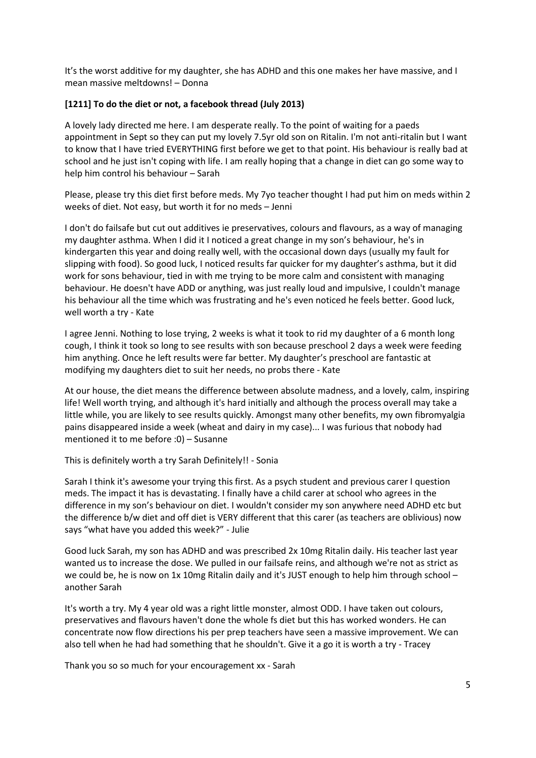It's the worst additive for my daughter, she has ADHD and this one makes her have massive, and I mean massive meltdowns! – Donna

**[1211] To do the diet or not, a facebook thread (July 2013)**

A lovely lady directed me here. I am desperate really. To the point of waiting for a paeds appointment in Sept so they can put my lovely 7.5yr old son on Ritalin. I'm not anti-ritalin but I want to know that I have tried EVERYTHING first before we get to that point. His behaviour is really bad at school and he just isn't coping with life. I am really hoping that a change in diet can go some way to help him control his behaviour – Sarah

Please, please try this diet first before meds. My 7yo teacher thought I had put him on meds within 2 weeks of diet. Not easy, but worth it for no meds – Jenni

I don't do failsafe but cut out additives ie preservatives, colours and flavours, as a way of managing my daughter asthma. When I did it I noticed a great change in my son's behaviour, he's in kindergarten this year and doing really well, with the occasional down days (usually my fault for slipping with food). So good luck, I noticed results far quicker for my daughter's asthma, but it did work for sons behaviour, tied in with me trying to be more calm and consistent with managing behaviour. He doesn't have ADD or anything, was just really loud and impulsive, I couldn't manage his behaviour all the time which was frustrating and he's even noticed he feels better. Good luck, well worth a try - Kate

I agree Jenni. Nothing to lose trying, 2 weeks is what it took to rid my daughter of a 6 month long cough, I think it took so long to see results with son because preschool 2 days a week were feeding him anything. Once he left results were far better. My daughter's preschool are fantastic at modifying my daughters diet to suit her needs, no probs there - Kate

At our house, the diet means the difference between absolute madness, and a lovely, calm, inspiring life! Well worth trying, and although it's hard initially and although the process overall may take a little while, you are likely to see results quickly. Amongst many other benefits, my own fibromyalgia pains disappeared inside a week (wheat and dairy in my case)... I was furious that nobody had mentioned it to me before :0) – Susanne

This is definitely worth a try Sarah Definitely!! - Sonia

Sarah I think it's awesome your trying this first. As a psych student and previous carer I question meds. The impact it has is devastating. I finally have a child carer at school who agrees in the difference in my son's behaviour on diet. I wouldn't consider my son anywhere need ADHD etc but the difference b/w diet and off diet is VERY different that this carer (as teachers are oblivious) now says "what have you added this week?" - Julie

Good luck Sarah, my son has ADHD and was prescribed 2x 10mg Ritalin daily. His teacher last year wanted us to increase the dose. We pulled in our failsafe reins, and although we're not as strict as we could be, he is now on 1x 10mg Ritalin daily and it's JUST enough to help him through school – another Sarah

It's worth a try. My 4 year old was a right little monster, almost ODD. I have taken out colours, preservatives and flavours haven't done the whole fs diet but this has worked wonders. He can concentrate now flow directions his per prep teachers have seen a massive improvement. We can also tell when he had had something that he shouldn't. Give it a go it is worth a try - Tracey

Thank you so so much for your encouragement xx - Sarah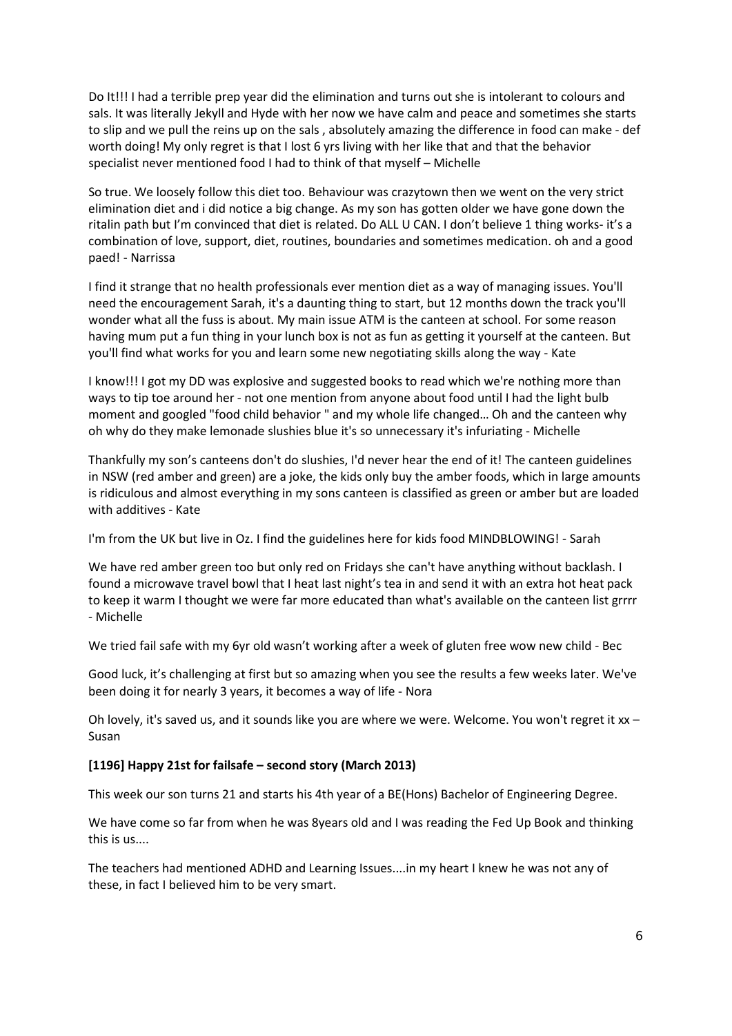Do It!!! I had a terrible prep year did the elimination and turns out she is intolerant to colours and sals. It was literally Jekyll and Hyde with her now we have calm and peace and sometimes she starts to slip and we pull the reins up on the sals , absolutely amazing the difference in food can make - def worth doing! My only regret is that I lost 6 yrs living with her like that and that the behavior specialist never mentioned food I had to think of that myself – Michelle

So true. We loosely follow this diet too. Behaviour was crazytown then we went on the very strict elimination diet and i did notice a big change. As my son has gotten older we have gone down the ritalin path but I'm convinced that diet is related. Do ALL U CAN. I don't believe 1 thing works- it's a combination of love, support, diet, routines, boundaries and sometimes medication. oh and a good paed! - Narrissa

I find it strange that no health professionals ever mention diet as a way of managing issues. You'll need the encouragement Sarah, it's a daunting thing to start, but 12 months down the track you'll wonder what all the fuss is about. My main issue ATM is the canteen at school. For some reason having mum put a fun thing in your lunch box is not as fun as getting it yourself at the canteen. But you'll find what works for you and learn some new negotiating skills along the way - Kate

I know!!! I got my DD was explosive and suggested books to read which we're nothing more than ways to tip toe around her - not one mention from anyone about food until I had the light bulb moment and googled "food child behavior " and my whole life changed… Oh and the canteen why oh why do they make lemonade slushies blue it's so unnecessary it's infuriating - Michelle

Thankfully my son's canteens don't do slushies, I'd never hear the end of it! The canteen guidelines in NSW (red amber and green) are a joke, the kids only buy the amber foods, which in large amounts is ridiculous and almost everything in my sons canteen is classified as green or amber but are loaded with additives - Kate

I'm from the UK but live in Oz. I find the guidelines here for kids food MINDBLOWING! - Sarah

We have red amber green too but only red on Fridays she can't have anything without backlash. I found a microwave travel bowl that I heat last night's tea in and send it with an extra hot heat pack to keep it warm I thought we were far more educated than what's available on the canteen list grrrr - Michelle

We tried fail safe with my 6yr old wasn't working after a week of gluten free wow new child - Bec

Good luck, it's challenging at first but so amazing when you see the results a few weeks later. We've been doing it for nearly 3 years, it becomes a way of life - Nora

Oh lovely, it's saved us, and it sounds like you are where we were. Welcome. You won't regret it xx – Susan

**[1196] Happy 21st for failsafe – second story (March 2013)**

This week our son turns 21 and starts his 4th year of a BE(Hons) Bachelor of Engineering Degree.

We have come so far from when he was 8years old and I was reading the Fed Up Book and thinking this is us....

The teachers had mentioned ADHD and Learning Issues....in my heart I knew he was not any of these, in fact I believed him to be very smart.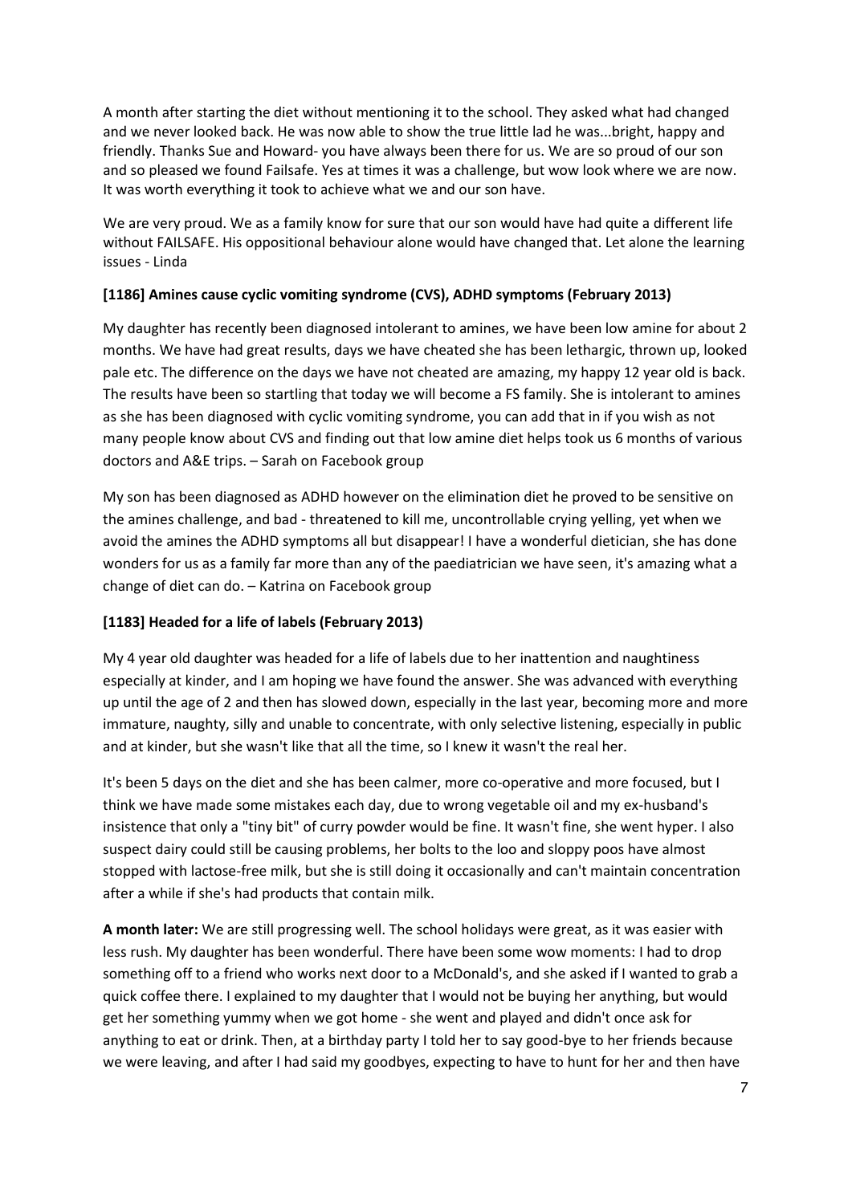A month after starting the diet without mentioning it to the school. They asked what had changed and we never looked back. He was now able to show the true little lad he was...bright, happy and friendly. Thanks Sue and Howard- you have always been there for us. We are so proud of our son and so pleased we found Failsafe. Yes at times it was a challenge, but wow look where we are now. It was worth everything it took to achieve what we and our son have.

We are very proud. We as a family know for sure that our son would have had quite a different life without FAILSAFE. His oppositional behaviour alone would have changed that. Let alone the learning issues - Linda

### [1186] Amines cause cyclic vomiting syndrome (CVS), ADHD symptoms (February 2013)

My daughter has recently been diagnosed intolerant to amines, we have been low amine for about 2 months. We have had great results, days we have cheated she has been lethargic, thrown up, looked pale etc. The difference on the days we have not cheated are amazing, my happy 12 year old is back. The results have been so startling that today we will become a FS family. She is intolerant to amines as she has been diagnosed with cyclic vomiting syndrome, you can add that in if you wish as not many people know about CVS and finding out that low amine diet helps took us 6 months of various doctors and A&E trips. – Sarah on Facebook group

My son has been diagnosed as ADHD however on the elimination diet he proved to be sensitive on the amines challenge, and bad - threatened to kill me, uncontrollable crying yelling, yet when we avoid the amines the ADHD symptoms all but disappear! I have a wonderful dietician, she has done wonders for us as a family far more than any of the paediatrician we have seen, it's amazing what a change of diet can do. – Katrina on Facebook group

### [1183] Headed for a life of labels (February 2013)

My 4 year old daughter was headed for a life of labels due to her inattention and naughtiness especially at kinder, and I am hoping we have found the answer. She was advanced with everything up until the age of 2 and then has slowed down, especially in the last year, becoming more and more immature, naughty, silly and unable to concentrate, with only selective listening, especially in public and at kinder, but she wasn't like that all the time, so I knew it wasn't the real her.

It's been 5 days on the diet and she has been calmer, more co-operative and more focused, but I think we have made some mistakes each day, due to wrong vegetable oil and my ex-husband's insistence that only a "tiny bit" of curry powder would be fine. It wasn't fine, she went hyper. I also suspect dairy could still be causing problems, her bolts to the loo and sloppy poos have almost stopped with lactose-free milk, but she is still doing it occasionally and can't maintain concentration after a while if she's had products that contain milk.

**A month later:** We are still progressing well. The school holidays were great, as it was easier with less rush. My daughter has been wonderful. There have been some wow moments: I had to drop something off to a friend who works next door to a McDonald's, and she asked if I wanted to grab a quick coffee there. I explained to my daughter that I would not be buying her anything, but would get her something yummy when we got home - she went and played and didn't once ask for anything to eat or drink. Then, at a birthday party I told her to say good-bye to her friends because we were leaving, and after I had said my goodbyes, expecting to have to hunt for her and then have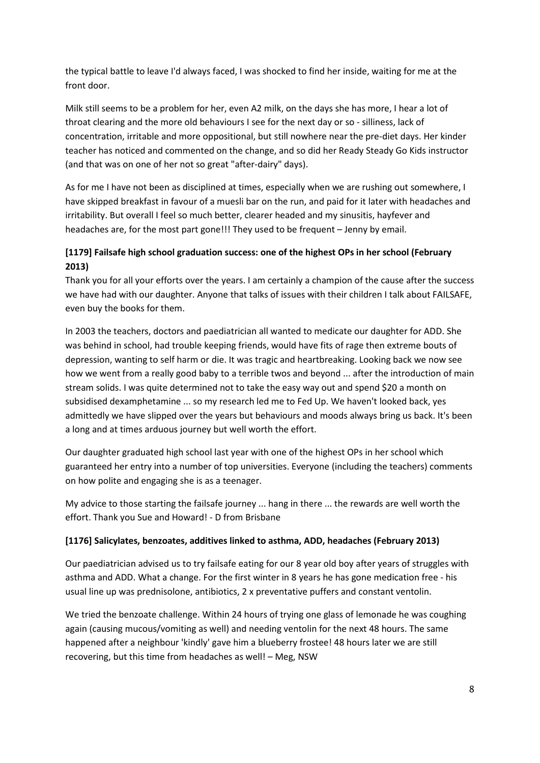the typical battle to leave I'd always faced, I was shocked to find her inside, waiting for me at the front door.

Milk still seems to be a problem for her, even A2 milk, on the days she has more, I hear a lot of throat clearing and the more old behaviours I see for the next day or so - silliness, lack of concentration, irritable and more oppositional, but still nowhere near the pre-diet days. Her kinder teacher has noticed and commented on the change, and so did her Ready Steady Go Kids instructor (and that was on one of her not so great "after-dairy" days).

As for me I have not been as disciplined at times, especially when we are rushing out somewhere, I have skipped breakfast in favour of a muesli bar on the run, and paid for it later with headaches and irritability. But overall I feel so much better, clearer headed and my sinusitis, hayfever and headaches are, for the most part gone!!! They used to be frequent – Jenny by email.

### [1179] Failsafe high school graduation success: one of the highest OPs in her school (February 2013)

Thank you for all your efforts over the years. I am certainly a champion of the cause after the success we have had with our daughter. Anyone that talks of issues with their children I talk about FAILSAFE, even buy the books for them.

In 2003 the teachers, doctors and paediatrician all wanted to medicate our daughter for ADD. She was behind in school, had trouble keeping friends, would have fits of rage then extreme bouts of depression, wanting to self harm or die. It was tragic and heartbreaking. Looking back we now see how we went from a really good baby to a terrible twos and beyond ... after the introduction of main stream solids. I was quite determined not to take the easy way out and spend $20 a month on subsidised dexamphetamine ... so my research led me to Fed Up. We haven't looked back, yes admittedly we have slipped over the years but behaviours and moods always bring us back. It's been a long and at times arduous journey but well worth the effort.

Our daughter graduated high school last year with one of the highest OPs in her school which guaranteed her entry into a number of top universities. Everyone (including the teachers) comments on how polite and engaging she is as a teenager.

My advice to those starting the failsafe journey ... hang in there ... the rewards are well worth the effort. Thank you Sue and Howard! - D from Brisbane

### [1176] Salicylates, benzoates, additives linked to asthma, ADD, headaches (February 2013)

Our paediatrician advised us to try failsafe eating for our 8 year old boy after years of struggles with asthma and ADD. What a change. For the first winter in 8 years he has gone medication free - his usual line up was prednisolone, antibiotics, 2 x preventative puffers and constant ventolin.

We tried the benzoate challenge. Within 24 hours of trying one glass of lemonade he was coughing again (causing mucous/vomiting as well) and needing ventolin for the next 48 hours. The same happened after a neighbour 'kindly' gave him a blueberry frostee! 48 hours later we are still recovering, but this time from headaches as well! – Meg, NSW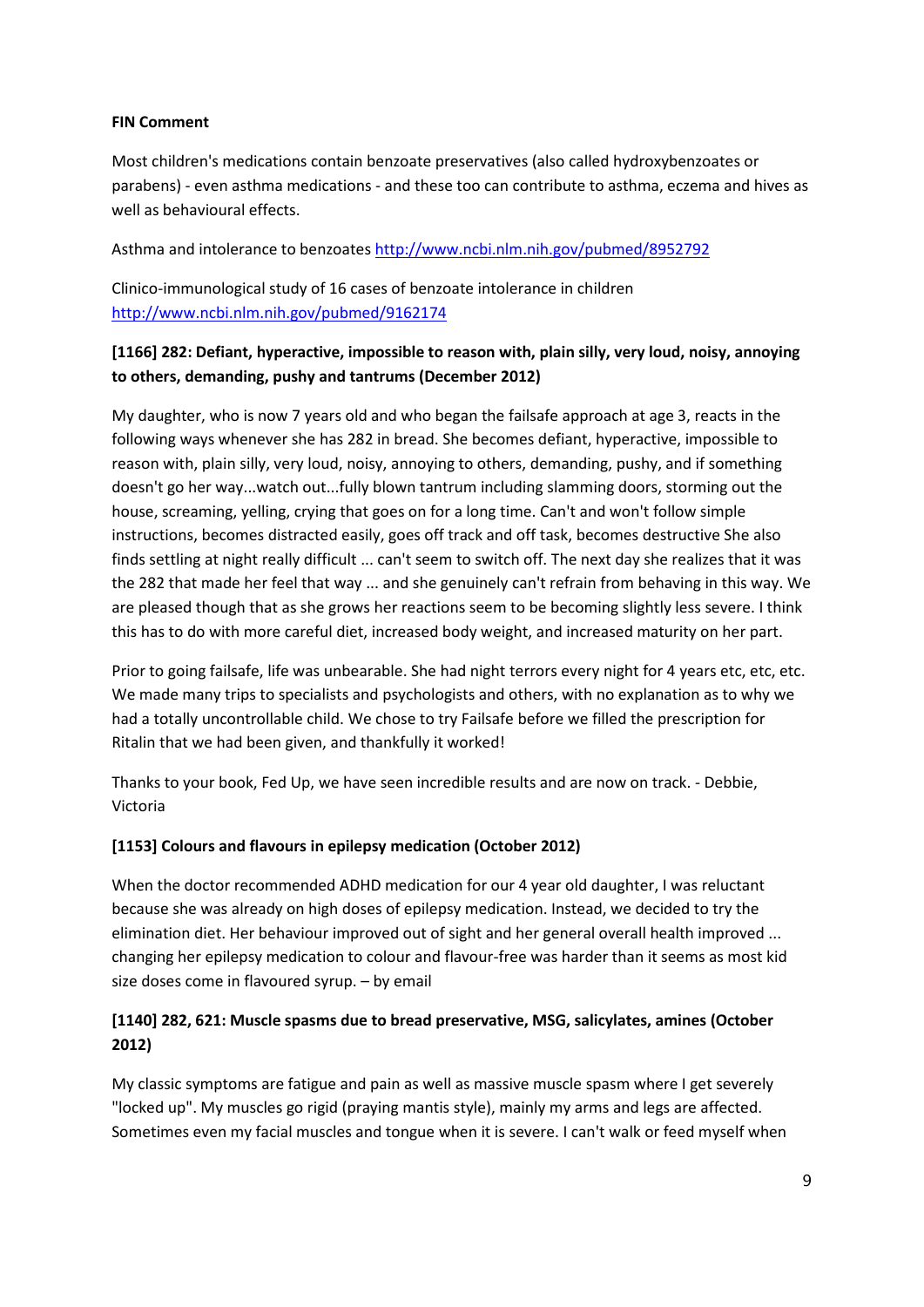**FIN Comment**

Most children's medications contain benzoate preservatives (also called hydroxybenzoates or parabens) - even asthma medications - and these too can contribute to asthma, eczema and hives as well as behavioural effects.

Asthma and intolerance to benzoates http://www.ncbi.nlm.nih.gov/pubmed/8952792

Clinico-immunological study of 16 cases of benzoate intolerance in children http://www.ncbi.nlm.nih.gov/pubmed/9162174

### [1166] 282: Defiant, hyperactive, impossible to reason with, plain silly, very loud, noisy, annoying to others, demanding, pushy and tantrums (December 2012)

My daughter, who is now 7 years old and who began the failsafe approach at age 3, reacts in the following ways whenever she has 282 in bread. She becomes defiant, hyperactive, impossible to reason with, plain silly, very loud, noisy, annoying to others, demanding, pushy, and if something doesn't go her way...watch out...fully blown tantrum including slamming doors, storming out the house, screaming, yelling, crying that goes on for a long time. Can't and won't follow simple instructions, becomes distracted easily, goes off track and off task, becomes destructive She also finds settling at night really difficult ... can't seem to switch off. The next day she realizes that it was the 282 that made her feel that way ... and she genuinely can't refrain from behaving in this way. We are pleased though that as she grows her reactions seem to be becoming slightly less severe. I think this has to do with more careful diet, increased body weight, and increased maturity on her part.

Prior to going failsafe, life was unbearable. She had night terrors every night for 4 years etc, etc, etc. We made many trips to specialists and psychologists and others, with no explanation as to why we had a totally uncontrollable child. We chose to try Failsafe before we filled the prescription for Ritalin that we had been given, and thankfully it worked!

Thanks to your book, Fed Up, we have seen incredible results and are now on track. - Debbie, Victoria

### [1153] Colours and flavours in epilepsy medication (October 2012)

When the doctor recommended ADHD medication for our 4 year old daughter, I was reluctant because she was already on high doses of epilepsy medication. Instead, we decided to try the elimination diet. Her behaviour improved out of sight and her general overall health improved ... changing her epilepsy medication to colour and flavour-free was harder than it seems as most kid size doses come in flavoured syrup. – by email

### [1140] 282, 621: Muscle spasms due to bread preservative, MSG, salicylates, amines (October 2012)

My classic symptoms are fatigue and pain as well as massive muscle spasm where I get severely "locked up". My muscles go rigid (praying mantis style), mainly my arms and legs are affected. Sometimes even my facial muscles and tongue when it is severe. I can't walk or feed myself when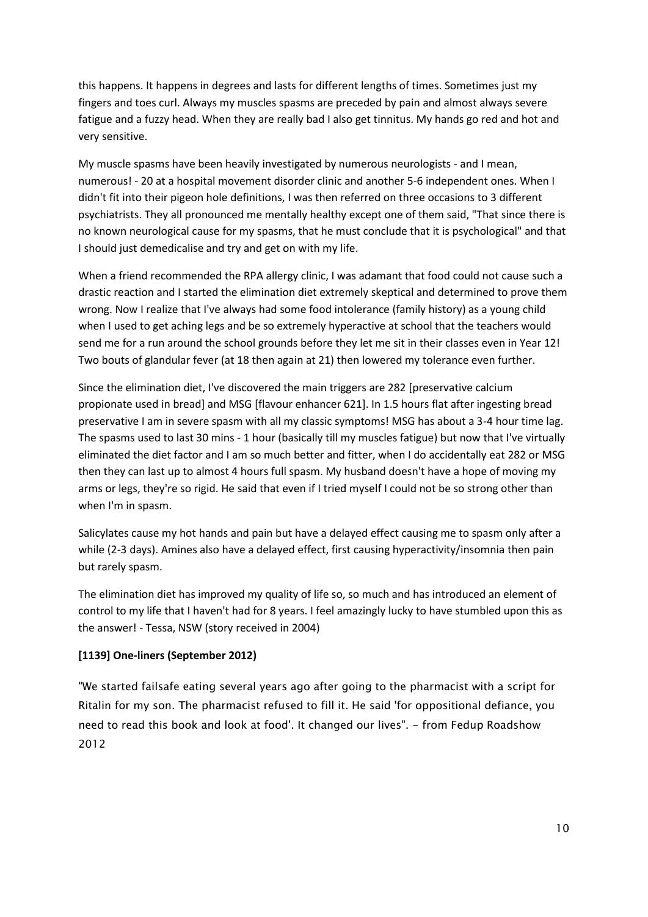this happens. It happens in degrees and lasts for different lengths of times. Sometimes just my fingers and toes curl. Always my muscles spasms are preceded by pain and almost always severe fatigue and a fuzzy head. When they are really bad I also get tinnitus. My hands go red and hot and very sensitive.

My muscle spasms have been heavily investigated by numerous neurologists - and I mean, numerous! - 20 at a hospital movement disorder clinic and another 5-6 independent ones. When I didn't fit into their pigeon hole definitions, I was then referred on three occasions to 3 different psychiatrists. They all pronounced me mentally healthy except one of them said, "That since there is no known neurological cause for my spasms, that he must conclude that it is psychological" and that I should just demedicalise and try and get on with my life.

When a friend recommended the RPA allergy clinic, I was adamant that food could not cause such a drastic reaction and I started the elimination diet extremely skeptical and determined to prove them wrong. Now I realize that I've always had some food intolerance (family history) as a young child when I used to get aching legs and be so extremely hyperactive at school that the teachers would send me for a run around the school grounds before they let me sit in their classes even in Year 12! Two bouts of glandular fever (at 18 then again at 21) then lowered my tolerance even further.

Since the elimination diet, I've discovered the main triggers are 282 [preservative calcium propionate used in bread] and MSG [flavour enhancer 621]. In 1.5 hours flat after ingesting bread preservative I am in severe spasm with all my classic symptoms! MSG has about a 3-4 hour time lag. The spasms used to last 30 mins - 1 hour (basically till my muscles fatigue) but now that I've virtually eliminated the diet factor and I am so much better and fitter, when I do accidentally eat 282 or MSG then they can last up to almost 4 hours full spasm. My husband doesn't have a hope of moving my arms or legs, they're so rigid. He said that even if I tried myself I could not be so strong other than when I'm in spasm.

Salicylates cause my hot hands and pain but have a delayed effect causing me to spasm only after a while (2-3 days). Amines also have a delayed effect, first causing hyperactivity/insomnia then pain but rarely spasm.

The elimination diet has improved my quality of life so, so much and has introduced an element of control to my life that I haven't had for 8 years. I feel amazingly lucky to have stumbled upon this as the answer! - Tessa, NSW (story received in 2004)

**[1139] One-liners (September 2012)**

"We started failsafe eating several years ago after going to the pharmacist with a script for Ritalin for my son. The pharmacist refused to fill it. He said 'for oppositional defiance, you need to read this book and look at food'. It changed our lives". - from Fedup Roadshow 2012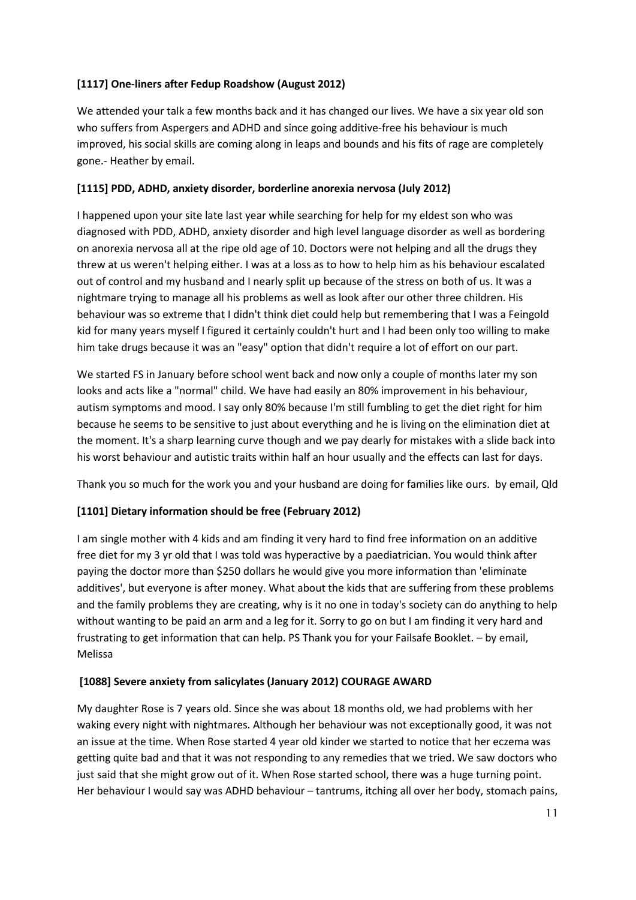**[1117] One-liners after Fedup Roadshow (August 2012)**

We attended your talk a few months back and it has changed our lives. We have a six year old son who suffers from Aspergers and ADHD and since going additive-free his behaviour is much improved, his social skills are coming along in leaps and bounds and his fits of rage are completely gone.- Heather by email.

**[1115] PDD, ADHD, anxiety disorder, borderline anorexia nervosa (July 2012)**

I happened upon your site late last year while searching for help for my eldest son who was diagnosed with PDD, ADHD, anxiety disorder and high level language disorder as well as bordering on anorexia nervosa all at the ripe old age of 10. Doctors were not helping and all the drugs they threw at us weren't helping either. I was at a loss as to how to help him as his behaviour escalated out of control and my husband and I nearly split up because of the stress on both of us. It was a nightmare trying to manage all his problems as well as look after our other three children. His behaviour was so extreme that I didn't think diet could help but remembering that I was a Feingold kid for many years myself I figured it certainly couldn't hurt and I had been only too willing to make him take drugs because it was an "easy" option that didn't require a lot of effort on our part.

We started FS in January before school went back and now only a couple of months later my son looks and acts like a "normal" child. We have had easily an 80% improvement in his behaviour, autism symptoms and mood. I say only 80% because I'm still fumbling to get the diet right for him because he seems to be sensitive to just about everything and he is living on the elimination diet at the moment. It's a sharp learning curve though and we pay dearly for mistakes with a slide back into his worst behaviour and autistic traits within half an hour usually and the effects can last for days.

Thank you so much for the work you and your husband are doing for families like ours. by email, Qld

**[1101] Dietary information should be free (February 2012)**

I am single mother with 4 kids and am finding it very hard to find free information on an additive free diet for my 3 yr old that I was told was hyperactive by a paediatrician. You would think after paying the doctor more than $250 dollars he would give you more information than 'eliminate additives', but everyone is after money. What about the kids that are suffering from these problems and the family problems they are creating, why is it no one in today's society can do anything to help without wanting to be paid an arm and a leg for it. Sorry to go on but I am finding it very hard and frustrating to get information that can help. PS Thank you for your Failsafe Booklet. – by email, Melissa

**[1088] Severe anxiety from salicylates (January 2012) COURAGE AWARD**

My daughter Rose is 7 years old. Since she was about 18 months old, we had problems with her waking every night with nightmares. Although her behaviour was not exceptionally good, it was not an issue at the time. When Rose started 4 year old kinder we started to notice that her eczema was getting quite bad and that it was not responding to any remedies that we tried. We saw doctors who just said that she might grow out of it. When Rose started school, there was a huge turning point. Her behaviour I would say was ADHD behaviour – tantrums, itching all over her body, stomach pains,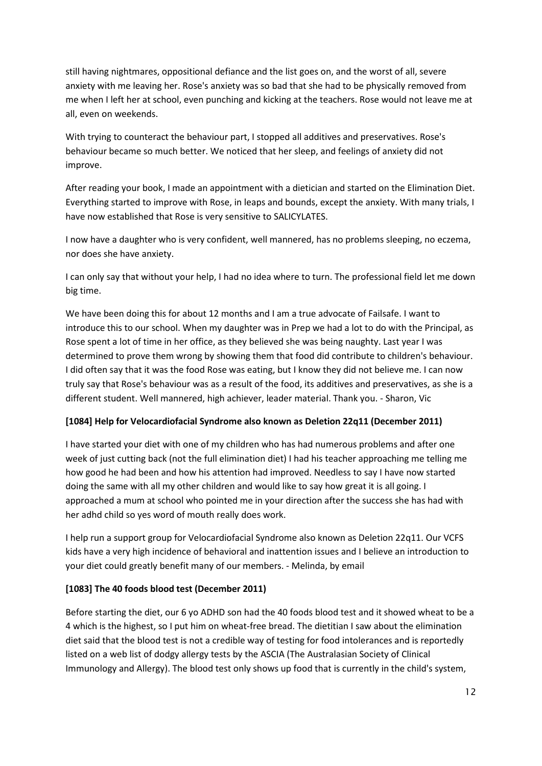still having nightmares, oppositional defiance and the list goes on, and the worst of all, severe anxiety with me leaving her. Rose's anxiety was so bad that she had to be physically removed from me when I left her at school, even punching and kicking at the teachers. Rose would not leave me at all, even on weekends.

With trying to counteract the behaviour part, I stopped all additives and preservatives. Rose's behaviour became so much better. We noticed that her sleep, and feelings of anxiety did not improve.

After reading your book, I made an appointment with a dietician and started on the Elimination Diet. Everything started to improve with Rose, in leaps and bounds, except the anxiety. With many trials, I have now established that Rose is very sensitive to SALICYLATES.

I now have a daughter who is very confident, well mannered, has no problems sleeping, no eczema, nor does she have anxiety.

I can only say that without your help, I had no idea where to turn. The professional field let me down big time.

We have been doing this for about 12 months and I am a true advocate of Failsafe. I want to introduce this to our school. When my daughter was in Prep we had a lot to do with the Principal, as Rose spent a lot of time in her office, as they believed she was being naughty. Last year I was determined to prove them wrong by showing them that food did contribute to children's behaviour. I did often say that it was the food Rose was eating, but I know they did not believe me. I can now truly say that Rose's behaviour was as a result of the food, its additives and preservatives, as she is a different student. Well mannered, high achiever, leader material. Thank you. - Sharon, Vic

**[1084] Help for Velocardiofacial Syndrome also known as Deletion 22q11 (December 2011)**

I have started your diet with one of my children who has had numerous problems and after one week of just cutting back (not the full elimination diet) I had his teacher approaching me telling me how good he had been and how his attention had improved. Needless to say I have now started doing the same with all my other children and would like to say how great it is all going. I approached a mum at school who pointed me in your direction after the success she has had with her adhd child so yes word of mouth really does work.

I help run a support group for Velocardiofacial Syndrome also known as Deletion 22q11. Our VCFS kids have a very high incidence of behavioral and inattention issues and I believe an introduction to your diet could greatly benefit many of our members. - Melinda, by email

**[1083] The 40 foods blood test (December 2011)**

Before starting the diet, our 6 yo ADHD son had the 40 foods blood test and it showed wheat to be a 4 which is the highest, so I put him on wheat-free bread. The dietitian I saw about the elimination diet said that the blood test is not a credible way of testing for food intolerances and is reportedly listed on a web list of dodgy allergy tests by the ASCIA (The Australasian Society of Clinical Immunology and Allergy). The blood test only shows up food that is currently in the child's system,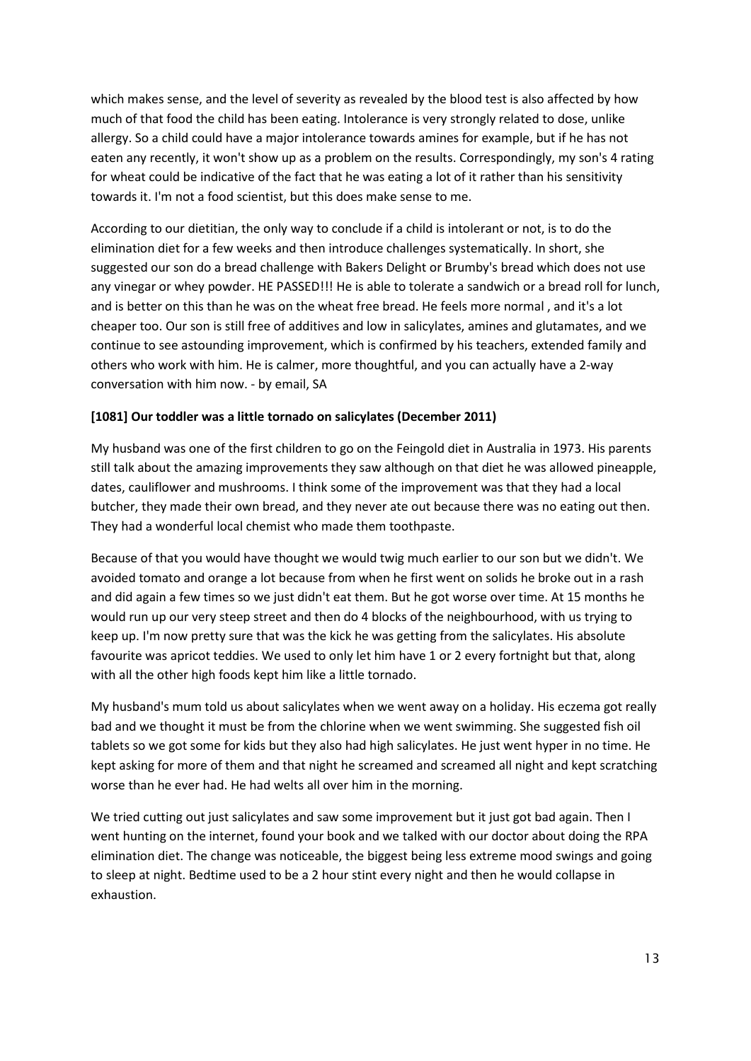which makes sense, and the level of severity as revealed by the blood test is also affected by how much of that food the child has been eating. Intolerance is very strongly related to dose, unlike allergy. So a child could have a major intolerance towards amines for example, but if he has not eaten any recently, it won't show up as a problem on the results. Correspondingly, my son's 4 rating for wheat could be indicative of the fact that he was eating a lot of it rather than his sensitivity towards it. I'm not a food scientist, but this does make sense to me.

According to our dietitian, the only way to conclude if a child is intolerant or not, is to do the elimination diet for a few weeks and then introduce challenges systematically. In short, she suggested our son do a bread challenge with Bakers Delight or Brumby's bread which does not use any vinegar or whey powder. HE PASSED!!! He is able to tolerate a sandwich or a bread roll for lunch, and is better on this than he was on the wheat free bread. He feels more normal , and it's a lot cheaper too. Our son is still free of additives and low in salicylates, amines and glutamates, and we continue to see astounding improvement, which is confirmed by his teachers, extended family and others who work with him. He is calmer, more thoughtful, and you can actually have a 2-way conversation with him now. - by email, SA

**[1081] Our toddler was a little tornado on salicylates (December 2011)**

My husband was one of the first children to go on the Feingold diet in Australia in 1973. His parents still talk about the amazing improvements they saw although on that diet he was allowed pineapple, dates, cauliflower and mushrooms. I think some of the improvement was that they had a local butcher, they made their own bread, and they never ate out because there was no eating out then. They had a wonderful local chemist who made them toothpaste.

Because of that you would have thought we would twig much earlier to our son but we didn't. We avoided tomato and orange a lot because from when he first went on solids he broke out in a rash and did again a few times so we just didn't eat them. But he got worse over time. At 15 months he would run up our very steep street and then do 4 blocks of the neighbourhood, with us trying to keep up. I'm now pretty sure that was the kick he was getting from the salicylates. His absolute favourite was apricot teddies. We used to only let him have 1 or 2 every fortnight but that, along with all the other high foods kept him like a little tornado.

My husband's mum told us about salicylates when we went away on a holiday. His eczema got really bad and we thought it must be from the chlorine when we went swimming. She suggested fish oil tablets so we got some for kids but they also had high salicylates. He just went hyper in no time. He kept asking for more of them and that night he screamed and screamed all night and kept scratching worse than he ever had. He had welts all over him in the morning.

We tried cutting out just salicylates and saw some improvement but it just got bad again. Then I went hunting on the internet, found your book and we talked with our doctor about doing the RPA elimination diet. The change was noticeable, the biggest being less extreme mood swings and going to sleep at night. Bedtime used to be a 2 hour stint every night and then he would collapse in exhaustion.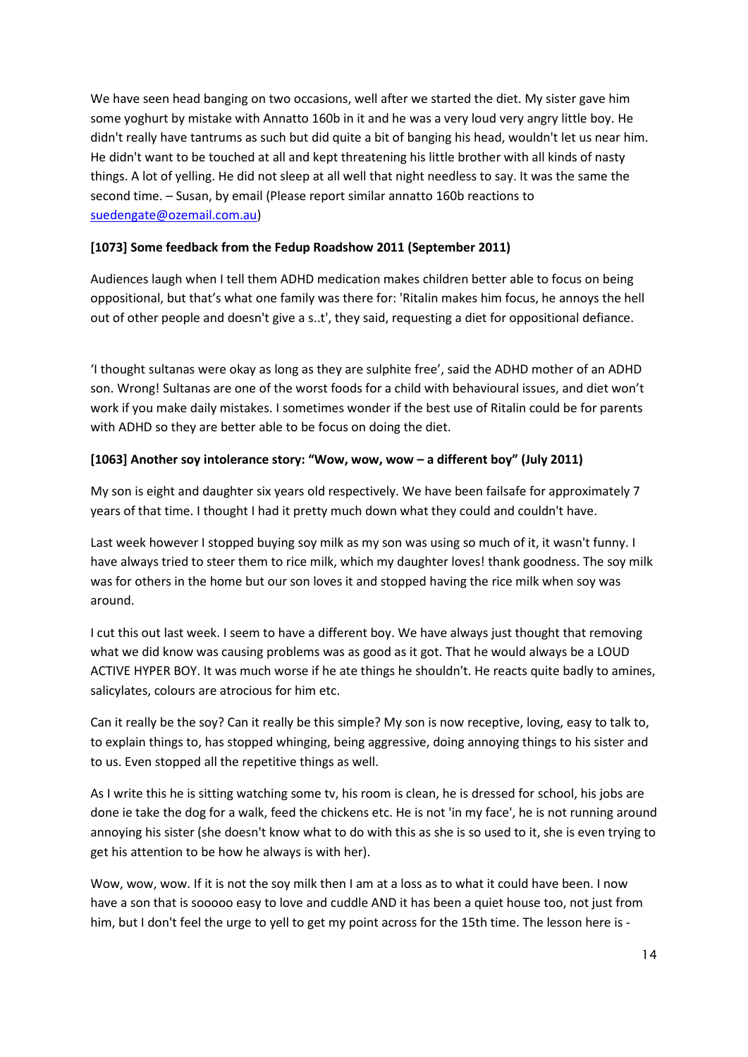We have seen head banging on two occasions, well after we started the diet. My sister gave him some yoghurt by mistake with Annatto 160b in it and he was a very loud very angry little boy. He didn't really have tantrums as such but did quite a bit of banging his head, wouldn't let us near him. He didn't want to be touched at all and kept threatening his little brother with all kinds of nasty things. A lot of yelling. He did not sleep at all well that night needless to say. It was the same the second time. – Susan, by email (Please report similar annatto 160b reactions to suedengate@ozemail.com.au)

**[1073] Some feedback from the Fedup Roadshow 2011 (September 2011)**

Audiences laugh when I tell them ADHD medication makes children better able to focus on being oppositional, but that's what one family was there for: 'Ritalin makes him focus, he annoys the hell out of other people and doesn't give a s..t', they said, requesting a diet for oppositional defiance.

'I thought sultanas were okay as long as they are sulphite free', said the ADHD mother of an ADHD son. Wrong! Sultanas are one of the worst foods for a child with behavioural issues, and diet won't work if you make daily mistakes. I sometimes wonder if the best use of Ritalin could be for parents with ADHD so they are better able to be focus on doing the diet.

**[1063] Another soy intolerance story: "Wow, wow, wow – a different boy" (July 2011)**

My son is eight and daughter six years old respectively. We have been failsafe for approximately 7 years of that time. I thought I had it pretty much down what they could and couldn't have.

Last week however I stopped buying soy milk as my son was using so much of it, it wasn't funny. I have always tried to steer them to rice milk, which my daughter loves! thank goodness. The soy milk was for others in the home but our son loves it and stopped having the rice milk when soy was around.

I cut this out last week. I seem to have a different boy. We have always just thought that removing what we did know was causing problems was as good as it got. That he would always be a LOUD ACTIVE HYPER BOY. It was much worse if he ate things he shouldn't. He reacts quite badly to amines, salicylates, colours are atrocious for him etc.

Can it really be the soy? Can it really be this simple? My son is now receptive, loving, easy to talk to, to explain things to, has stopped whinging, being aggressive, doing annoying things to his sister and to us. Even stopped all the repetitive things as well.

As I write this he is sitting watching some tv, his room is clean, he is dressed for school, his jobs are done ie take the dog for a walk, feed the chickens etc. He is not 'in my face', he is not running around annoying his sister (she doesn't know what to do with this as she is so used to it, she is even trying to get his attention to be how he always is with her).

Wow, wow, wow. If it is not the soy milk then I am at a loss as to what it could have been. I now have a son that is sooooo easy to love and cuddle AND it has been a quiet house too, not just from him, but I don't feel the urge to yell to get my point across for the 15th time. The lesson here is -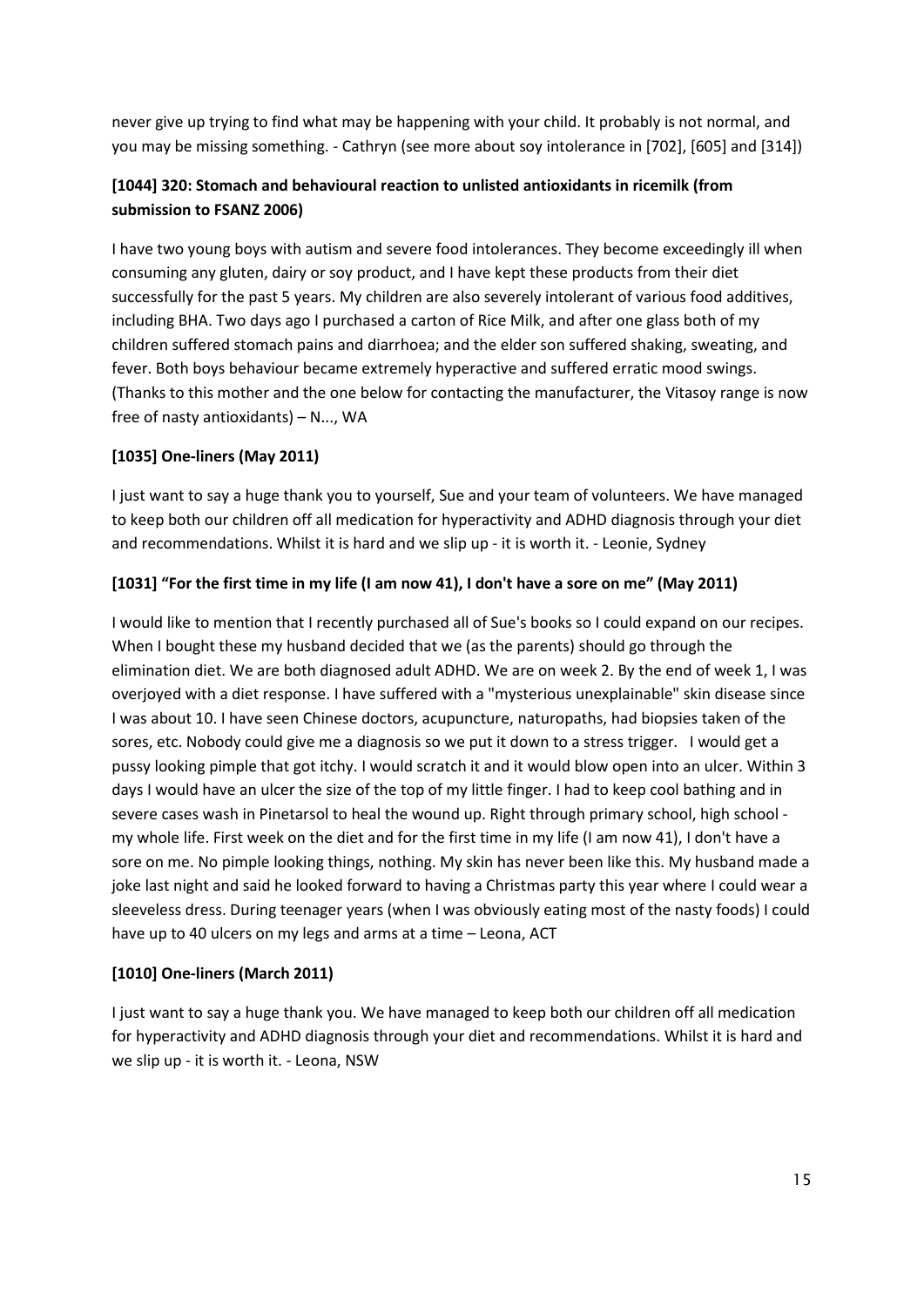never give up trying to find what may be happening with your child. It probably is not normal, and you may be missing something. - Cathryn (see more about soy intolerance in [702], [605] and [314])

### [1044] 320: Stomach and behavioural reaction to unlisted antioxidants in ricemilk (from submission to FSANZ 2006)

I have two young boys with autism and severe food intolerances. They become exceedingly ill when consuming any gluten, dairy or soy product, and I have kept these products from their diet successfully for the past 5 years. My children are also severely intolerant of various food additives, including BHA. Two days ago I purchased a carton of Rice Milk, and after one glass both of my children suffered stomach pains and diarrhoea; and the elder son suffered shaking, sweating, and fever. Both boys behaviour became extremely hyperactive and suffered erratic mood swings. (Thanks to this mother and the one below for contacting the manufacturer, the Vitasoy range is now free of nasty antioxidants) – N..., WA

### [1035] One-liners (May 2011)

I just want to say a huge thank you to yourself, Sue and your team of volunteers. We have managed to keep both our children off all medication for hyperactivity and ADHD diagnosis through your diet and recommendations. Whilst it is hard and we slip up - it is worth it. - Leonie, Sydney

### [1031] "For the first time in my life (I am now 41), I don't have a sore on me" (May 2011)

I would like to mention that I recently purchased all of Sue's books so I could expand on our recipes. When I bought these my husband decided that we (as the parents) should go through the elimination diet. We are both diagnosed adult ADHD. We are on week 2. By the end of week 1, I was overjoyed with a diet response. I have suffered with a "mysterious unexplainable" skin disease since I was about 10. I have seen Chinese doctors, acupuncture, naturopaths, had biopsies taken of the sores, etc. Nobody could give me a diagnosis so we put it down to a stress trigger. I would get a pussy looking pimple that got itchy. I would scratch it and it would blow open into an ulcer. Within 3 days I would have an ulcer the size of the top of my little finger. I had to keep cool bathing and in severe cases wash in Pinetarsol to heal the wound up. Right through primary school, high school - my whole life. First week on the diet and for the first time in my life (I am now 41), I don't have a sore on me. No pimple looking things, nothing. My skin has never been like this. My husband made a joke last night and said he looked forward to having a Christmas party this year where I could wear a sleeveless dress. During teenager years (when I was obviously eating most of the nasty foods) I could have up to 40 ulcers on my legs and arms at a time – Leona, ACT

### [1010] One-liners (March 2011)

I just want to say a huge thank you. We have managed to keep both our children off all medication for hyperactivity and ADHD diagnosis through your diet and recommendations. Whilst it is hard and we slip up - it is worth it. - Leona, NSW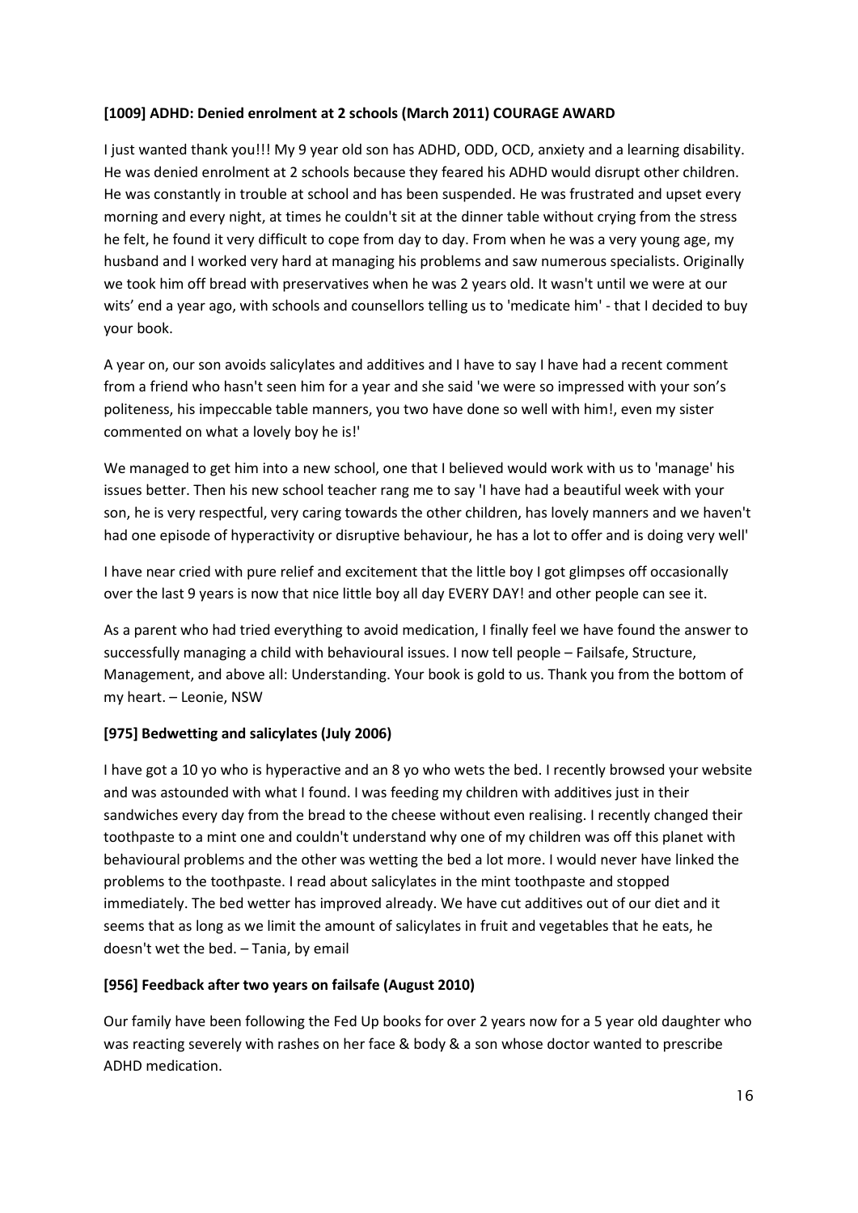**[1009] ADHD: Denied enrolment at 2 schools (March 2011) COURAGE AWARD**

I just wanted thank you!!! My 9 year old son has ADHD, ODD, OCD, anxiety and a learning disability. He was denied enrolment at 2 schools because they feared his ADHD would disrupt other children. He was constantly in trouble at school and has been suspended. He was frustrated and upset every morning and every night, at times he couldn't sit at the dinner table without crying from the stress he felt, he found it very difficult to cope from day to day. From when he was a very young age, my husband and I worked very hard at managing his problems and saw numerous specialists. Originally we took him off bread with preservatives when he was 2 years old. It wasn't until we were at our wits' end a year ago, with schools and counsellors telling us to 'medicate him' - that I decided to buy your book.

A year on, our son avoids salicylates and additives and I have to say I have had a recent comment from a friend who hasn't seen him for a year and she said 'we were so impressed with your son's politeness, his impeccable table manners, you two have done so well with him!, even my sister commented on what a lovely boy he is!'

We managed to get him into a new school, one that I believed would work with us to 'manage' his issues better. Then his new school teacher rang me to say 'I have had a beautiful week with your son, he is very respectful, very caring towards the other children, has lovely manners and we haven't had one episode of hyperactivity or disruptive behaviour, he has a lot to offer and is doing very well'

I have near cried with pure relief and excitement that the little boy I got glimpses off occasionally over the last 9 years is now that nice little boy all day EVERY DAY! and other people can see it.

As a parent who had tried everything to avoid medication, I finally feel we have found the answer to successfully managing a child with behavioural issues. I now tell people – Failsafe, Structure, Management, and above all: Understanding. Your book is gold to us. Thank you from the bottom of my heart. – Leonie, NSW

**[975] Bedwetting and salicylates (July 2006)**

I have got a 10 yo who is hyperactive and an 8 yo who wets the bed. I recently browsed your website and was astounded with what I found. I was feeding my children with additives just in their sandwiches every day from the bread to the cheese without even realising. I recently changed their toothpaste to a mint one and couldn't understand why one of my children was off this planet with behavioural problems and the other was wetting the bed a lot more. I would never have linked the problems to the toothpaste. I read about salicylates in the mint toothpaste and stopped immediately. The bed wetter has improved already. We have cut additives out of our diet and it seems that as long as we limit the amount of salicylates in fruit and vegetables that he eats, he doesn't wet the bed. – Tania, by email

**[956] Feedback after two years on failsafe (August 2010)**

Our family have been following the Fed Up books for over 2 years now for a 5 year old daughter who was reacting severely with rashes on her face & body & a son whose doctor wanted to prescribe ADHD medication.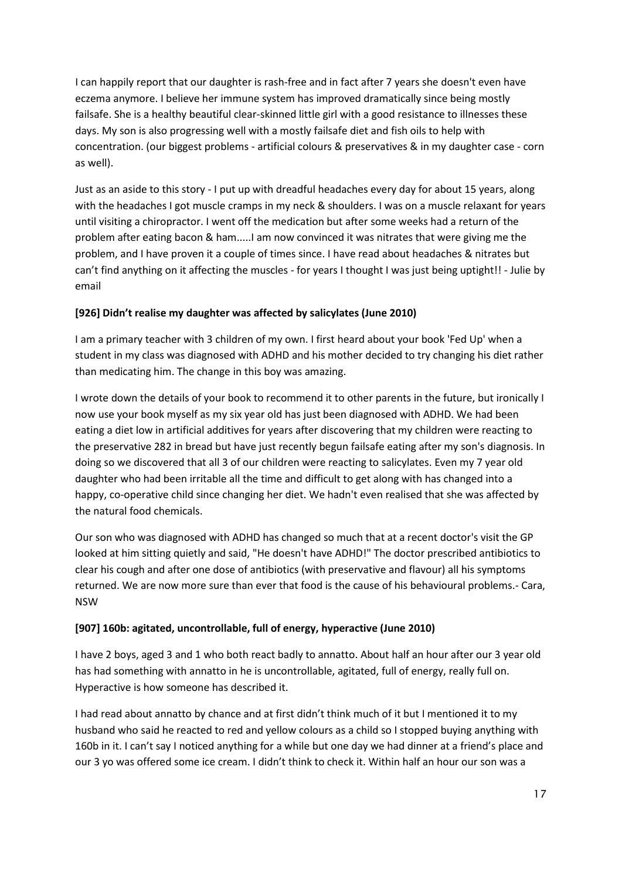I can happily report that our daughter is rash-free and in fact after 7 years she doesn't even have eczema anymore. I believe her immune system has improved dramatically since being mostly failsafe. She is a healthy beautiful clear-skinned little girl with a good resistance to illnesses these days. My son is also progressing well with a mostly failsafe diet and fish oils to help with concentration. (our biggest problems - artificial colours & preservatives & in my daughter case - corn as well).

Just as an aside to this story - I put up with dreadful headaches every day for about 15 years, along with the headaches I got muscle cramps in my neck & shoulders. I was on a muscle relaxant for years until visiting a chiropractor. I went off the medication but after some weeks had a return of the problem after eating bacon & ham.....I am now convinced it was nitrates that were giving me the problem, and I have proven it a couple of times since. I have read about headaches & nitrates but can't find anything on it affecting the muscles - for years I thought I was just being uptight!! - Julie by email

**[926] Didn't realise my daughter was affected by salicylates (June 2010)**

I am a primary teacher with 3 children of my own. I first heard about your book 'Fed Up' when a student in my class was diagnosed with ADHD and his mother decided to try changing his diet rather than medicating him. The change in this boy was amazing.

I wrote down the details of your book to recommend it to other parents in the future, but ironically I now use your book myself as my six year old has just been diagnosed with ADHD. We had been eating a diet low in artificial additives for years after discovering that my children were reacting to the preservative 282 in bread but have just recently begun failsafe eating after my son's diagnosis. In doing so we discovered that all 3 of our children were reacting to salicylates. Even my 7 year old daughter who had been irritable all the time and difficult to get along with has changed into a happy, co-operative child since changing her diet. We hadn't even realised that she was affected by the natural food chemicals.

Our son who was diagnosed with ADHD has changed so much that at a recent doctor's visit the GP looked at him sitting quietly and said, "He doesn't have ADHD!" The doctor prescribed antibiotics to clear his cough and after one dose of antibiotics (with preservative and flavour) all his symptoms returned. We are now more sure than ever that food is the cause of his behavioural problems.- Cara, NSW

**[907] 160b: agitated, uncontrollable, full of energy, hyperactive (June 2010)**

I have 2 boys, aged 3 and 1 who both react badly to annatto. About half an hour after our 3 year old has had something with annatto in he is uncontrollable, agitated, full of energy, really full on. Hyperactive is how someone has described it.

I had read about annatto by chance and at first didn't think much of it but I mentioned it to my husband who said he reacted to red and yellow colours as a child so I stopped buying anything with 160b in it. I can't say I noticed anything for a while but one day we had dinner at a friend's place and our 3 yo was offered some ice cream. I didn't think to check it. Within half an hour our son was a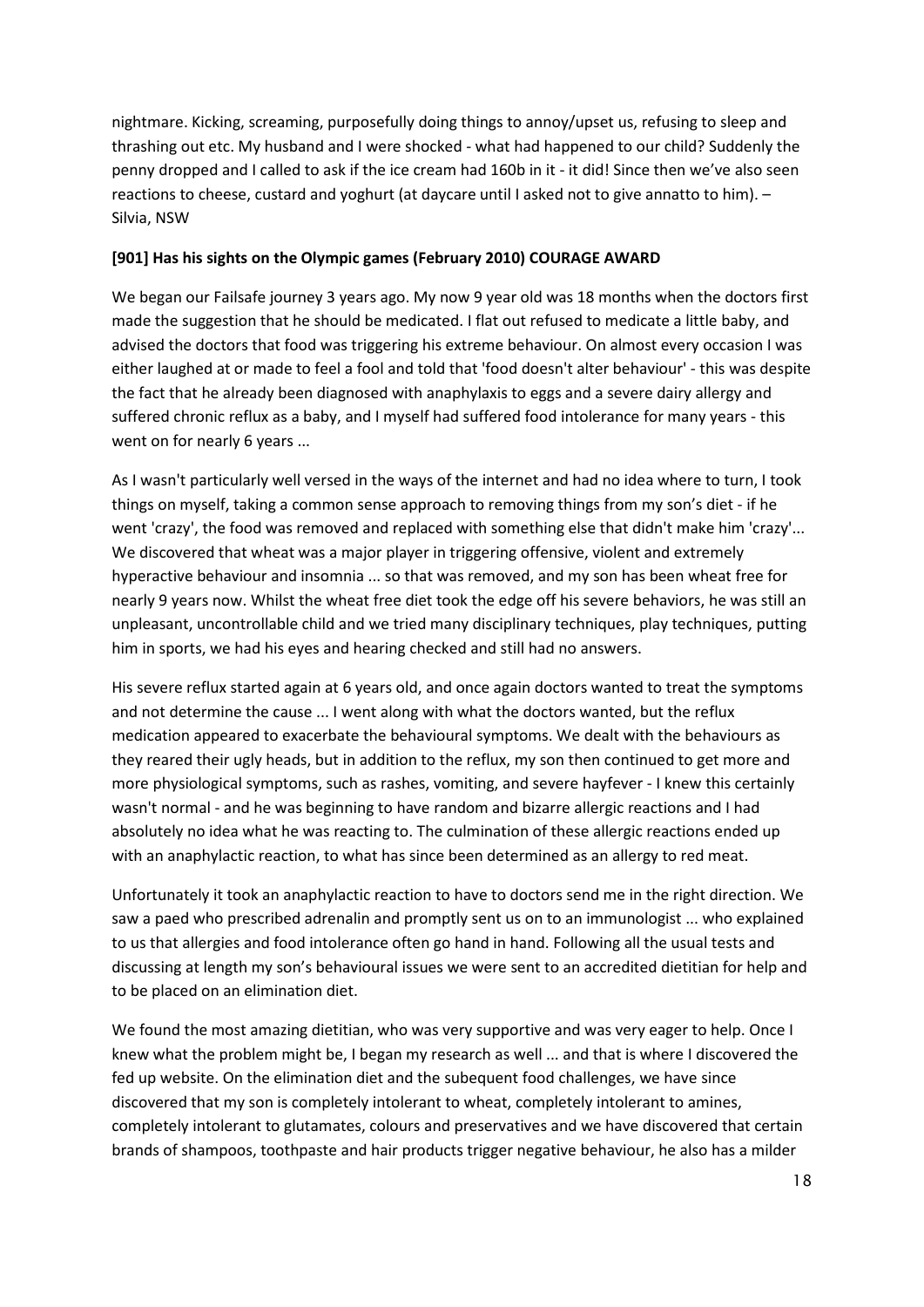nightmare. Kicking, screaming, purposefully doing things to annoy/upset us, refusing to sleep and thrashing out etc. My husband and I were shocked - what had happened to our child? Suddenly the penny dropped and I called to ask if the ice cream had 160b in it - it did! Since then we've also seen reactions to cheese, custard and yoghurt (at daycare until I asked not to give annatto to him). – Silvia, NSW

**[901] Has his sights on the Olympic games (February 2010) COURAGE AWARD**

We began our Failsafe journey 3 years ago. My now 9 year old was 18 months when the doctors first made the suggestion that he should be medicated. I flat out refused to medicate a little baby, and advised the doctors that food was triggering his extreme behaviour. On almost every occasion I was either laughed at or made to feel a fool and told that 'food doesn't alter behaviour' - this was despite the fact that he already been diagnosed with anaphylaxis to eggs and a severe dairy allergy and suffered chronic reflux as a baby, and I myself had suffered food intolerance for many years - this went on for nearly 6 years ...

As I wasn't particularly well versed in the ways of the internet and had no idea where to turn, I took things on myself, taking a common sense approach to removing things from my son's diet - if he went 'crazy', the food was removed and replaced with something else that didn't make him 'crazy'... We discovered that wheat was a major player in triggering offensive, violent and extremely hyperactive behaviour and insomnia ... so that was removed, and my son has been wheat free for nearly 9 years now. Whilst the wheat free diet took the edge off his severe behaviors, he was still an unpleasant, uncontrollable child and we tried many disciplinary techniques, play techniques, putting him in sports, we had his eyes and hearing checked and still had no answers.

His severe reflux started again at 6 years old, and once again doctors wanted to treat the symptoms and not determine the cause ... I went along with what the doctors wanted, but the reflux medication appeared to exacerbate the behavioural symptoms. We dealt with the behaviours as they reared their ugly heads, but in addition to the reflux, my son then continued to get more and more physiological symptoms, such as rashes, vomiting, and severe hayfever - I knew this certainly wasn't normal - and he was beginning to have random and bizarre allergic reactions and I had absolutely no idea what he was reacting to. The culmination of these allergic reactions ended up with an anaphylactic reaction, to what has since been determined as an allergy to red meat.

Unfortunately it took an anaphylactic reaction to have to doctors send me in the right direction. We saw a paed who prescribed adrenalin and promptly sent us on to an immunologist ... who explained to us that allergies and food intolerance often go hand in hand. Following all the usual tests and discussing at length my son's behavioural issues we were sent to an accredited dietitian for help and to be placed on an elimination diet.

We found the most amazing dietitian, who was very supportive and was very eager to help. Once I knew what the problem might be, I began my research as well ... and that is where I discovered the fed up website. On the elimination diet and the subequent food challenges, we have since discovered that my son is completely intolerant to wheat, completely intolerant to amines, completely intolerant to glutamates, colours and preservatives and we have discovered that certain brands of shampoos, toothpaste and hair products trigger negative behaviour, he also has a milder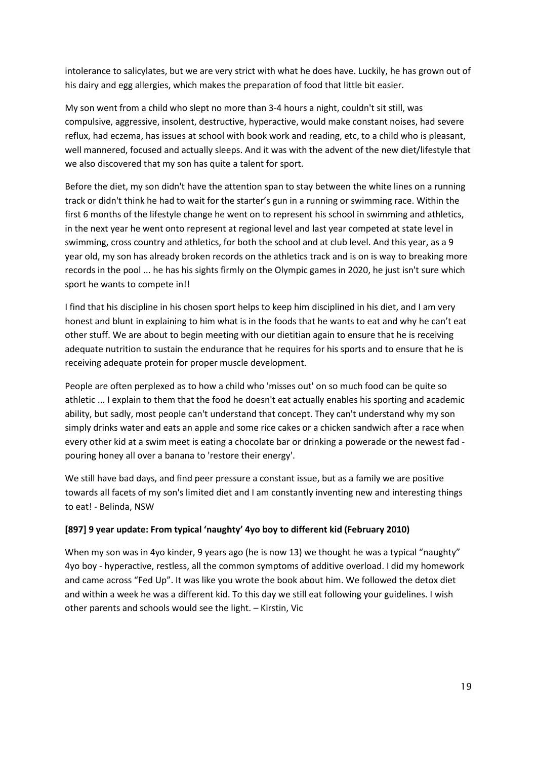intolerance to salicylates, but we are very strict with what he does have. Luckily, he has grown out of his dairy and egg allergies, which makes the preparation of food that little bit easier.

My son went from a child who slept no more than 3-4 hours a night, couldn't sit still, was compulsive, aggressive, insolent, destructive, hyperactive, would make constant noises, had severe reflux, had eczema, has issues at school with book work and reading, etc, to a child who is pleasant, well mannered, focused and actually sleeps. And it was with the advent of the new diet/lifestyle that we also discovered that my son has quite a talent for sport.

Before the diet, my son didn't have the attention span to stay between the white lines on a running track or didn't think he had to wait for the starter's gun in a running or swimming race. Within the first 6 months of the lifestyle change he went on to represent his school in swimming and athletics, in the next year he went onto represent at regional level and last year competed at state level in swimming, cross country and athletics, for both the school and at club level. And this year, as a 9 year old, my son has already broken records on the athletics track and is on is way to breaking more records in the pool ... he has his sights firmly on the Olympic games in 2020, he just isn't sure which sport he wants to compete in!!

I find that his discipline in his chosen sport helps to keep him disciplined in his diet, and I am very honest and blunt in explaining to him what is in the foods that he wants to eat and why he can't eat other stuff. We are about to begin meeting with our dietitian again to ensure that he is receiving adequate nutrition to sustain the endurance that he requires for his sports and to ensure that he is receiving adequate protein for proper muscle development.

People are often perplexed as to how a child who 'misses out' on so much food can be quite so athletic ... I explain to them that the food he doesn't eat actually enables his sporting and academic ability, but sadly, most people can't understand that concept. They can't understand why my son simply drinks water and eats an apple and some rice cakes or a chicken sandwich after a race when every other kid at a swim meet is eating a chocolate bar or drinking a powerade or the newest fad - pouring honey all over a banana to 'restore their energy'.

We still have bad days, and find peer pressure a constant issue, but as a family we are positive towards all facets of my son's limited diet and I am constantly inventing new and interesting things to eat! - Belinda, NSW

**[897] 9 year update: From typical 'naughty' 4yo boy to different kid (February 2010)**

When my son was in 4yo kinder, 9 years ago (he is now 13) we thought he was a typical "naughty" 4yo boy - hyperactive, restless, all the common symptoms of additive overload. I did my homework and came across "Fed Up". It was like you wrote the book about him. We followed the detox diet and within a week he was a different kid. To this day we still eat following your guidelines. I wish other parents and schools would see the light. – Kirstin, Vic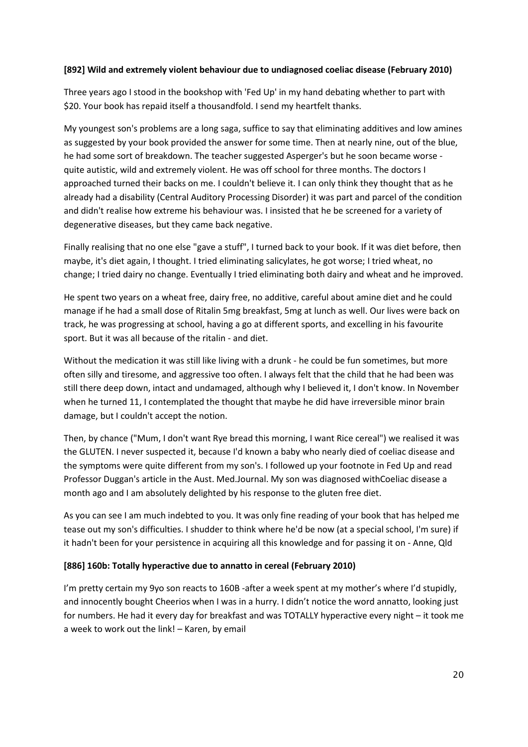**[892] Wild and extremely violent behaviour due to undiagnosed coeliac disease (February 2010)**

Three years ago I stood in the bookshop with 'Fed Up' in my hand debating whether to part with $20. Your book has repaid itself a thousandfold. I send my heartfelt thanks.

My youngest son's problems are a long saga, suffice to say that eliminating additives and low amines as suggested by your book provided the answer for some time. Then at nearly nine, out of the blue, he had some sort of breakdown. The teacher suggested Asperger's but he soon became worse - quite autistic, wild and extremely violent. He was off school for three months. The doctors I approached turned their backs on me. I couldn't believe it. I can only think they thought that as he already had a disability (Central Auditory Processing Disorder) it was part and parcel of the condition and didn't realise how extreme his behaviour was. I insisted that he be screened for a variety of degenerative diseases, but they came back negative.

Finally realising that no one else "gave a stuff", I turned back to your book. If it was diet before, then maybe, it's diet again, I thought. I tried eliminating salicylates, he got worse; I tried wheat, no change; I tried dairy no change. Eventually I tried eliminating both dairy and wheat and he improved.

He spent two years on a wheat free, dairy free, no additive, careful about amine diet and he could manage if he had a small dose of Ritalin 5mg breakfast, 5mg at lunch as well. Our lives were back on track, he was progressing at school, having a go at different sports, and excelling in his favourite sport. But it was all because of the ritalin - and diet.

Without the medication it was still like living with a drunk - he could be fun sometimes, but more often silly and tiresome, and aggressive too often. I always felt that the child that he had been was still there deep down, intact and undamaged, although why I believed it, I don't know. In November when he turned 11, I contemplated the thought that maybe he did have irreversible minor brain damage, but I couldn't accept the notion.

Then, by chance ("Mum, I don't want Rye bread this morning, I want Rice cereal") we realised it was the GLUTEN. I never suspected it, because I'd known a baby who nearly died of coeliac disease and the symptoms were quite different from my son's. I followed up your footnote in Fed Up and read Professor Duggan's article in the Aust. Med.Journal. My son was diagnosed withCoeliac disease a month ago and I am absolutely delighted by his response to the gluten free diet.

As you can see I am much indebted to you. It was only fine reading of your book that has helped me tease out my son's difficulties. I shudder to think where he'd be now (at a special school, I'm sure) if it hadn't been for your persistence in acquiring all this knowledge and for passing it on - Anne, Qld

**[886] 160b: Totally hyperactive due to annatto in cereal (February 2010)**

I'm pretty certain my 9yo son reacts to 160B -after a week spent at my mother's where I'd stupidly, and innocently bought Cheerios when I was in a hurry. I didn't notice the word annatto, looking just for numbers. He had it every day for breakfast and was TOTALLY hyperactive every night – it took me a week to work out the link! – Karen, by email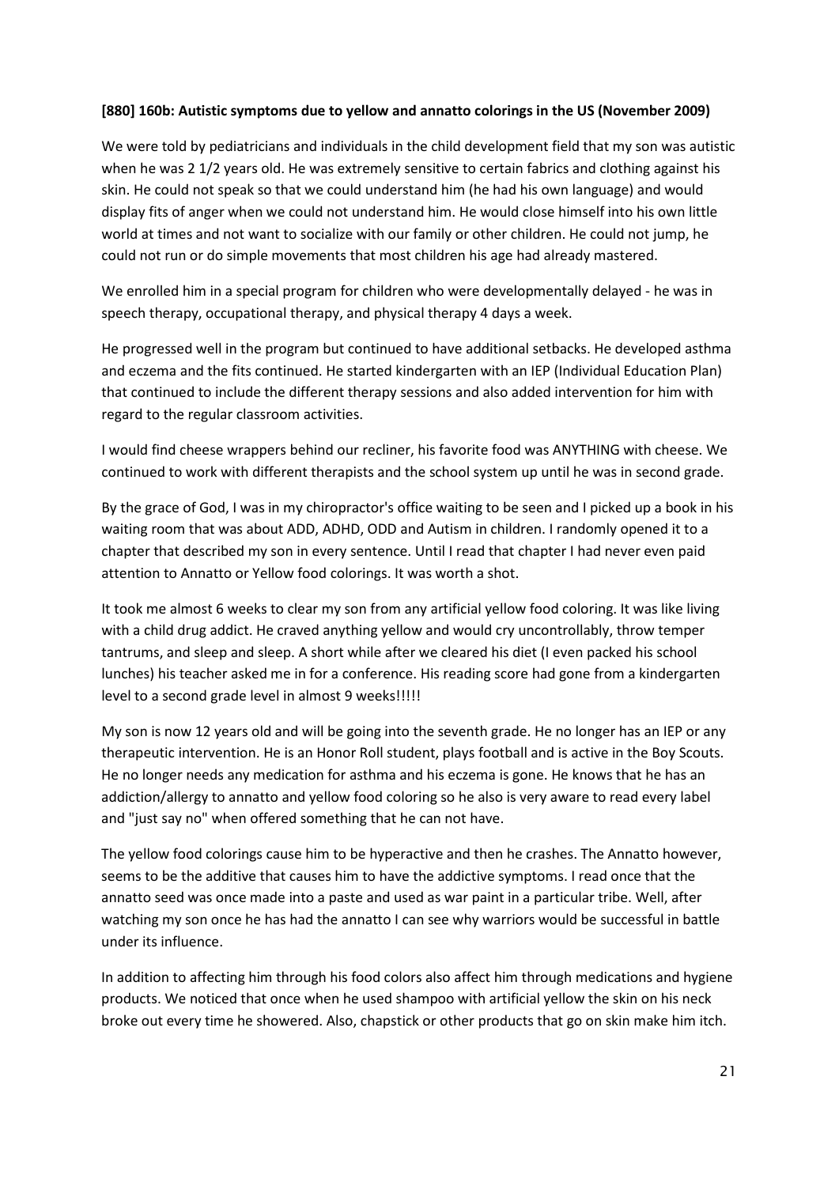**[880] 160b: Autistic symptoms due to yellow and annatto colorings in the US (November 2009)**

We were told by pediatricians and individuals in the child development field that my son was autistic when he was 2 1/2 years old. He was extremely sensitive to certain fabrics and clothing against his skin. He could not speak so that we could understand him (he had his own language) and would display fits of anger when we could not understand him. He would close himself into his own little world at times and not want to socialize with our family or other children. He could not jump, he could not run or do simple movements that most children his age had already mastered.

We enrolled him in a special program for children who were developmentally delayed - he was in speech therapy, occupational therapy, and physical therapy 4 days a week.

He progressed well in the program but continued to have additional setbacks. He developed asthma and eczema and the fits continued. He started kindergarten with an IEP (Individual Education Plan) that continued to include the different therapy sessions and also added intervention for him with regard to the regular classroom activities.

I would find cheese wrappers behind our recliner, his favorite food was ANYTHING with cheese. We continued to work with different therapists and the school system up until he was in second grade.

By the grace of God, I was in my chiropractor's office waiting to be seen and I picked up a book in his waiting room that was about ADD, ADHD, ODD and Autism in children. I randomly opened it to a chapter that described my son in every sentence. Until I read that chapter I had never even paid attention to Annatto or Yellow food colorings. It was worth a shot.

It took me almost 6 weeks to clear my son from any artificial yellow food coloring. It was like living with a child drug addict. He craved anything yellow and would cry uncontrollably, throw temper tantrums, and sleep and sleep. A short while after we cleared his diet (I even packed his school lunches) his teacher asked me in for a conference. His reading score had gone from a kindergarten level to a second grade level in almost 9 weeks!!!!!

My son is now 12 years old and will be going into the seventh grade. He no longer has an IEP or any therapeutic intervention. He is an Honor Roll student, plays football and is active in the Boy Scouts. He no longer needs any medication for asthma and his eczema is gone. He knows that he has an addiction/allergy to annatto and yellow food coloring so he also is very aware to read every label and "just say no" when offered something that he can not have.

The yellow food colorings cause him to be hyperactive and then he crashes. The Annatto however, seems to be the additive that causes him to have the addictive symptoms. I read once that the annatto seed was once made into a paste and used as war paint in a particular tribe. Well, after watching my son once he has had the annatto I can see why warriors would be successful in battle under its influence.

In addition to affecting him through his food colors also affect him through medications and hygiene products. We noticed that once when he used shampoo with artificial yellow the skin on his neck broke out every time he showered. Also, chapstick or other products that go on skin make him itch.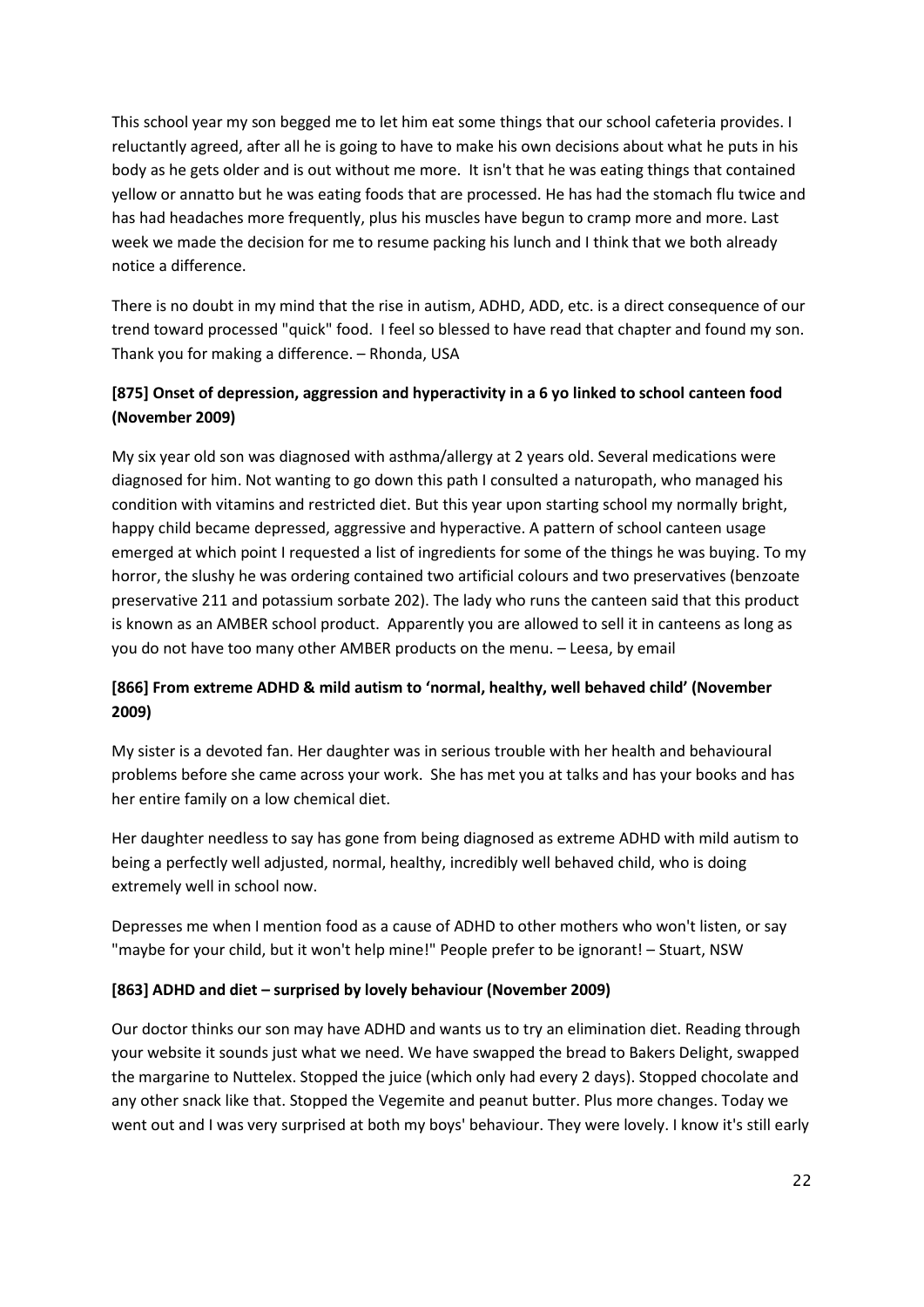This school year my son begged me to let him eat some things that our school cafeteria provides. I reluctantly agreed, after all he is going to have to make his own decisions about what he puts in his body as he gets older and is out without me more. It isn't that he was eating things that contained yellow or annatto but he was eating foods that are processed. He has had the stomach flu twice and has had headaches more frequently, plus his muscles have begun to cramp more and more. Last week we made the decision for me to resume packing his lunch and I think that we both already notice a difference.

There is no doubt in my mind that the rise in autism, ADHD, ADD, etc. is a direct consequence of our trend toward processed "quick" food. I feel so blessed to have read that chapter and found my son. Thank you for making a difference. – Rhonda, USA

**[875] Onset of depression, aggression and hyperactivity in a 6 yo linked to school canteen food (November 2009)**

My six year old son was diagnosed with asthma/allergy at 2 years old. Several medications were diagnosed for him. Not wanting to go down this path I consulted a naturopath, who managed his condition with vitamins and restricted diet. But this year upon starting school my normally bright, happy child became depressed, aggressive and hyperactive. A pattern of school canteen usage emerged at which point I requested a list of ingredients for some of the things he was buying. To my horror, the slushy he was ordering contained two artificial colours and two preservatives (benzoate preservative 211 and potassium sorbate 202). The lady who runs the canteen said that this product is known as an AMBER school product. Apparently you are allowed to sell it in canteens as long as you do not have too many other AMBER products on the menu. – Leesa, by email

**[866] From extreme ADHD & mild autism to 'normal, healthy, well behaved child' (November 2009)**

My sister is a devoted fan. Her daughter was in serious trouble with her health and behavioural problems before she came across your work. She has met you at talks and has your books and has her entire family on a low chemical diet.

Her daughter needless to say has gone from being diagnosed as extreme ADHD with mild autism to being a perfectly well adjusted, normal, healthy, incredibly well behaved child, who is doing extremely well in school now.

Depresses me when I mention food as a cause of ADHD to other mothers who won't listen, or say "maybe for your child, but it won't help mine!" People prefer to be ignorant! – Stuart, NSW

**[863] ADHD and diet – surprised by lovely behaviour (November 2009)**

Our doctor thinks our son may have ADHD and wants us to try an elimination diet. Reading through your website it sounds just what we need. We have swapped the bread to Bakers Delight, swapped the margarine to Nuttelex. Stopped the juice (which only had every 2 days). Stopped chocolate and any other snack like that. Stopped the Vegemite and peanut butter. Plus more changes. Today we went out and I was very surprised at both my boys' behaviour. They were lovely. I know it's still early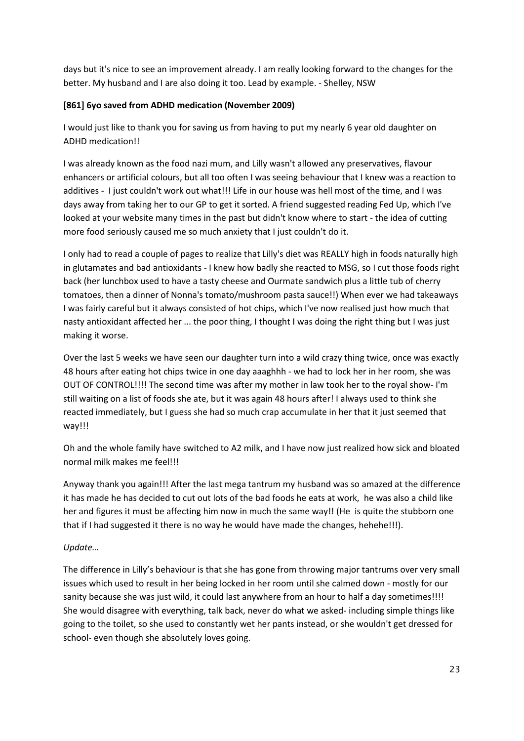days but it's nice to see an improvement already. I am really looking forward to the changes for the better. My husband and I are also doing it too. Lead by example. - Shelley, NSW

**[861] 6yo saved from ADHD medication (November 2009)**

I would just like to thank you for saving us from having to put my nearly 6 year old daughter on ADHD medication!!

I was already known as the food nazi mum, and Lilly wasn't allowed any preservatives, flavour enhancers or artificial colours, but all too often I was seeing behaviour that I knew was a reaction to additives - I just couldn't work out what!!! Life in our house was hell most of the time, and I was days away from taking her to our GP to get it sorted. A friend suggested reading Fed Up, which I've looked at your website many times in the past but didn't know where to start - the idea of cutting more food seriously caused me so much anxiety that I just couldn't do it.

I only had to read a couple of pages to realize that Lilly's diet was REALLY high in foods naturally high in glutamates and bad antioxidants - I knew how badly she reacted to MSG, so I cut those foods right back (her lunchbox used to have a tasty cheese and Ourmate sandwich plus a little tub of cherry tomatoes, then a dinner of Nonna's tomato/mushroom pasta sauce!!) When ever we had takeaways I was fairly careful but it always consisted of hot chips, which I've now realised just how much that nasty antioxidant affected her ... the poor thing, I thought I was doing the right thing but I was just making it worse.

Over the last 5 weeks we have seen our daughter turn into a wild crazy thing twice, once was exactly 48 hours after eating hot chips twice in one day aaaghhh - we had to lock her in her room, she was OUT OF CONTROL!!!! The second time was after my mother in law took her to the royal show- I'm still waiting on a list of foods she ate, but it was again 48 hours after! I always used to think she reacted immediately, but I guess she had so much crap accumulate in her that it just seemed that way!!!

Oh and the whole family have switched to A2 milk, and I have now just realized how sick and bloated normal milk makes me feel!!!

Anyway thank you again!!! After the last mega tantrum my husband was so amazed at the difference it has made he has decided to cut out lots of the bad foods he eats at work, he was also a child like her and figures it must be affecting him now in much the same way!! (He is quite the stubborn one that if I had suggested it there is no way he would have made the changes, hehehe!!!).

*Update…*

The difference in Lilly's behaviour is that she has gone from throwing major tantrums over very small issues which used to result in her being locked in her room until she calmed down - mostly for our sanity because she was just wild, it could last anywhere from an hour to half a day sometimes!!!! She would disagree with everything, talk back, never do what we asked- including simple things like going to the toilet, so she used to constantly wet her pants instead, or she wouldn't get dressed for school- even though she absolutely loves going.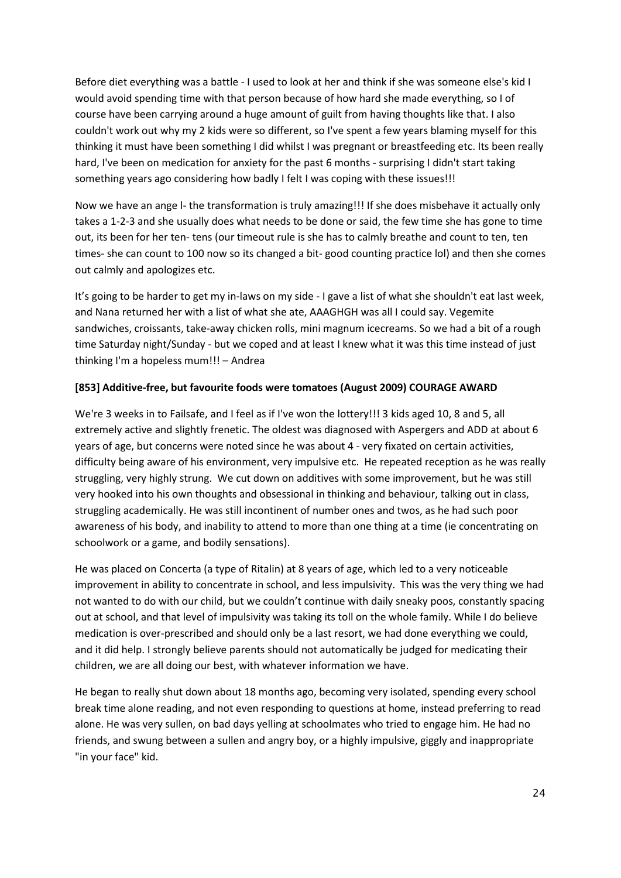Before diet everything was a battle - I used to look at her and think if she was someone else's kid I would avoid spending time with that person because of how hard she made everything, so I of course have been carrying around a huge amount of guilt from having thoughts like that. I also couldn't work out why my 2 kids were so different, so I've spent a few years blaming myself for this thinking it must have been something I did whilst I was pregnant or breastfeeding etc. Its been really hard, I've been on medication for anxiety for the past 6 months - surprising I didn't start taking something years ago considering how badly I felt I was coping with these issues!!!

Now we have an ange l- the transformation is truly amazing!!! If she does misbehave it actually only takes a 1-2-3 and she usually does what needs to be done or said, the few time she has gone to time out, its been for her ten- tens (our timeout rule is she has to calmly breathe and count to ten, ten times- she can count to 100 now so its changed a bit- good counting practice lol) and then she comes out calmly and apologizes etc.

It's going to be harder to get my in-laws on my side - I gave a list of what she shouldn't eat last week, and Nana returned her with a list of what she ate, AAAGHGH was all I could say. Vegemite sandwiches, croissants, take-away chicken rolls, mini magnum icecreams. So we had a bit of a rough time Saturday night/Sunday - but we coped and at least I knew what it was this time instead of just thinking I'm a hopeless mum!!! – Andrea

**[853] Additive-free, but favourite foods were tomatoes (August 2009) COURAGE AWARD**

We're 3 weeks in to Failsafe, and I feel as if I've won the lottery!!! 3 kids aged 10, 8 and 5, all extremely active and slightly frenetic. The oldest was diagnosed with Aspergers and ADD at about 6 years of age, but concerns were noted since he was about 4 - very fixated on certain activities, difficulty being aware of his environment, very impulsive etc. He repeated reception as he was really struggling, very highly strung. We cut down on additives with some improvement, but he was still very hooked into his own thoughts and obsessional in thinking and behaviour, talking out in class, struggling academically. He was still incontinent of number ones and twos, as he had such poor awareness of his body, and inability to attend to more than one thing at a time (ie concentrating on schoolwork or a game, and bodily sensations).

He was placed on Concerta (a type of Ritalin) at 8 years of age, which led to a very noticeable improvement in ability to concentrate in school, and less impulsivity. This was the very thing we had not wanted to do with our child, but we couldn't continue with daily sneaky poos, constantly spacing out at school, and that level of impulsivity was taking its toll on the whole family. While I do believe medication is over-prescribed and should only be a last resort, we had done everything we could, and it did help. I strongly believe parents should not automatically be judged for medicating their children, we are all doing our best, with whatever information we have.

He began to really shut down about 18 months ago, becoming very isolated, spending every school break time alone reading, and not even responding to questions at home, instead preferring to read alone. He was very sullen, on bad days yelling at schoolmates who tried to engage him. He had no friends, and swung between a sullen and angry boy, or a highly impulsive, giggly and inappropriate "in your face" kid.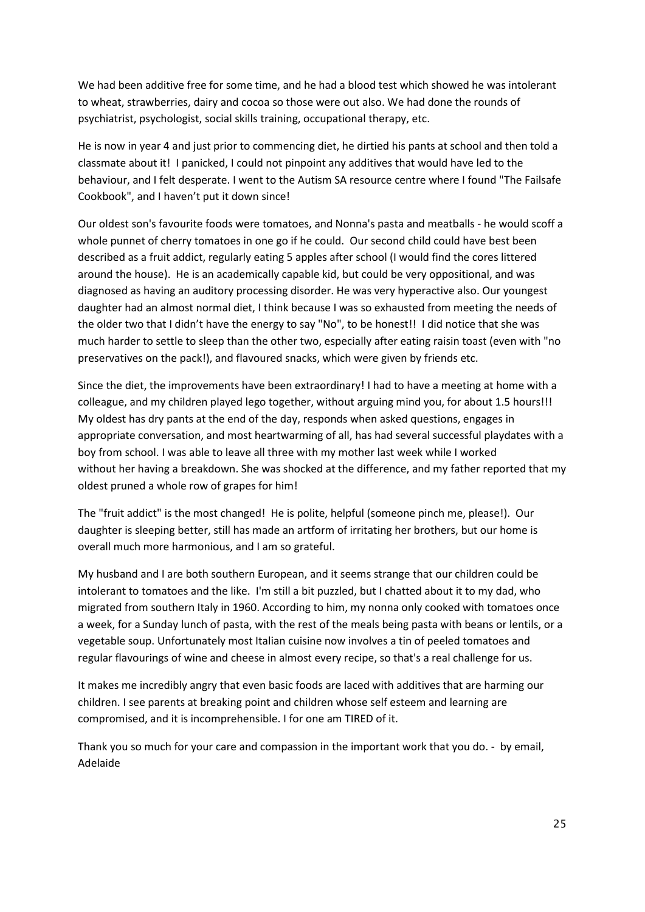We had been additive free for some time, and he had a blood test which showed he was intolerant to wheat, strawberries, dairy and cocoa so those were out also. We had done the rounds of psychiatrist, psychologist, social skills training, occupational therapy, etc.

He is now in year 4 and just prior to commencing diet, he dirtied his pants at school and then told a classmate about it! I panicked, I could not pinpoint any additives that would have led to the behaviour, and I felt desperate. I went to the Autism SA resource centre where I found "The Failsafe Cookbook", and I haven't put it down since!

Our oldest son's favourite foods were tomatoes, and Nonna's pasta and meatballs - he would scoff a whole punnet of cherry tomatoes in one go if he could. Our second child could have best been described as a fruit addict, regularly eating 5 apples after school (I would find the cores littered around the house). He is an academically capable kid, but could be very oppositional, and was diagnosed as having an auditory processing disorder. He was very hyperactive also. Our youngest daughter had an almost normal diet, I think because I was so exhausted from meeting the needs of the older two that I didn't have the energy to say "No", to be honest!! I did notice that she was much harder to settle to sleep than the other two, especially after eating raisin toast (even with "no preservatives on the pack!), and flavoured snacks, which were given by friends etc.

Since the diet, the improvements have been extraordinary! I had to have a meeting at home with a colleague, and my children played lego together, without arguing mind you, for about 1.5 hours!!! My oldest has dry pants at the end of the day, responds when asked questions, engages in appropriate conversation, and most heartwarming of all, has had several successful playdates with a boy from school. I was able to leave all three with my mother last week while I worked without her having a breakdown. She was shocked at the difference, and my father reported that my oldest pruned a whole row of grapes for him!

The "fruit addict" is the most changed! He is polite, helpful (someone pinch me, please!). Our daughter is sleeping better, still has made an artform of irritating her brothers, but our home is overall much more harmonious, and I am so grateful.

My husband and I are both southern European, and it seems strange that our children could be intolerant to tomatoes and the like. I'm still a bit puzzled, but I chatted about it to my dad, who migrated from southern Italy in 1960. According to him, my nonna only cooked with tomatoes once a week, for a Sunday lunch of pasta, with the rest of the meals being pasta with beans or lentils, or a vegetable soup. Unfortunately most Italian cuisine now involves a tin of peeled tomatoes and regular flavourings of wine and cheese in almost every recipe, so that's a real challenge for us.

It makes me incredibly angry that even basic foods are laced with additives that are harming our children. I see parents at breaking point and children whose self esteem and learning are compromised, and it is incomprehensible. I for one am TIRED of it.

Thank you so much for your care and compassion in the important work that you do. - by email, Adelaide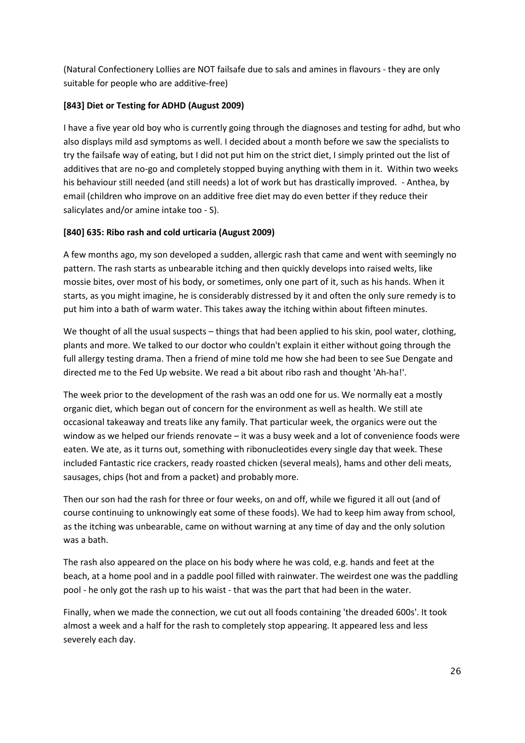(Natural Confectionery Lollies are NOT failsafe due to sals and amines in flavours - they are only suitable for people who are additive-free)

**[843] Diet or Testing for ADHD (August 2009)**

I have a five year old boy who is currently going through the diagnoses and testing for adhd, but who also displays mild asd symptoms as well. I decided about a month before we saw the specialists to try the failsafe way of eating, but I did not put him on the strict diet, I simply printed out the list of additives that are no-go and completely stopped buying anything with them in it. Within two weeks his behaviour still needed (and still needs) a lot of work but has drastically improved. - Anthea, by email (children who improve on an additive free diet may do even better if they reduce their salicylates and/or amine intake too - S).

**[840] 635: Ribo rash and cold urticaria (August 2009)**

A few months ago, my son developed a sudden, allergic rash that came and went with seemingly no pattern. The rash starts as unbearable itching and then quickly develops into raised welts, like mossie bites, over most of his body, or sometimes, only one part of it, such as his hands. When it starts, as you might imagine, he is considerably distressed by it and often the only sure remedy is to put him into a bath of warm water. This takes away the itching within about fifteen minutes.

We thought of all the usual suspects – things that had been applied to his skin, pool water, clothing, plants and more. We talked to our doctor who couldn't explain it either without going through the full allergy testing drama. Then a friend of mine told me how she had been to see Sue Dengate and directed me to the Fed Up website. We read a bit about ribo rash and thought 'Ah-ha!'.

The week prior to the development of the rash was an odd one for us. We normally eat a mostly organic diet, which began out of concern for the environment as well as health. We still ate occasional takeaway and treats like any family. That particular week, the organics were out the window as we helped our friends renovate – it was a busy week and a lot of convenience foods were eaten. We ate, as it turns out, something with ribonucleotides every single day that week. These included Fantastic rice crackers, ready roasted chicken (several meals), hams and other deli meats, sausages, chips (hot and from a packet) and probably more.

Then our son had the rash for three or four weeks, on and off, while we figured it all out (and of course continuing to unknowingly eat some of these foods). We had to keep him away from school, as the itching was unbearable, came on without warning at any time of day and the only solution was a bath.

The rash also appeared on the place on his body where he was cold, e.g. hands and feet at the beach, at a home pool and in a paddle pool filled with rainwater. The weirdest one was the paddling pool - he only got the rash up to his waist - that was the part that had been in the water.

Finally, when we made the connection, we cut out all foods containing 'the dreaded 600s'. It took almost a week and a half for the rash to completely stop appearing. It appeared less and less severely each day.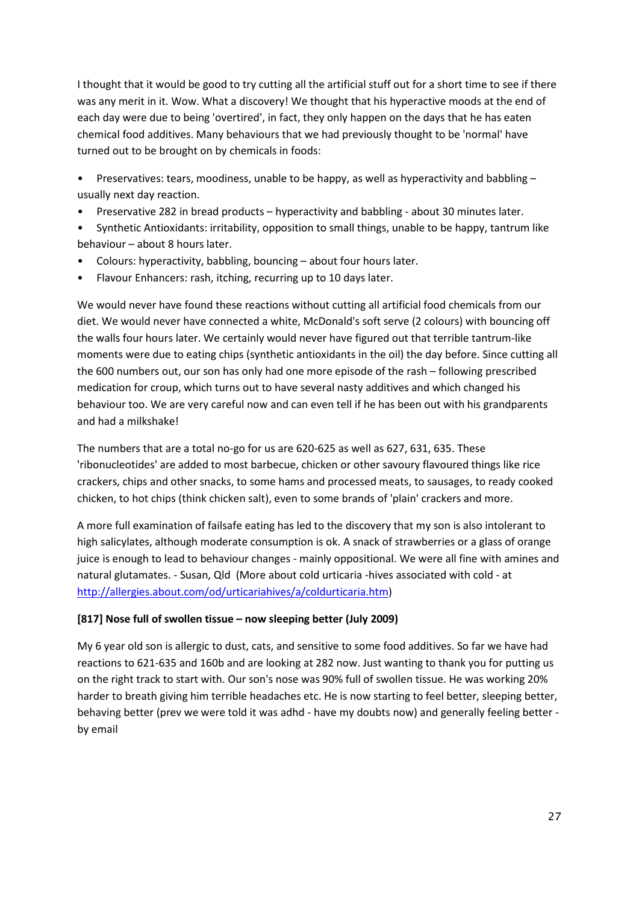I thought that it would be good to try cutting all the artificial stuff out for a short time to see if there was any merit in it. Wow. What a discovery! We thought that his hyperactive moods at the end of each day were due to being 'overtired', in fact, they only happen on the days that he has eaten chemical food additives. Many behaviours that we had previously thought to be 'normal' have turned out to be brought on by chemicals in foods:

- Preservatives: tears, moodiness, unable to be happy, as well as hyperactivity and babbling – usually next day reaction.
- Preservative 282 in bread products – hyperactivity and babbling - about 30 minutes later.
- Synthetic Antioxidants: irritability, opposition to small things, unable to be happy, tantrum like behaviour – about 8 hours later.
- Colours: hyperactivity, babbling, bouncing – about four hours later.
- Flavour Enhancers: rash, itching, recurring up to 10 days later.

We would never have found these reactions without cutting all artificial food chemicals from our diet. We would never have connected a white, McDonald's soft serve (2 colours) with bouncing off the walls four hours later. We certainly would never have figured out that terrible tantrum-like moments were due to eating chips (synthetic antioxidants in the oil) the day before. Since cutting all the 600 numbers out, our son has only had one more episode of the rash – following prescribed medication for croup, which turns out to have several nasty additives and which changed his behaviour too. We are very careful now and can even tell if he has been out with his grandparents and had a milkshake!

The numbers that are a total no-go for us are 620-625 as well as 627, 631, 635. These 'ribonucleotides' are added to most barbecue, chicken or other savoury flavoured things like rice crackers, chips and other snacks, to some hams and processed meats, to sausages, to ready cooked chicken, to hot chips (think chicken salt), even to some brands of 'plain' crackers and more.

A more full examination of failsafe eating has led to the discovery that my son is also intolerant to high salicylates, although moderate consumption is ok. A snack of strawberries or a glass of orange juice is enough to lead to behaviour changes - mainly oppositional. We were all fine with amines and natural glutamates. - Susan, Qld (More about cold urticaria -hives associated with cold - at http://allergies.about.com/od/urticariahives/a/coldurticaria.htm)

**[817] Nose full of swollen tissue – now sleeping better (July 2009)**

My 6 year old son is allergic to dust, cats, and sensitive to some food additives. So far we have had reactions to 621-635 and 160b and are looking at 282 now. Just wanting to thank you for putting us on the right track to start with. Our son's nose was 90% full of swollen tissue. He was working 20% harder to breath giving him terrible headaches etc. He is now starting to feel better, sleeping better, behaving better (prev we were told it was adhd - have my doubts now) and generally feeling better - by email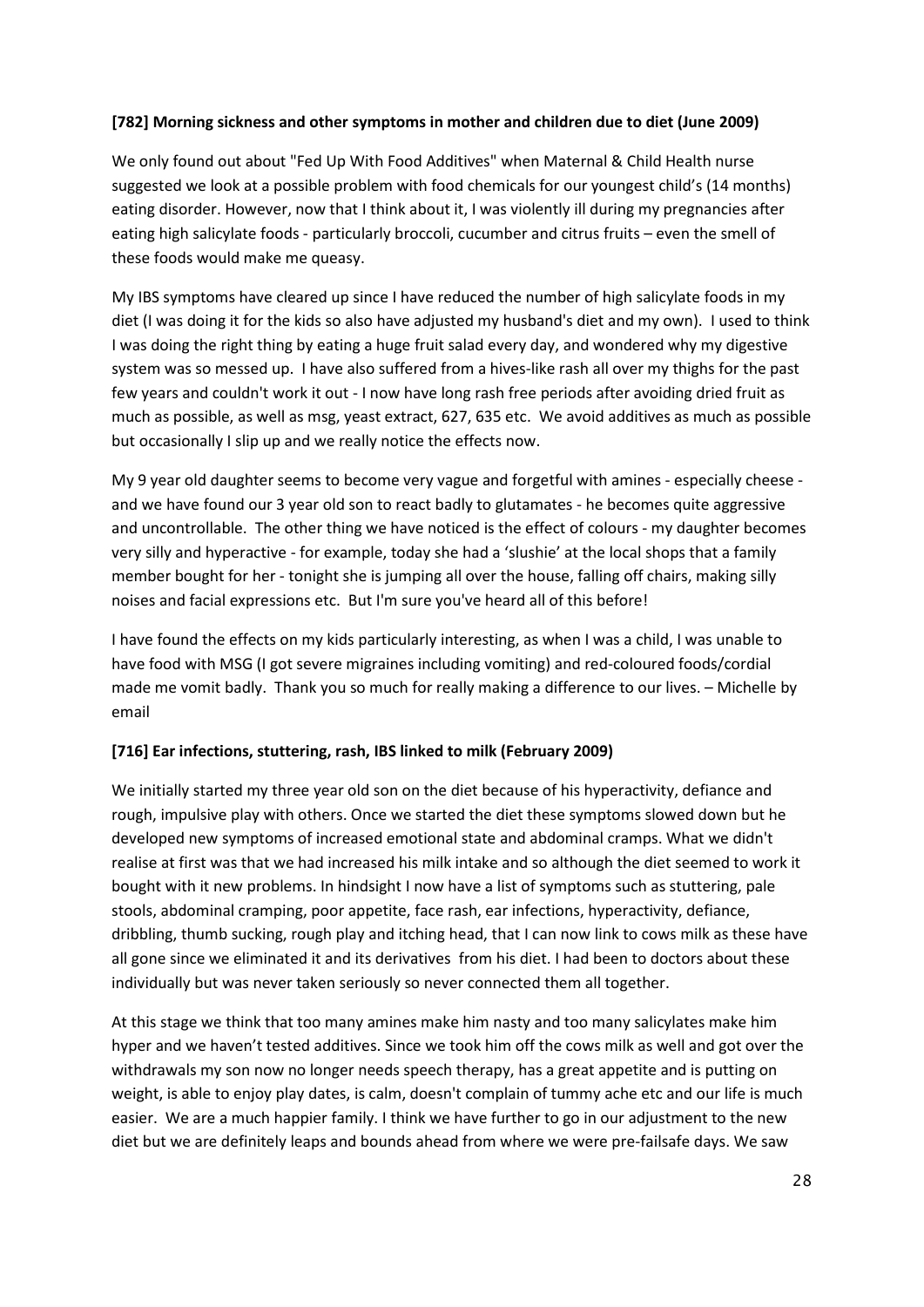**[782] Morning sickness and other symptoms in mother and children due to diet (June 2009)**

We only found out about "Fed Up With Food Additives" when Maternal & Child Health nurse suggested we look at a possible problem with food chemicals for our youngest child's (14 months) eating disorder. However, now that I think about it, I was violently ill during my pregnancies after eating high salicylate foods - particularly broccoli, cucumber and citrus fruits – even the smell of these foods would make me queasy.

My IBS symptoms have cleared up since I have reduced the number of high salicylate foods in my diet (I was doing it for the kids so also have adjusted my husband's diet and my own). I used to think I was doing the right thing by eating a huge fruit salad every day, and wondered why my digestive system was so messed up. I have also suffered from a hives-like rash all over my thighs for the past few years and couldn't work it out - I now have long rash free periods after avoiding dried fruit as much as possible, as well as msg, yeast extract, 627, 635 etc. We avoid additives as much as possible but occasionally I slip up and we really notice the effects now.

My 9 year old daughter seems to become very vague and forgetful with amines - especially cheese - and we have found our 3 year old son to react badly to glutamates - he becomes quite aggressive and uncontrollable. The other thing we have noticed is the effect of colours - my daughter becomes very silly and hyperactive - for example, today she had a 'slushie' at the local shops that a family member bought for her - tonight she is jumping all over the house, falling off chairs, making silly noises and facial expressions etc. But I'm sure you've heard all of this before!

I have found the effects on my kids particularly interesting, as when I was a child, I was unable to have food with MSG (I got severe migraines including vomiting) and red-coloured foods/cordial made me vomit badly. Thank you so much for really making a difference to our lives. – Michelle by email

**[716] Ear infections, stuttering, rash, IBS linked to milk (February 2009)**

We initially started my three year old son on the diet because of his hyperactivity, defiance and rough, impulsive play with others. Once we started the diet these symptoms slowed down but he developed new symptoms of increased emotional state and abdominal cramps. What we didn't realise at first was that we had increased his milk intake and so although the diet seemed to work it bought with it new problems. In hindsight I now have a list of symptoms such as stuttering, pale stools, abdominal cramping, poor appetite, face rash, ear infections, hyperactivity, defiance, dribbling, thumb sucking, rough play and itching head, that I can now link to cows milk as these have all gone since we eliminated it and its derivatives from his diet. I had been to doctors about these individually but was never taken seriously so never connected them all together.

At this stage we think that too many amines make him nasty and too many salicylates make him hyper and we haven't tested additives. Since we took him off the cows milk as well and got over the withdrawals my son now no longer needs speech therapy, has a great appetite and is putting on weight, is able to enjoy play dates, is calm, doesn't complain of tummy ache etc and our life is much easier. We are a much happier family. I think we have further to go in our adjustment to the new diet but we are definitely leaps and bounds ahead from where we were pre-failsafe days. We saw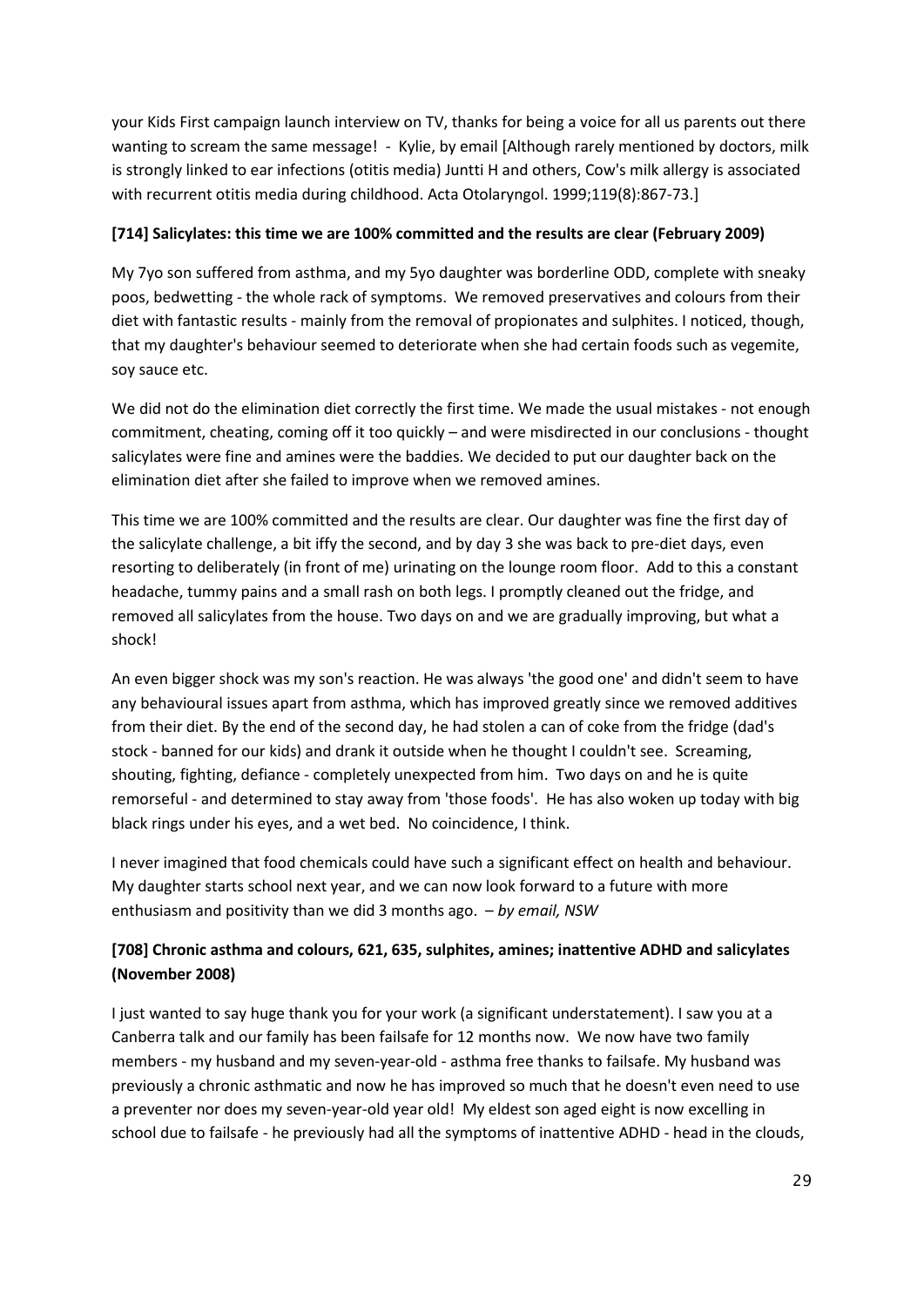your Kids First campaign launch interview on TV, thanks for being a voice for all us parents out there wanting to scream the same message! - Kylie, by email [Although rarely mentioned by doctors, milk is strongly linked to ear infections (otitis media) Juntti H and others, Cow's milk allergy is associated with recurrent otitis media during childhood. Acta Otolaryngol. 1999;119(8):867-73.]

**[714] Salicylates: this time we are 100% committed and the results are clear (February 2009)**

My 7yo son suffered from asthma, and my 5yo daughter was borderline ODD, complete with sneaky poos, bedwetting - the whole rack of symptoms. We removed preservatives and colours from their diet with fantastic results - mainly from the removal of propionates and sulphites. I noticed, though, that my daughter's behaviour seemed to deteriorate when she had certain foods such as vegemite, soy sauce etc.

We did not do the elimination diet correctly the first time. We made the usual mistakes - not enough commitment, cheating, coming off it too quickly – and were misdirected in our conclusions - thought salicylates were fine and amines were the baddies. We decided to put our daughter back on the elimination diet after she failed to improve when we removed amines.

This time we are 100% committed and the results are clear. Our daughter was fine the first day of the salicylate challenge, a bit iffy the second, and by day 3 she was back to pre-diet days, even resorting to deliberately (in front of me) urinating on the lounge room floor. Add to this a constant headache, tummy pains and a small rash on both legs. I promptly cleaned out the fridge, and removed all salicylates from the house. Two days on and we are gradually improving, but what a shock!

An even bigger shock was my son's reaction. He was always 'the good one' and didn't seem to have any behavioural issues apart from asthma, which has improved greatly since we removed additives from their diet. By the end of the second day, he had stolen a can of coke from the fridge (dad's stock - banned for our kids) and drank it outside when he thought I couldn't see. Screaming, shouting, fighting, defiance - completely unexpected from him. Two days on and he is quite remorseful - and determined to stay away from 'those foods'. He has also woken up today with big black rings under his eyes, and a wet bed. No coincidence, I think.

I never imagined that food chemicals could have such a significant effect on health and behaviour. My daughter starts school next year, and we can now look forward to a future with more enthusiasm and positivity than we did 3 months ago. *– by email, NSW*

**[708] Chronic asthma and colours, 621, 635, sulphites, amines; inattentive ADHD and salicylates (November 2008)**

I just wanted to say huge thank you for your work (a significant understatement). I saw you at a Canberra talk and our family has been failsafe for 12 months now. We now have two family members - my husband and my seven-year-old - asthma free thanks to failsafe. My husband was previously a chronic asthmatic and now he has improved so much that he doesn't even need to use a preventer nor does my seven-year-old year old! My eldest son aged eight is now excelling in school due to failsafe - he previously had all the symptoms of inattentive ADHD - head in the clouds,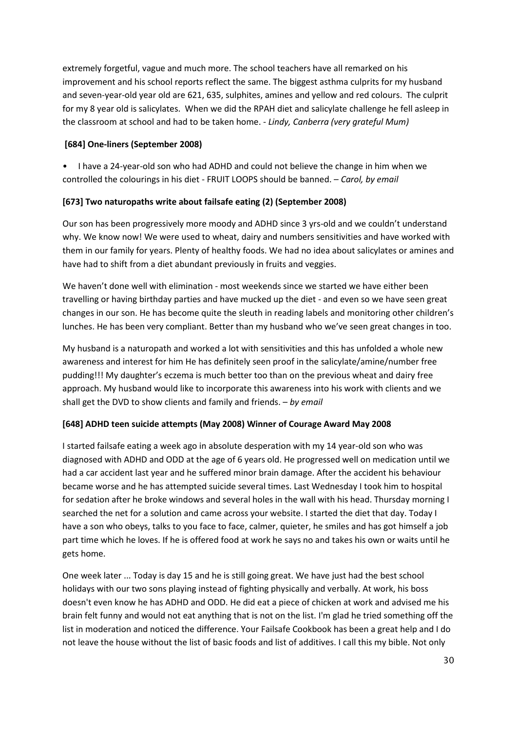extremely forgetful, vague and much more. The school teachers have all remarked on his improvement and his school reports reflect the same. The biggest asthma culprits for my husband and seven-year-old year old are 621, 635, sulphites, amines and yellow and red colours. The culprit for my 8 year old is salicylates. When we did the RPAH diet and salicylate challenge he fell asleep in the classroom at school and had to be taken home. - *Lindy, Canberra (very grateful Mum)*

### [684] One-liners (September 2008)

- I have a 24-year-old son who had ADHD and could not believe the change in him when we controlled the colourings in his diet - FRUIT LOOPS should be banned. – *Carol, by email*

### [673] Two naturopaths write about failsafe eating (2) (September 2008)

Our son has been progressively more moody and ADHD since 3 yrs-old and we couldn't understand why. We know now! We were used to wheat, dairy and numbers sensitivities and have worked with them in our family for years. Plenty of healthy foods. We had no idea about salicylates or amines and have had to shift from a diet abundant previously in fruits and veggies.

We haven't done well with elimination - most weekends since we started we have either been travelling or having birthday parties and have mucked up the diet - and even so we have seen great changes in our son. He has become quite the sleuth in reading labels and monitoring other children's lunches. He has been very compliant. Better than my husband who we've seen great changes in too.

My husband is a naturopath and worked a lot with sensitivities and this has unfolded a whole new awareness and interest for him He has definitely seen proof in the salicylate/amine/number free pudding!!! My daughter's eczema is much better too than on the previous wheat and dairy free approach. My husband would like to incorporate this awareness into his work with clients and we shall get the DVD to show clients and family and friends. – *by email*

### [648] ADHD teen suicide attempts (May 2008) Winner of Courage Award May 2008

I started failsafe eating a week ago in absolute desperation with my 14 year-old son who was diagnosed with ADHD and ODD at the age of 6 years old. He progressed well on medication until we had a car accident last year and he suffered minor brain damage. After the accident his behaviour became worse and he has attempted suicide several times. Last Wednesday I took him to hospital for sedation after he broke windows and several holes in the wall with his head. Thursday morning I searched the net for a solution and came across your website. I started the diet that day. Today I have a son who obeys, talks to you face to face, calmer, quieter, he smiles and has got himself a job part time which he loves. If he is offered food at work he says no and takes his own or waits until he gets home.

One week later ... Today is day 15 and he is still going great. We have just had the best school holidays with our two sons playing instead of fighting physically and verbally. At work, his boss doesn't even know he has ADHD and ODD. He did eat a piece of chicken at work and advised me his brain felt funny and would not eat anything that is not on the list. I'm glad he tried something off the list in moderation and noticed the difference. Your Failsafe Cookbook has been a great help and I do not leave the house without the list of basic foods and list of additives. I call this my bible. Not only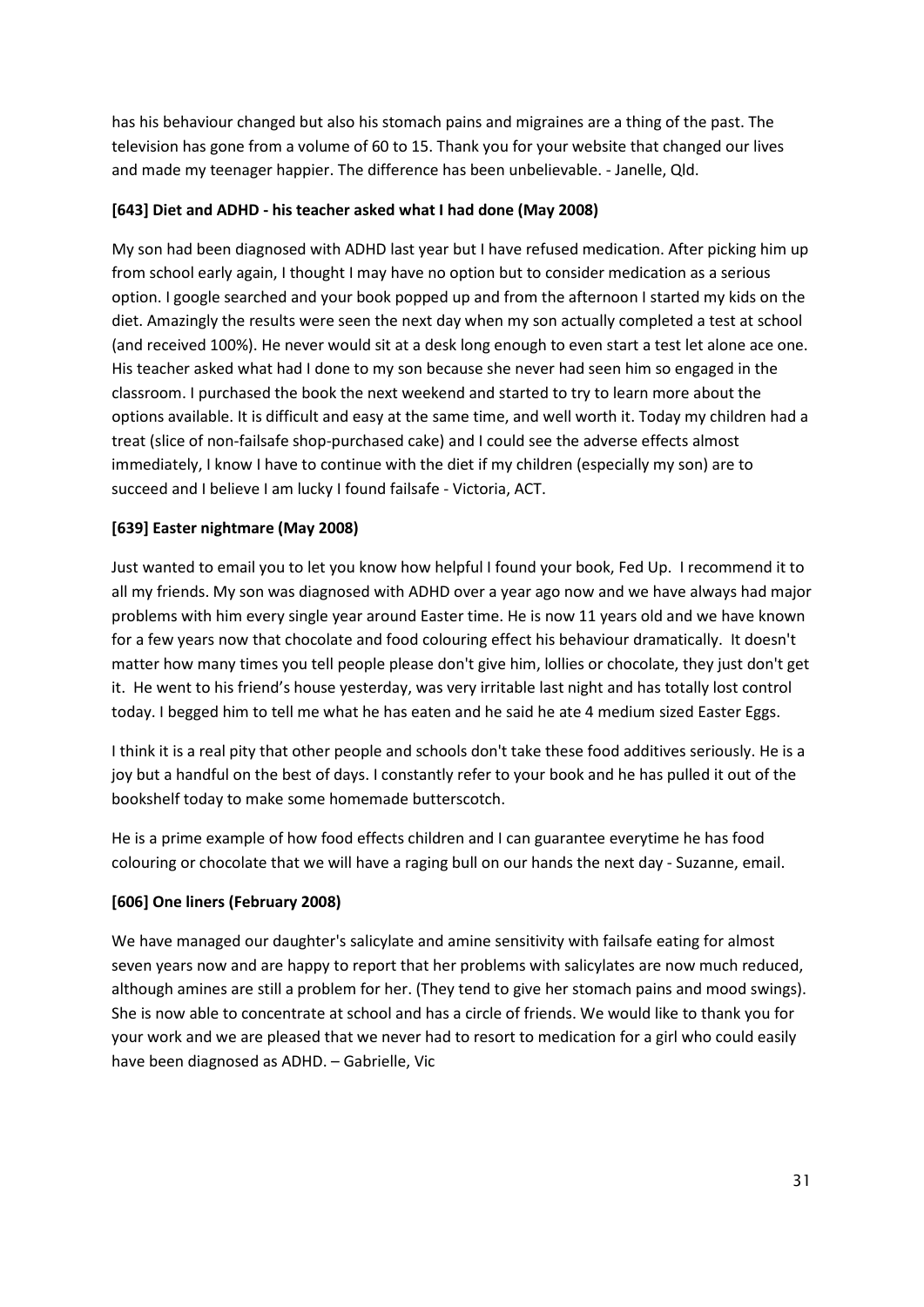has his behaviour changed but also his stomach pains and migraines are a thing of the past. The television has gone from a volume of 60 to 15. Thank you for your website that changed our lives and made my teenager happier. The difference has been unbelievable. - Janelle, Qld.

**[643] Diet and ADHD - his teacher asked what I had done (May 2008)**

My son had been diagnosed with ADHD last year but I have refused medication. After picking him up from school early again, I thought I may have no option but to consider medication as a serious option. I google searched and your book popped up and from the afternoon I started my kids on the diet. Amazingly the results were seen the next day when my son actually completed a test at school (and received 100%). He never would sit at a desk long enough to even start a test let alone ace one. His teacher asked what had I done to my son because she never had seen him so engaged in the classroom. I purchased the book the next weekend and started to try to learn more about the options available. It is difficult and easy at the same time, and well worth it. Today my children had a treat (slice of non-failsafe shop-purchased cake) and I could see the adverse effects almost immediately, I know I have to continue with the diet if my children (especially my son) are to succeed and I believe I am lucky I found failsafe - Victoria, ACT.

**[639] Easter nightmare (May 2008)**

Just wanted to email you to let you know how helpful I found your book, Fed Up. I recommend it to all my friends. My son was diagnosed with ADHD over a year ago now and we have always had major problems with him every single year around Easter time. He is now 11 years old and we have known for a few years now that chocolate and food colouring effect his behaviour dramatically. It doesn't matter how many times you tell people please don't give him, lollies or chocolate, they just don't get it. He went to his friend's house yesterday, was very irritable last night and has totally lost control today. I begged him to tell me what he has eaten and he said he ate 4 medium sized Easter Eggs.

I think it is a real pity that other people and schools don't take these food additives seriously. He is a joy but a handful on the best of days. I constantly refer to your book and he has pulled it out of the bookshelf today to make some homemade butterscotch.

He is a prime example of how food effects children and I can guarantee everytime he has food colouring or chocolate that we will have a raging bull on our hands the next day - Suzanne, email.

**[606] One liners (February 2008)**

We have managed our daughter's salicylate and amine sensitivity with failsafe eating for almost seven years now and are happy to report that her problems with salicylates are now much reduced, although amines are still a problem for her. (They tend to give her stomach pains and mood swings). She is now able to concentrate at school and has a circle of friends. We would like to thank you for your work and we are pleased that we never had to resort to medication for a girl who could easily have been diagnosed as ADHD. – Gabrielle, Vic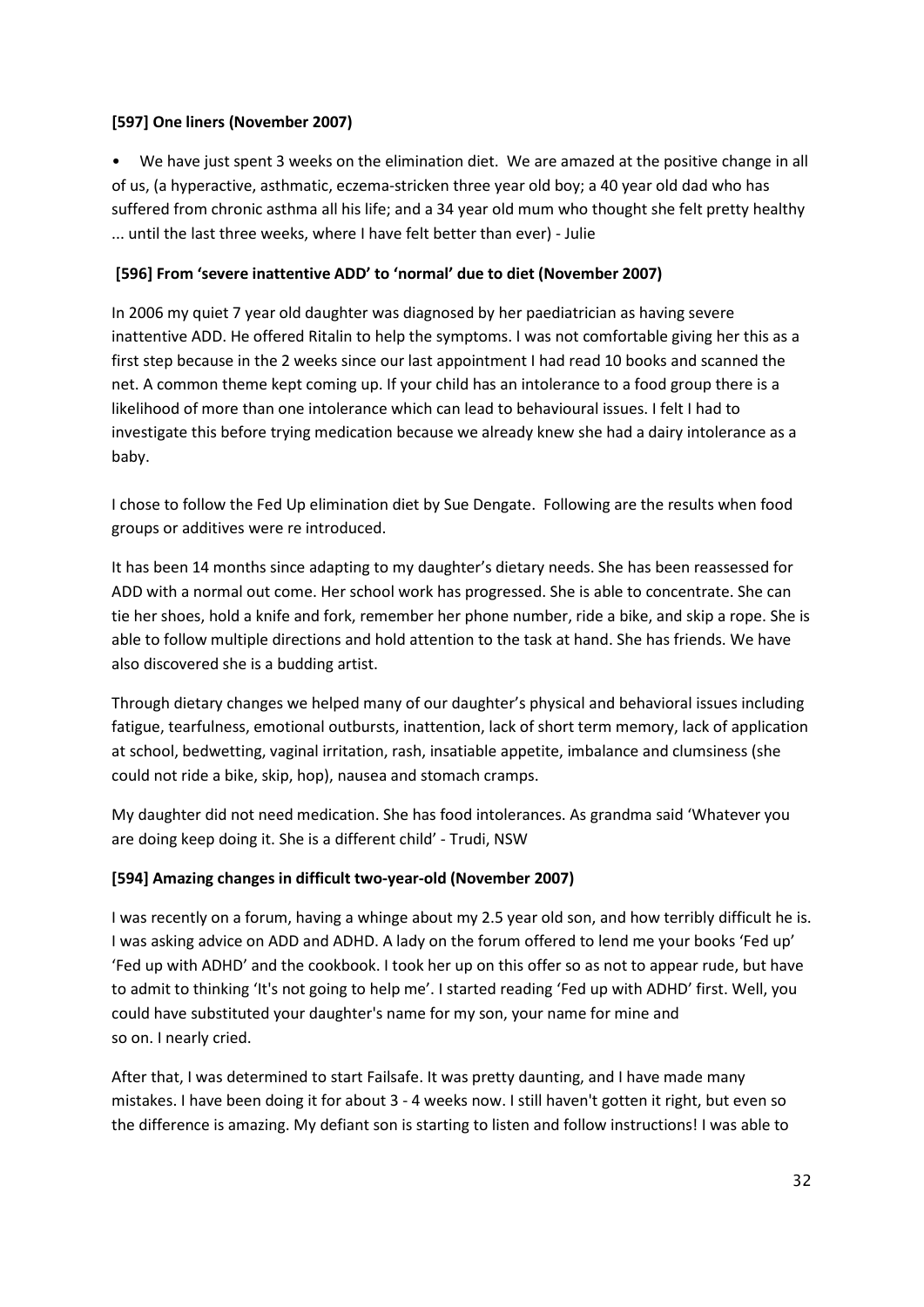**[597] One liners (November 2007)**

- We have just spent 3 weeks on the elimination diet. We are amazed at the positive change in all of us, (a hyperactive, asthmatic, eczema-stricken three year old boy; a 40 year old dad who has suffered from chronic asthma all his life; and a 34 year old mum who thought she felt pretty healthy ... until the last three weeks, where I have felt better than ever) - Julie

**[596] From 'severe inattentive ADD' to 'normal' due to diet (November 2007)**

In 2006 my quiet 7 year old daughter was diagnosed by her paediatrician as having severe inattentive ADD. He offered Ritalin to help the symptoms. I was not comfortable giving her this as a first step because in the 2 weeks since our last appointment I had read 10 books and scanned the net. A common theme kept coming up. If your child has an intolerance to a food group there is a likelihood of more than one intolerance which can lead to behavioural issues. I felt I had to investigate this before trying medication because we already knew she had a dairy intolerance as a baby.

I chose to follow the Fed Up elimination diet by Sue Dengate. Following are the results when food groups or additives were re introduced.

It has been 14 months since adapting to my daughter's dietary needs. She has been reassessed for ADD with a normal out come. Her school work has progressed. She is able to concentrate. She can tie her shoes, hold a knife and fork, remember her phone number, ride a bike, and skip a rope. She is able to follow multiple directions and hold attention to the task at hand. She has friends. We have also discovered she is a budding artist.

Through dietary changes we helped many of our daughter's physical and behavioral issues including fatigue, tearfulness, emotional outbursts, inattention, lack of short term memory, lack of application at school, bedwetting, vaginal irritation, rash, insatiable appetite, imbalance and clumsiness (she could not ride a bike, skip, hop), nausea and stomach cramps.

My daughter did not need medication. She has food intolerances. As grandma said 'Whatever you are doing keep doing it. She is a different child' - Trudi, NSW

**[594] Amazing changes in difficult two-year-old (November 2007)**

I was recently on a forum, having a whinge about my 2.5 year old son, and how terribly difficult he is. I was asking advice on ADD and ADHD. A lady on the forum offered to lend me your books 'Fed up' 'Fed up with ADHD' and the cookbook. I took her up on this offer so as not to appear rude, but have to admit to thinking 'It's not going to help me'. I started reading 'Fed up with ADHD' first. Well, you could have substituted your daughter's name for my son, your name for mine and so on. I nearly cried.

After that, I was determined to start Failsafe. It was pretty daunting, and I have made many mistakes. I have been doing it for about 3 - 4 weeks now. I still haven't gotten it right, but even so the difference is amazing. My defiant son is starting to listen and follow instructions! I was able to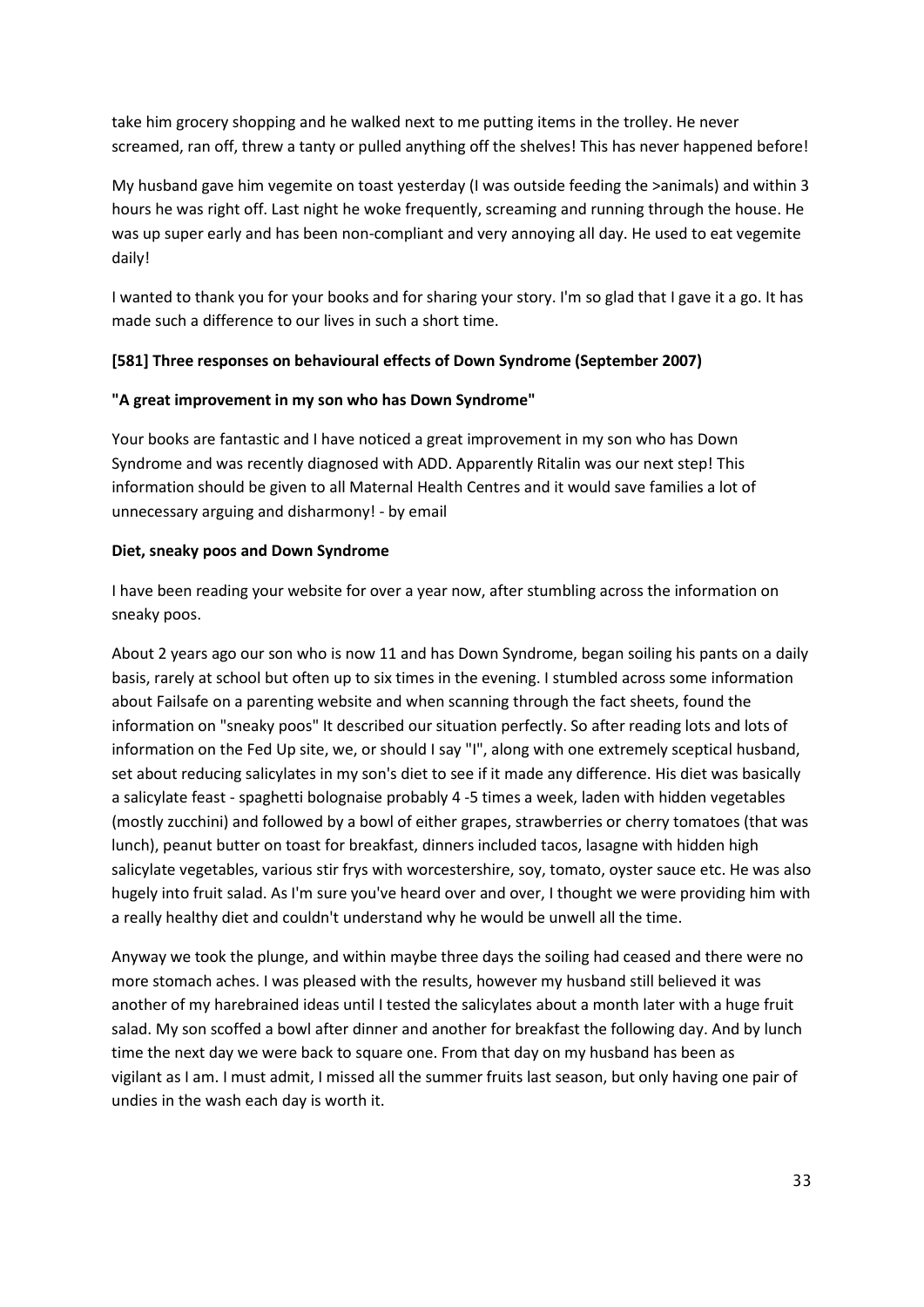take him grocery shopping and he walked next to me putting items in the trolley. He never screamed, ran off, threw a tanty or pulled anything off the shelves! This has never happened before!

My husband gave him vegemite on toast yesterday (I was outside feeding the >animals) and within 3 hours he was right off. Last night he woke frequently, screaming and running through the house. He was up super early and has been non-compliant and very annoying all day. He used to eat vegemite daily!

I wanted to thank you for your books and for sharing your story. I'm so glad that I gave it a go. It has made such a difference to our lives in such a short time.

**[581] Three responses on behavioural effects of Down Syndrome (September 2007)**

**"A great improvement in my son who has Down Syndrome"**

Your books are fantastic and I have noticed a great improvement in my son who has Down Syndrome and was recently diagnosed with ADD. Apparently Ritalin was our next step! This information should be given to all Maternal Health Centres and it would save families a lot of unnecessary arguing and disharmony! - by email

**Diet, sneaky poos and Down Syndrome**

I have been reading your website for over a year now, after stumbling across the information on sneaky poos.

About 2 years ago our son who is now 11 and has Down Syndrome, began soiling his pants on a daily basis, rarely at school but often up to six times in the evening. I stumbled across some information about Failsafe on a parenting website and when scanning through the fact sheets, found the information on "sneaky poos" It described our situation perfectly. So after reading lots and lots of information on the Fed Up site, we, or should I say "I", along with one extremely sceptical husband, set about reducing salicylates in my son's diet to see if it made any difference. His diet was basically a salicylate feast - spaghetti bolognaise probably 4 -5 times a week, laden with hidden vegetables (mostly zucchini) and followed by a bowl of either grapes, strawberries or cherry tomatoes (that was lunch), peanut butter on toast for breakfast, dinners included tacos, lasagne with hidden high salicylate vegetables, various stir frys with worcestershire, soy, tomato, oyster sauce etc. He was also hugely into fruit salad. As I'm sure you've heard over and over, I thought we were providing him with a really healthy diet and couldn't understand why he would be unwell all the time.

Anyway we took the plunge, and within maybe three days the soiling had ceased and there were no more stomach aches. I was pleased with the results, however my husband still believed it was another of my harebrained ideas until I tested the salicylates about a month later with a huge fruit salad. My son scoffed a bowl after dinner and another for breakfast the following day. And by lunch time the next day we were back to square one. From that day on my husband has been as vigilant as I am. I must admit, I missed all the summer fruits last season, but only having one pair of undies in the wash each day is worth it.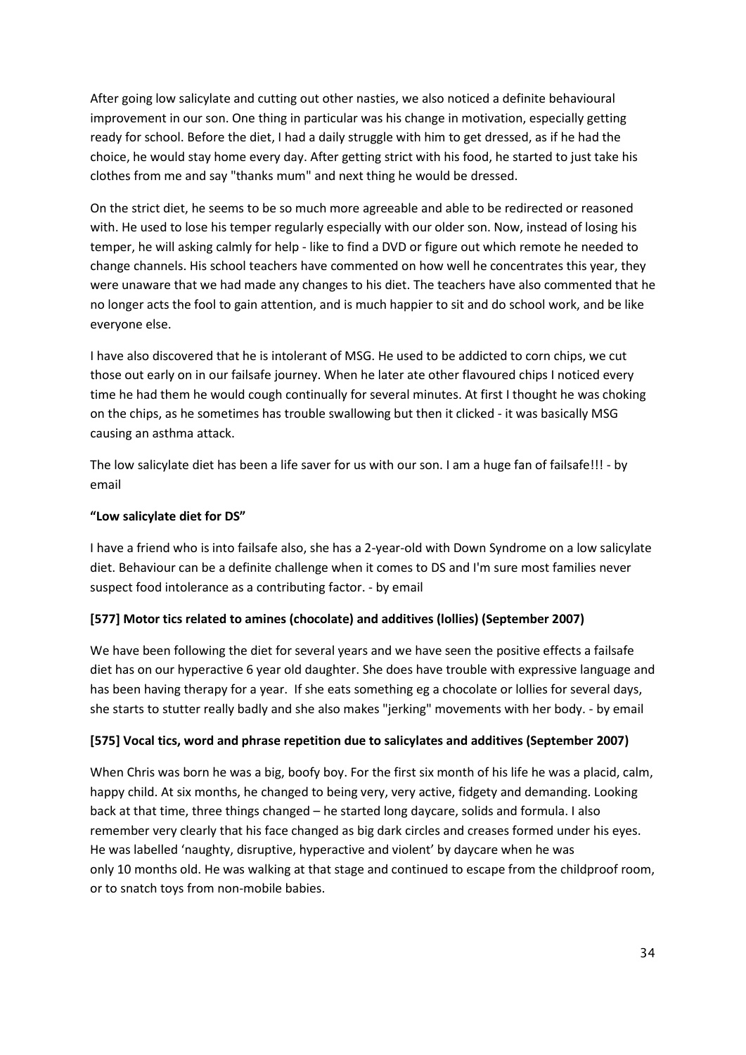After going low salicylate and cutting out other nasties, we also noticed a definite behavioural improvement in our son. One thing in particular was his change in motivation, especially getting ready for school. Before the diet, I had a daily struggle with him to get dressed, as if he had the choice, he would stay home every day. After getting strict with his food, he started to just take his clothes from me and say "thanks mum" and next thing he would be dressed.

On the strict diet, he seems to be so much more agreeable and able to be redirected or reasoned with. He used to lose his temper regularly especially with our older son. Now, instead of losing his temper, he will asking calmly for help - like to find a DVD or figure out which remote he needed to change channels. His school teachers have commented on how well he concentrates this year, they were unaware that we had made any changes to his diet. The teachers have also commented that he no longer acts the fool to gain attention, and is much happier to sit and do school work, and be like everyone else.

I have also discovered that he is intolerant of MSG. He used to be addicted to corn chips, we cut those out early on in our failsafe journey. When he later ate other flavoured chips I noticed every time he had them he would cough continually for several minutes. At first I thought he was choking on the chips, as he sometimes has trouble swallowing but then it clicked - it was basically MSG causing an asthma attack.

The low salicylate diet has been a life saver for us with our son. I am a huge fan of failsafe!!! - by email

**"Low salicylate diet for DS"**

I have a friend who is into failsafe also, she has a 2-year-old with Down Syndrome on a low salicylate diet. Behaviour can be a definite challenge when it comes to DS and I'm sure most families never suspect food intolerance as a contributing factor. - by email

**[577] Motor tics related to amines (chocolate) and additives (lollies) (September 2007)**

We have been following the diet for several years and we have seen the positive effects a failsafe diet has on our hyperactive 6 year old daughter. She does have trouble with expressive language and has been having therapy for a year. If she eats something eg a chocolate or lollies for several days, she starts to stutter really badly and she also makes "jerking" movements with her body. - by email

**[575] Vocal tics, word and phrase repetition due to salicylates and additives (September 2007)**

When Chris was born he was a big, boofy boy. For the first six month of his life he was a placid, calm, happy child. At six months, he changed to being very, very active, fidgety and demanding. Looking back at that time, three things changed – he started long daycare, solids and formula. I also remember very clearly that his face changed as big dark circles and creases formed under his eyes. He was labelled 'naughty, disruptive, hyperactive and violent' by daycare when he was only 10 months old. He was walking at that stage and continued to escape from the childproof room, or to snatch toys from non-mobile babies.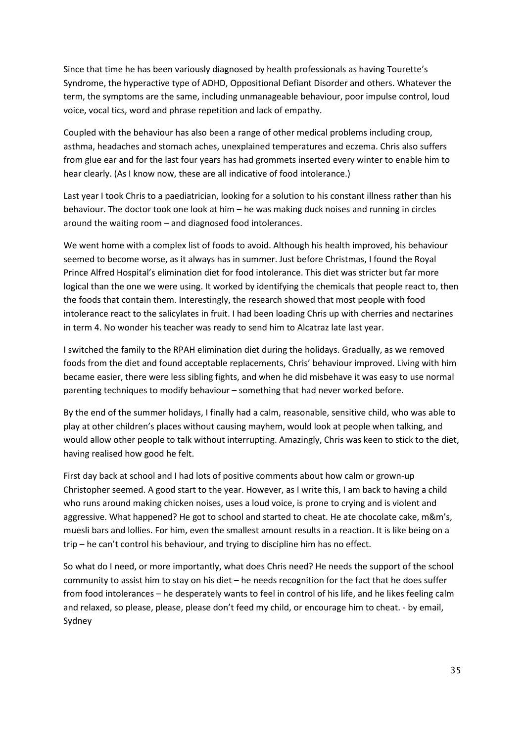Since that time he has been variously diagnosed by health professionals as having Tourette's Syndrome, the hyperactive type of ADHD, Oppositional Defiant Disorder and others. Whatever the term, the symptoms are the same, including unmanageable behaviour, poor impulse control, loud voice, vocal tics, word and phrase repetition and lack of empathy.

Coupled with the behaviour has also been a range of other medical problems including croup, asthma, headaches and stomach aches, unexplained temperatures and eczema. Chris also suffers from glue ear and for the last four years has had grommets inserted every winter to enable him to hear clearly. (As I know now, these are all indicative of food intolerance.)

Last year I took Chris to a paediatrician, looking for a solution to his constant illness rather than his behaviour. The doctor took one look at him – he was making duck noises and running in circles around the waiting room – and diagnosed food intolerances.

We went home with a complex list of foods to avoid. Although his health improved, his behaviour seemed to become worse, as it always has in summer. Just before Christmas, I found the Royal Prince Alfred Hospital's elimination diet for food intolerance. This diet was stricter but far more logical than the one we were using. It worked by identifying the chemicals that people react to, then the foods that contain them. Interestingly, the research showed that most people with food intolerance react to the salicylates in fruit. I had been loading Chris up with cherries and nectarines in term 4. No wonder his teacher was ready to send him to Alcatraz late last year.

I switched the family to the RPAH elimination diet during the holidays. Gradually, as we removed foods from the diet and found acceptable replacements, Chris' behaviour improved. Living with him became easier, there were less sibling fights, and when he did misbehave it was easy to use normal parenting techniques to modify behaviour – something that had never worked before.

By the end of the summer holidays, I finally had a calm, reasonable, sensitive child, who was able to play at other children's places without causing mayhem, would look at people when talking, and would allow other people to talk without interrupting. Amazingly, Chris was keen to stick to the diet, having realised how good he felt.

First day back at school and I had lots of positive comments about how calm or grown-up Christopher seemed. A good start to the year. However, as I write this, I am back to having a child who runs around making chicken noises, uses a loud voice, is prone to crying and is violent and aggressive. What happened? He got to school and started to cheat. He ate chocolate cake, m&m's, muesli bars and lollies. For him, even the smallest amount results in a reaction. It is like being on a trip – he can't control his behaviour, and trying to discipline him has no effect.

So what do I need, or more importantly, what does Chris need? He needs the support of the school community to assist him to stay on his diet – he needs recognition for the fact that he does suffer from food intolerances – he desperately wants to feel in control of his life, and he likes feeling calm and relaxed, so please, please, please don't feed my child, or encourage him to cheat. - by email, Sydney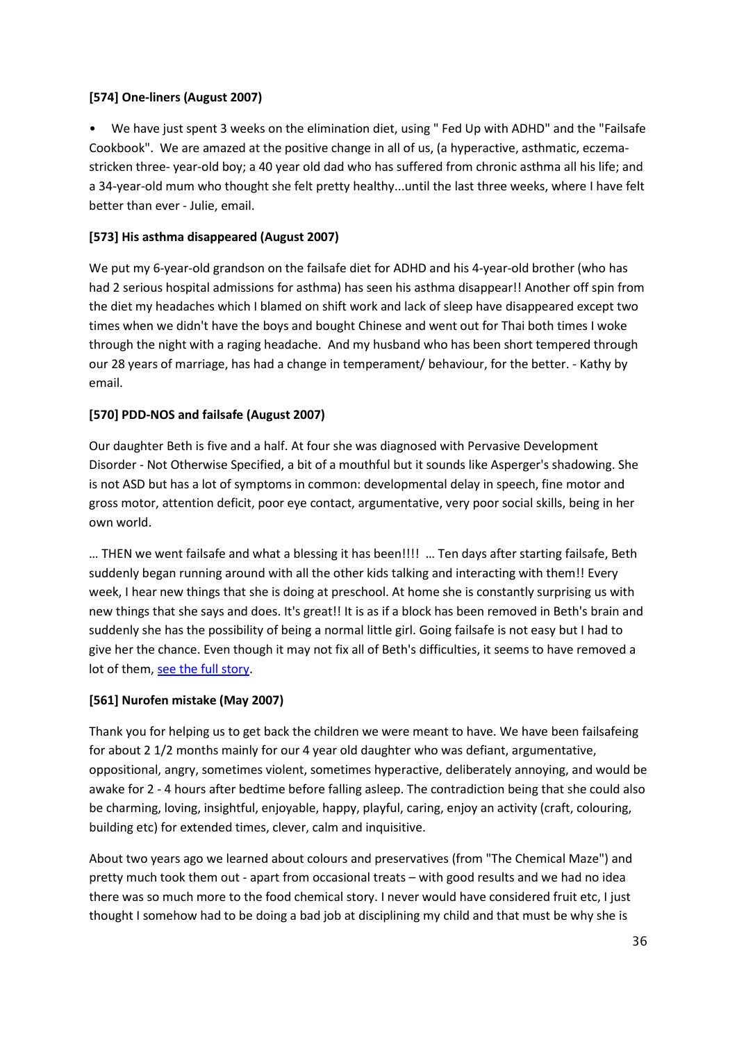**[574] One-liners (August 2007)**

- We have just spent 3 weeks on the elimination diet, using " Fed Up with ADHD" and the "Failsafe Cookbook". We are amazed at the positive change in all of us, (a hyperactive, asthmatic, eczema-stricken three- year-old boy; a 40 year old dad who has suffered from chronic asthma all his life; and a 34-year-old mum who thought she felt pretty healthy...until the last three weeks, where I have felt better than ever - Julie, email.

**[573] His asthma disappeared (August 2007)**

We put my 6-year-old grandson on the failsafe diet for ADHD and his 4-year-old brother (who has had 2 serious hospital admissions for asthma) has seen his asthma disappear!! Another off spin from the diet my headaches which I blamed on shift work and lack of sleep have disappeared except two times when we didn't have the boys and bought Chinese and went out for Thai both times I woke through the night with a raging headache. And my husband who has been short tempered through our 28 years of marriage, has had a change in temperament/ behaviour, for the better. - Kathy by email.

**[570] PDD-NOS and failsafe (August 2007)**

Our daughter Beth is five and a half. At four she was diagnosed with Pervasive Development Disorder - Not Otherwise Specified, a bit of a mouthful but it sounds like Asperger's shadowing. She is not ASD but has a lot of symptoms in common: developmental delay in speech, fine motor and gross motor, attention deficit, poor eye contact, argumentative, very poor social skills, being in her own world.

… THEN we went failsafe and what a blessing it has been!!!! … Ten days after starting failsafe, Beth suddenly began running around with all the other kids talking and interacting with them!! Every week, I hear new things that she is doing at preschool. At home she is constantly surprising us with new things that she says and does. It's great!! It is as if a block has been removed in Beth's brain and suddenly she has the possibility of being a normal little girl. Going failsafe is not easy but I had to give her the chance. Even though it may not fix all of Beth's difficulties, it seems to have removed a lot of them, see the full story.

**[561] Nurofen mistake (May 2007)**

Thank you for helping us to get back the children we were meant to have. We have been failsafeing for about 2 1/2 months mainly for our 4 year old daughter who was defiant, argumentative, oppositional, angry, sometimes violent, sometimes hyperactive, deliberately annoying, and would be awake for 2 - 4 hours after bedtime before falling asleep. The contradiction being that she could also be charming, loving, insightful, enjoyable, happy, playful, caring, enjoy an activity (craft, colouring, building etc) for extended times, clever, calm and inquisitive.

About two years ago we learned about colours and preservatives (from "The Chemical Maze") and pretty much took them out - apart from occasional treats – with good results and we had no idea there was so much more to the food chemical story. I never would have considered fruit etc, I just thought I somehow had to be doing a bad job at disciplining my child and that must be why she is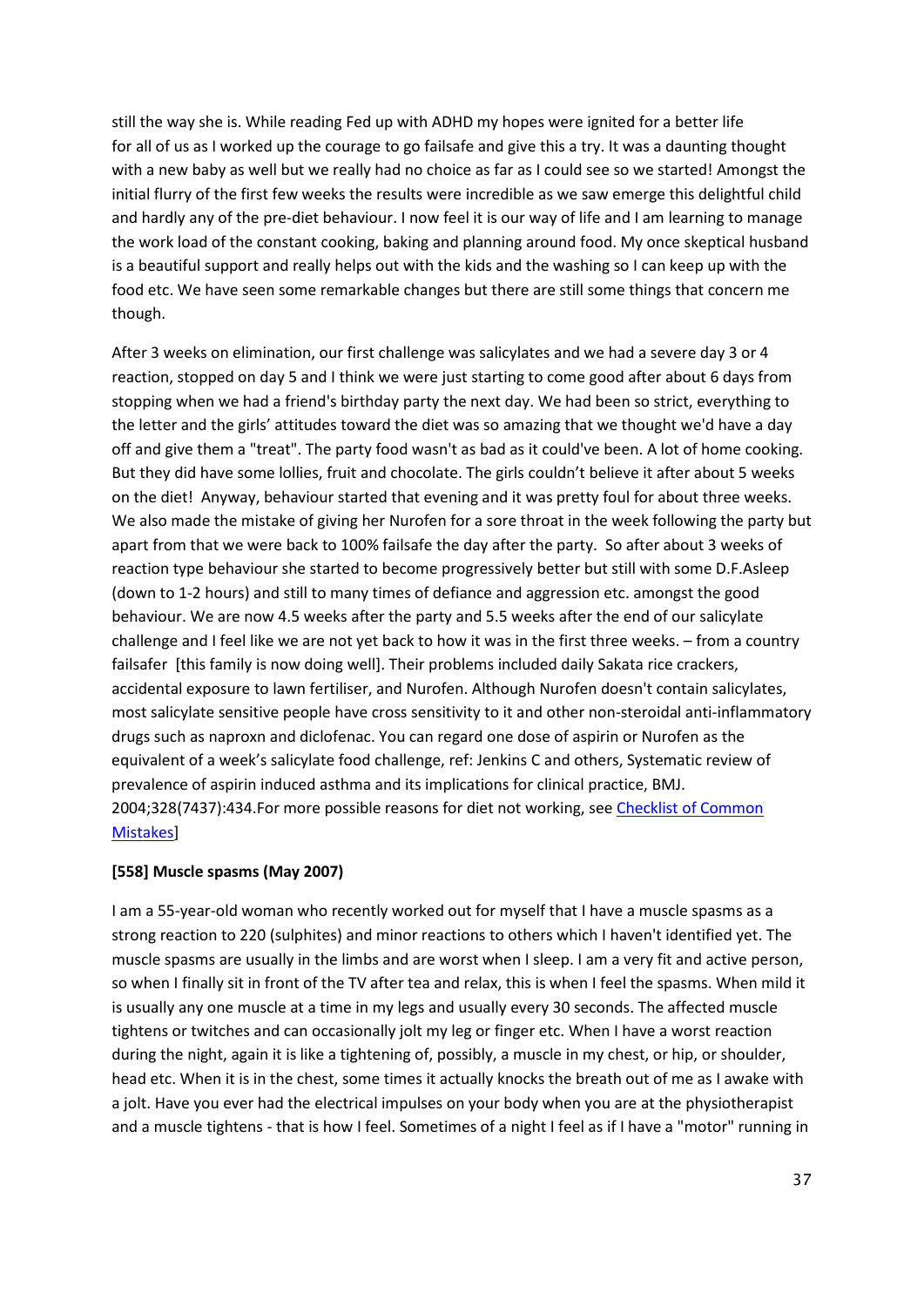still the way she is. While reading Fed up with ADHD my hopes were ignited for a better life for all of us as I worked up the courage to go failsafe and give this a try. It was a daunting thought with a new baby as well but we really had no choice as far as I could see so we started! Amongst the initial flurry of the first few weeks the results were incredible as we saw emerge this delightful child and hardly any of the pre-diet behaviour. I now feel it is our way of life and I am learning to manage the work load of the constant cooking, baking and planning around food. My once skeptical husband is a beautiful support and really helps out with the kids and the washing so I can keep up with the food etc. We have seen some remarkable changes but there are still some things that concern me though.

After 3 weeks on elimination, our first challenge was salicylates and we had a severe day 3 or 4 reaction, stopped on day 5 and I think we were just starting to come good after about 6 days from stopping when we had a friend's birthday party the next day. We had been so strict, everything to the letter and the girls' attitudes toward the diet was so amazing that we thought we'd have a day off and give them a "treat". The party food wasn't as bad as it could've been. A lot of home cooking. But they did have some lollies, fruit and chocolate. The girls couldn't believe it after about 5 weeks on the diet! Anyway, behaviour started that evening and it was pretty foul for about three weeks. We also made the mistake of giving her Nurofen for a sore throat in the week following the party but apart from that we were back to 100% failsafe the day after the party. So after about 3 weeks of reaction type behaviour she started to become progressively better but still with some D.F.Asleep (down to 1-2 hours) and still to many times of defiance and aggression etc. amongst the good behaviour. We are now 4.5 weeks after the party and 5.5 weeks after the end of our salicylate challenge and I feel like we are not yet back to how it was in the first three weeks. – from a country failsafer [this family is now doing well]. Their problems included daily Sakata rice crackers, accidental exposure to lawn fertiliser, and Nurofen. Although Nurofen doesn't contain salicylates, most salicylate sensitive people have cross sensitivity to it and other non-steroidal anti-inflammatory drugs such as naproxn and diclofenac. You can regard one dose of aspirin or Nurofen as the equivalent of a week's salicylate food challenge, ref: Jenkins C and others, Systematic review of prevalence of aspirin induced asthma and its implications for clinical practice, BMJ. 2004;328(7437):434.For more possible reasons for diet not working, see Checklist of Common Mistakes]

**[558] Muscle spasms (May 2007)**

I am a 55-year-old woman who recently worked out for myself that I have a muscle spasms as a strong reaction to 220 (sulphites) and minor reactions to others which I haven't identified yet. The muscle spasms are usually in the limbs and are worst when I sleep. I am a very fit and active person, so when I finally sit in front of the TV after tea and relax, this is when I feel the spasms. When mild it is usually any one muscle at a time in my legs and usually every 30 seconds. The affected muscle tightens or twitches and can occasionally jolt my leg or finger etc. When I have a worst reaction during the night, again it is like a tightening of, possibly, a muscle in my chest, or hip, or shoulder, head etc. When it is in the chest, some times it actually knocks the breath out of me as I awake with a jolt. Have you ever had the electrical impulses on your body when you are at the physiotherapist and a muscle tightens - that is how I feel. Sometimes of a night I feel as if I have a "motor" running in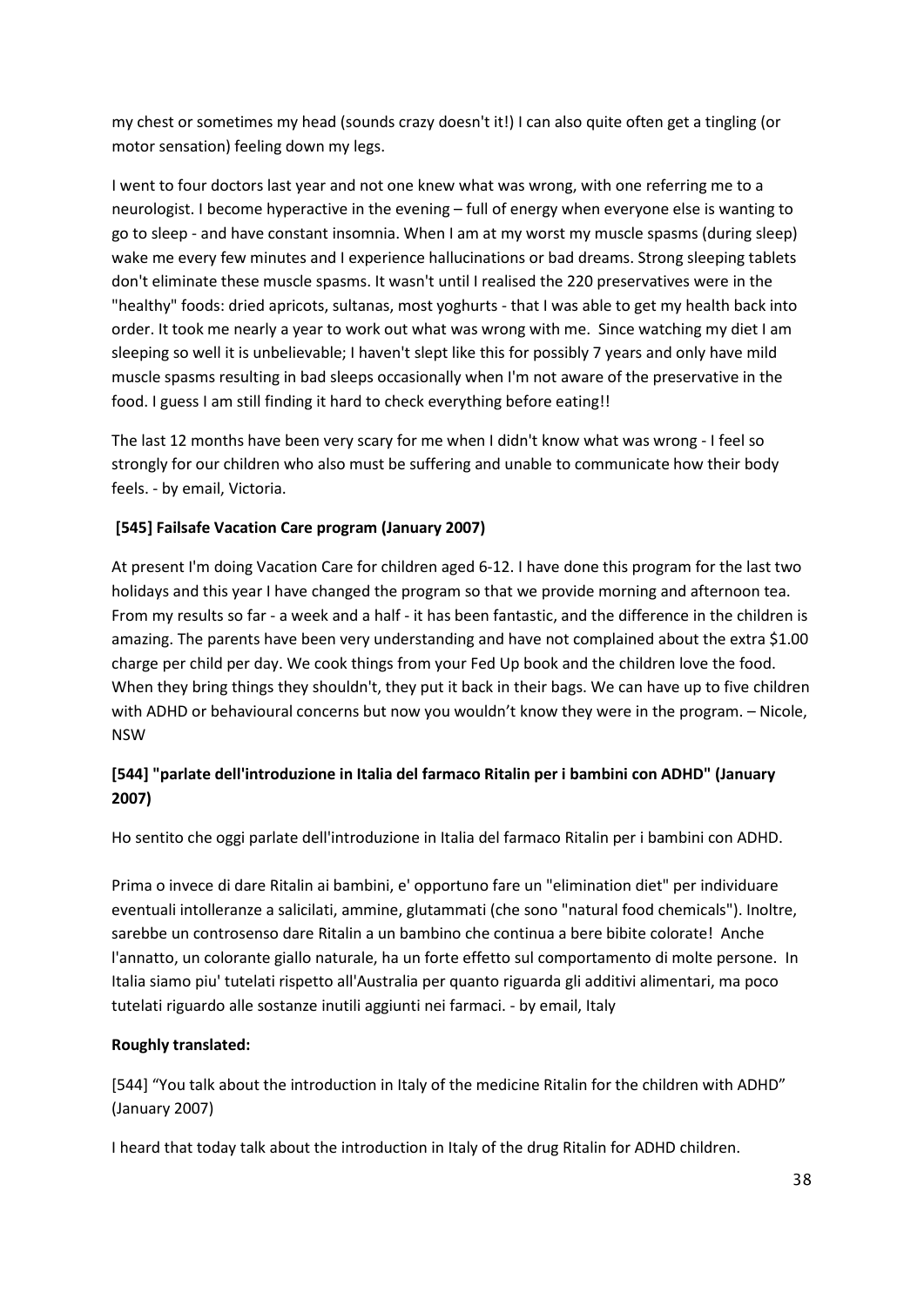my chest or sometimes my head (sounds crazy doesn't it!) I can also quite often get a tingling (or motor sensation) feeling down my legs.

I went to four doctors last year and not one knew what was wrong, with one referring me to a neurologist. I become hyperactive in the evening – full of energy when everyone else is wanting to go to sleep - and have constant insomnia. When I am at my worst my muscle spasms (during sleep) wake me every few minutes and I experience hallucinations or bad dreams. Strong sleeping tablets don't eliminate these muscle spasms. It wasn't until I realised the 220 preservatives were in the "healthy" foods: dried apricots, sultanas, most yoghurts - that I was able to get my health back into order. It took me nearly a year to work out what was wrong with me. Since watching my diet I am sleeping so well it is unbelievable; I haven't slept like this for possibly 7 years and only have mild muscle spasms resulting in bad sleeps occasionally when I'm not aware of the preservative in the food. I guess I am still finding it hard to check everything before eating!!

The last 12 months have been very scary for me when I didn't know what was wrong - I feel so strongly for our children who also must be suffering and unable to communicate how their body feels. - by email, Victoria.

**[545] Failsafe Vacation Care program (January 2007)**

At present I'm doing Vacation Care for children aged 6-12. I have done this program for the last two holidays and this year I have changed the program so that we provide morning and afternoon tea. From my results so far - a week and a half - it has been fantastic, and the difference in the children is amazing. The parents have been very understanding and have not complained about the extra $1.00 charge per child per day. We cook things from your Fed Up book and the children love the food. When they bring things they shouldn't, they put it back in their bags. We can have up to five children with ADHD or behavioural concerns but now you wouldn't know they were in the program. – Nicole, NSW

**[544] "parlate dell'introduzione in Italia del farmaco Ritalin per i bambini con ADHD" (January 2007)**

Ho sentito che oggi parlate dell'introduzione in Italia del farmaco Ritalin per i bambini con ADHD.

Prima o invece di dare Ritalin ai bambini, e' opportuno fare un "elimination diet" per individuare eventuali intolleranze a salicilati, ammine, glutammati (che sono "natural food chemicals"). Inoltre, sarebbe un controsenso dare Ritalin a un bambino che continua a bere bibite colorate! Anche l'annatto, un colorante giallo naturale, ha un forte effetto sul comportamento di molte persone. In Italia siamo piu' tutelati rispetto all'Australia per quanto riguarda gli additivi alimentari, ma poco tutelati riguardo alle sostanze inutili aggiunti nei farmaci. - by email, Italy

**Roughly translated:**

[544] "You talk about the introduction in Italy of the medicine Ritalin for the children with ADHD" (January 2007)

I heard that today talk about the introduction in Italy of the drug Ritalin for ADHD children.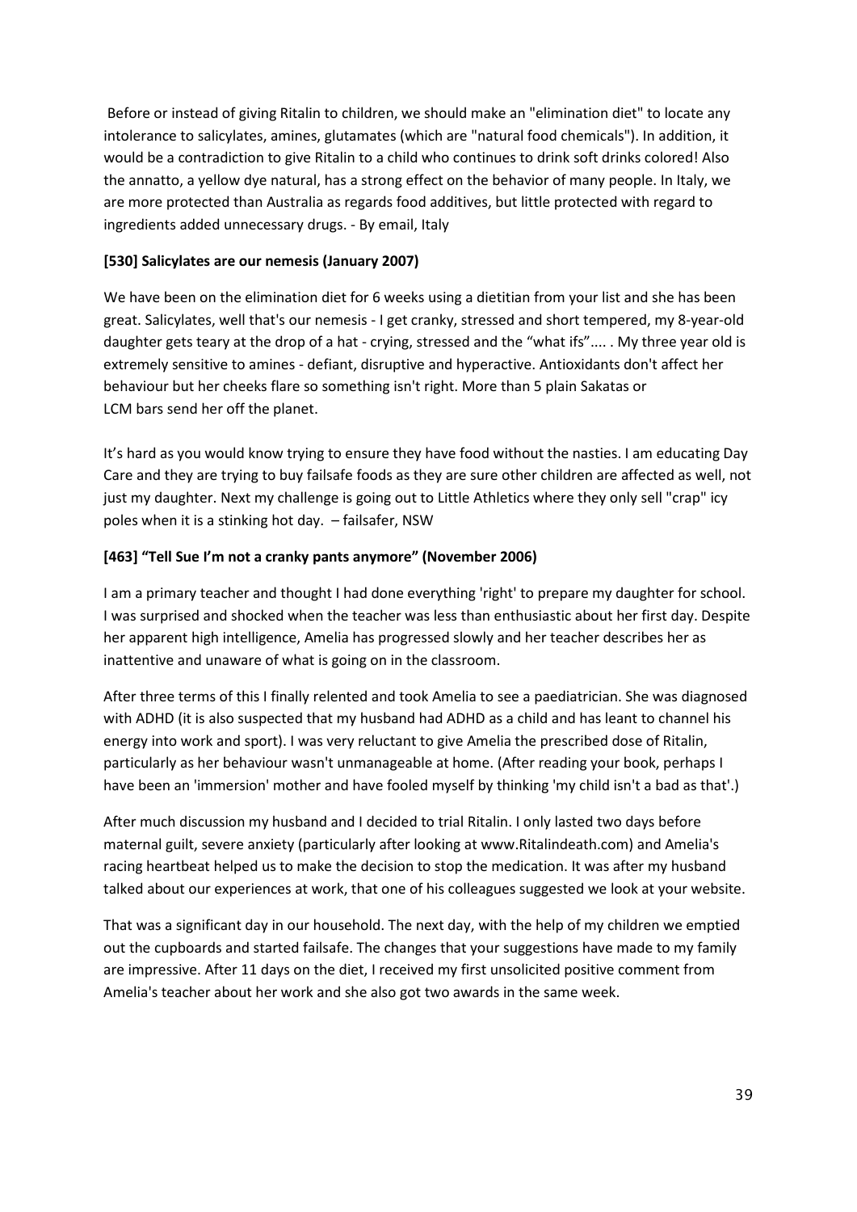Before or instead of giving Ritalin to children, we should make an "elimination diet" to locate any intolerance to salicylates, amines, glutamates (which are "natural food chemicals"). In addition, it would be a contradiction to give Ritalin to a child who continues to drink soft drinks colored! Also the annatto, a yellow dye natural, has a strong effect on the behavior of many people. In Italy, we are more protected than Australia as regards food additives, but little protected with regard to ingredients added unnecessary drugs. - By email, Italy

**[530] Salicylates are our nemesis (January 2007)**

We have been on the elimination diet for 6 weeks using a dietitian from your list and she has been great. Salicylates, well that's our nemesis - I get cranky, stressed and short tempered, my 8-year-old daughter gets teary at the drop of a hat - crying, stressed and the "what ifs".... . My three year old is extremely sensitive to amines - defiant, disruptive and hyperactive. Antioxidants don't affect her behaviour but her cheeks flare so something isn't right. More than 5 plain Sakatas or LCM bars send her off the planet.

It's hard as you would know trying to ensure they have food without the nasties. I am educating Day Care and they are trying to buy failsafe foods as they are sure other children are affected as well, not just my daughter. Next my challenge is going out to Little Athletics where they only sell "crap" icy poles when it is a stinking hot day. – failsafer, NSW

**[463] "Tell Sue I'm not a cranky pants anymore" (November 2006)**

I am a primary teacher and thought I had done everything 'right' to prepare my daughter for school. I was surprised and shocked when the teacher was less than enthusiastic about her first day. Despite her apparent high intelligence, Amelia has progressed slowly and her teacher describes her as inattentive and unaware of what is going on in the classroom.

After three terms of this I finally relented and took Amelia to see a paediatrician. She was diagnosed with ADHD (it is also suspected that my husband had ADHD as a child and has leant to channel his energy into work and sport). I was very reluctant to give Amelia the prescribed dose of Ritalin, particularly as her behaviour wasn't unmanageable at home. (After reading your book, perhaps I have been an 'immersion' mother and have fooled myself by thinking 'my child isn't a bad as that'.)

After much discussion my husband and I decided to trial Ritalin. I only lasted two days before maternal guilt, severe anxiety (particularly after looking at www.Ritalindeath.com) and Amelia's racing heartbeat helped us to make the decision to stop the medication. It was after my husband talked about our experiences at work, that one of his colleagues suggested we look at your website.

That was a significant day in our household. The next day, with the help of my children we emptied out the cupboards and started failsafe. The changes that your suggestions have made to my family are impressive. After 11 days on the diet, I received my first unsolicited positive comment from Amelia's teacher about her work and she also got two awards in the same week.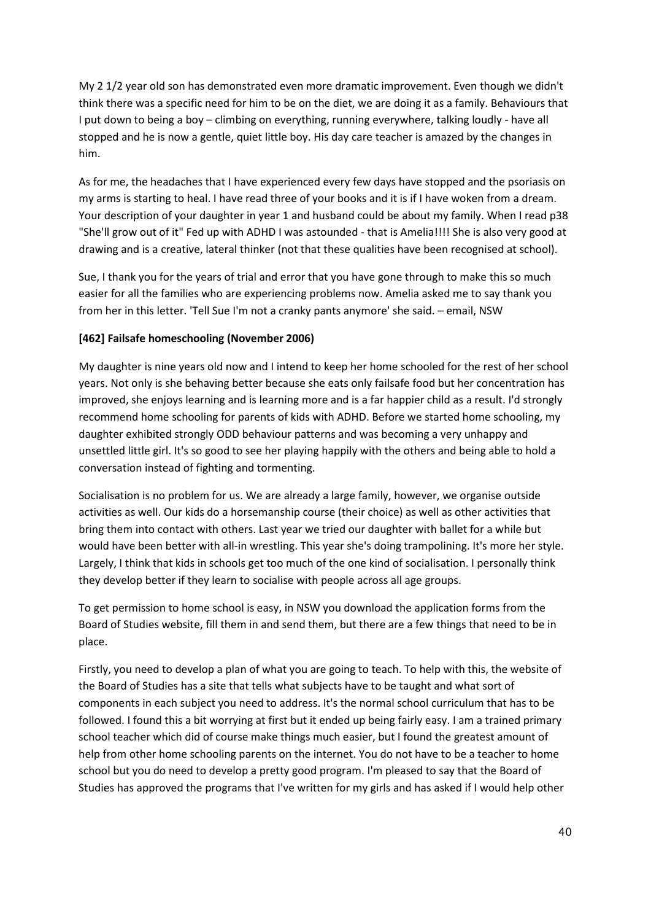My 2 1/2 year old son has demonstrated even more dramatic improvement. Even though we didn't think there was a specific need for him to be on the diet, we are doing it as a family. Behaviours that I put down to being a boy – climbing on everything, running everywhere, talking loudly - have all stopped and he is now a gentle, quiet little boy. His day care teacher is amazed by the changes in him.

As for me, the headaches that I have experienced every few days have stopped and the psoriasis on my arms is starting to heal. I have read three of your books and it is if I have woken from a dream. Your description of your daughter in year 1 and husband could be about my family. When I read p38 "She'll grow out of it" Fed up with ADHD I was astounded - that is Amelia!!!! She is also very good at drawing and is a creative, lateral thinker (not that these qualities have been recognised at school).

Sue, I thank you for the years of trial and error that you have gone through to make this so much easier for all the families who are experiencing problems now. Amelia asked me to say thank you from her in this letter. 'Tell Sue I'm not a cranky pants anymore' she said. – email, NSW

**[462] Failsafe homeschooling (November 2006)**

My daughter is nine years old now and I intend to keep her home schooled for the rest of her school years. Not only is she behaving better because she eats only failsafe food but her concentration has improved, she enjoys learning and is learning more and is a far happier child as a result. I'd strongly recommend home schooling for parents of kids with ADHD. Before we started home schooling, my daughter exhibited strongly ODD behaviour patterns and was becoming a very unhappy and unsettled little girl. It's so good to see her playing happily with the others and being able to hold a conversation instead of fighting and tormenting.

Socialisation is no problem for us. We are already a large family, however, we organise outside activities as well. Our kids do a horsemanship course (their choice) as well as other activities that bring them into contact with others. Last year we tried our daughter with ballet for a while but would have been better with all-in wrestling. This year she's doing trampolining. It's more her style. Largely, I think that kids in schools get too much of the one kind of socialisation. I personally think they develop better if they learn to socialise with people across all age groups.

To get permission to home school is easy, in NSW you download the application forms from the Board of Studies website, fill them in and send them, but there are a few things that need to be in place.

Firstly, you need to develop a plan of what you are going to teach. To help with this, the website of the Board of Studies has a site that tells what subjects have to be taught and what sort of components in each subject you need to address. It's the normal school curriculum that has to be followed. I found this a bit worrying at first but it ended up being fairly easy. I am a trained primary school teacher which did of course make things much easier, but I found the greatest amount of help from other home schooling parents on the internet. You do not have to be a teacher to home school but you do need to develop a pretty good program. I'm pleased to say that the Board of Studies has approved the programs that I've written for my girls and has asked if I would help other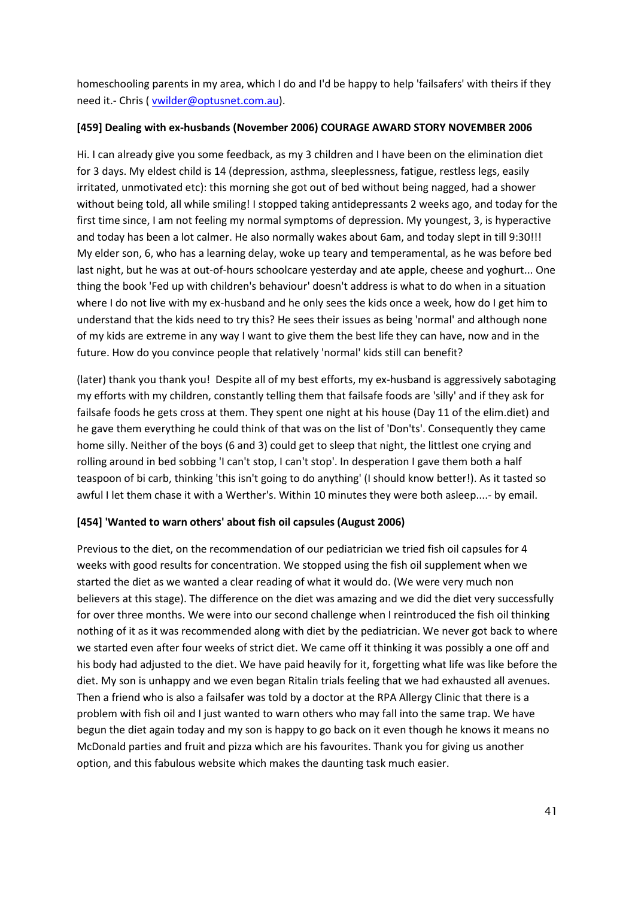homeschooling parents in my area, which I do and I'd be happy to help 'failsafers' with theirs if they need it.- Chris ( vwilder@optusnet.com.au).

**[459] Dealing with ex-husbands (November 2006) COURAGE AWARD STORY NOVEMBER 2006**

Hi. I can already give you some feedback, as my 3 children and I have been on the elimination diet for 3 days. My eldest child is 14 (depression, asthma, sleeplessness, fatigue, restless legs, easily irritated, unmotivated etc): this morning she got out of bed without being nagged, had a shower without being told, all while smiling! I stopped taking antidepressants 2 weeks ago, and today for the first time since, I am not feeling my normal symptoms of depression. My youngest, 3, is hyperactive and today has been a lot calmer. He also normally wakes about 6am, and today slept in till 9:30!!! My elder son, 6, who has a learning delay, woke up teary and temperamental, as he was before bed last night, but he was at out-of-hours schoolcare yesterday and ate apple, cheese and yoghurt... One thing the book 'Fed up with children's behaviour' doesn't address is what to do when in a situation where I do not live with my ex-husband and he only sees the kids once a week, how do I get him to understand that the kids need to try this? He sees their issues as being 'normal' and although none of my kids are extreme in any way I want to give them the best life they can have, now and in the future. How do you convince people that relatively 'normal' kids still can benefit?

(later) thank you thank you! Despite all of my best efforts, my ex-husband is aggressively sabotaging my efforts with my children, constantly telling them that failsafe foods are 'silly' and if they ask for failsafe foods he gets cross at them. They spent one night at his house (Day 11 of the elim.diet) and he gave them everything he could think of that was on the list of 'Don'ts'. Consequently they came home silly. Neither of the boys (6 and 3) could get to sleep that night, the littlest one crying and rolling around in bed sobbing 'I can't stop, I can't stop'. In desperation I gave them both a half teaspoon of bi carb, thinking 'this isn't going to do anything' (I should know better!). As it tasted so awful I let them chase it with a Werther's. Within 10 minutes they were both asleep....- by email.

**[454] 'Wanted to warn others' about fish oil capsules (August 2006)**

Previous to the diet, on the recommendation of our pediatrician we tried fish oil capsules for 4 weeks with good results for concentration. We stopped using the fish oil supplement when we started the diet as we wanted a clear reading of what it would do. (We were very much non believers at this stage). The difference on the diet was amazing and we did the diet very successfully for over three months. We were into our second challenge when I reintroduced the fish oil thinking nothing of it as it was recommended along with diet by the pediatrician. We never got back to where we started even after four weeks of strict diet. We came off it thinking it was possibly a one off and his body had adjusted to the diet. We have paid heavily for it, forgetting what life was like before the diet. My son is unhappy and we even began Ritalin trials feeling that we had exhausted all avenues. Then a friend who is also a failsafer was told by a doctor at the RPA Allergy Clinic that there is a problem with fish oil and I just wanted to warn others who may fall into the same trap. We have begun the diet again today and my son is happy to go back on it even though he knows it means no McDonald parties and fruit and pizza which are his favourites. Thank you for giving us another option, and this fabulous website which makes the daunting task much easier.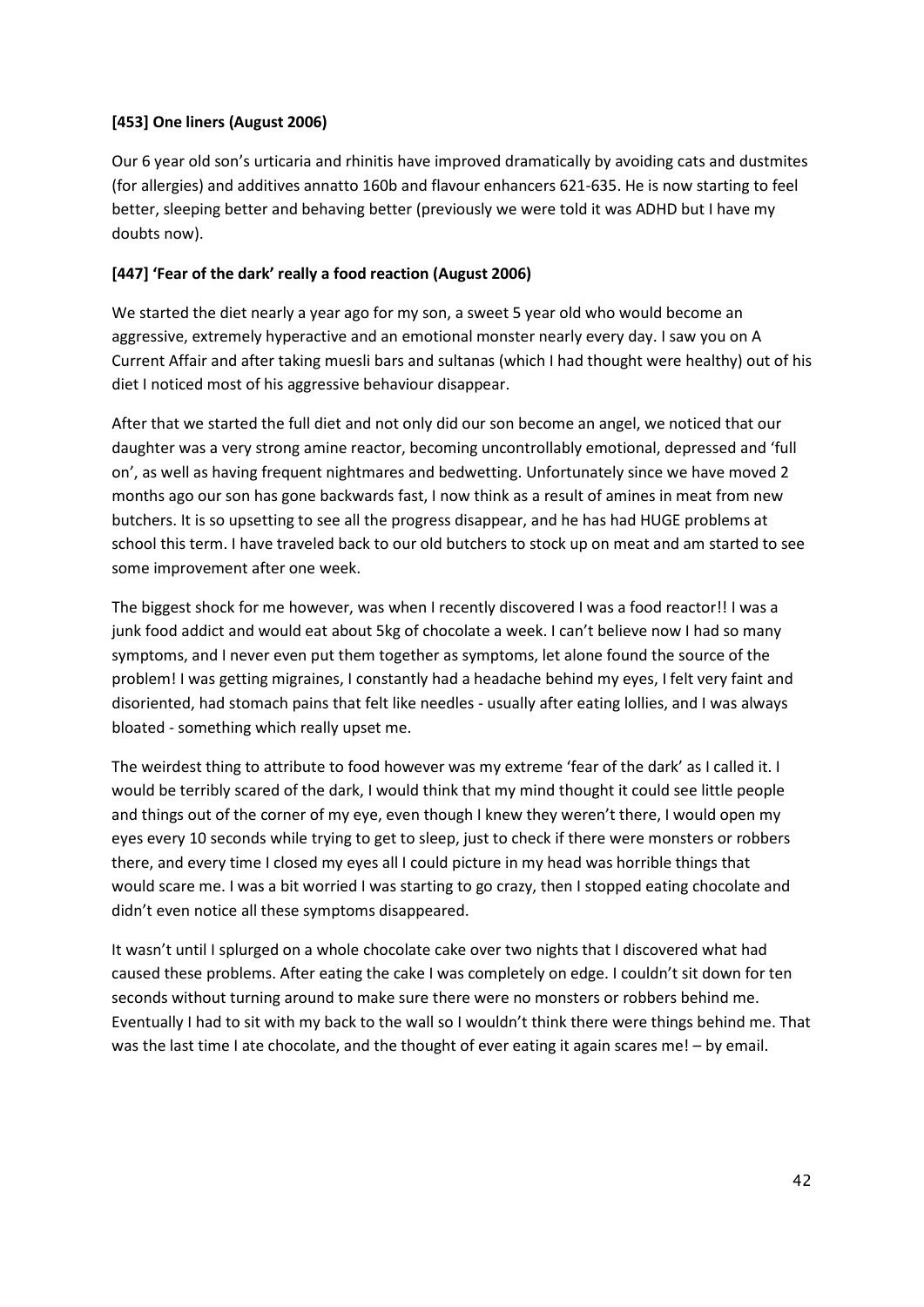**[453] One liners (August 2006)**

Our 6 year old son's urticaria and rhinitis have improved dramatically by avoiding cats and dustmites (for allergies) and additives annatto 160b and flavour enhancers 621-635. He is now starting to feel better, sleeping better and behaving better (previously we were told it was ADHD but I have my doubts now).

**[447] 'Fear of the dark' really a food reaction (August 2006)**

We started the diet nearly a year ago for my son, a sweet 5 year old who would become an aggressive, extremely hyperactive and an emotional monster nearly every day. I saw you on A Current Affair and after taking muesli bars and sultanas (which I had thought were healthy) out of his diet I noticed most of his aggressive behaviour disappear.

After that we started the full diet and not only did our son become an angel, we noticed that our daughter was a very strong amine reactor, becoming uncontrollably emotional, depressed and 'full on', as well as having frequent nightmares and bedwetting. Unfortunately since we have moved 2 months ago our son has gone backwards fast, I now think as a result of amines in meat from new butchers. It is so upsetting to see all the progress disappear, and he has had HUGE problems at school this term. I have traveled back to our old butchers to stock up on meat and am started to see some improvement after one week.

The biggest shock for me however, was when I recently discovered I was a food reactor!! I was a junk food addict and would eat about 5kg of chocolate a week. I can't believe now I had so many symptoms, and I never even put them together as symptoms, let alone found the source of the problem! I was getting migraines, I constantly had a headache behind my eyes, I felt very faint and disoriented, had stomach pains that felt like needles - usually after eating lollies, and I was always bloated - something which really upset me.

The weirdest thing to attribute to food however was my extreme 'fear of the dark' as I called it. I would be terribly scared of the dark, I would think that my mind thought it could see little people and things out of the corner of my eye, even though I knew they weren't there, I would open my eyes every 10 seconds while trying to get to sleep, just to check if there were monsters or robbers there, and every time I closed my eyes all I could picture in my head was horrible things that would scare me. I was a bit worried I was starting to go crazy, then I stopped eating chocolate and didn't even notice all these symptoms disappeared.

It wasn't until I splurged on a whole chocolate cake over two nights that I discovered what had caused these problems. After eating the cake I was completely on edge. I couldn't sit down for ten seconds without turning around to make sure there were no monsters or robbers behind me. Eventually I had to sit with my back to the wall so I wouldn't think there were things behind me. That was the last time I ate chocolate, and the thought of ever eating it again scares me! – by email.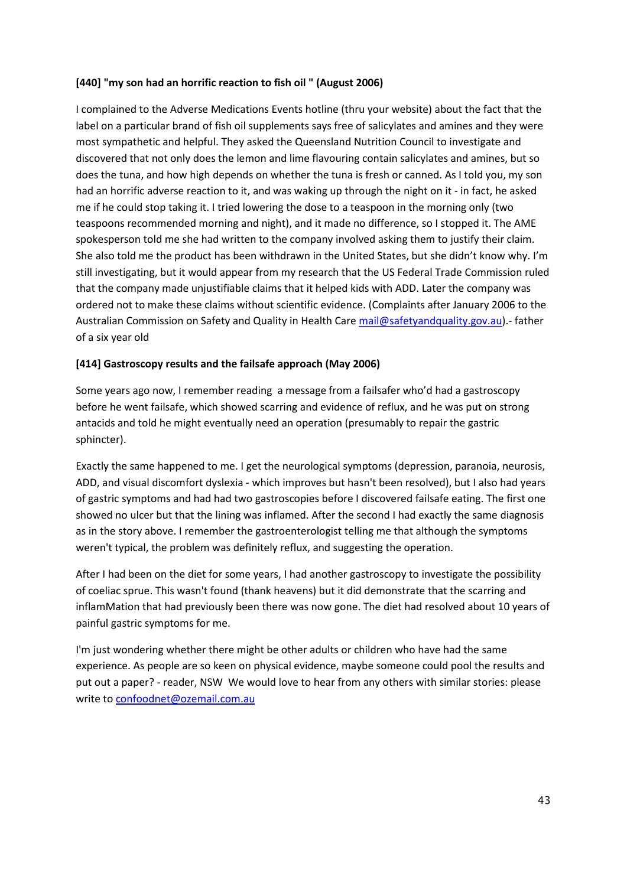**[440] "my son had an horrific reaction to fish oil " (August 2006)**

I complained to the Adverse Medications Events hotline (thru your website) about the fact that the label on a particular brand of fish oil supplements says free of salicylates and amines and they were most sympathetic and helpful. They asked the Queensland Nutrition Council to investigate and discovered that not only does the lemon and lime flavouring contain salicylates and amines, but so does the tuna, and how high depends on whether the tuna is fresh or canned. As I told you, my son had an horrific adverse reaction to it, and was waking up through the night on it - in fact, he asked me if he could stop taking it. I tried lowering the dose to a teaspoon in the morning only (two teaspoons recommended morning and night), and it made no difference, so I stopped it. The AME spokesperson told me she had written to the company involved asking them to justify their claim. She also told me the product has been withdrawn in the United States, but she didn't know why. I'm still investigating, but it would appear from my research that the US Federal Trade Commission ruled that the company made unjustifiable claims that it helped kids with ADD. Later the company was ordered not to make these claims without scientific evidence. (Complaints after January 2006 to the Australian Commission on Safety and Quality in Health Care [mail@safetyandquality.gov.au](mailto:mail@safetyandquality.gov.au)).- father of a six year old

**[414] Gastroscopy results and the failsafe approach (May 2006)**

Some years ago now, I remember reading a message from a failsafer who'd had a gastroscopy before he went failsafe, which showed scarring and evidence of reflux, and he was put on strong antacids and told he might eventually need an operation (presumably to repair the gastric sphincter).

Exactly the same happened to me. I get the neurological symptoms (depression, paranoia, neurosis, ADD, and visual discomfort dyslexia - which improves but hasn't been resolved), but I also had years of gastric symptoms and had had two gastroscopies before I discovered failsafe eating. The first one showed no ulcer but that the lining was inflamed. After the second I had exactly the same diagnosis as in the story above. I remember the gastroenterologist telling me that although the symptoms weren't typical, the problem was definitely reflux, and suggesting the operation.

After I had been on the diet for some years, I had another gastroscopy to investigate the possibility of coeliac sprue. This wasn't found (thank heavens) but it did demonstrate that the scarring and inflamMation that had previously been there was now gone. The diet had resolved about 10 years of painful gastric symptoms for me.

I'm just wondering whether there might be other adults or children who have had the same experience. As people are so keen on physical evidence, maybe someone could pool the results and put out a paper? - reader, NSW We would love to hear from any others with similar stories: please write to [confoodnet@ozemail.com.au](mailto:confoodnet@ozemail.com.au)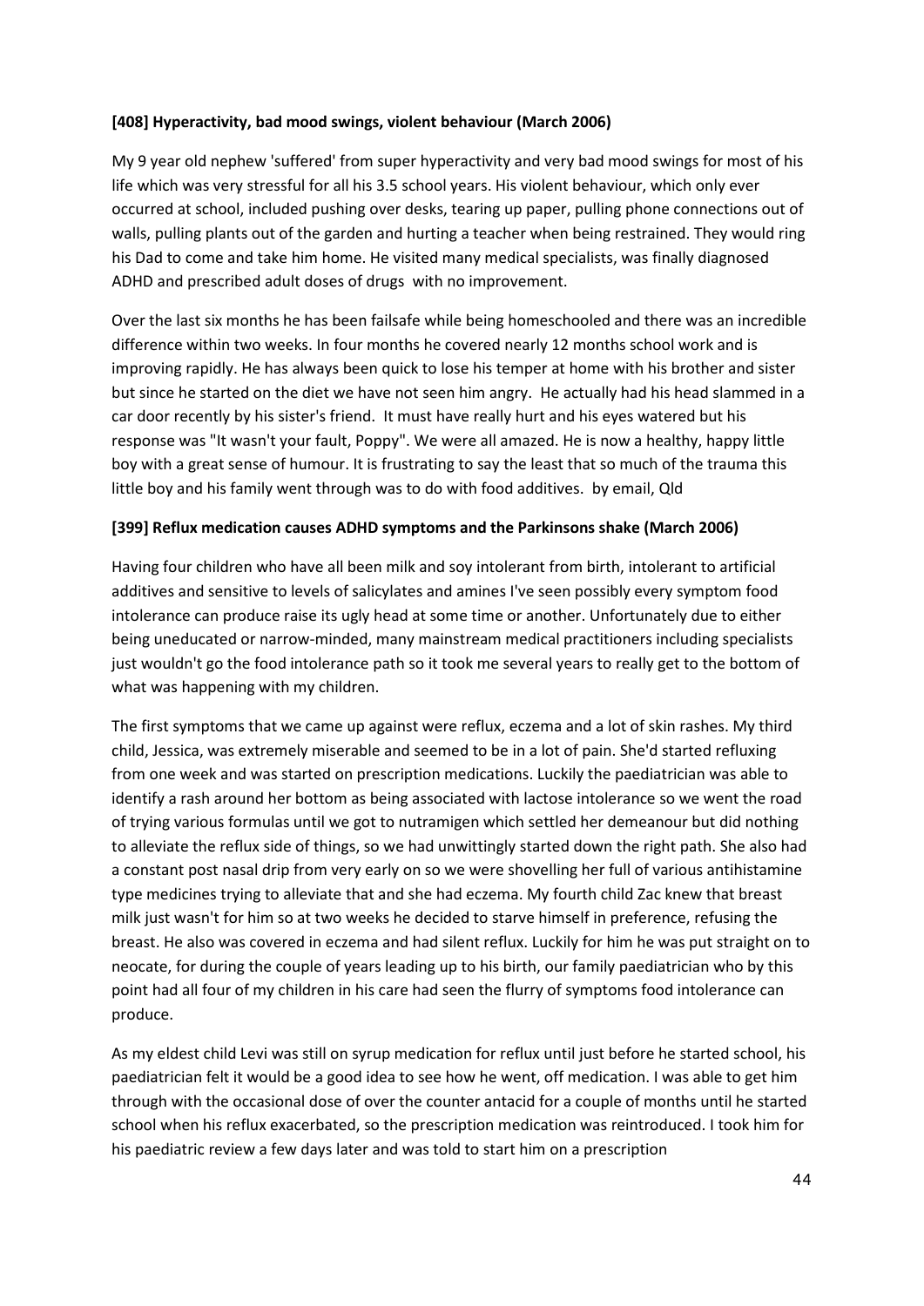**[408] Hyperactivity, bad mood swings, violent behaviour (March 2006)**

My 9 year old nephew 'suffered' from super hyperactivity and very bad mood swings for most of his life which was very stressful for all his 3.5 school years. His violent behaviour, which only ever occurred at school, included pushing over desks, tearing up paper, pulling phone connections out of walls, pulling plants out of the garden and hurting a teacher when being restrained. They would ring his Dad to come and take him home. He visited many medical specialists, was finally diagnosed ADHD and prescribed adult doses of drugs with no improvement.

Over the last six months he has been failsafe while being homeschooled and there was an incredible difference within two weeks. In four months he covered nearly 12 months school work and is improving rapidly. He has always been quick to lose his temper at home with his brother and sister but since he started on the diet we have not seen him angry. He actually had his head slammed in a car door recently by his sister's friend. It must have really hurt and his eyes watered but his response was "It wasn't your fault, Poppy". We were all amazed. He is now a healthy, happy little boy with a great sense of humour. It is frustrating to say the least that so much of the trauma this little boy and his family went through was to do with food additives. by email, Qld

**[399] Reflux medication causes ADHD symptoms and the Parkinsons shake (March 2006)**

Having four children who have all been milk and soy intolerant from birth, intolerant to artificial additives and sensitive to levels of salicylates and amines I've seen possibly every symptom food intolerance can produce raise its ugly head at some time or another. Unfortunately due to either being uneducated or narrow-minded, many mainstream medical practitioners including specialists just wouldn't go the food intolerance path so it took me several years to really get to the bottom of what was happening with my children.

The first symptoms that we came up against were reflux, eczema and a lot of skin rashes. My third child, Jessica, was extremely miserable and seemed to be in a lot of pain. She'd started refluxing from one week and was started on prescription medications. Luckily the paediatrician was able to identify a rash around her bottom as being associated with lactose intolerance so we went the road of trying various formulas until we got to nutramigen which settled her demeanour but did nothing to alleviate the reflux side of things, so we had unwittingly started down the right path. She also had a constant post nasal drip from very early on so we were shovelling her full of various antihistamine type medicines trying to alleviate that and she had eczema. My fourth child Zac knew that breast milk just wasn't for him so at two weeks he decided to starve himself in preference, refusing the breast. He also was covered in eczema and had silent reflux. Luckily for him he was put straight on to neocate, for during the couple of years leading up to his birth, our family paediatrician who by this point had all four of my children in his care had seen the flurry of symptoms food intolerance can produce.

As my eldest child Levi was still on syrup medication for reflux until just before he started school, his paediatrician felt it would be a good idea to see how he went, off medication. I was able to get him through with the occasional dose of over the counter antacid for a couple of months until he started school when his reflux exacerbated, so the prescription medication was reintroduced. I took him for his paediatric review a few days later and was told to start him on a prescription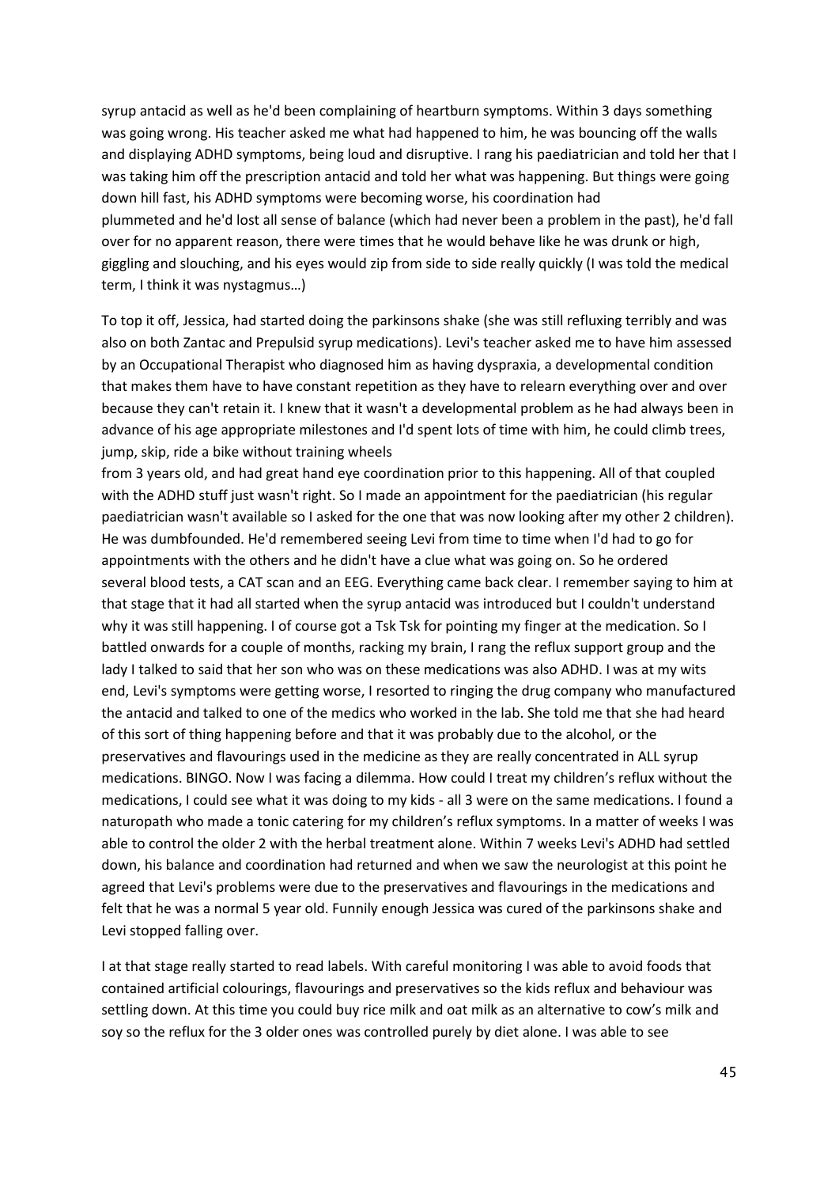syrup antacid as well as he'd been complaining of heartburn symptoms. Within 3 days something was going wrong. His teacher asked me what had happened to him, he was bouncing off the walls and displaying ADHD symptoms, being loud and disruptive. I rang his paediatrician and told her that I was taking him off the prescription antacid and told her what was happening. But things were going down hill fast, his ADHD symptoms were becoming worse, his coordination had plummeted and he'd lost all sense of balance (which had never been a problem in the past), he'd fall over for no apparent reason, there were times that he would behave like he was drunk or high, giggling and slouching, and his eyes would zip from side to side really quickly (I was told the medical term, I think it was nystagmus…)

To top it off, Jessica, had started doing the parkinsons shake (she was still refluxing terribly and was also on both Zantac and Prepulsid syrup medications). Levi's teacher asked me to have him assessed by an Occupational Therapist who diagnosed him as having dyspraxia, a developmental condition that makes them have to have constant repetition as they have to relearn everything over and over because they can't retain it. I knew that it wasn't a developmental problem as he had always been in advance of his age appropriate milestones and I'd spent lots of time with him, he could climb trees, jump, skip, ride a bike without training wheels from 3 years old, and had great hand eye coordination prior to this happening. All of that coupled with the ADHD stuff just wasn't right. So I made an appointment for the paediatrician (his regular paediatrician wasn't available so I asked for the one that was now looking after my other 2 children). He was dumbfounded. He'd remembered seeing Levi from time to time when I'd had to go for appointments with the others and he didn't have a clue what was going on. So he ordered several blood tests, a CAT scan and an EEG. Everything came back clear. I remember saying to him at that stage that it had all started when the syrup antacid was introduced but I couldn't understand why it was still happening. I of course got a Tsk Tsk for pointing my finger at the medication. So I battled onwards for a couple of months, racking my brain, I rang the reflux support group and the lady I talked to said that her son who was on these medications was also ADHD. I was at my wits end, Levi's symptoms were getting worse, I resorted to ringing the drug company who manufactured the antacid and talked to one of the medics who worked in the lab. She told me that she had heard of this sort of thing happening before and that it was probably due to the alcohol, or the preservatives and flavourings used in the medicine as they are really concentrated in ALL syrup medications. BINGO. Now I was facing a dilemma. How could I treat my children's reflux without the medications, I could see what it was doing to my kids - all 3 were on the same medications. I found a naturopath who made a tonic catering for my children's reflux symptoms. In a matter of weeks I was able to control the older 2 with the herbal treatment alone. Within 7 weeks Levi's ADHD had settled down, his balance and coordination had returned and when we saw the neurologist at this point he agreed that Levi's problems were due to the preservatives and flavourings in the medications and felt that he was a normal 5 year old. Funnily enough Jessica was cured of the parkinsons shake and Levi stopped falling over.

I at that stage really started to read labels. With careful monitoring I was able to avoid foods that contained artificial colourings, flavourings and preservatives so the kids reflux and behaviour was settling down. At this time you could buy rice milk and oat milk as an alternative to cow's milk and soy so the reflux for the 3 older ones was controlled purely by diet alone. I was able to see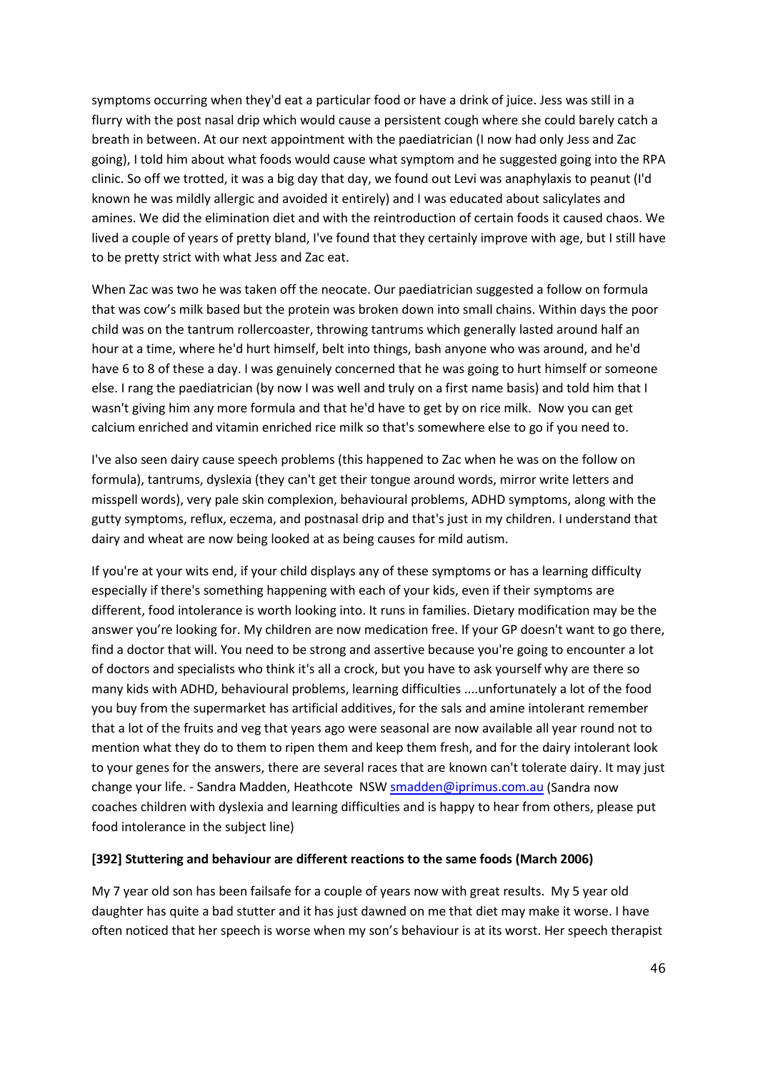symptoms occurring when they'd eat a particular food or have a drink of juice. Jess was still in a flurry with the post nasal drip which would cause a persistent cough where she could barely catch a breath in between. At our next appointment with the paediatrician (I now had only Jess and Zac going), I told him about what foods would cause what symptom and he suggested going into the RPA clinic. So off we trotted, it was a big day that day, we found out Levi was anaphylaxis to peanut (I'd known he was mildly allergic and avoided it entirely) and I was educated about salicylates and amines. We did the elimination diet and with the reintroduction of certain foods it caused chaos. We lived a couple of years of pretty bland, I've found that they certainly improve with age, but I still have to be pretty strict with what Jess and Zac eat.

When Zac was two he was taken off the neocate. Our paediatrician suggested a follow on formula that was cow's milk based but the protein was broken down into small chains. Within days the poor child was on the tantrum rollercoaster, throwing tantrums which generally lasted around half an hour at a time, where he'd hurt himself, belt into things, bash anyone who was around, and he'd have 6 to 8 of these a day. I was genuinely concerned that he was going to hurt himself or someone else. I rang the paediatrician (by now I was well and truly on a first name basis) and told him that I wasn't giving him any more formula and that he'd have to get by on rice milk. Now you can get calcium enriched and vitamin enriched rice milk so that's somewhere else to go if you need to.

I've also seen dairy cause speech problems (this happened to Zac when he was on the follow on formula), tantrums, dyslexia (they can't get their tongue around words, mirror write letters and misspell words), very pale skin complexion, behavioural problems, ADHD symptoms, along with the gutty symptoms, reflux, eczema, and postnasal drip and that's just in my children. I understand that dairy and wheat are now being looked at as being causes for mild autism.

If you're at your wits end, if your child displays any of these symptoms or has a learning difficulty especially if there's something happening with each of your kids, even if their symptoms are different, food intolerance is worth looking into. It runs in families. Dietary modification may be the answer you're looking for. My children are now medication free. If your GP doesn't want to go there, find a doctor that will. You need to be strong and assertive because you're going to encounter a lot of doctors and specialists who think it's all a crock, but you have to ask yourself why are there so many kids with ADHD, behavioural problems, learning difficulties ....unfortunately a lot of the food you buy from the supermarket has artificial additives, for the sals and amine intolerant remember that a lot of the fruits and veg that years ago were seasonal are now available all year round not to mention what they do to them to ripen them and keep them fresh, and for the dairy intolerant look to your genes for the answers, there are several races that are known can't tolerate dairy. It may just change your life. - Sandra Madden, Heathcote NSW smadden@iprimus.com.au (Sandra now coaches children with dyslexia and learning difficulties and is happy to hear from others, please put food intolerance in the subject line)

**[392] Stuttering and behaviour are different reactions to the same foods (March 2006)**

My 7 year old son has been failsafe for a couple of years now with great results. My 5 year old daughter has quite a bad stutter and it has just dawned on me that diet may make it worse. I have often noticed that her speech is worse when my son's behaviour is at its worst. Her speech therapist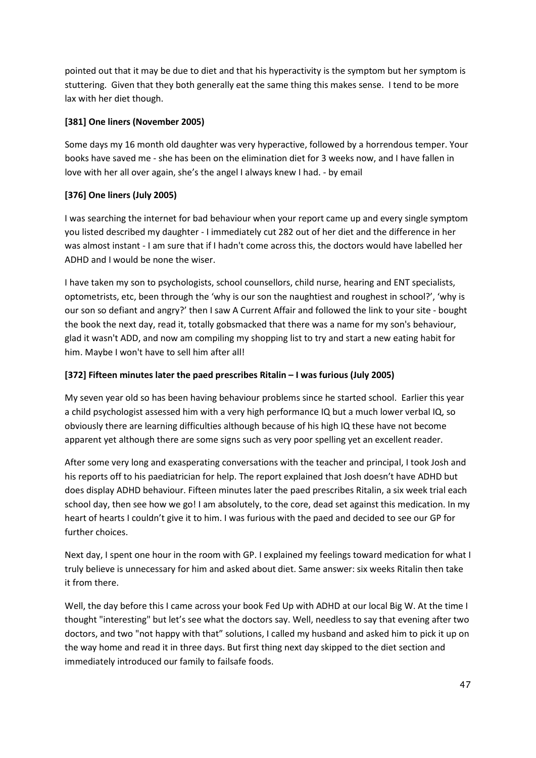pointed out that it may be due to diet and that his hyperactivity is the symptom but her symptom is stuttering. Given that they both generally eat the same thing this makes sense. I tend to be more lax with her diet though.

**[381] One liners (November 2005)**

Some days my 16 month old daughter was very hyperactive, followed by a horrendous temper. Your books have saved me - she has been on the elimination diet for 3 weeks now, and I have fallen in love with her all over again, she's the angel I always knew I had. - by email

**[376] One liners (July 2005)**

I was searching the internet for bad behaviour when your report came up and every single symptom you listed described my daughter - I immediately cut 282 out of her diet and the difference in her was almost instant - I am sure that if I hadn't come across this, the doctors would have labelled her ADHD and I would be none the wiser.

I have taken my son to psychologists, school counsellors, child nurse, hearing and ENT specialists, optometrists, etc, been through the 'why is our son the naughtiest and roughest in school?', 'why is our son so defiant and angry?' then I saw A Current Affair and followed the link to your site - bought the book the next day, read it, totally gobsmacked that there was a name for my son's behaviour, glad it wasn't ADD, and now am compiling my shopping list to try and start a new eating habit for him. Maybe I won't have to sell him after all!

**[372] Fifteen minutes later the paed prescribes Ritalin – I was furious (July 2005)**

My seven year old so has been having behaviour problems since he started school. Earlier this year a child psychologist assessed him with a very high performance IQ but a much lower verbal IQ, so obviously there are learning difficulties although because of his high IQ these have not become apparent yet although there are some signs such as very poor spelling yet an excellent reader.

After some very long and exasperating conversations with the teacher and principal, I took Josh and his reports off to his paediatrician for help. The report explained that Josh doesn't have ADHD but does display ADHD behaviour. Fifteen minutes later the paed prescribes Ritalin, a six week trial each school day, then see how we go! I am absolutely, to the core, dead set against this medication. In my heart of hearts I couldn't give it to him. I was furious with the paed and decided to see our GP for further choices.

Next day, I spent one hour in the room with GP. I explained my feelings toward medication for what I truly believe is unnecessary for him and asked about diet. Same answer: six weeks Ritalin then take it from there.

Well, the day before this I came across your book Fed Up with ADHD at our local Big W. At the time I thought "interesting" but let's see what the doctors say. Well, needless to say that evening after two doctors, and two "not happy with that" solutions, I called my husband and asked him to pick it up on the way home and read it in three days. But first thing next day skipped to the diet section and immediately introduced our family to failsafe foods.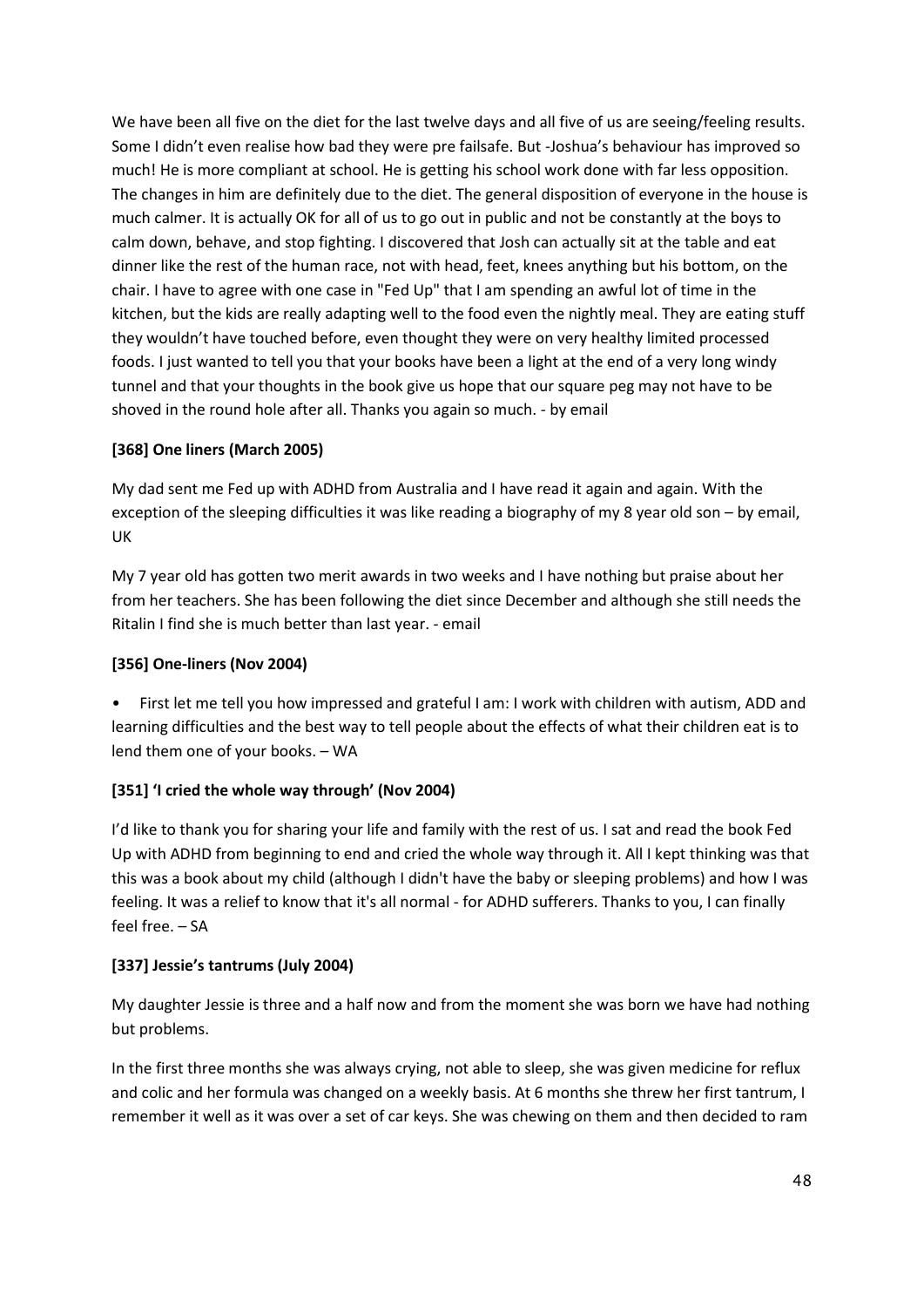We have been all five on the diet for the last twelve days and all five of us are seeing/feeling results. Some I didn't even realise how bad they were pre failsafe. But -Joshua's behaviour has improved so much! He is more compliant at school. He is getting his school work done with far less opposition. The changes in him are definitely due to the diet. The general disposition of everyone in the house is much calmer. It is actually OK for all of us to go out in public and not be constantly at the boys to calm down, behave, and stop fighting. I discovered that Josh can actually sit at the table and eat dinner like the rest of the human race, not with head, feet, knees anything but his bottom, on the chair. I have to agree with one case in "Fed Up" that I am spending an awful lot of time in the kitchen, but the kids are really adapting well to the food even the nightly meal. They are eating stuff they wouldn't have touched before, even thought they were on very healthy limited processed foods. I just wanted to tell you that your books have been a light at the end of a very long windy tunnel and that your thoughts in the book give us hope that our square peg may not have to be shoved in the round hole after all. Thanks you again so much. - by email

**[368] One liners (March 2005)**

My dad sent me Fed up with ADHD from Australia and I have read it again and again. With the exception of the sleeping difficulties it was like reading a biography of my 8 year old son – by email, UK

My 7 year old has gotten two merit awards in two weeks and I have nothing but praise about her from her teachers. She has been following the diet since December and although she still needs the Ritalin I find she is much better than last year. - email

**[356] One-liners (Nov 2004)**

- First let me tell you how impressed and grateful I am: I work with children with autism, ADD and learning difficulties and the best way to tell people about the effects of what their children eat is to lend them one of your books. – WA

**[351] 'I cried the whole way through' (Nov 2004)**

I'd like to thank you for sharing your life and family with the rest of us. I sat and read the book Fed Up with ADHD from beginning to end and cried the whole way through it. All I kept thinking was that this was a book about my child (although I didn't have the baby or sleeping problems) and how I was feeling. It was a relief to know that it's all normal - for ADHD sufferers. Thanks to you, I can finally feel free. – SA

**[337] Jessie's tantrums (July 2004)**

My daughter Jessie is three and a half now and from the moment she was born we have had nothing but problems.

In the first three months she was always crying, not able to sleep, she was given medicine for reflux and colic and her formula was changed on a weekly basis. At 6 months she threw her first tantrum, I remember it well as it was over a set of car keys. She was chewing on them and then decided to ram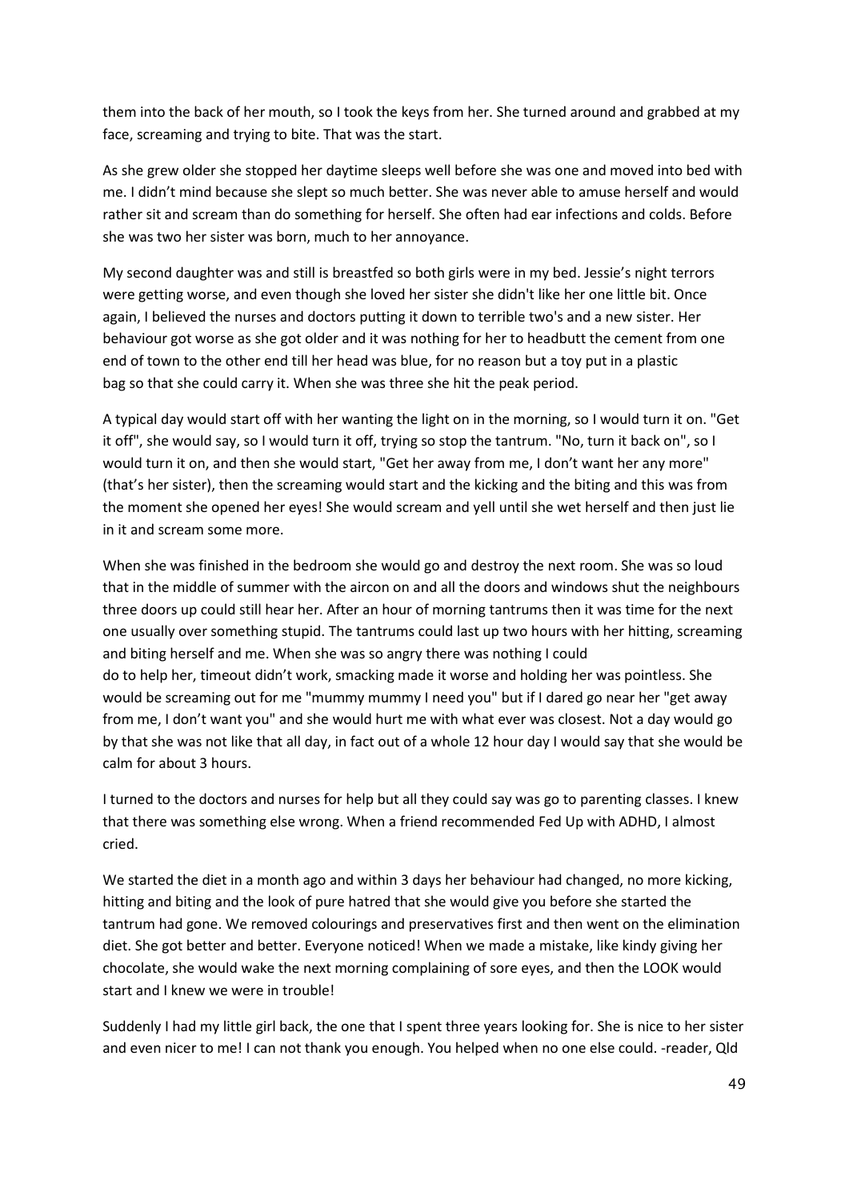them into the back of her mouth, so I took the keys from her. She turned around and grabbed at my face, screaming and trying to bite. That was the start.

As she grew older she stopped her daytime sleeps well before she was one and moved into bed with me. I didn't mind because she slept so much better. She was never able to amuse herself and would rather sit and scream than do something for herself. She often had ear infections and colds. Before she was two her sister was born, much to her annoyance.

My second daughter was and still is breastfed so both girls were in my bed. Jessie's night terrors were getting worse, and even though she loved her sister she didn't like her one little bit. Once again, I believed the nurses and doctors putting it down to terrible two's and a new sister. Her behaviour got worse as she got older and it was nothing for her to headbutt the cement from one end of town to the other end till her head was blue, for no reason but a toy put in a plastic bag so that she could carry it. When she was three she hit the peak period.

A typical day would start off with her wanting the light on in the morning, so I would turn it on. "Get it off", she would say, so I would turn it off, trying so stop the tantrum. "No, turn it back on", so I would turn it on, and then she would start, "Get her away from me, I don't want her any more" (that's her sister), then the screaming would start and the kicking and the biting and this was from the moment she opened her eyes! She would scream and yell until she wet herself and then just lie in it and scream some more.

When she was finished in the bedroom she would go and destroy the next room. She was so loud that in the middle of summer with the aircon on and all the doors and windows shut the neighbours three doors up could still hear her. After an hour of morning tantrums then it was time for the next one usually over something stupid. The tantrums could last up two hours with her hitting, screaming and biting herself and me. When she was so angry there was nothing I could do to help her, timeout didn't work, smacking made it worse and holding her was pointless. She would be screaming out for me "mummy mummy I need you" but if I dared go near her "get away from me, I don't want you" and she would hurt me with what ever was closest. Not a day would go by that she was not like that all day, in fact out of a whole 12 hour day I would say that she would be calm for about 3 hours.

I turned to the doctors and nurses for help but all they could say was go to parenting classes. I knew that there was something else wrong. When a friend recommended Fed Up with ADHD, I almost cried.

We started the diet in a month ago and within 3 days her behaviour had changed, no more kicking, hitting and biting and the look of pure hatred that she would give you before she started the tantrum had gone. We removed colourings and preservatives first and then went on the elimination diet. She got better and better. Everyone noticed! When we made a mistake, like kindy giving her chocolate, she would wake the next morning complaining of sore eyes, and then the LOOK would start and I knew we were in trouble!

Suddenly I had my little girl back, the one that I spent three years looking for. She is nice to her sister and even nicer to me! I can not thank you enough. You helped when no one else could. -reader, Qld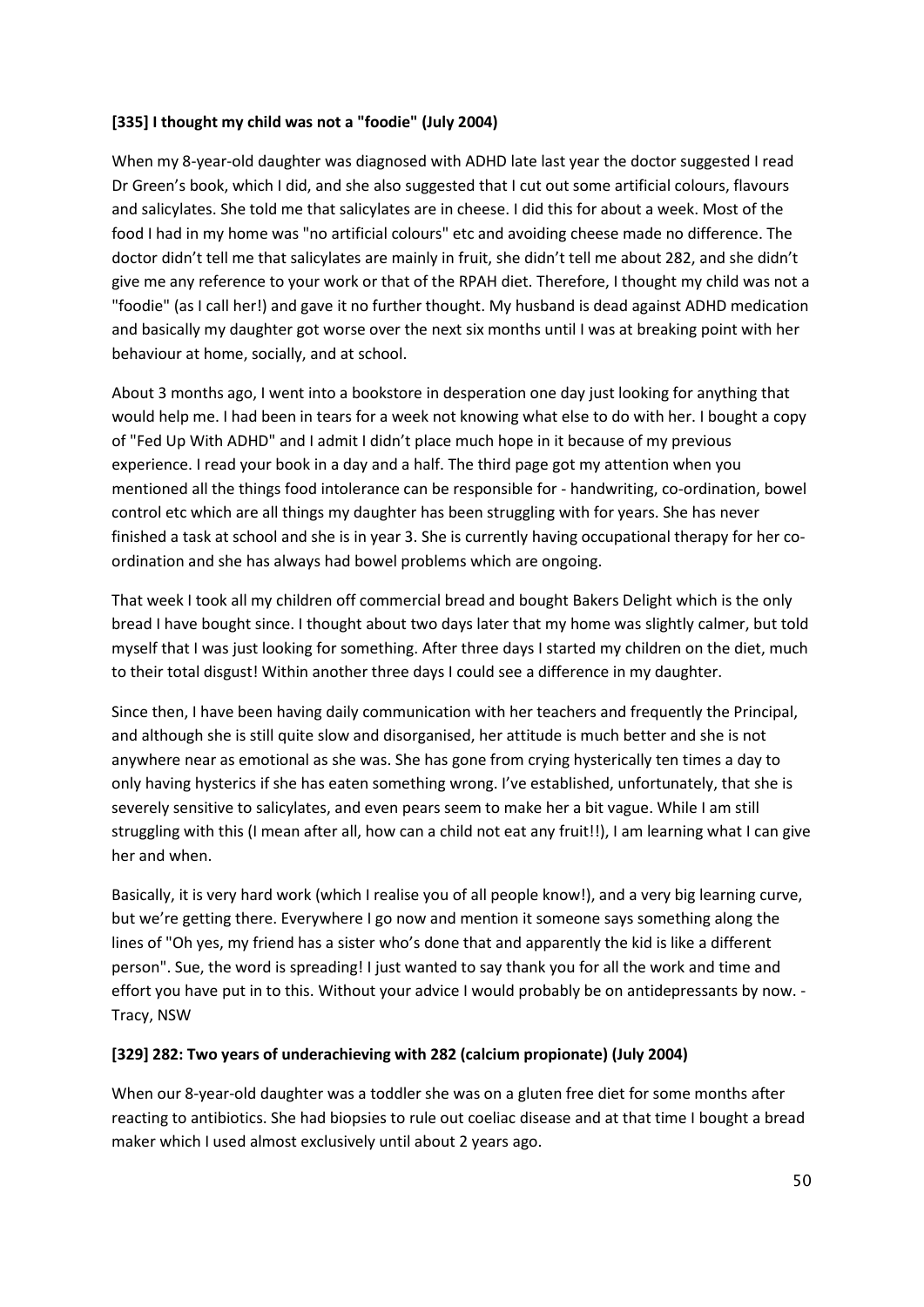**[335] I thought my child was not a "foodie" (July 2004)**

When my 8-year-old daughter was diagnosed with ADHD late last year the doctor suggested I read Dr Green's book, which I did, and she also suggested that I cut out some artificial colours, flavours and salicylates. She told me that salicylates are in cheese. I did this for about a week. Most of the food I had in my home was "no artificial colours" etc and avoiding cheese made no difference. The doctor didn't tell me that salicylates are mainly in fruit, she didn't tell me about 282, and she didn't give me any reference to your work or that of the RPAH diet. Therefore, I thought my child was not a "foodie" (as I call her!) and gave it no further thought. My husband is dead against ADHD medication and basically my daughter got worse over the next six months until I was at breaking point with her behaviour at home, socially, and at school.

About 3 months ago, I went into a bookstore in desperation one day just looking for anything that would help me. I had been in tears for a week not knowing what else to do with her. I bought a copy of "Fed Up With ADHD" and I admit I didn't place much hope in it because of my previous experience. I read your book in a day and a half. The third page got my attention when you mentioned all the things food intolerance can be responsible for - handwriting, co-ordination, bowel control etc which are all things my daughter has been struggling with for years. She has never finished a task at school and she is in year 3. She is currently having occupational therapy for her co-ordination and she has always had bowel problems which are ongoing.

That week I took all my children off commercial bread and bought Bakers Delight which is the only bread I have bought since. I thought about two days later that my home was slightly calmer, but told myself that I was just looking for something. After three days I started my children on the diet, much to their total disgust! Within another three days I could see a difference in my daughter.

Since then, I have been having daily communication with her teachers and frequently the Principal, and although she is still quite slow and disorganised, her attitude is much better and she is not anywhere near as emotional as she was. She has gone from crying hysterically ten times a day to only having hysterics if she has eaten something wrong. I've established, unfortunately, that she is severely sensitive to salicylates, and even pears seem to make her a bit vague. While I am still struggling with this (I mean after all, how can a child not eat any fruit!!), I am learning what I can give her and when.

Basically, it is very hard work (which I realise you of all people know!), and a very big learning curve, but we're getting there. Everywhere I go now and mention it someone says something along the lines of "Oh yes, my friend has a sister who's done that and apparently the kid is like a different person". Sue, the word is spreading! I just wanted to say thank you for all the work and time and effort you have put in to this. Without your advice I would probably be on antidepressants by now. - Tracy, NSW

**[329] 282: Two years of underachieving with 282 (calcium propionate) (July 2004)**

When our 8-year-old daughter was a toddler she was on a gluten free diet for some months after reacting to antibiotics. She had biopsies to rule out coeliac disease and at that time I bought a bread maker which I used almost exclusively until about 2 years ago.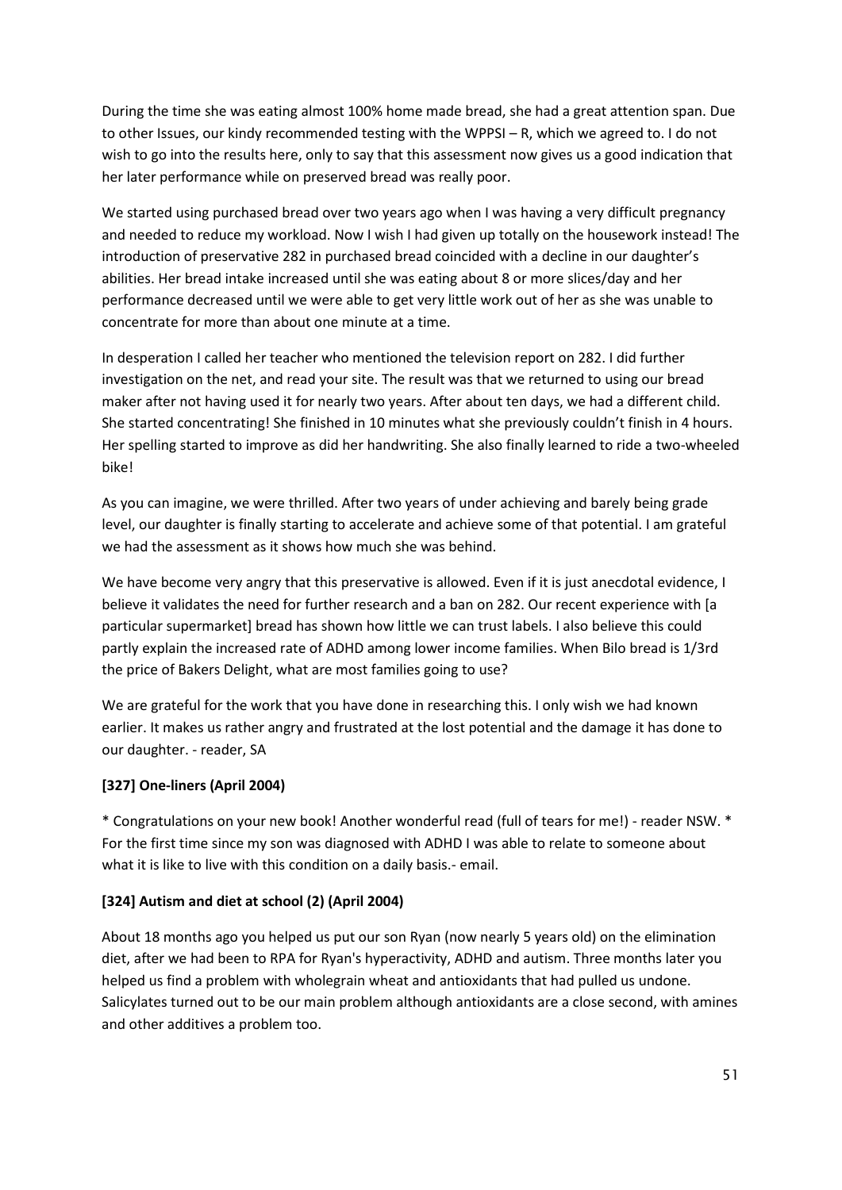During the time she was eating almost 100% home made bread, she had a great attention span. Due to other Issues, our kindy recommended testing with the WPPSI – R, which we agreed to. I do not wish to go into the results here, only to say that this assessment now gives us a good indication that her later performance while on preserved bread was really poor.

We started using purchased bread over two years ago when I was having a very difficult pregnancy and needed to reduce my workload. Now I wish I had given up totally on the housework instead! The introduction of preservative 282 in purchased bread coincided with a decline in our daughter's abilities. Her bread intake increased until she was eating about 8 or more slices/day and her performance decreased until we were able to get very little work out of her as she was unable to concentrate for more than about one minute at a time.

In desperation I called her teacher who mentioned the television report on 282. I did further investigation on the net, and read your site. The result was that we returned to using our bread maker after not having used it for nearly two years. After about ten days, we had a different child. She started concentrating! She finished in 10 minutes what she previously couldn't finish in 4 hours. Her spelling started to improve as did her handwriting. She also finally learned to ride a two-wheeled bike!

As you can imagine, we were thrilled. After two years of under achieving and barely being grade level, our daughter is finally starting to accelerate and achieve some of that potential. I am grateful we had the assessment as it shows how much she was behind.

We have become very angry that this preservative is allowed. Even if it is just anecdotal evidence, I believe it validates the need for further research and a ban on 282. Our recent experience with [a particular supermarket] bread has shown how little we can trust labels. I also believe this could partly explain the increased rate of ADHD among lower income families. When Bilo bread is 1/3rd the price of Bakers Delight, what are most families going to use?

We are grateful for the work that you have done in researching this. I only wish we had known earlier. It makes us rather angry and frustrated at the lost potential and the damage it has done to our daughter. - reader, SA

**[327] One-liners (April 2004)**

* Congratulations on your new book! Another wonderful read (full of tears for me!) - reader NSW. * For the first time since my son was diagnosed with ADHD I was able to relate to someone about what it is like to live with this condition on a daily basis.- email.

**[324] Autism and diet at school (2) (April 2004)**

About 18 months ago you helped us put our son Ryan (now nearly 5 years old) on the elimination diet, after we had been to RPA for Ryan's hyperactivity, ADHD and autism. Three months later you helped us find a problem with wholegrain wheat and antioxidants that had pulled us undone. Salicylates turned out to be our main problem although antioxidants are a close second, with amines and other additives a problem too.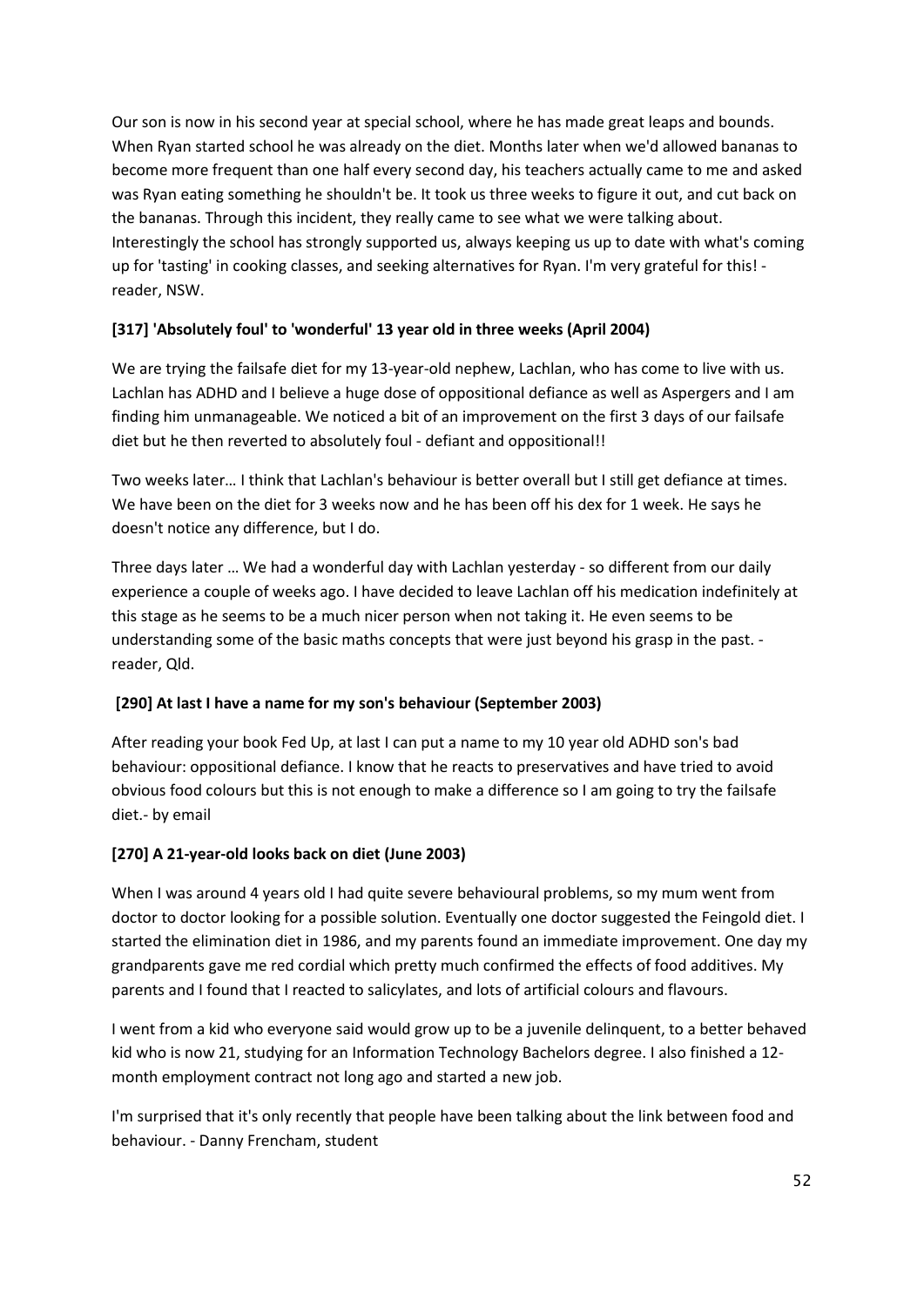Our son is now in his second year at special school, where he has made great leaps and bounds. When Ryan started school he was already on the diet. Months later when we'd allowed bananas to become more frequent than one half every second day, his teachers actually came to me and asked was Ryan eating something he shouldn't be. It took us three weeks to figure it out, and cut back on the bananas. Through this incident, they really came to see what we were talking about. Interestingly the school has strongly supported us, always keeping us up to date with what's coming up for 'tasting' in cooking classes, and seeking alternatives for Ryan. I'm very grateful for this! - reader, NSW.

**[317] 'Absolutely foul' to 'wonderful' 13 year old in three weeks (April 2004)**

We are trying the failsafe diet for my 13-year-old nephew, Lachlan, who has come to live with us. Lachlan has ADHD and I believe a huge dose of oppositional defiance as well as Aspergers and I am finding him unmanageable. We noticed a bit of an improvement on the first 3 days of our failsafe diet but he then reverted to absolutely foul - defiant and oppositional!!

Two weeks later… I think that Lachlan's behaviour is better overall but I still get defiance at times. We have been on the diet for 3 weeks now and he has been off his dex for 1 week. He says he doesn't notice any difference, but I do.

Three days later … We had a wonderful day with Lachlan yesterday - so different from our daily experience a couple of weeks ago. I have decided to leave Lachlan off his medication indefinitely at this stage as he seems to be a much nicer person when not taking it. He even seems to be understanding some of the basic maths concepts that were just beyond his grasp in the past. - reader, Qld.

**[290] At last I have a name for my son's behaviour (September 2003)**

After reading your book Fed Up, at last I can put a name to my 10 year old ADHD son's bad behaviour: oppositional defiance. I know that he reacts to preservatives and have tried to avoid obvious food colours but this is not enough to make a difference so I am going to try the failsafe diet.- by email

**[270] A 21-year-old looks back on diet (June 2003)**

When I was around 4 years old I had quite severe behavioural problems, so my mum went from doctor to doctor looking for a possible solution. Eventually one doctor suggested the Feingold diet. I started the elimination diet in 1986, and my parents found an immediate improvement. One day my grandparents gave me red cordial which pretty much confirmed the effects of food additives. My parents and I found that I reacted to salicylates, and lots of artificial colours and flavours.

I went from a kid who everyone said would grow up to be a juvenile delinquent, to a better behaved kid who is now 21, studying for an Information Technology Bachelors degree. I also finished a 12-month employment contract not long ago and started a new job.

I'm surprised that it's only recently that people have been talking about the link between food and behaviour. - Danny Frencham, student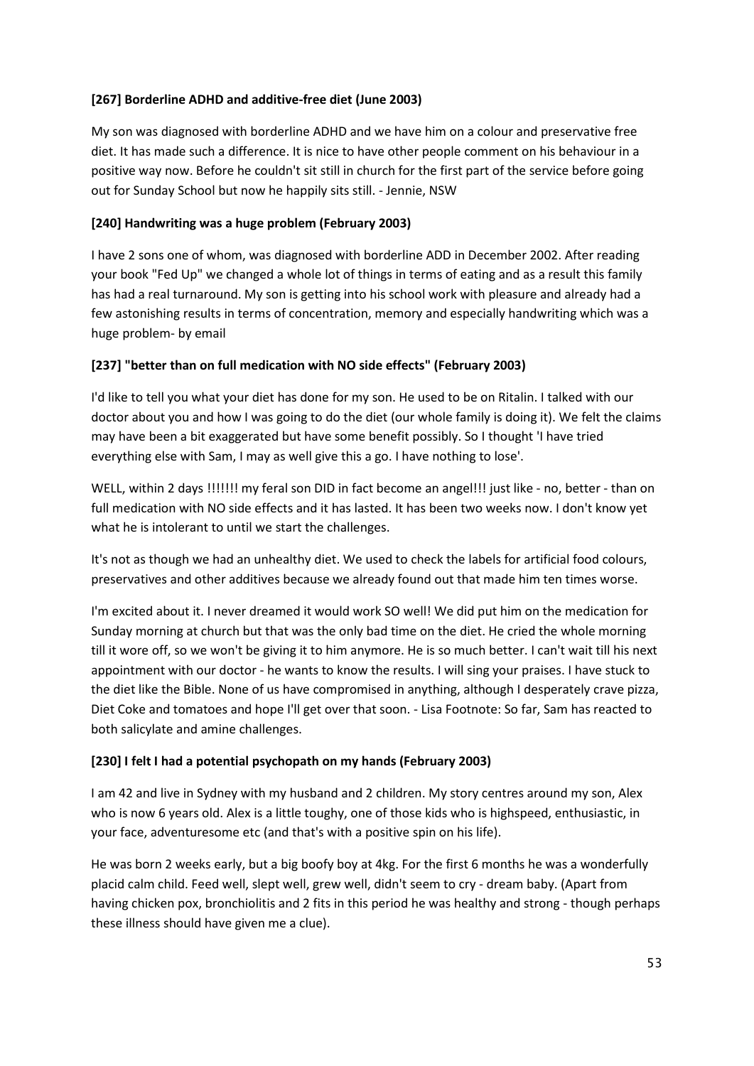### [267] Borderline ADHD and additive-free diet (June 2003)

My son was diagnosed with borderline ADHD and we have him on a colour and preservative free diet. It has made such a difference. It is nice to have other people comment on his behaviour in a positive way now. Before he couldn't sit still in church for the first part of the service before going out for Sunday School but now he happily sits still. - Jennie, NSW

### [240] Handwriting was a huge problem (February 2003)

I have 2 sons one of whom, was diagnosed with borderline ADD in December 2002. After reading your book "Fed Up" we changed a whole lot of things in terms of eating and as a result this family has had a real turnaround. My son is getting into his school work with pleasure and already had a few astonishing results in terms of concentration, memory and especially handwriting which was a huge problem- by email

### [237] "better than on full medication with NO side effects" (February 2003)

I'd like to tell you what your diet has done for my son. He used to be on Ritalin. I talked with our doctor about you and how I was going to do the diet (our whole family is doing it). We felt the claims may have been a bit exaggerated but have some benefit possibly. So I thought 'I have tried everything else with Sam, I may as well give this a go. I have nothing to lose'.

WELL, within 2 days !!!!!!! my feral son DID in fact become an angel!!! just like - no, better - than on full medication with NO side effects and it has lasted. It has been two weeks now. I don't know yet what he is intolerant to until we start the challenges.

It's not as though we had an unhealthy diet. We used to check the labels for artificial food colours, preservatives and other additives because we already found out that made him ten times worse.

I'm excited about it. I never dreamed it would work SO well! We did put him on the medication for Sunday morning at church but that was the only bad time on the diet. He cried the whole morning till it wore off, so we won't be giving it to him anymore. He is so much better. I can't wait till his next appointment with our doctor - he wants to know the results. I will sing your praises. I have stuck to the diet like the Bible. None of us have compromised in anything, although I desperately crave pizza, Diet Coke and tomatoes and hope I'll get over that soon. - Lisa Footnote: So far, Sam has reacted to both salicylate and amine challenges.

### [230] I felt I had a potential psychopath on my hands (February 2003)

I am 42 and live in Sydney with my husband and 2 children. My story centres around my son, Alex who is now 6 years old. Alex is a little toughy, one of those kids who is highspeed, enthusiastic, in your face, adventuresome etc (and that's with a positive spin on his life).

He was born 2 weeks early, but a big boofy boy at 4kg. For the first 6 months he was a wonderfully placid calm child. Feed well, slept well, grew well, didn't seem to cry - dream baby. (Apart from having chicken pox, bronchiolitis and 2 fits in this period he was healthy and strong - though perhaps these illness should have given me a clue).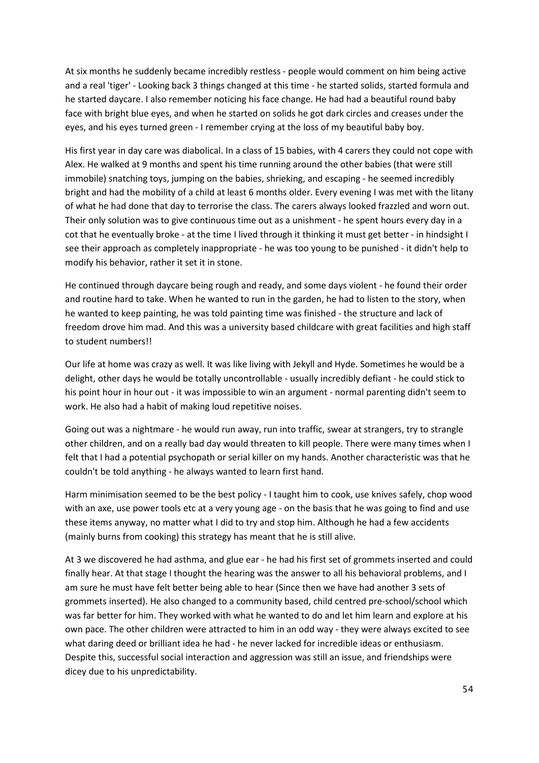At six months he suddenly became incredibly restless - people would comment on him being active and a real 'tiger' - Looking back 3 things changed at this time - he started solids, started formula and he started daycare. I also remember noticing his face change. He had had a beautiful round baby face with bright blue eyes, and when he started on solids he got dark circles and creases under the eyes, and his eyes turned green - I remember crying at the loss of my beautiful baby boy.

His first year in day care was diabolical. In a class of 15 babies, with 4 carers they could not cope with Alex. He walked at 9 months and spent his time running around the other babies (that were still immobile) snatching toys, jumping on the babies, shrieking, and escaping - he seemed incredibly bright and had the mobility of a child at least 6 months older. Every evening I was met with the litany of what he had done that day to terrorise the class. The carers always looked frazzled and worn out. Their only solution was to give continuous time out as a unishment - he spent hours every day in a cot that he eventually broke - at the time I lived through it thinking it must get better - in hindsight I see their approach as completely inappropriate - he was too young to be punished - it didn't help to modify his behavior, rather it set it in stone.

He continued through daycare being rough and ready, and some days violent - he found their order and routine hard to take. When he wanted to run in the garden, he had to listen to the story, when he wanted to keep painting, he was told painting time was finished - the structure and lack of freedom drove him mad. And this was a university based childcare with great facilities and high staff to student numbers!!

Our life at home was crazy as well. It was like living with Jekyll and Hyde. Sometimes he would be a delight, other days he would be totally uncontrollable - usually incredibly defiant - he could stick to his point hour in hour out - it was impossible to win an argument - normal parenting didn't seem to work. He also had a habit of making loud repetitive noises.

Going out was a nightmare - he would run away, run into traffic, swear at strangers, try to strangle other children, and on a really bad day would threaten to kill people. There were many times when I felt that I had a potential psychopath or serial killer on my hands. Another characteristic was that he couldn't be told anything - he always wanted to learn first hand.

Harm minimisation seemed to be the best policy - I taught him to cook, use knives safely, chop wood with an axe, use power tools etc at a very young age - on the basis that he was going to find and use these items anyway, no matter what I did to try and stop him. Although he had a few accidents (mainly burns from cooking) this strategy has meant that he is still alive.

At 3 we discovered he had asthma, and glue ear - he had his first set of grommets inserted and could finally hear. At that stage I thought the hearing was the answer to all his behavioral problems, and I am sure he must have felt better being able to hear (Since then we have had another 3 sets of grommets inserted). He also changed to a community based, child centred pre-school/school which was far better for him. They worked with what he wanted to do and let him learn and explore at his own pace. The other children were attracted to him in an odd way - they were always excited to see what daring deed or brilliant idea he had - he never lacked for incredible ideas or enthusiasm. Despite this, successful social interaction and aggression was still an issue, and friendships were dicey due to his unpredictability.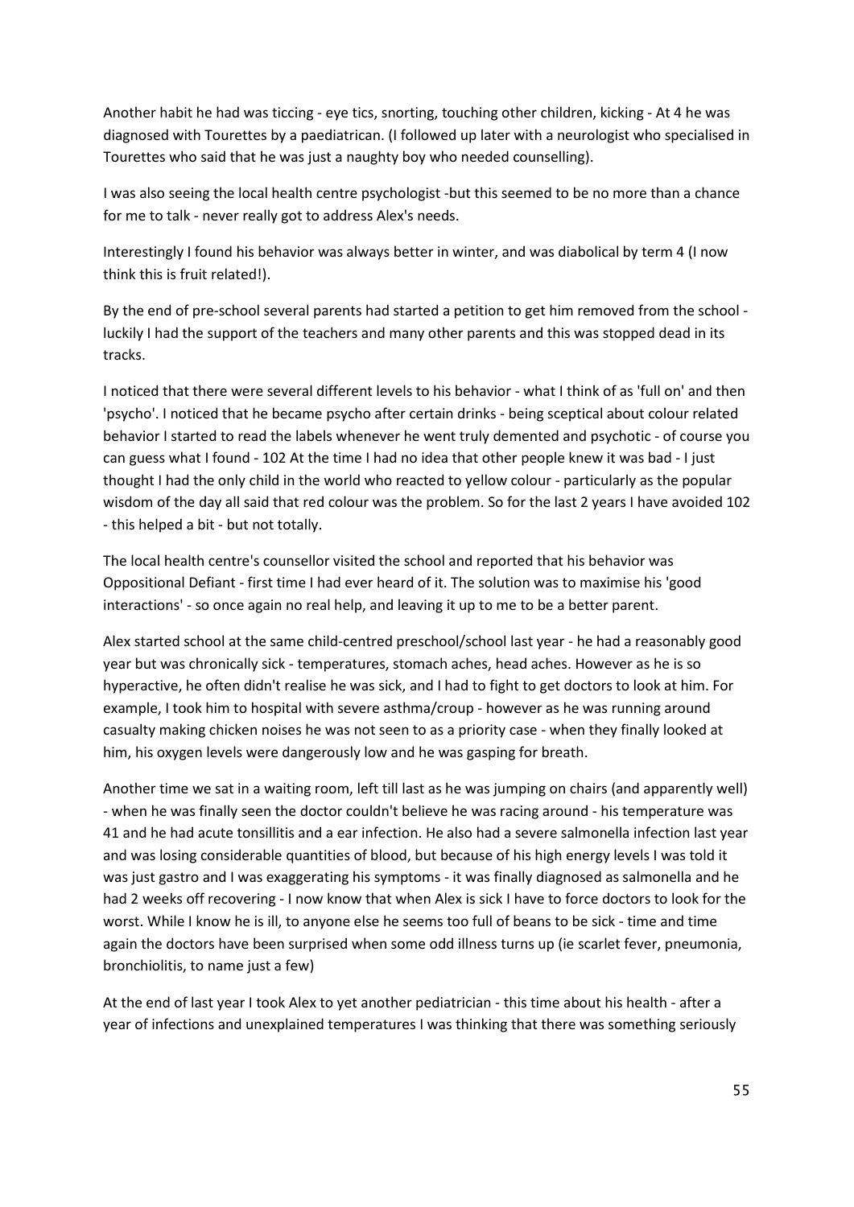Another habit he had was ticcing - eye tics, snorting, touching other children, kicking - At 4 he was diagnosed with Tourettes by a paediatrican. (I followed up later with a neurologist who specialised in Tourettes who said that he was just a naughty boy who needed counselling).

I was also seeing the local health centre psychologist -but this seemed to be no more than a chance for me to talk - never really got to address Alex's needs.

Interestingly I found his behavior was always better in winter, and was diabolical by term 4 (I now think this is fruit related!).

By the end of pre-school several parents had started a petition to get him removed from the school - luckily I had the support of the teachers and many other parents and this was stopped dead in its tracks.

I noticed that there were several different levels to his behavior - what I think of as 'full on' and then 'psycho'. I noticed that he became psycho after certain drinks - being sceptical about colour related behavior I started to read the labels whenever he went truly demented and psychotic - of course you can guess what I found - 102 At the time I had no idea that other people knew it was bad - I just thought I had the only child in the world who reacted to yellow colour - particularly as the popular wisdom of the day all said that red colour was the problem. So for the last 2 years I have avoided 102 - this helped a bit - but not totally.

The local health centre's counsellor visited the school and reported that his behavior was Oppositional Defiant - first time I had ever heard of it. The solution was to maximise his 'good interactions' - so once again no real help, and leaving it up to me to be a better parent.

Alex started school at the same child-centred preschool/school last year - he had a reasonably good year but was chronically sick - temperatures, stomach aches, head aches. However as he is so hyperactive, he often didn't realise he was sick, and I had to fight to get doctors to look at him. For example, I took him to hospital with severe asthma/croup - however as he was running around casualty making chicken noises he was not seen to as a priority case - when they finally looked at him, his oxygen levels were dangerously low and he was gasping for breath.

Another time we sat in a waiting room, left till last as he was jumping on chairs (and apparently well) - when he was finally seen the doctor couldn't believe he was racing around - his temperature was 41 and he had acute tonsillitis and a ear infection. He also had a severe salmonella infection last year and was losing considerable quantities of blood, but because of his high energy levels I was told it was just gastro and I was exaggerating his symptoms - it was finally diagnosed as salmonella and he had 2 weeks off recovering - I now know that when Alex is sick I have to force doctors to look for the worst. While I know he is ill, to anyone else he seems too full of beans to be sick - time and time again the doctors have been surprised when some odd illness turns up (ie scarlet fever, pneumonia, bronchiolitis, to name just a few)

At the end of last year I took Alex to yet another pediatrician - this time about his health - after a year of infections and unexplained temperatures I was thinking that there was something seriously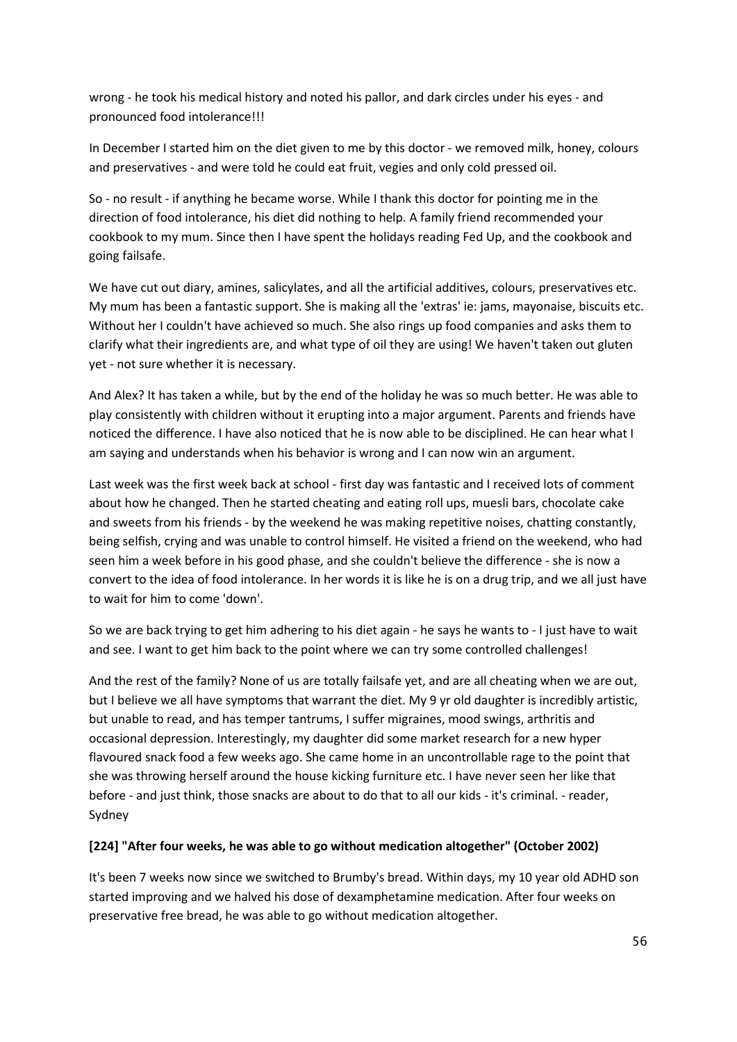wrong - he took his medical history and noted his pallor, and dark circles under his eyes - and pronounced food intolerance!!!

In December I started him on the diet given to me by this doctor - we removed milk, honey, colours and preservatives - and were told he could eat fruit, vegies and only cold pressed oil.

So - no result - if anything he became worse. While I thank this doctor for pointing me in the direction of food intolerance, his diet did nothing to help. A family friend recommended your cookbook to my mum. Since then I have spent the holidays reading Fed Up, and the cookbook and going failsafe.

We have cut out diary, amines, salicylates, and all the artificial additives, colours, preservatives etc. My mum has been a fantastic support. She is making all the 'extras' ie: jams, mayonaise, biscuits etc. Without her I couldn't have achieved so much. She also rings up food companies and asks them to clarify what their ingredients are, and what type of oil they are using! We haven't taken out gluten yet - not sure whether it is necessary.

And Alex? It has taken a while, but by the end of the holiday he was so much better. He was able to play consistently with children without it erupting into a major argument. Parents and friends have noticed the difference. I have also noticed that he is now able to be disciplined. He can hear what I am saying and understands when his behavior is wrong and I can now win an argument.

Last week was the first week back at school - first day was fantastic and I received lots of comment about how he changed. Then he started cheating and eating roll ups, muesli bars, chocolate cake and sweets from his friends - by the weekend he was making repetitive noises, chatting constantly, being selfish, crying and was unable to control himself. He visited a friend on the weekend, who had seen him a week before in his good phase, and she couldn't believe the difference - she is now a convert to the idea of food intolerance. In her words it is like he is on a drug trip, and we all just have to wait for him to come 'down'.

So we are back trying to get him adhering to his diet again - he says he wants to - I just have to wait and see. I want to get him back to the point where we can try some controlled challenges!

And the rest of the family? None of us are totally failsafe yet, and are all cheating when we are out, but I believe we all have symptoms that warrant the diet. My 9 yr old daughter is incredibly artistic, but unable to read, and has temper tantrums, I suffer migraines, mood swings, arthritis and occasional depression. Interestingly, my daughter did some market research for a new hyper flavoured snack food a few weeks ago. She came home in an uncontrollable rage to the point that she was throwing herself around the house kicking furniture etc. I have never seen her like that before - and just think, those snacks are about to do that to all our kids - it's criminal. - reader, Sydney

**[224] "After four weeks, he was able to go without medication altogether" (October 2002)**

It's been 7 weeks now since we switched to Brumby's bread. Within days, my 10 year old ADHD son started improving and we halved his dose of dexamphetamine medication. After four weeks on preservative free bread, he was able to go without medication altogether.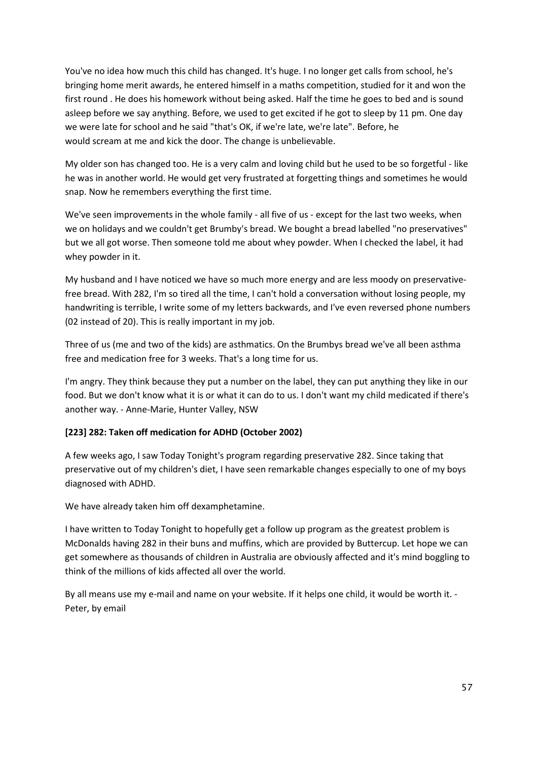You've no idea how much this child has changed. It's huge. I no longer get calls from school, he's bringing home merit awards, he entered himself in a maths competition, studied for it and won the first round . He does his homework without being asked. Half the time he goes to bed and is sound asleep before we say anything. Before, we used to get excited if he got to sleep by 11 pm. One day we were late for school and he said "that's OK, if we're late, we're late". Before, he would scream at me and kick the door. The change is unbelievable.

My older son has changed too. He is a very calm and loving child but he used to be so forgetful - like he was in another world. He would get very frustrated at forgetting things and sometimes he would snap. Now he remembers everything the first time.

We've seen improvements in the whole family - all five of us - except for the last two weeks, when we on holidays and we couldn't get Brumby's bread. We bought a bread labelled "no preservatives" but we all got worse. Then someone told me about whey powder. When I checked the label, it had whey powder in it.

My husband and I have noticed we have so much more energy and are less moody on preservative-free bread. With 282, I'm so tired all the time, I can't hold a conversation without losing people, my handwriting is terrible, I write some of my letters backwards, and I've even reversed phone numbers (02 instead of 20). This is really important in my job.

Three of us (me and two of the kids) are asthmatics. On the Brumbys bread we've all been asthma free and medication free for 3 weeks. That's a long time for us.

I'm angry. They think because they put a number on the label, they can put anything they like in our food. But we don't know what it is or what it can do to us. I don't want my child medicated if there's another way. - Anne-Marie, Hunter Valley, NSW

**[223] 282: Taken off medication for ADHD (October 2002)**

A few weeks ago, I saw Today Tonight's program regarding preservative 282. Since taking that preservative out of my children's diet, I have seen remarkable changes especially to one of my boys diagnosed with ADHD.

We have already taken him off dexamphetamine.

I have written to Today Tonight to hopefully get a follow up program as the greatest problem is McDonalds having 282 in their buns and muffins, which are provided by Buttercup. Let hope we can get somewhere as thousands of children in Australia are obviously affected and it's mind boggling to think of the millions of kids affected all over the world.

By all means use my e-mail and name on your website. If it helps one child, it would be worth it. - Peter, by email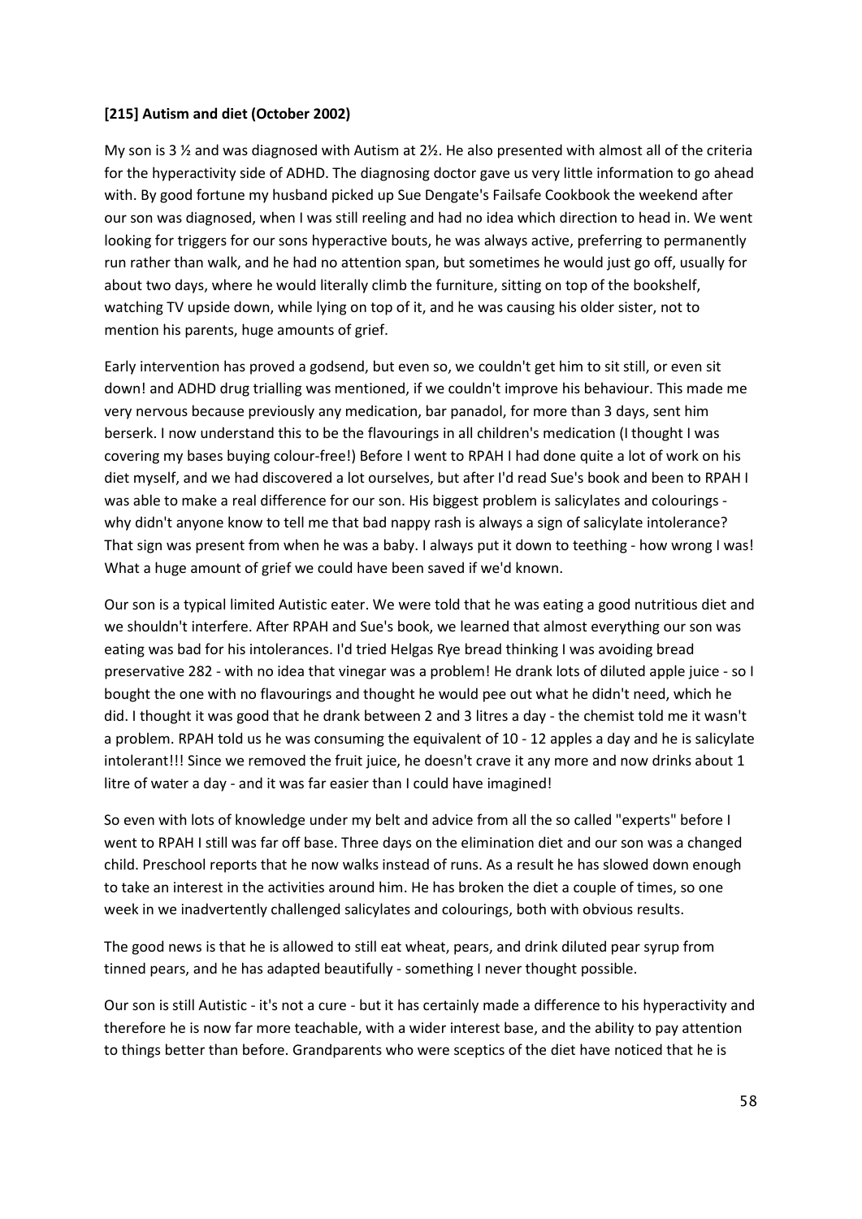**[215] Autism and diet (October 2002)**

My son is 3 ½ and was diagnosed with Autism at 2½. He also presented with almost all of the criteria for the hyperactivity side of ADHD. The diagnosing doctor gave us very little information to go ahead with. By good fortune my husband picked up Sue Dengate's Failsafe Cookbook the weekend after our son was diagnosed, when I was still reeling and had no idea which direction to head in. We went looking for triggers for our sons hyperactive bouts, he was always active, preferring to permanently run rather than walk, and he had no attention span, but sometimes he would just go off, usually for about two days, where he would literally climb the furniture, sitting on top of the bookshelf, watching TV upside down, while lying on top of it, and he was causing his older sister, not to mention his parents, huge amounts of grief.

Early intervention has proved a godsend, but even so, we couldn't get him to sit still, or even sit down! and ADHD drug trialling was mentioned, if we couldn't improve his behaviour. This made me very nervous because previously any medication, bar panadol, for more than 3 days, sent him berserk. I now understand this to be the flavourings in all children's medication (I thought I was covering my bases buying colour-free!) Before I went to RPAH I had done quite a lot of work on his diet myself, and we had discovered a lot ourselves, but after I'd read Sue's book and been to RPAH I was able to make a real difference for our son. His biggest problem is salicylates and colourings - why didn't anyone know to tell me that bad nappy rash is always a sign of salicylate intolerance? That sign was present from when he was a baby. I always put it down to teething - how wrong I was! What a huge amount of grief we could have been saved if we'd known.

Our son is a typical limited Autistic eater. We were told that he was eating a good nutritious diet and we shouldn't interfere. After RPAH and Sue's book, we learned that almost everything our son was eating was bad for his intolerances. I'd tried Helgas Rye bread thinking I was avoiding bread preservative 282 - with no idea that vinegar was a problem! He drank lots of diluted apple juice - so I bought the one with no flavourings and thought he would pee out what he didn't need, which he did. I thought it was good that he drank between 2 and 3 litres a day - the chemist told me it wasn't a problem. RPAH told us he was consuming the equivalent of 10 - 12 apples a day and he is salicylate intolerant!!! Since we removed the fruit juice, he doesn't crave it any more and now drinks about 1 litre of water a day - and it was far easier than I could have imagined!

So even with lots of knowledge under my belt and advice from all the so called "experts" before I went to RPAH I still was far off base. Three days on the elimination diet and our son was a changed child. Preschool reports that he now walks instead of runs. As a result he has slowed down enough to take an interest in the activities around him. He has broken the diet a couple of times, so one week in we inadvertently challenged salicylates and colourings, both with obvious results.

The good news is that he is allowed to still eat wheat, pears, and drink diluted pear syrup from tinned pears, and he has adapted beautifully - something I never thought possible.

Our son is still Autistic - it's not a cure - but it has certainly made a difference to his hyperactivity and therefore he is now far more teachable, with a wider interest base, and the ability to pay attention to things better than before. Grandparents who were sceptics of the diet have noticed that he is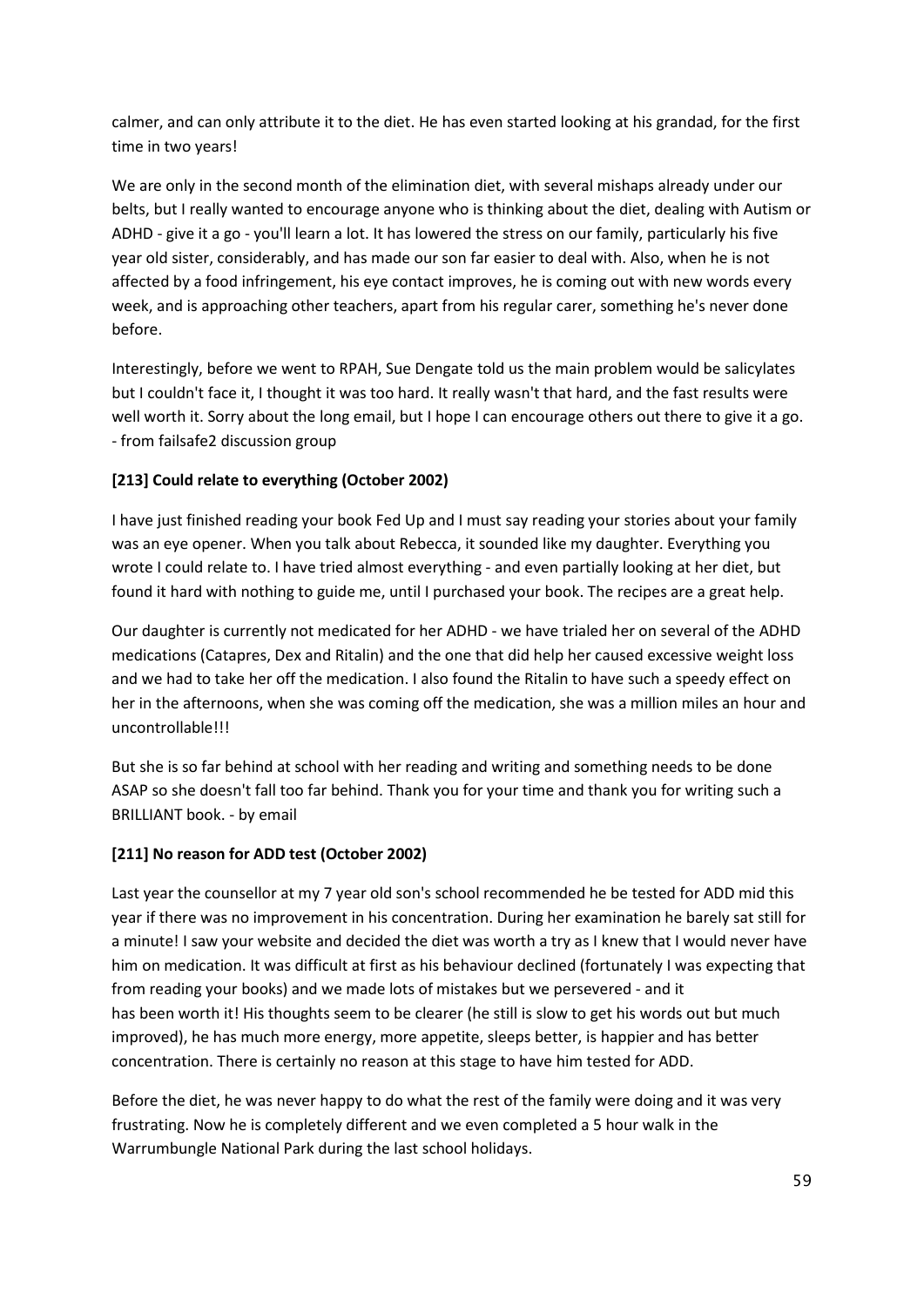calmer, and can only attribute it to the diet. He has even started looking at his grandad, for the first time in two years!

We are only in the second month of the elimination diet, with several mishaps already under our belts, but I really wanted to encourage anyone who is thinking about the diet, dealing with Autism or ADHD - give it a go - you'll learn a lot. It has lowered the stress on our family, particularly his five year old sister, considerably, and has made our son far easier to deal with. Also, when he is not affected by a food infringement, his eye contact improves, he is coming out with new words every week, and is approaching other teachers, apart from his regular carer, something he's never done before.

Interestingly, before we went to RPAH, Sue Dengate told us the main problem would be salicylates but I couldn't face it, I thought it was too hard. It really wasn't that hard, and the fast results were well worth it. Sorry about the long email, but I hope I can encourage others out there to give it a go. - from failsafe2 discussion group

**[213] Could relate to everything (October 2002)**

I have just finished reading your book Fed Up and I must say reading your stories about your family was an eye opener. When you talk about Rebecca, it sounded like my daughter. Everything you wrote I could relate to. I have tried almost everything - and even partially looking at her diet, but found it hard with nothing to guide me, until I purchased your book. The recipes are a great help.

Our daughter is currently not medicated for her ADHD - we have trialed her on several of the ADHD medications (Catapres, Dex and Ritalin) and the one that did help her caused excessive weight loss and we had to take her off the medication. I also found the Ritalin to have such a speedy effect on her in the afternoons, when she was coming off the medication, she was a million miles an hour and uncontrollable!!!

But she is so far behind at school with her reading and writing and something needs to be done ASAP so she doesn't fall too far behind. Thank you for your time and thank you for writing such a BRILLIANT book. - by email

**[211] No reason for ADD test (October 2002)**

Last year the counsellor at my 7 year old son's school recommended he be tested for ADD mid this year if there was no improvement in his concentration. During her examination he barely sat still for a minute! I saw your website and decided the diet was worth a try as I knew that I would never have him on medication. It was difficult at first as his behaviour declined (fortunately I was expecting that from reading your books) and we made lots of mistakes but we persevered - and it has been worth it! His thoughts seem to be clearer (he still is slow to get his words out but much improved), he has much more energy, more appetite, sleeps better, is happier and has better concentration. There is certainly no reason at this stage to have him tested for ADD.

Before the diet, he was never happy to do what the rest of the family were doing and it was very frustrating. Now he is completely different and we even completed a 5 hour walk in the Warrumbungle National Park during the last school holidays.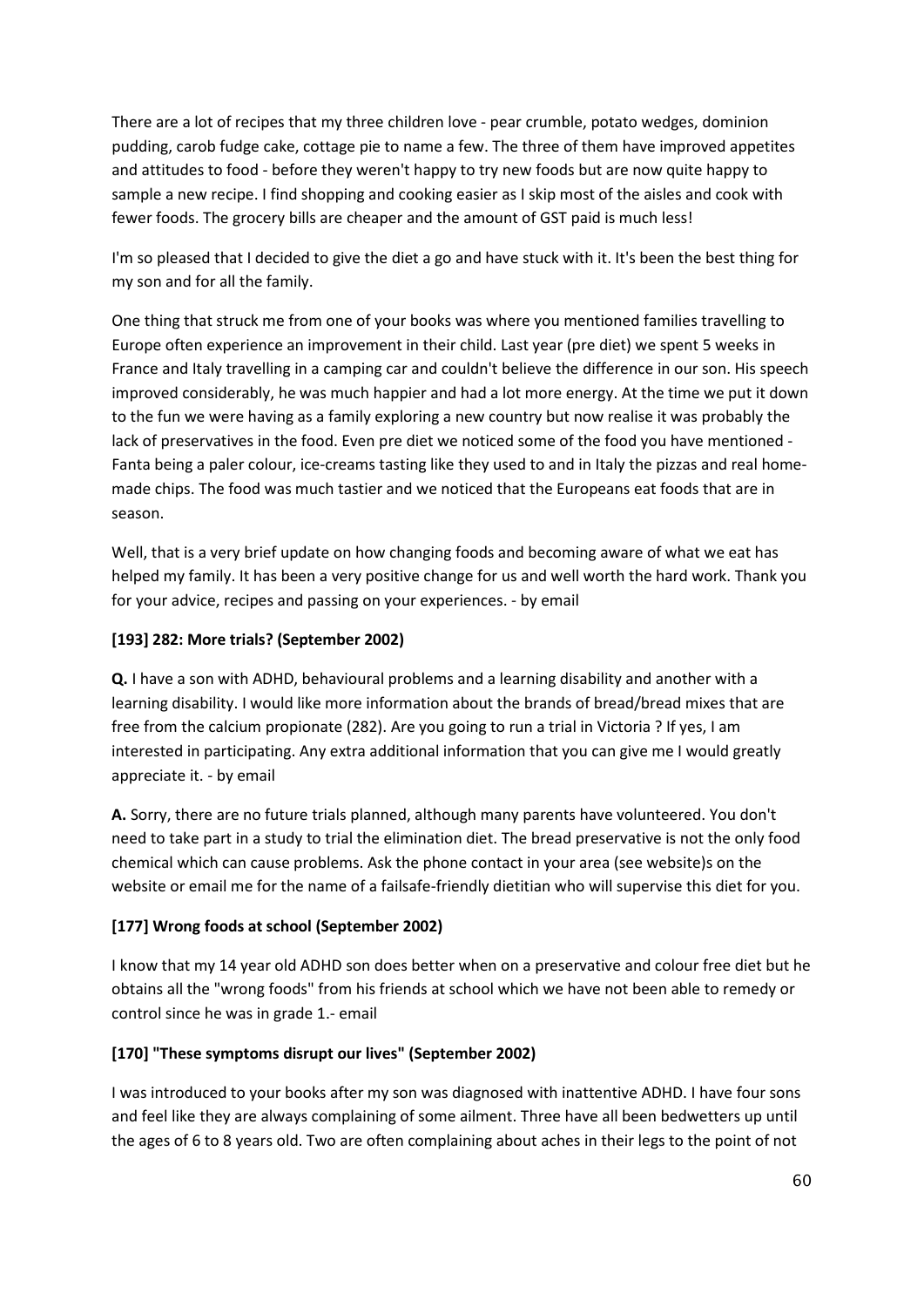There are a lot of recipes that my three children love - pear crumble, potato wedges, dominion pudding, carob fudge cake, cottage pie to name a few. The three of them have improved appetites and attitudes to food - before they weren't happy to try new foods but are now quite happy to sample a new recipe. I find shopping and cooking easier as I skip most of the aisles and cook with fewer foods. The grocery bills are cheaper and the amount of GST paid is much less!

I'm so pleased that I decided to give the diet a go and have stuck with it. It's been the best thing for my son and for all the family.

One thing that struck me from one of your books was where you mentioned families travelling to Europe often experience an improvement in their child. Last year (pre diet) we spent 5 weeks in France and Italy travelling in a camping car and couldn't believe the difference in our son. His speech improved considerably, he was much happier and had a lot more energy. At the time we put it down to the fun we were having as a family exploring a new country but now realise it was probably the lack of preservatives in the food. Even pre diet we noticed some of the food you have mentioned - Fanta being a paler colour, ice-creams tasting like they used to and in Italy the pizzas and real home-made chips. The food was much tastier and we noticed that the Europeans eat foods that are in season.

Well, that is a very brief update on how changing foods and becoming aware of what we eat has helped my family. It has been a very positive change for us and well worth the hard work. Thank you for your advice, recipes and passing on your experiences. - by email

**[193] 282: More trials? (September 2002)**

**Q.** I have a son with ADHD, behavioural problems and a learning disability and another with a learning disability. I would like more information about the brands of bread/bread mixes that are free from the calcium propionate (282). Are you going to run a trial in Victoria ? If yes, I am interested in participating. Any extra additional information that you can give me I would greatly appreciate it. - by email

**A.** Sorry, there are no future trials planned, although many parents have volunteered. You don't need to take part in a study to trial the elimination diet. The bread preservative is not the only food chemical which can cause problems. Ask the phone contact in your area (see website)s on the website or email me for the name of a failsafe-friendly dietitian who will supervise this diet for you.

**[177] Wrong foods at school (September 2002)**

I know that my 14 year old ADHD son does better when on a preservative and colour free diet but he obtains all the "wrong foods" from his friends at school which we have not been able to remedy or control since he was in grade 1.- email

**[170] "These symptoms disrupt our lives" (September 2002)**

I was introduced to your books after my son was diagnosed with inattentive ADHD. I have four sons and feel like they are always complaining of some ailment. Three have all been bedwetters up until the ages of 6 to 8 years old. Two are often complaining about aches in their legs to the point of not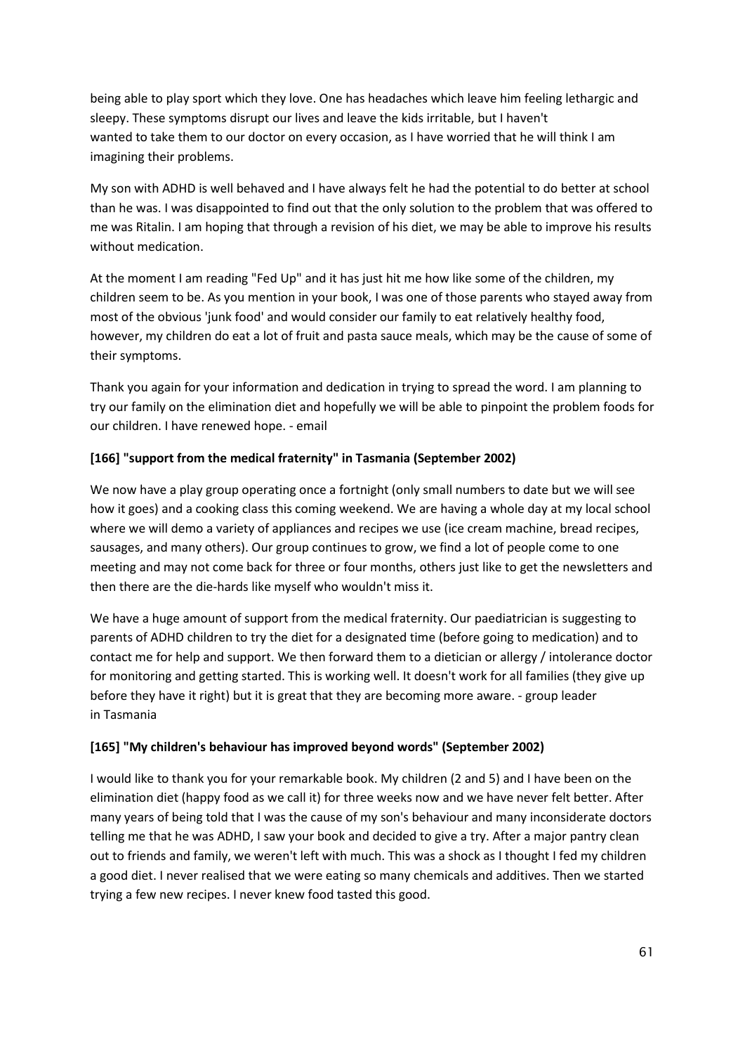being able to play sport which they love. One has headaches which leave him feeling lethargic and sleepy. These symptoms disrupt our lives and leave the kids irritable, but I haven't wanted to take them to our doctor on every occasion, as I have worried that he will think I am imagining their problems.

My son with ADHD is well behaved and I have always felt he had the potential to do better at school than he was. I was disappointed to find out that the only solution to the problem that was offered to me was Ritalin. I am hoping that through a revision of his diet, we may be able to improve his results without medication.

At the moment I am reading "Fed Up" and it has just hit me how like some of the children, my children seem to be. As you mention in your book, I was one of those parents who stayed away from most of the obvious 'junk food' and would consider our family to eat relatively healthy food, however, my children do eat a lot of fruit and pasta sauce meals, which may be the cause of some of their symptoms.

Thank you again for your information and dedication in trying to spread the word. I am planning to try our family on the elimination diet and hopefully we will be able to pinpoint the problem foods for our children. I have renewed hope. - email

**[166] "support from the medical fraternity" in Tasmania (September 2002)**

We now have a play group operating once a fortnight (only small numbers to date but we will see how it goes) and a cooking class this coming weekend. We are having a whole day at my local school where we will demo a variety of appliances and recipes we use (ice cream machine, bread recipes, sausages, and many others). Our group continues to grow, we find a lot of people come to one meeting and may not come back for three or four months, others just like to get the newsletters and then there are the die-hards like myself who wouldn't miss it.

We have a huge amount of support from the medical fraternity. Our paediatrician is suggesting to parents of ADHD children to try the diet for a designated time (before going to medication) and to contact me for help and support. We then forward them to a dietician or allergy / intolerance doctor for monitoring and getting started. This is working well. It doesn't work for all families (they give up before they have it right) but it is great that they are becoming more aware. - group leader in Tasmania

**[165] "My children's behaviour has improved beyond words" (September 2002)**

I would like to thank you for your remarkable book. My children (2 and 5) and I have been on the elimination diet (happy food as we call it) for three weeks now and we have never felt better. After many years of being told that I was the cause of my son's behaviour and many inconsiderate doctors telling me that he was ADHD, I saw your book and decided to give a try. After a major pantry clean out to friends and family, we weren't left with much. This was a shock as I thought I fed my children a good diet. I never realised that we were eating so many chemicals and additives. Then we started trying a few new recipes. I never knew food tasted this good.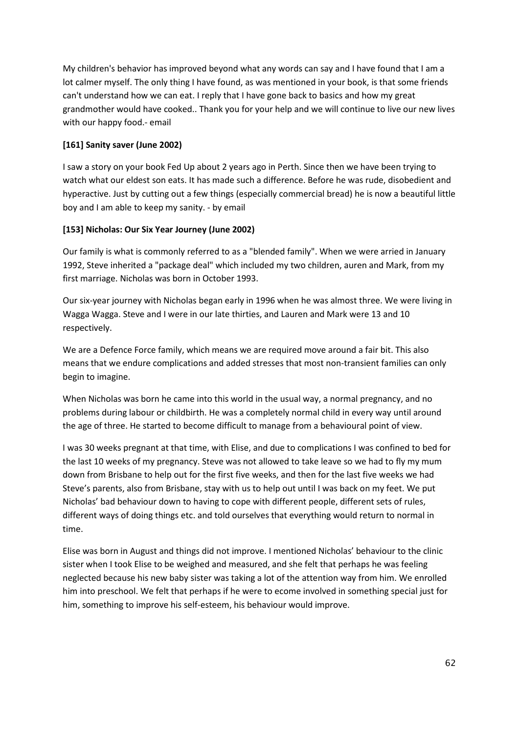My children's behavior has improved beyond what any words can say and I have found that I am a lot calmer myself. The only thing I have found, as was mentioned in your book, is that some friends can't understand how we can eat. I reply that I have gone back to basics and how my great grandmother would have cooked.. Thank you for your help and we will continue to live our new lives with our happy food.- email

**[161] Sanity saver (June 2002)**

I saw a story on your book Fed Up about 2 years ago in Perth. Since then we have been trying to watch what our eldest son eats. It has made such a difference. Before he was rude, disobedient and hyperactive. Just by cutting out a few things (especially commercial bread) he is now a beautiful little boy and I am able to keep my sanity. - by email

**[153] Nicholas: Our Six Year Journey (June 2002)**

Our family is what is commonly referred to as a "blended family". When we were arried in January 1992, Steve inherited a "package deal" which included my two children, auren and Mark, from my first marriage. Nicholas was born in October 1993.

Our six-year journey with Nicholas began early in 1996 when he was almost three. We were living in Wagga Wagga. Steve and I were in our late thirties, and Lauren and Mark were 13 and 10 respectively.

We are a Defence Force family, which means we are required move around a fair bit. This also means that we endure complications and added stresses that most non-transient families can only begin to imagine.

When Nicholas was born he came into this world in the usual way, a normal pregnancy, and no problems during labour or childbirth. He was a completely normal child in every way until around the age of three. He started to become difficult to manage from a behavioural point of view.

I was 30 weeks pregnant at that time, with Elise, and due to complications I was confined to bed for the last 10 weeks of my pregnancy. Steve was not allowed to take leave so we had to fly my mum down from Brisbane to help out for the first five weeks, and then for the last five weeks we had Steve's parents, also from Brisbane, stay with us to help out until I was back on my feet. We put Nicholas' bad behaviour down to having to cope with different people, different sets of rules, different ways of doing things etc. and told ourselves that everything would return to normal in time.

Elise was born in August and things did not improve. I mentioned Nicholas' behaviour to the clinic sister when I took Elise to be weighed and measured, and she felt that perhaps he was feeling neglected because his new baby sister was taking a lot of the attention way from him. We enrolled him into preschool. We felt that perhaps if he were to ecome involved in something special just for him, something to improve his self-esteem, his behaviour would improve.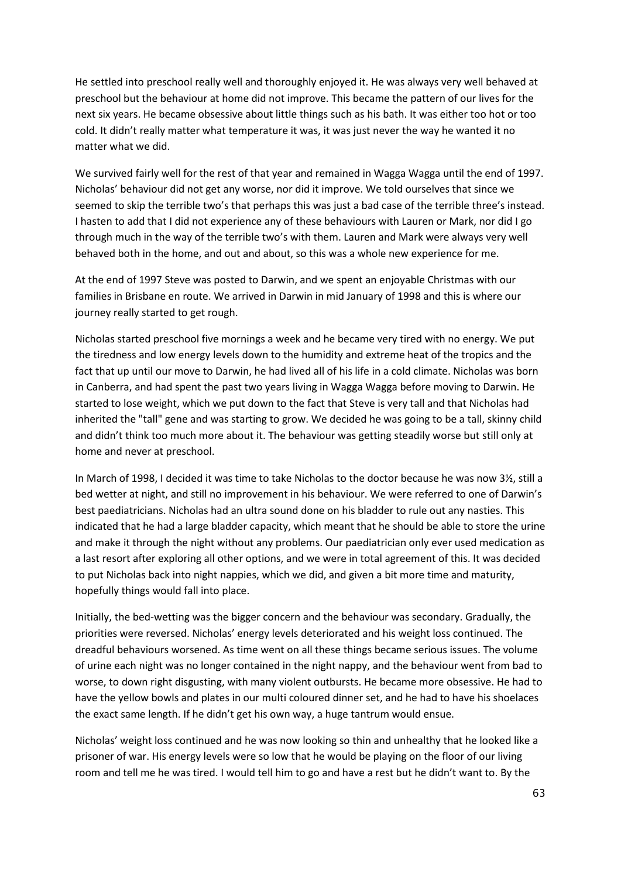He settled into preschool really well and thoroughly enjoyed it. He was always very well behaved at preschool but the behaviour at home did not improve. This became the pattern of our lives for the next six years. He became obsessive about little things such as his bath. It was either too hot or too cold. It didn't really matter what temperature it was, it was just never the way he wanted it no matter what we did.

We survived fairly well for the rest of that year and remained in Wagga Wagga until the end of 1997. Nicholas' behaviour did not get any worse, nor did it improve. We told ourselves that since we seemed to skip the terrible two's that perhaps this was just a bad case of the terrible three's instead. I hasten to add that I did not experience any of these behaviours with Lauren or Mark, nor did I go through much in the way of the terrible two's with them. Lauren and Mark were always very well behaved both in the home, and out and about, so this was a whole new experience for me.

At the end of 1997 Steve was posted to Darwin, and we spent an enjoyable Christmas with our families in Brisbane en route. We arrived in Darwin in mid January of 1998 and this is where our journey really started to get rough.

Nicholas started preschool five mornings a week and he became very tired with no energy. We put the tiredness and low energy levels down to the humidity and extreme heat of the tropics and the fact that up until our move to Darwin, he had lived all of his life in a cold climate. Nicholas was born in Canberra, and had spent the past two years living in Wagga Wagga before moving to Darwin. He started to lose weight, which we put down to the fact that Steve is very tall and that Nicholas had inherited the "tall" gene and was starting to grow. We decided he was going to be a tall, skinny child and didn't think too much more about it. The behaviour was getting steadily worse but still only at home and never at preschool.

In March of 1998, I decided it was time to take Nicholas to the doctor because he was now 3½, still a bed wetter at night, and still no improvement in his behaviour. We were referred to one of Darwin's best paediatricians. Nicholas had an ultra sound done on his bladder to rule out any nasties. This indicated that he had a large bladder capacity, which meant that he should be able to store the urine and make it through the night without any problems. Our paediatrician only ever used medication as a last resort after exploring all other options, and we were in total agreement of this. It was decided to put Nicholas back into night nappies, which we did, and given a bit more time and maturity, hopefully things would fall into place.

Initially, the bed-wetting was the bigger concern and the behaviour was secondary. Gradually, the priorities were reversed. Nicholas' energy levels deteriorated and his weight loss continued. The dreadful behaviours worsened. As time went on all these things became serious issues. The volume of urine each night was no longer contained in the night nappy, and the behaviour went from bad to worse, to down right disgusting, with many violent outbursts. He became more obsessive. He had to have the yellow bowls and plates in our multi coloured dinner set, and he had to have his shoelaces the exact same length. If he didn't get his own way, a huge tantrum would ensue.

Nicholas' weight loss continued and he was now looking so thin and unhealthy that he looked like a prisoner of war. His energy levels were so low that he would be playing on the floor of our living room and tell me he was tired. I would tell him to go and have a rest but he didn't want to. By the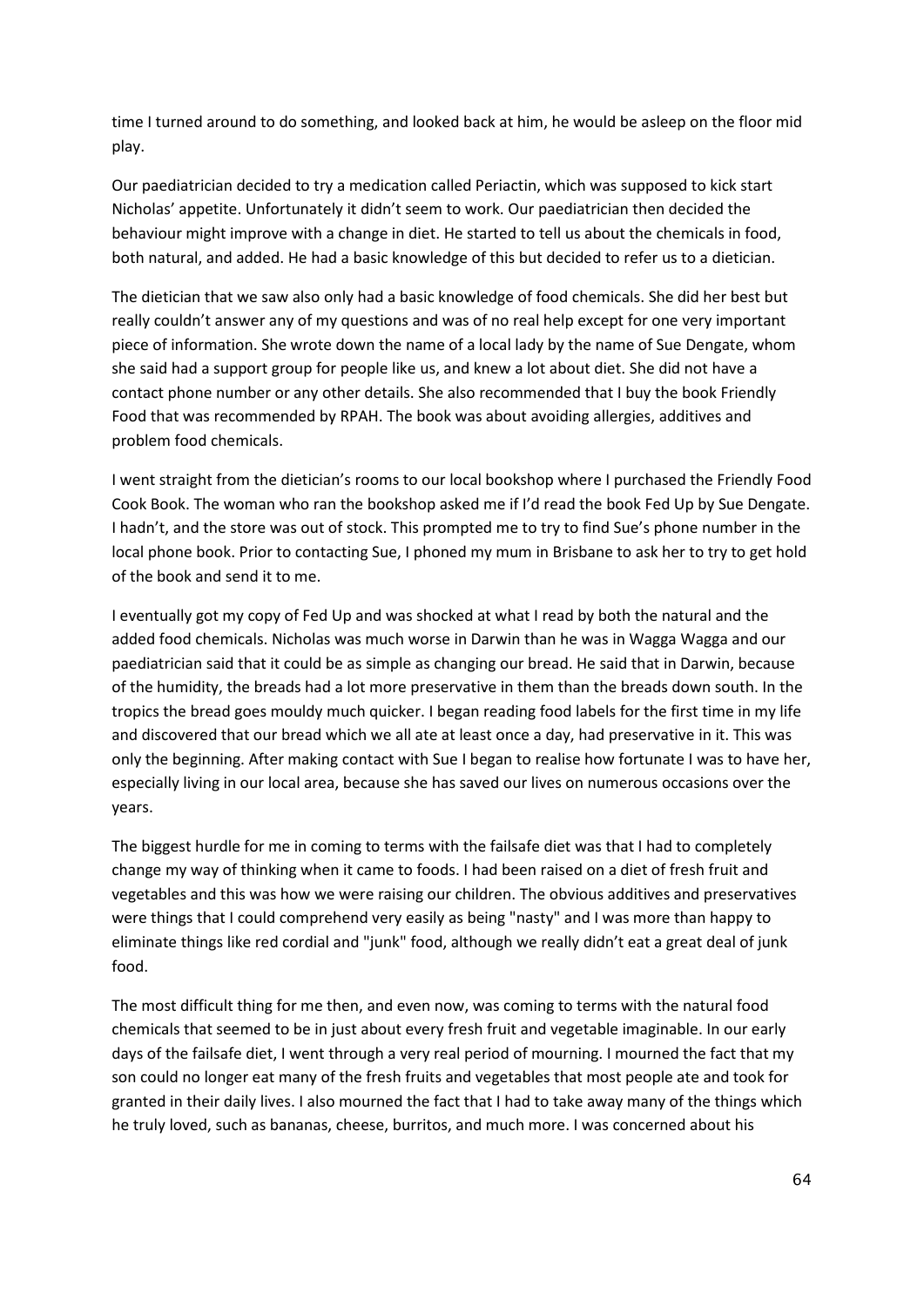time I turned around to do something, and looked back at him, he would be asleep on the floor mid play.

Our paediatrician decided to try a medication called Periactin, which was supposed to kick start Nicholas' appetite. Unfortunately it didn't seem to work. Our paediatrician then decided the behaviour might improve with a change in diet. He started to tell us about the chemicals in food, both natural, and added. He had a basic knowledge of this but decided to refer us to a dietician.

The dietician that we saw also only had a basic knowledge of food chemicals. She did her best but really couldn't answer any of my questions and was of no real help except for one very important piece of information. She wrote down the name of a local lady by the name of Sue Dengate, whom she said had a support group for people like us, and knew a lot about diet. She did not have a contact phone number or any other details. She also recommended that I buy the book Friendly Food that was recommended by RPAH. The book was about avoiding allergies, additives and problem food chemicals.

I went straight from the dietician's rooms to our local bookshop where I purchased the Friendly Food Cook Book. The woman who ran the bookshop asked me if I'd read the book Fed Up by Sue Dengate. I hadn't, and the store was out of stock. This prompted me to try to find Sue's phone number in the local phone book. Prior to contacting Sue, I phoned my mum in Brisbane to ask her to try to get hold of the book and send it to me.

I eventually got my copy of Fed Up and was shocked at what I read by both the natural and the added food chemicals. Nicholas was much worse in Darwin than he was in Wagga Wagga and our paediatrician said that it could be as simple as changing our bread. He said that in Darwin, because of the humidity, the breads had a lot more preservative in them than the breads down south. In the tropics the bread goes mouldy much quicker. I began reading food labels for the first time in my life and discovered that our bread which we all ate at least once a day, had preservative in it. This was only the beginning. After making contact with Sue I began to realise how fortunate I was to have her, especially living in our local area, because she has saved our lives on numerous occasions over the years.

The biggest hurdle for me in coming to terms with the failsafe diet was that I had to completely change my way of thinking when it came to foods. I had been raised on a diet of fresh fruit and vegetables and this was how we were raising our children. The obvious additives and preservatives were things that I could comprehend very easily as being "nasty" and I was more than happy to eliminate things like red cordial and "junk" food, although we really didn't eat a great deal of junk food.

The most difficult thing for me then, and even now, was coming to terms with the natural food chemicals that seemed to be in just about every fresh fruit and vegetable imaginable. In our early days of the failsafe diet, I went through a very real period of mourning. I mourned the fact that my son could no longer eat many of the fresh fruits and vegetables that most people ate and took for granted in their daily lives. I also mourned the fact that I had to take away many of the things which he truly loved, such as bananas, cheese, burritos, and much more. I was concerned about his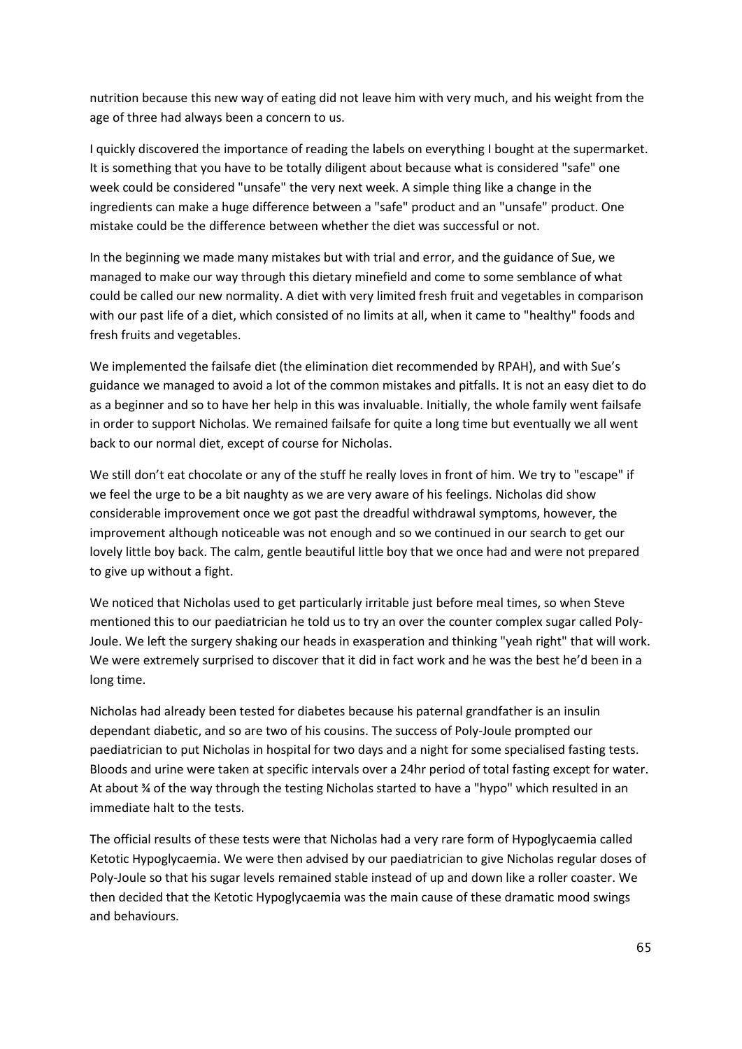nutrition because this new way of eating did not leave him with very much, and his weight from the age of three had always been a concern to us.

I quickly discovered the importance of reading the labels on everything I bought at the supermarket. It is something that you have to be totally diligent about because what is considered "safe" one week could be considered "unsafe" the very next week. A simple thing like a change in the ingredients can make a huge difference between a "safe" product and an "unsafe" product. One mistake could be the difference between whether the diet was successful or not.

In the beginning we made many mistakes but with trial and error, and the guidance of Sue, we managed to make our way through this dietary minefield and come to some semblance of what could be called our new normality. A diet with very limited fresh fruit and vegetables in comparison with our past life of a diet, which consisted of no limits at all, when it came to "healthy" foods and fresh fruits and vegetables.

We implemented the failsafe diet (the elimination diet recommended by RPAH), and with Sue's guidance we managed to avoid a lot of the common mistakes and pitfalls. It is not an easy diet to do as a beginner and so to have her help in this was invaluable. Initially, the whole family went failsafe in order to support Nicholas. We remained failsafe for quite a long time but eventually we all went back to our normal diet, except of course for Nicholas.

We still don't eat chocolate or any of the stuff he really loves in front of him. We try to "escape" if we feel the urge to be a bit naughty as we are very aware of his feelings. Nicholas did show considerable improvement once we got past the dreadful withdrawal symptoms, however, the improvement although noticeable was not enough and so we continued in our search to get our lovely little boy back. The calm, gentle beautiful little boy that we once had and were not prepared to give up without a fight.

We noticed that Nicholas used to get particularly irritable just before meal times, so when Steve mentioned this to our paediatrician he told us to try an over the counter complex sugar called Poly-Joule. We left the surgery shaking our heads in exasperation and thinking "yeah right" that will work. We were extremely surprised to discover that it did in fact work and he was the best he'd been in a long time.

Nicholas had already been tested for diabetes because his paternal grandfather is an insulin dependant diabetic, and so are two of his cousins. The success of Poly-Joule prompted our paediatrician to put Nicholas in hospital for two days and a night for some specialised fasting tests. Bloods and urine were taken at specific intervals over a 24hr period of total fasting except for water. At about ¾ of the way through the testing Nicholas started to have a "hypo" which resulted in an immediate halt to the tests.

The official results of these tests were that Nicholas had a very rare form of Hypoglycaemia called Ketotic Hypoglycaemia. We were then advised by our paediatrician to give Nicholas regular doses of Poly-Joule so that his sugar levels remained stable instead of up and down like a roller coaster. We then decided that the Ketotic Hypoglycaemia was the main cause of these dramatic mood swings and behaviours.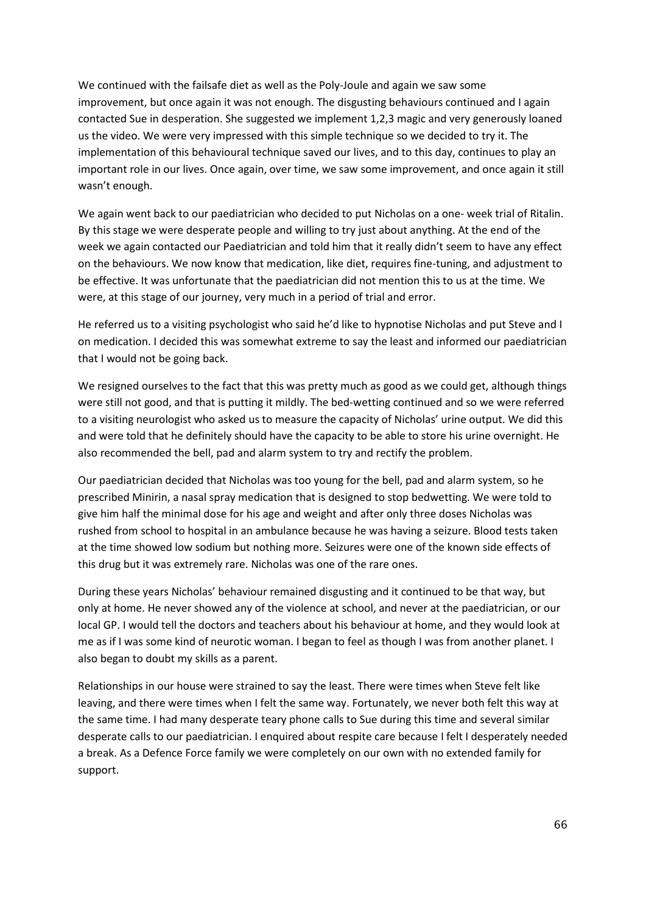We continued with the failsafe diet as well as the Poly-Joule and again we saw some improvement, but once again it was not enough. The disgusting behaviours continued and I again contacted Sue in desperation. She suggested we implement 1,2,3 magic and very generously loaned us the video. We were very impressed with this simple technique so we decided to try it. The implementation of this behavioural technique saved our lives, and to this day, continues to play an important role in our lives. Once again, over time, we saw some improvement, and once again it still wasn't enough.

We again went back to our paediatrician who decided to put Nicholas on a one- week trial of Ritalin. By this stage we were desperate people and willing to try just about anything. At the end of the week we again contacted our Paediatrician and told him that it really didn't seem to have any effect on the behaviours. We now know that medication, like diet, requires fine-tuning, and adjustment to be effective. It was unfortunate that the paediatrician did not mention this to us at the time. We were, at this stage of our journey, very much in a period of trial and error.

He referred us to a visiting psychologist who said he'd like to hypnotise Nicholas and put Steve and I on medication. I decided this was somewhat extreme to say the least and informed our paediatrician that I would not be going back.

We resigned ourselves to the fact that this was pretty much as good as we could get, although things were still not good, and that is putting it mildly. The bed-wetting continued and so we were referred to a visiting neurologist who asked us to measure the capacity of Nicholas' urine output. We did this and were told that he definitely should have the capacity to be able to store his urine overnight. He also recommended the bell, pad and alarm system to try and rectify the problem.

Our paediatrician decided that Nicholas was too young for the bell, pad and alarm system, so he prescribed Minirin, a nasal spray medication that is designed to stop bedwetting. We were told to give him half the minimal dose for his age and weight and after only three doses Nicholas was rushed from school to hospital in an ambulance because he was having a seizure. Blood tests taken at the time showed low sodium but nothing more. Seizures were one of the known side effects of this drug but it was extremely rare. Nicholas was one of the rare ones.

During these years Nicholas' behaviour remained disgusting and it continued to be that way, but only at home. He never showed any of the violence at school, and never at the paediatrician, or our local GP. I would tell the doctors and teachers about his behaviour at home, and they would look at me as if I was some kind of neurotic woman. I began to feel as though I was from another planet. I also began to doubt my skills as a parent.

Relationships in our house were strained to say the least. There were times when Steve felt like leaving, and there were times when I felt the same way. Fortunately, we never both felt this way at the same time. I had many desperate teary phone calls to Sue during this time and several similar desperate calls to our paediatrician. I enquired about respite care because I felt I desperately needed a break. As a Defence Force family we were completely on our own with no extended family for support.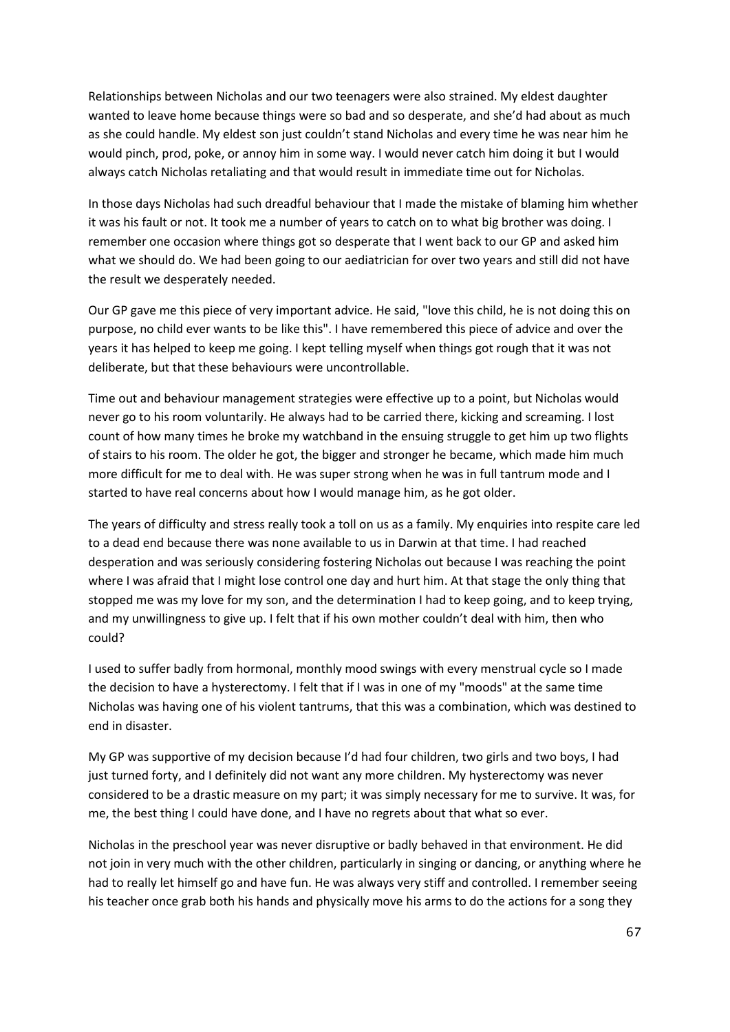Relationships between Nicholas and our two teenagers were also strained. My eldest daughter wanted to leave home because things were so bad and so desperate, and she'd had about as much as she could handle. My eldest son just couldn't stand Nicholas and every time he was near him he would pinch, prod, poke, or annoy him in some way. I would never catch him doing it but I would always catch Nicholas retaliating and that would result in immediate time out for Nicholas.

In those days Nicholas had such dreadful behaviour that I made the mistake of blaming him whether it was his fault or not. It took me a number of years to catch on to what big brother was doing. I remember one occasion where things got so desperate that I went back to our GP and asked him what we should do. We had been going to our aediatrician for over two years and still did not have the result we desperately needed.

Our GP gave me this piece of very important advice. He said, "love this child, he is not doing this on purpose, no child ever wants to be like this". I have remembered this piece of advice and over the years it has helped to keep me going. I kept telling myself when things got rough that it was not deliberate, but that these behaviours were uncontrollable.

Time out and behaviour management strategies were effective up to a point, but Nicholas would never go to his room voluntarily. He always had to be carried there, kicking and screaming. I lost count of how many times he broke my watchband in the ensuing struggle to get him up two flights of stairs to his room. The older he got, the bigger and stronger he became, which made him much more difficult for me to deal with. He was super strong when he was in full tantrum mode and I started to have real concerns about how I would manage him, as he got older.

The years of difficulty and stress really took a toll on us as a family. My enquiries into respite care led to a dead end because there was none available to us in Darwin at that time. I had reached desperation and was seriously considering fostering Nicholas out because I was reaching the point where I was afraid that I might lose control one day and hurt him. At that stage the only thing that stopped me was my love for my son, and the determination I had to keep going, and to keep trying, and my unwillingness to give up. I felt that if his own mother couldn't deal with him, then who could?

I used to suffer badly from hormonal, monthly mood swings with every menstrual cycle so I made the decision to have a hysterectomy. I felt that if I was in one of my "moods" at the same time Nicholas was having one of his violent tantrums, that this was a combination, which was destined to end in disaster.

My GP was supportive of my decision because I'd had four children, two girls and two boys, I had just turned forty, and I definitely did not want any more children. My hysterectomy was never considered to be a drastic measure on my part; it was simply necessary for me to survive. It was, for me, the best thing I could have done, and I have no regrets about that what so ever.

Nicholas in the preschool year was never disruptive or badly behaved in that environment. He did not join in very much with the other children, particularly in singing or dancing, or anything where he had to really let himself go and have fun. He was always very stiff and controlled. I remember seeing his teacher once grab both his hands and physically move his arms to do the actions for a song they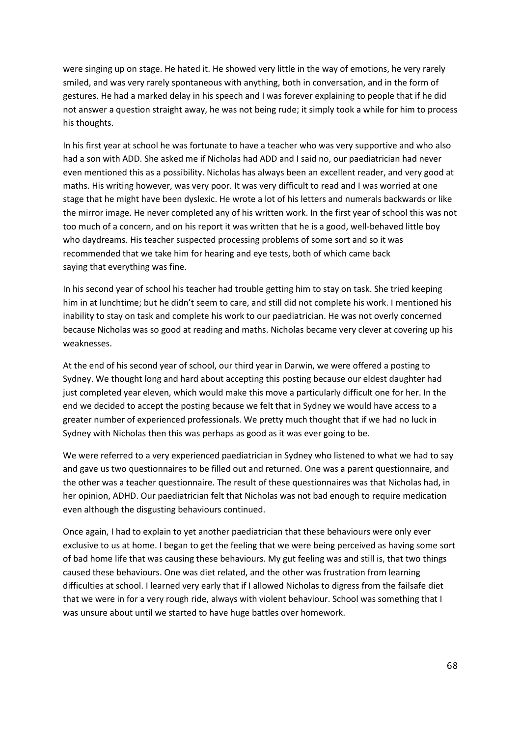were singing up on stage. He hated it. He showed very little in the way of emotions, he very rarely smiled, and was very rarely spontaneous with anything, both in conversation, and in the form of gestures. He had a marked delay in his speech and I was forever explaining to people that if he did not answer a question straight away, he was not being rude; it simply took a while for him to process his thoughts.

In his first year at school he was fortunate to have a teacher who was very supportive and who also had a son with ADD. She asked me if Nicholas had ADD and I said no, our paediatrician had never even mentioned this as a possibility. Nicholas has always been an excellent reader, and very good at maths. His writing however, was very poor. It was very difficult to read and I was worried at one stage that he might have been dyslexic. He wrote a lot of his letters and numerals backwards or like the mirror image. He never completed any of his written work. In the first year of school this was not too much of a concern, and on his report it was written that he is a good, well-behaved little boy who daydreams. His teacher suspected processing problems of some sort and so it was recommended that we take him for hearing and eye tests, both of which came back saying that everything was fine.

In his second year of school his teacher had trouble getting him to stay on task. She tried keeping him in at lunchtime; but he didn't seem to care, and still did not complete his work. I mentioned his inability to stay on task and complete his work to our paediatrician. He was not overly concerned because Nicholas was so good at reading and maths. Nicholas became very clever at covering up his weaknesses.

At the end of his second year of school, our third year in Darwin, we were offered a posting to Sydney. We thought long and hard about accepting this posting because our eldest daughter had just completed year eleven, which would make this move a particularly difficult one for her. In the end we decided to accept the posting because we felt that in Sydney we would have access to a greater number of experienced professionals. We pretty much thought that if we had no luck in Sydney with Nicholas then this was perhaps as good as it was ever going to be.

We were referred to a very experienced paediatrician in Sydney who listened to what we had to say and gave us two questionnaires to be filled out and returned. One was a parent questionnaire, and the other was a teacher questionnaire. The result of these questionnaires was that Nicholas had, in her opinion, ADHD. Our paediatrician felt that Nicholas was not bad enough to require medication even although the disgusting behaviours continued.

Once again, I had to explain to yet another paediatrician that these behaviours were only ever exclusive to us at home. I began to get the feeling that we were being perceived as having some sort of bad home life that was causing these behaviours. My gut feeling was and still is, that two things caused these behaviours. One was diet related, and the other was frustration from learning difficulties at school. I learned very early that if I allowed Nicholas to digress from the failsafe diet that we were in for a very rough ride, always with violent behaviour. School was something that I was unsure about until we started to have huge battles over homework.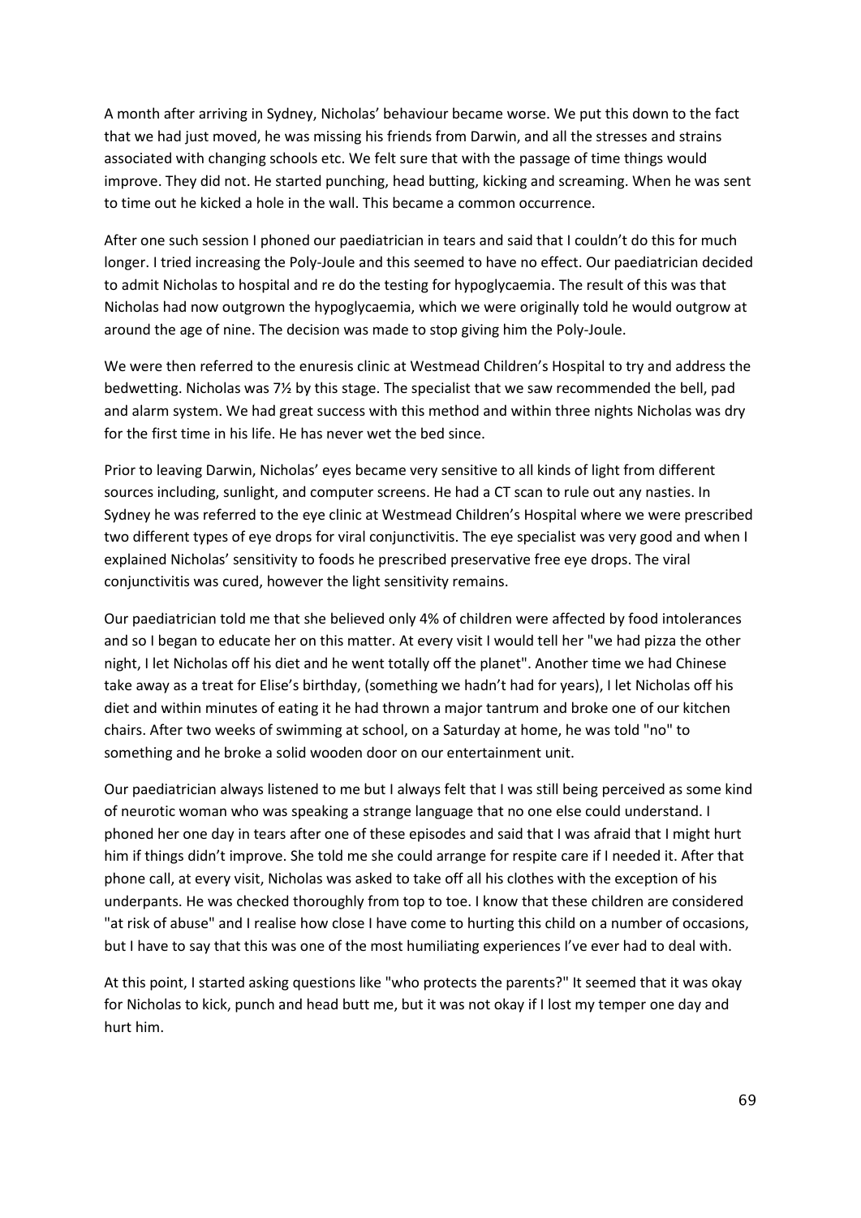A month after arriving in Sydney, Nicholas' behaviour became worse. We put this down to the fact that we had just moved, he was missing his friends from Darwin, and all the stresses and strains associated with changing schools etc. We felt sure that with the passage of time things would improve. They did not. He started punching, head butting, kicking and screaming. When he was sent to time out he kicked a hole in the wall. This became a common occurrence.

After one such session I phoned our paediatrician in tears and said that I couldn't do this for much longer. I tried increasing the Poly-Joule and this seemed to have no effect. Our paediatrician decided to admit Nicholas to hospital and re do the testing for hypoglycaemia. The result of this was that Nicholas had now outgrown the hypoglycaemia, which we were originally told he would outgrow at around the age of nine. The decision was made to stop giving him the Poly-Joule.

We were then referred to the enuresis clinic at Westmead Children's Hospital to try and address the bedwetting. Nicholas was 7½ by this stage. The specialist that we saw recommended the bell, pad and alarm system. We had great success with this method and within three nights Nicholas was dry for the first time in his life. He has never wet the bed since.

Prior to leaving Darwin, Nicholas' eyes became very sensitive to all kinds of light from different sources including, sunlight, and computer screens. He had a CT scan to rule out any nasties. In Sydney he was referred to the eye clinic at Westmead Children's Hospital where we were prescribed two different types of eye drops for viral conjunctivitis. The eye specialist was very good and when I explained Nicholas' sensitivity to foods he prescribed preservative free eye drops. The viral conjunctivitis was cured, however the light sensitivity remains.

Our paediatrician told me that she believed only 4% of children were affected by food intolerances and so I began to educate her on this matter. At every visit I would tell her "we had pizza the other night, I let Nicholas off his diet and he went totally off the planet". Another time we had Chinese take away as a treat for Elise's birthday, (something we hadn't had for years), I let Nicholas off his diet and within minutes of eating it he had thrown a major tantrum and broke one of our kitchen chairs. After two weeks of swimming at school, on a Saturday at home, he was told "no" to something and he broke a solid wooden door on our entertainment unit.

Our paediatrician always listened to me but I always felt that I was still being perceived as some kind of neurotic woman who was speaking a strange language that no one else could understand. I phoned her one day in tears after one of these episodes and said that I was afraid that I might hurt him if things didn't improve. She told me she could arrange for respite care if I needed it. After that phone call, at every visit, Nicholas was asked to take off all his clothes with the exception of his underpants. He was checked thoroughly from top to toe. I know that these children are considered "at risk of abuse" and I realise how close I have come to hurting this child on a number of occasions, but I have to say that this was one of the most humiliating experiences I've ever had to deal with.

At this point, I started asking questions like "who protects the parents?" It seemed that it was okay for Nicholas to kick, punch and head butt me, but it was not okay if I lost my temper one day and hurt him.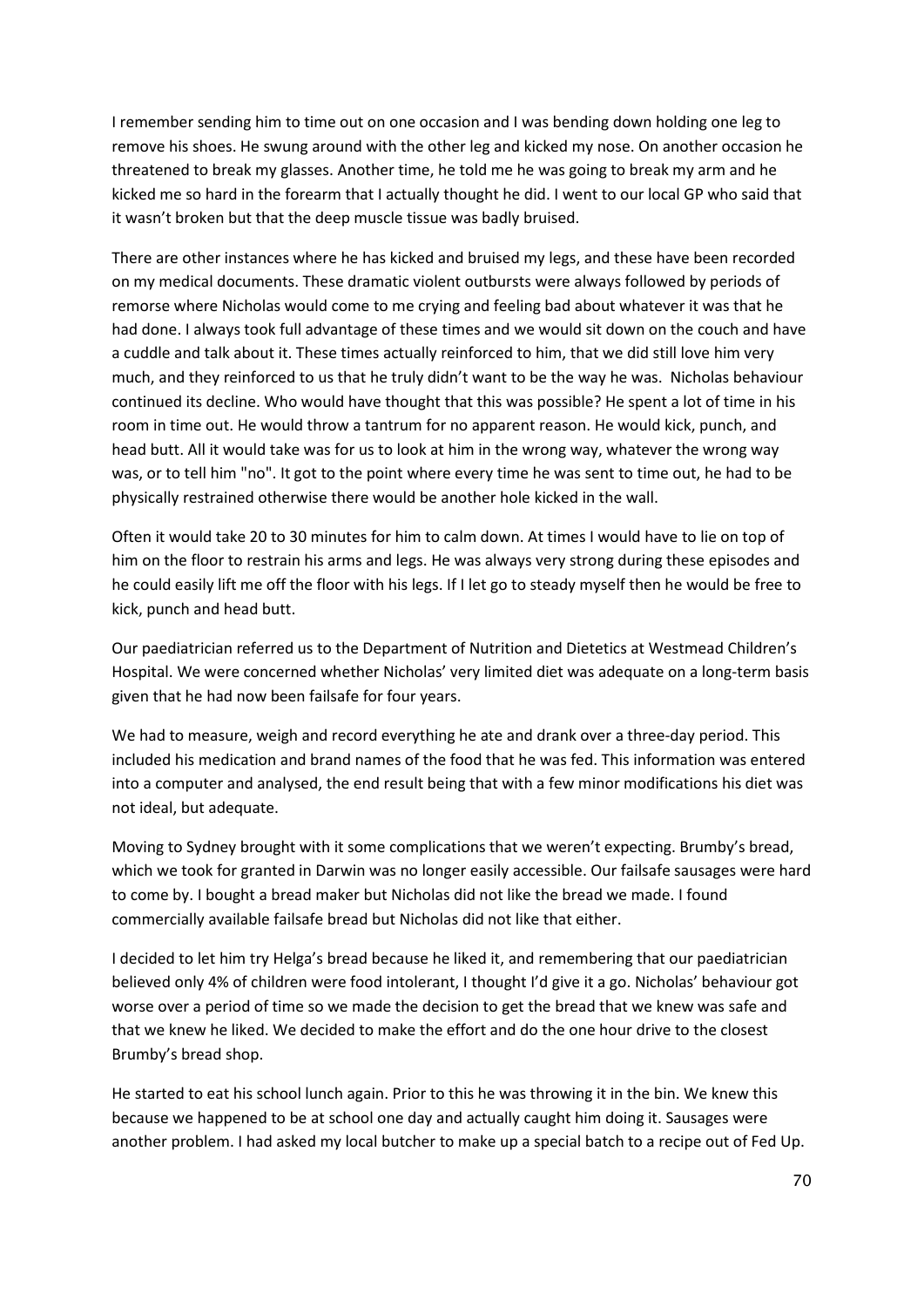I remember sending him to time out on one occasion and I was bending down holding one leg to remove his shoes. He swung around with the other leg and kicked my nose. On another occasion he threatened to break my glasses. Another time, he told me he was going to break my arm and he kicked me so hard in the forearm that I actually thought he did. I went to our local GP who said that it wasn't broken but that the deep muscle tissue was badly bruised.

There are other instances where he has kicked and bruised my legs, and these have been recorded on my medical documents. These dramatic violent outbursts were always followed by periods of remorse where Nicholas would come to me crying and feeling bad about whatever it was that he had done. I always took full advantage of these times and we would sit down on the couch and have a cuddle and talk about it. These times actually reinforced to him, that we did still love him very much, and they reinforced to us that he truly didn't want to be the way he was. Nicholas behaviour continued its decline. Who would have thought that this was possible? He spent a lot of time in his room in time out. He would throw a tantrum for no apparent reason. He would kick, punch, and head butt. All it would take was for us to look at him in the wrong way, whatever the wrong way was, or to tell him "no". It got to the point where every time he was sent to time out, he had to be physically restrained otherwise there would be another hole kicked in the wall.

Often it would take 20 to 30 minutes for him to calm down. At times I would have to lie on top of him on the floor to restrain his arms and legs. He was always very strong during these episodes and he could easily lift me off the floor with his legs. If I let go to steady myself then he would be free to kick, punch and head butt.

Our paediatrician referred us to the Department of Nutrition and Dietetics at Westmead Children's Hospital. We were concerned whether Nicholas' very limited diet was adequate on a long-term basis given that he had now been failsafe for four years.

We had to measure, weigh and record everything he ate and drank over a three-day period. This included his medication and brand names of the food that he was fed. This information was entered into a computer and analysed, the end result being that with a few minor modifications his diet was not ideal, but adequate.

Moving to Sydney brought with it some complications that we weren't expecting. Brumby's bread, which we took for granted in Darwin was no longer easily accessible. Our failsafe sausages were hard to come by. I bought a bread maker but Nicholas did not like the bread we made. I found commercially available failsafe bread but Nicholas did not like that either.

I decided to let him try Helga's bread because he liked it, and remembering that our paediatrician believed only 4% of children were food intolerant, I thought I'd give it a go. Nicholas' behaviour got worse over a period of time so we made the decision to get the bread that we knew was safe and that we knew he liked. We decided to make the effort and do the one hour drive to the closest Brumby's bread shop.

He started to eat his school lunch again. Prior to this he was throwing it in the bin. We knew this because we happened to be at school one day and actually caught him doing it. Sausages were another problem. I had asked my local butcher to make up a special batch to a recipe out of Fed Up.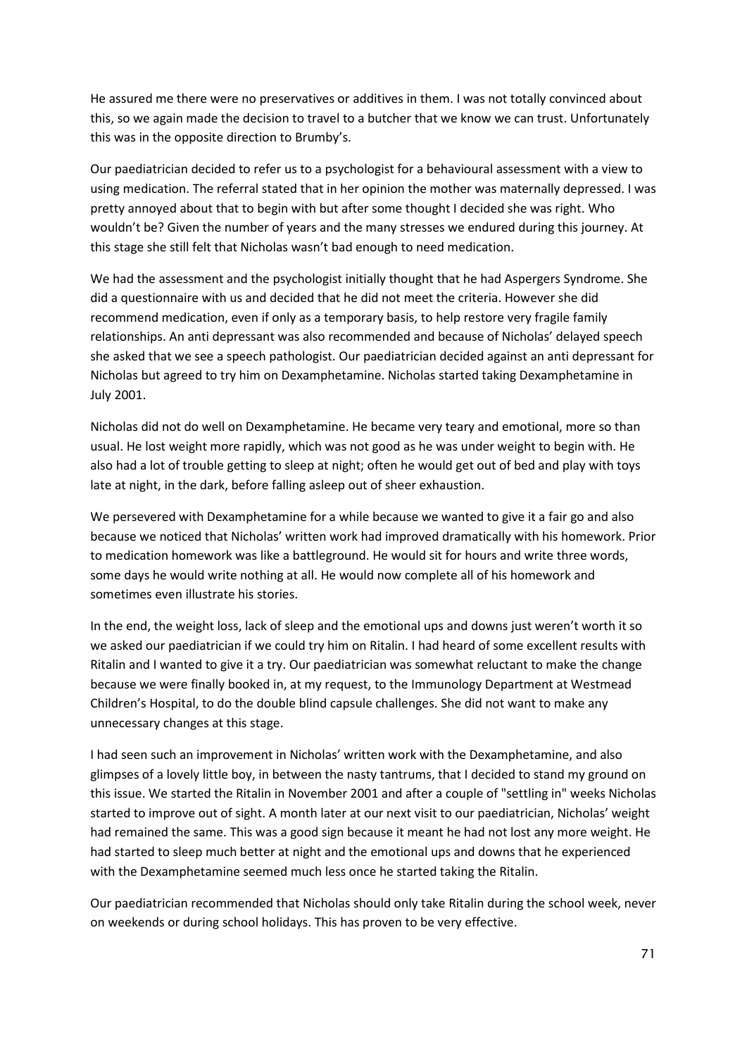He assured me there were no preservatives or additives in them. I was not totally convinced about this, so we again made the decision to travel to a butcher that we know we can trust. Unfortunately this was in the opposite direction to Brumby's.

Our paediatrician decided to refer us to a psychologist for a behavioural assessment with a view to using medication. The referral stated that in her opinion the mother was maternally depressed. I was pretty annoyed about that to begin with but after some thought I decided she was right. Who wouldn't be? Given the number of years and the many stresses we endured during this journey. At this stage she still felt that Nicholas wasn't bad enough to need medication.

We had the assessment and the psychologist initially thought that he had Aspergers Syndrome. She did a questionnaire with us and decided that he did not meet the criteria. However she did recommend medication, even if only as a temporary basis, to help restore very fragile family relationships. An anti depressant was also recommended and because of Nicholas' delayed speech she asked that we see a speech pathologist. Our paediatrician decided against an anti depressant for Nicholas but agreed to try him on Dexamphetamine. Nicholas started taking Dexamphetamine in July 2001.

Nicholas did not do well on Dexamphetamine. He became very teary and emotional, more so than usual. He lost weight more rapidly, which was not good as he was under weight to begin with. He also had a lot of trouble getting to sleep at night; often he would get out of bed and play with toys late at night, in the dark, before falling asleep out of sheer exhaustion.

We persevered with Dexamphetamine for a while because we wanted to give it a fair go and also because we noticed that Nicholas' written work had improved dramatically with his homework. Prior to medication homework was like a battleground. He would sit for hours and write three words, some days he would write nothing at all. He would now complete all of his homework and sometimes even illustrate his stories.

In the end, the weight loss, lack of sleep and the emotional ups and downs just weren't worth it so we asked our paediatrician if we could try him on Ritalin. I had heard of some excellent results with Ritalin and I wanted to give it a try. Our paediatrician was somewhat reluctant to make the change because we were finally booked in, at my request, to the Immunology Department at Westmead Children's Hospital, to do the double blind capsule challenges. She did not want to make any unnecessary changes at this stage.

I had seen such an improvement in Nicholas' written work with the Dexamphetamine, and also glimpses of a lovely little boy, in between the nasty tantrums, that I decided to stand my ground on this issue. We started the Ritalin in November 2001 and after a couple of "settling in" weeks Nicholas started to improve out of sight. A month later at our next visit to our paediatrician, Nicholas' weight had remained the same. This was a good sign because it meant he had not lost any more weight. He had started to sleep much better at night and the emotional ups and downs that he experienced with the Dexamphetamine seemed much less once he started taking the Ritalin.

Our paediatrician recommended that Nicholas should only take Ritalin during the school week, never on weekends or during school holidays. This has proven to be very effective.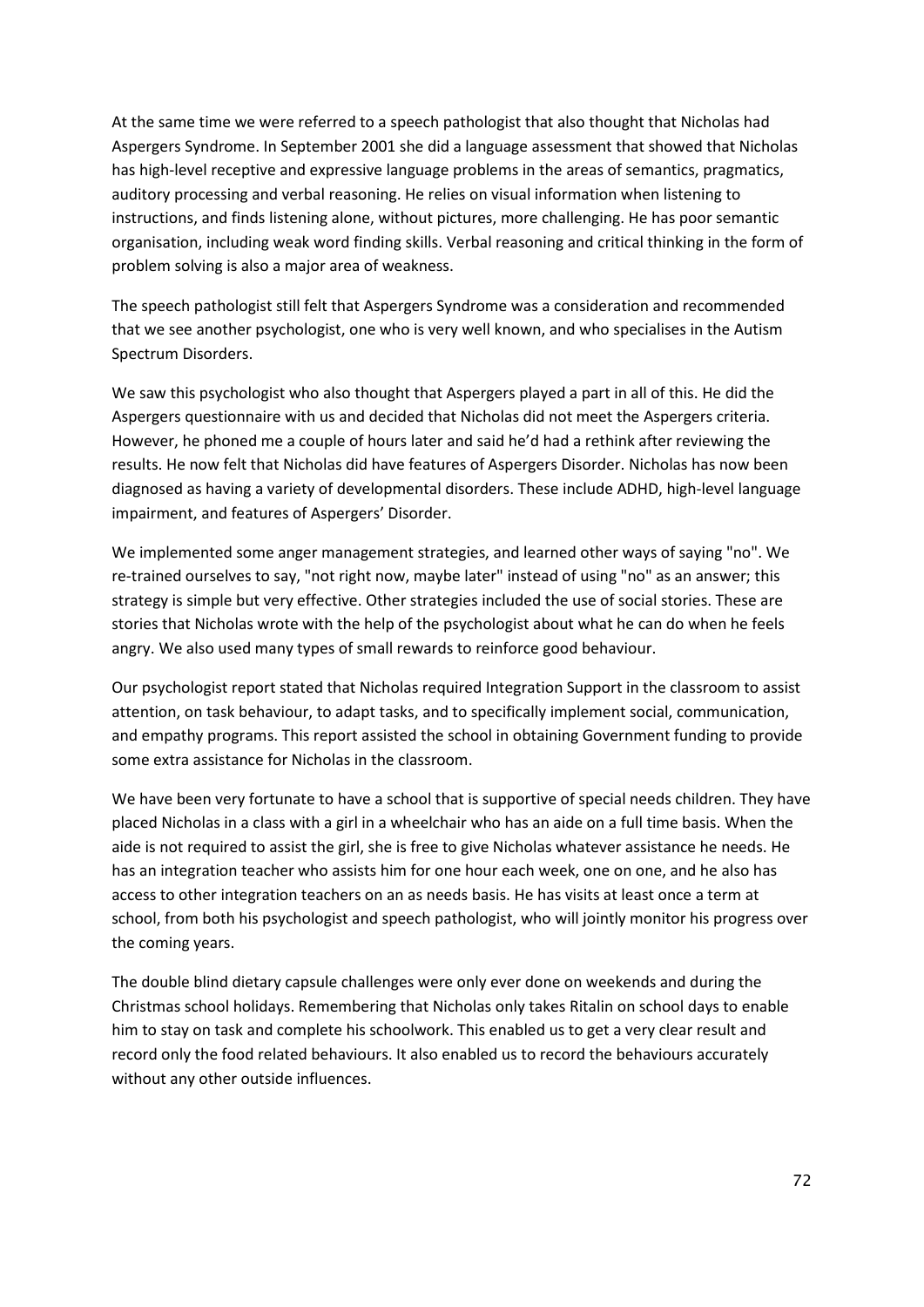At the same time we were referred to a speech pathologist that also thought that Nicholas had Aspergers Syndrome. In September 2001 she did a language assessment that showed that Nicholas has high-level receptive and expressive language problems in the areas of semantics, pragmatics, auditory processing and verbal reasoning. He relies on visual information when listening to instructions, and finds listening alone, without pictures, more challenging. He has poor semantic organisation, including weak word finding skills. Verbal reasoning and critical thinking in the form of problem solving is also a major area of weakness.

The speech pathologist still felt that Aspergers Syndrome was a consideration and recommended that we see another psychologist, one who is very well known, and who specialises in the Autism Spectrum Disorders.

We saw this psychologist who also thought that Aspergers played a part in all of this. He did the Aspergers questionnaire with us and decided that Nicholas did not meet the Aspergers criteria. However, he phoned me a couple of hours later and said he'd had a rethink after reviewing the results. He now felt that Nicholas did have features of Aspergers Disorder. Nicholas has now been diagnosed as having a variety of developmental disorders. These include ADHD, high-level language impairment, and features of Aspergers' Disorder.

We implemented some anger management strategies, and learned other ways of saying "no". We re-trained ourselves to say, "not right now, maybe later" instead of using "no" as an answer; this strategy is simple but very effective. Other strategies included the use of social stories. These are stories that Nicholas wrote with the help of the psychologist about what he can do when he feels angry. We also used many types of small rewards to reinforce good behaviour.

Our psychologist report stated that Nicholas required Integration Support in the classroom to assist attention, on task behaviour, to adapt tasks, and to specifically implement social, communication, and empathy programs. This report assisted the school in obtaining Government funding to provide some extra assistance for Nicholas in the classroom.

We have been very fortunate to have a school that is supportive of special needs children. They have placed Nicholas in a class with a girl in a wheelchair who has an aide on a full time basis. When the aide is not required to assist the girl, she is free to give Nicholas whatever assistance he needs. He has an integration teacher who assists him for one hour each week, one on one, and he also has access to other integration teachers on an as needs basis. He has visits at least once a term at school, from both his psychologist and speech pathologist, who will jointly monitor his progress over the coming years.

The double blind dietary capsule challenges were only ever done on weekends and during the Christmas school holidays. Remembering that Nicholas only takes Ritalin on school days to enable him to stay on task and complete his schoolwork. This enabled us to get a very clear result and record only the food related behaviours. It also enabled us to record the behaviours accurately without any other outside influences.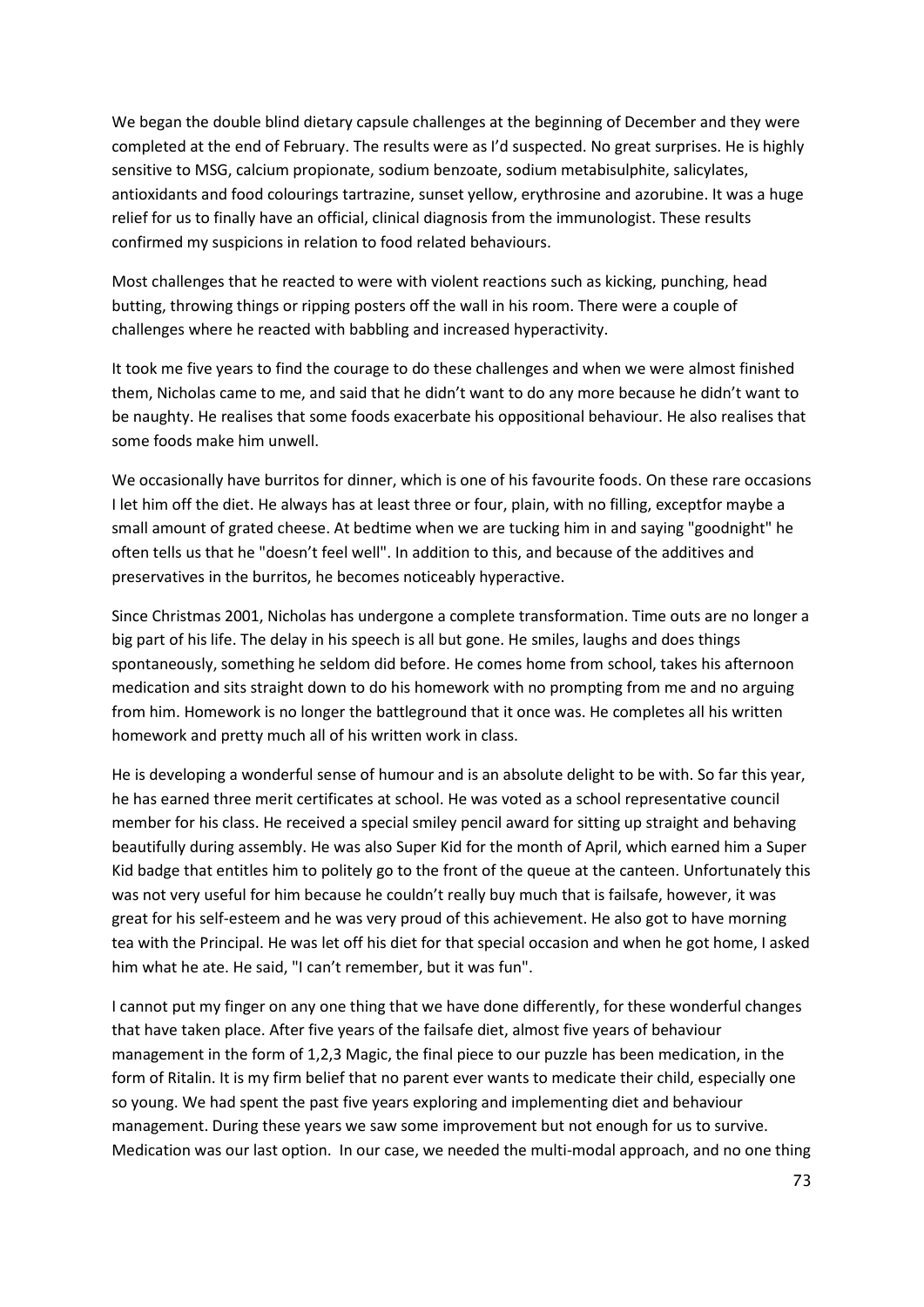We began the double blind dietary capsule challenges at the beginning of December and they were completed at the end of February. The results were as I'd suspected. No great surprises. He is highly sensitive to MSG, calcium propionate, sodium benzoate, sodium metabisulphite, salicylates, antioxidants and food colourings tartrazine, sunset yellow, erythrosine and azorubine. It was a huge relief for us to finally have an official, clinical diagnosis from the immunologist. These results confirmed my suspicions in relation to food related behaviours.

Most challenges that he reacted to were with violent reactions such as kicking, punching, head butting, throwing things or ripping posters off the wall in his room. There were a couple of challenges where he reacted with babbling and increased hyperactivity.

It took me five years to find the courage to do these challenges and when we were almost finished them, Nicholas came to me, and said that he didn't want to do any more because he didn't want to be naughty. He realises that some foods exacerbate his oppositional behaviour. He also realises that some foods make him unwell.

We occasionally have burritos for dinner, which is one of his favourite foods. On these rare occasions I let him off the diet. He always has at least three or four, plain, with no filling, exceptfor maybe a small amount of grated cheese. At bedtime when we are tucking him in and saying "goodnight" he often tells us that he "doesn't feel well". In addition to this, and because of the additives and preservatives in the burritos, he becomes noticeably hyperactive.

Since Christmas 2001, Nicholas has undergone a complete transformation. Time outs are no longer a big part of his life. The delay in his speech is all but gone. He smiles, laughs and does things spontaneously, something he seldom did before. He comes home from school, takes his afternoon medication and sits straight down to do his homework with no prompting from me and no arguing from him. Homework is no longer the battleground that it once was. He completes all his written homework and pretty much all of his written work in class.

He is developing a wonderful sense of humour and is an absolute delight to be with. So far this year, he has earned three merit certificates at school. He was voted as a school representative council member for his class. He received a special smiley pencil award for sitting up straight and behaving beautifully during assembly. He was also Super Kid for the month of April, which earned him a Super Kid badge that entitles him to politely go to the front of the queue at the canteen. Unfortunately this was not very useful for him because he couldn't really buy much that is failsafe, however, it was great for his self-esteem and he was very proud of this achievement. He also got to have morning tea with the Principal. He was let off his diet for that special occasion and when he got home, I asked him what he ate. He said, "I can't remember, but it was fun".

I cannot put my finger on any one thing that we have done differently, for these wonderful changes that have taken place. After five years of the failsafe diet, almost five years of behaviour management in the form of 1,2,3 Magic, the final piece to our puzzle has been medication, in the form of Ritalin. It is my firm belief that no parent ever wants to medicate their child, especially one so young. We had spent the past five years exploring and implementing diet and behaviour management. During these years we saw some improvement but not enough for us to survive. Medication was our last option. In our case, we needed the multi-modal approach, and no one thing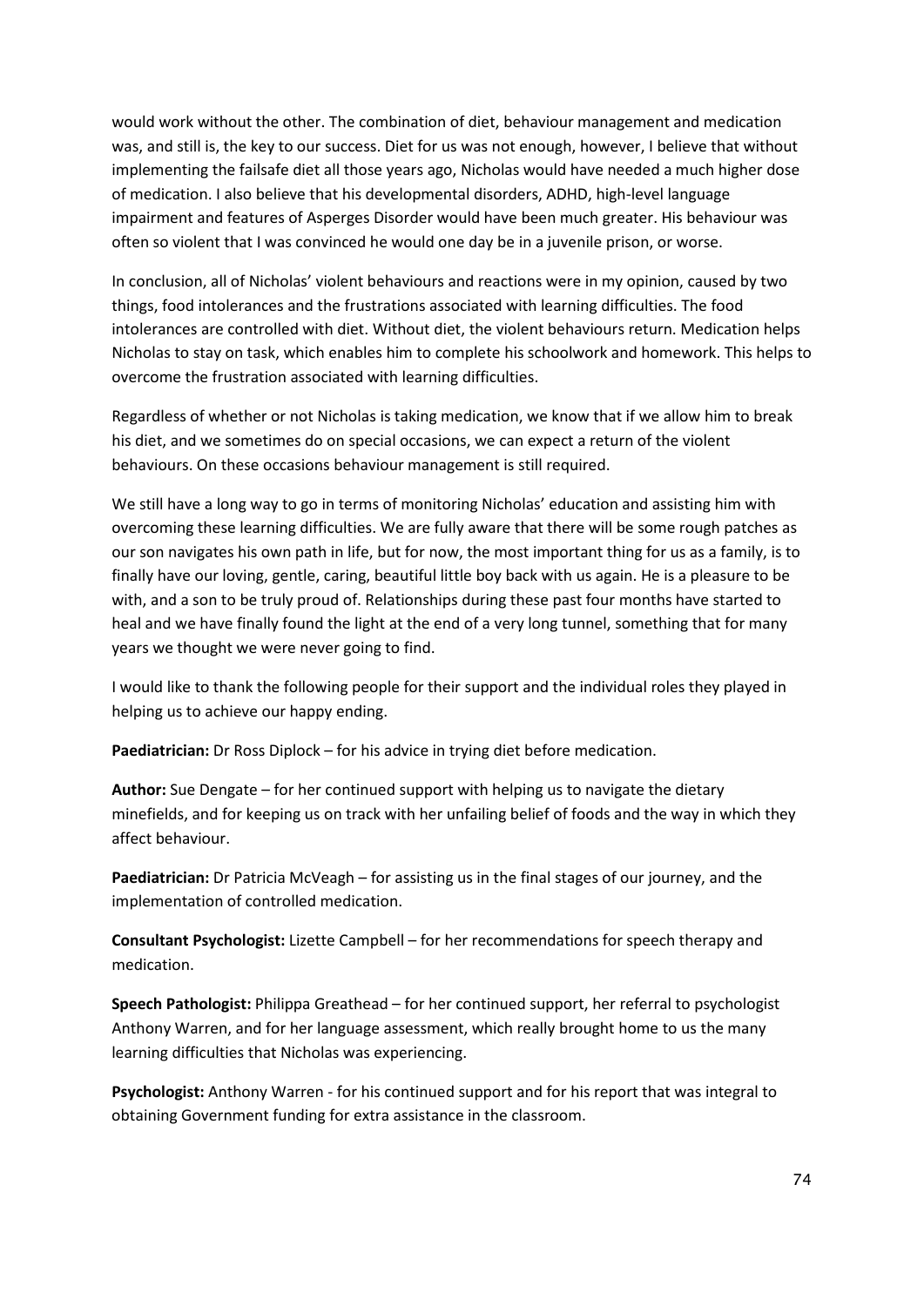would work without the other. The combination of diet, behaviour management and medication was, and still is, the key to our success. Diet for us was not enough, however, I believe that without implementing the failsafe diet all those years ago, Nicholas would have needed a much higher dose of medication. I also believe that his developmental disorders, ADHD, high-level language impairment and features of Asperges Disorder would have been much greater. His behaviour was often so violent that I was convinced he would one day be in a juvenile prison, or worse.

In conclusion, all of Nicholas' violent behaviours and reactions were in my opinion, caused by two things, food intolerances and the frustrations associated with learning difficulties. The food intolerances are controlled with diet. Without diet, the violent behaviours return. Medication helps Nicholas to stay on task, which enables him to complete his schoolwork and homework. This helps to overcome the frustration associated with learning difficulties.

Regardless of whether or not Nicholas is taking medication, we know that if we allow him to break his diet, and we sometimes do on special occasions, we can expect a return of the violent behaviours. On these occasions behaviour management is still required.

We still have a long way to go in terms of monitoring Nicholas' education and assisting him with overcoming these learning difficulties. We are fully aware that there will be some rough patches as our son navigates his own path in life, but for now, the most important thing for us as a family, is to finally have our loving, gentle, caring, beautiful little boy back with us again. He is a pleasure to be with, and a son to be truly proud of. Relationships during these past four months have started to heal and we have finally found the light at the end of a very long tunnel, something that for many years we thought we were never going to find.

I would like to thank the following people for their support and the individual roles they played in helping us to achieve our happy ending.

**Paediatrician:** Dr Ross Diplock – for his advice in trying diet before medication.

**Author:** Sue Dengate – for her continued support with helping us to navigate the dietary minefields, and for keeping us on track with her unfailing belief of foods and the way in which they affect behaviour.

**Paediatrician:** Dr Patricia McVeagh – for assisting us in the final stages of our journey, and the implementation of controlled medication.

**Consultant Psychologist:** Lizette Campbell – for her recommendations for speech therapy and medication.

**Speech Pathologist:** Philippa Greathead – for her continued support, her referral to psychologist Anthony Warren, and for her language assessment, which really brought home to us the many learning difficulties that Nicholas was experiencing.

**Psychologist:** Anthony Warren - for his continued support and for his report that was integral to obtaining Government funding for extra assistance in the classroom.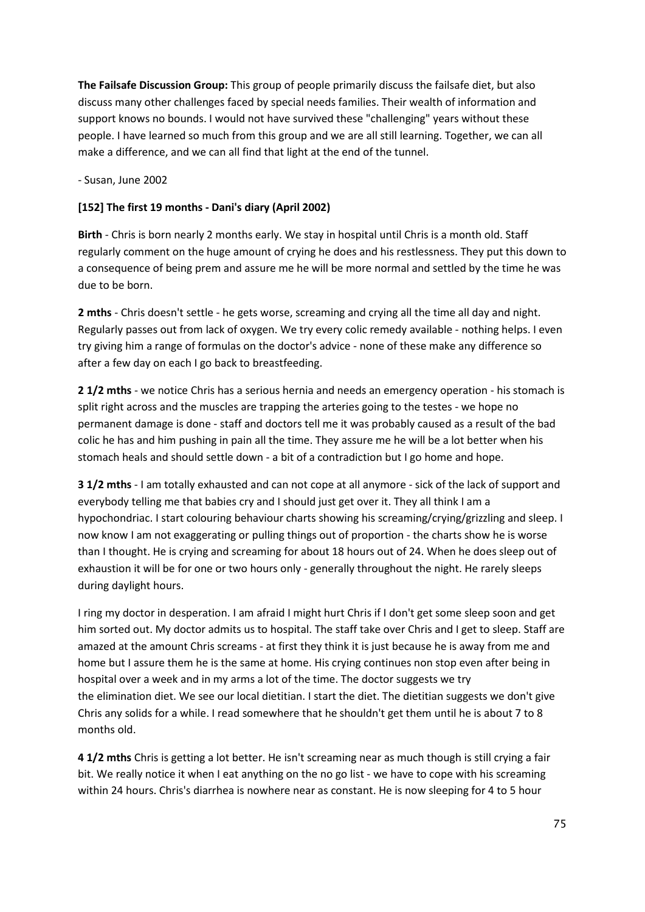**The Failsafe Discussion Group:** This group of people primarily discuss the failsafe diet, but also discuss many other challenges faced by special needs families. Their wealth of information and support knows no bounds. I would not have survived these "challenging" years without these people. I have learned so much from this group and we are all still learning. Together, we can all make a difference, and we can all find that light at the end of the tunnel.

- Susan, June 2002

**[152] The first 19 months - Dani's diary (April 2002)**

**Birth** - Chris is born nearly 2 months early. We stay in hospital until Chris is a month old. Staff regularly comment on the huge amount of crying he does and his restlessness. They put this down to a consequence of being prem and assure me he will be more normal and settled by the time he was due to be born.

**2 mths** - Chris doesn't settle - he gets worse, screaming and crying all the time all day and night. Regularly passes out from lack of oxygen. We try every colic remedy available - nothing helps. I even try giving him a range of formulas on the doctor's advice - none of these make any difference so after a few day on each I go back to breastfeeding.

**2 1/2 mths** - we notice Chris has a serious hernia and needs an emergency operation - his stomach is split right across and the muscles are trapping the arteries going to the testes - we hope no permanent damage is done - staff and doctors tell me it was probably caused as a result of the bad colic he has and him pushing in pain all the time. They assure me he will be a lot better when his stomach heals and should settle down - a bit of a contradiction but I go home and hope.

**3 1/2 mths** - I am totally exhausted and can not cope at all anymore - sick of the lack of support and everybody telling me that babies cry and I should just get over it. They all think I am a hypochondriac. I start colouring behaviour charts showing his screaming/crying/grizzling and sleep. I now know I am not exaggerating or pulling things out of proportion - the charts show he is worse than I thought. He is crying and screaming for about 18 hours out of 24. When he does sleep out of exhaustion it will be for one or two hours only - generally throughout the night. He rarely sleeps during daylight hours.

I ring my doctor in desperation. I am afraid I might hurt Chris if I don't get some sleep soon and get him sorted out. My doctor admits us to hospital. The staff take over Chris and I get to sleep. Staff are amazed at the amount Chris screams - at first they think it is just because he is away from me and home but I assure them he is the same at home. His crying continues non stop even after being in hospital over a week and in my arms a lot of the time. The doctor suggests we try the elimination diet. We see our local dietitian. I start the diet. The dietitian suggests we don't give Chris any solids for a while. I read somewhere that he shouldn't get them until he is about 7 to 8 months old.

**4 1/2 mths** Chris is getting a lot better. He isn't screaming near as much though is still crying a fair bit. We really notice it when I eat anything on the no go list - we have to cope with his screaming within 24 hours. Chris's diarrhea is nowhere near as constant. He is now sleeping for 4 to 5 hour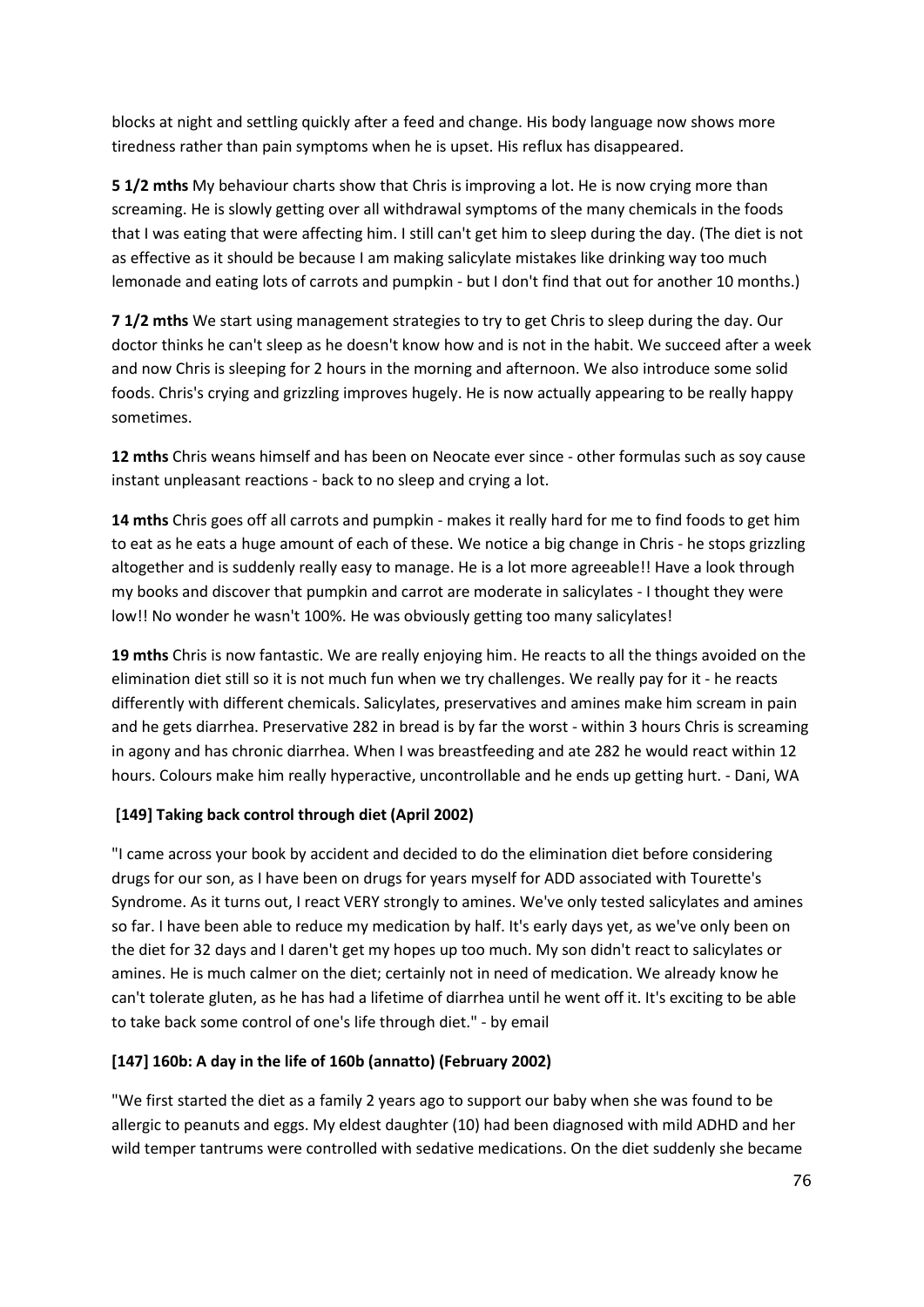blocks at night and settling quickly after a feed and change. His body language now shows more tiredness rather than pain symptoms when he is upset. His reflux has disappeared.

**5 1/2 mths** My behaviour charts show that Chris is improving a lot. He is now crying more than screaming. He is slowly getting over all withdrawal symptoms of the many chemicals in the foods that I was eating that were affecting him. I still can't get him to sleep during the day. (The diet is not as effective as it should be because I am making salicylate mistakes like drinking way too much lemonade and eating lots of carrots and pumpkin - but I don't find that out for another 10 months.)

**7 1/2 mths** We start using management strategies to try to get Chris to sleep during the day. Our doctor thinks he can't sleep as he doesn't know how and is not in the habit. We succeed after a week and now Chris is sleeping for 2 hours in the morning and afternoon. We also introduce some solid foods. Chris's crying and grizzling improves hugely. He is now actually appearing to be really happy sometimes.

**12 mths** Chris weans himself and has been on Neocate ever since - other formulas such as soy cause instant unpleasant reactions - back to no sleep and crying a lot.

**14 mths** Chris goes off all carrots and pumpkin - makes it really hard for me to find foods to get him to eat as he eats a huge amount of each of these. We notice a big change in Chris - he stops grizzling altogether and is suddenly really easy to manage. He is a lot more agreeable!! Have a look through my books and discover that pumpkin and carrot are moderate in salicylates - I thought they were low!! No wonder he wasn't 100%. He was obviously getting too many salicylates!

**19 mths** Chris is now fantastic. We are really enjoying him. He reacts to all the things avoided on the elimination diet still so it is not much fun when we try challenges. We really pay for it - he reacts differently with different chemicals. Salicylates, preservatives and amines make him scream in pain and he gets diarrhea. Preservative 282 in bread is by far the worst - within 3 hours Chris is screaming in agony and has chronic diarrhea. When I was breastfeeding and ate 282 he would react within 12 hours. Colours make him really hyperactive, uncontrollable and he ends up getting hurt. - Dani, WA

**[149] Taking back control through diet (April 2002)**

"I came across your book by accident and decided to do the elimination diet before considering drugs for our son, as I have been on drugs for years myself for ADD associated with Tourette's Syndrome. As it turns out, I react VERY strongly to amines. We've only tested salicylates and amines so far. I have been able to reduce my medication by half. It's early days yet, as we've only been on the diet for 32 days and I daren't get my hopes up too much. My son didn't react to salicylates or amines. He is much calmer on the diet; certainly not in need of medication. We already know he can't tolerate gluten, as he has had a lifetime of diarrhea until he went off it. It's exciting to be able to take back some control of one's life through diet." - by email

**[147] 160b: A day in the life of 160b (annatto) (February 2002)**

"We first started the diet as a family 2 years ago to support our baby when she was found to be allergic to peanuts and eggs. My eldest daughter (10) had been diagnosed with mild ADHD and her wild temper tantrums were controlled with sedative medications. On the diet suddenly she became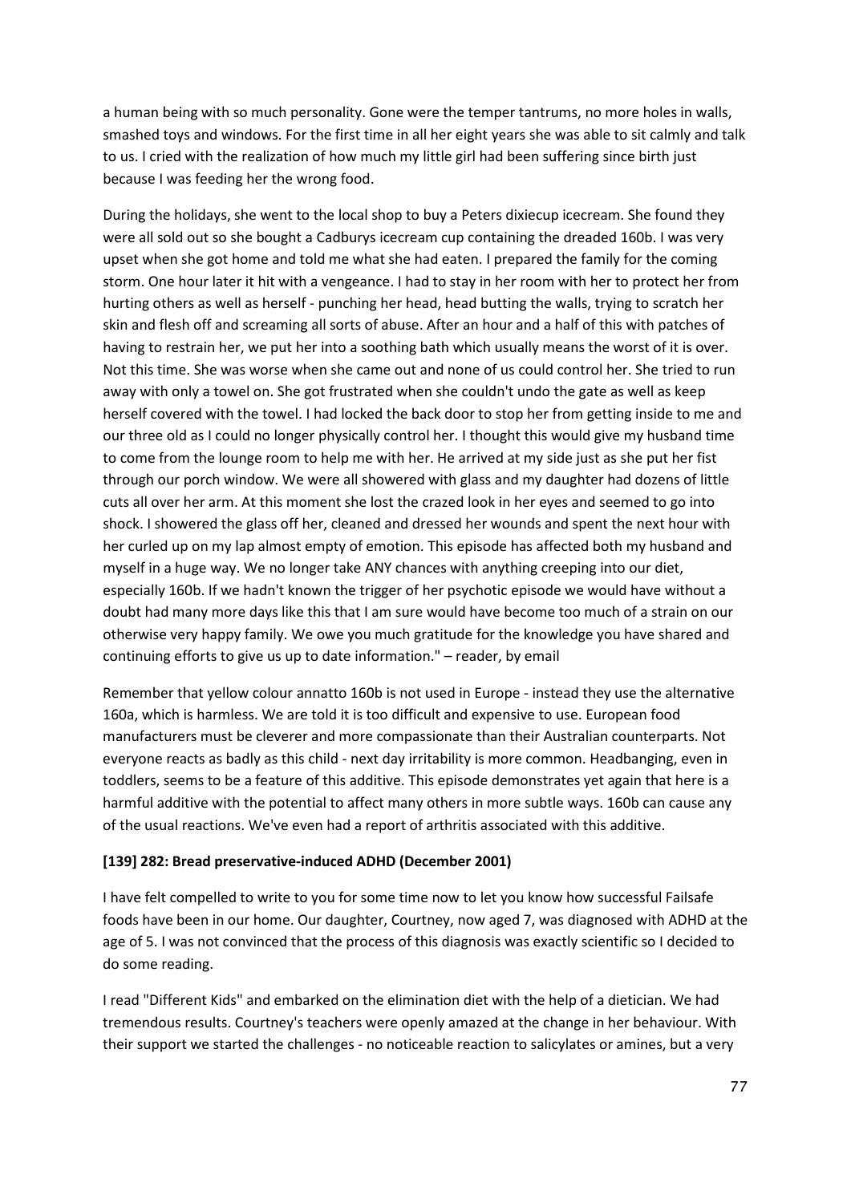a human being with so much personality. Gone were the temper tantrums, no more holes in walls, smashed toys and windows. For the first time in all her eight years she was able to sit calmly and talk to us. I cried with the realization of how much my little girl had been suffering since birth just because I was feeding her the wrong food.

During the holidays, she went to the local shop to buy a Peters dixiecup icecream. She found they were all sold out so she bought a Cadburys icecream cup containing the dreaded 160b. I was very upset when she got home and told me what she had eaten. I prepared the family for the coming storm. One hour later it hit with a vengeance. I had to stay in her room with her to protect her from hurting others as well as herself - punching her head, head butting the walls, trying to scratch her skin and flesh off and screaming all sorts of abuse. After an hour and a half of this with patches of having to restrain her, we put her into a soothing bath which usually means the worst of it is over. Not this time. She was worse when she came out and none of us could control her. She tried to run away with only a towel on. She got frustrated when she couldn't undo the gate as well as keep herself covered with the towel. I had locked the back door to stop her from getting inside to me and our three old as I could no longer physically control her. I thought this would give my husband time to come from the lounge room to help me with her. He arrived at my side just as she put her fist through our porch window. We were all showered with glass and my daughter had dozens of little cuts all over her arm. At this moment she lost the crazed look in her eyes and seemed to go into shock. I showered the glass off her, cleaned and dressed her wounds and spent the next hour with her curled up on my lap almost empty of emotion. This episode has affected both my husband and myself in a huge way. We no longer take ANY chances with anything creeping into our diet, especially 160b. If we hadn't known the trigger of her psychotic episode we would have without a doubt had many more days like this that I am sure would have become too much of a strain on our otherwise very happy family. We owe you much gratitude for the knowledge you have shared and continuing efforts to give us up to date information." – reader, by email

Remember that yellow colour annatto 160b is not used in Europe - instead they use the alternative 160a, which is harmless. We are told it is too difficult and expensive to use. European food manufacturers must be cleverer and more compassionate than their Australian counterparts. Not everyone reacts as badly as this child - next day irritability is more common. Headbanging, even in toddlers, seems to be a feature of this additive. This episode demonstrates yet again that here is a harmful additive with the potential to affect many others in more subtle ways. 160b can cause any of the usual reactions. We've even had a report of arthritis associated with this additive.

**[139] 282: Bread preservative-induced ADHD (December 2001)**

I have felt compelled to write to you for some time now to let you know how successful Failsafe foods have been in our home. Our daughter, Courtney, now aged 7, was diagnosed with ADHD at the age of 5. I was not convinced that the process of this diagnosis was exactly scientific so I decided to do some reading.

I read "Different Kids" and embarked on the elimination diet with the help of a dietician. We had tremendous results. Courtney's teachers were openly amazed at the change in her behaviour. With their support we started the challenges - no noticeable reaction to salicylates or amines, but a very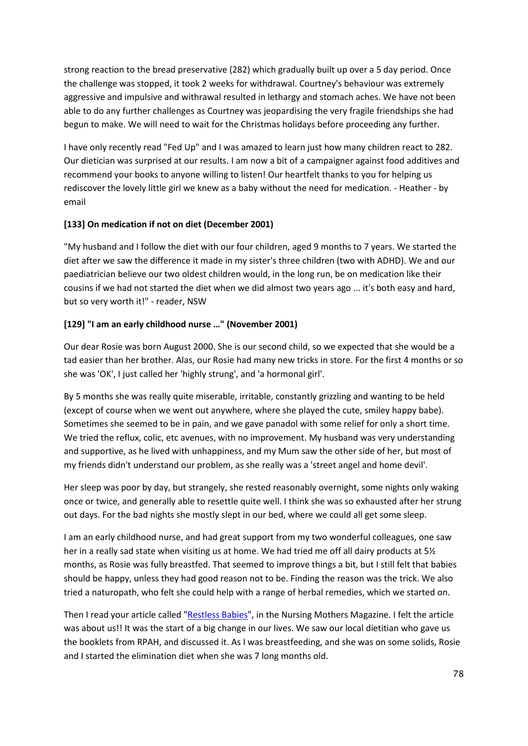strong reaction to the bread preservative (282) which gradually built up over a 5 day period. Once the challenge was stopped, it took 2 weeks for withdrawal. Courtney's behaviour was extremely aggressive and impulsive and withrawal resulted in lethargy and stomach aches. We have not been able to do any further challenges as Courtney was jeopardising the very fragile friendships she had begun to make. We will need to wait for the Christmas holidays before proceeding any further.

I have only recently read "Fed Up" and I was amazed to learn just how many children react to 282. Our dietician was surprised at our results. I am now a bit of a campaigner against food additives and recommend your books to anyone willing to listen! Our heartfelt thanks to you for helping us rediscover the lovely little girl we knew as a baby without the need for medication. - Heather - by email

**[133] On medication if not on diet (December 2001)**

"My husband and I follow the diet with our four children, aged 9 months to 7 years. We started the diet after we saw the difference it made in my sister's three children (two with ADHD). We and our paediatrician believe our two oldest children would, in the long run, be on medication like their cousins if we had not started the diet when we did almost two years ago ... it's both easy and hard, but so very worth it!" - reader, NSW

**[129] "I am an early childhood nurse …" (November 2001)**

Our dear Rosie was born August 2000. She is our second child, so we expected that she would be a tad easier than her brother. Alas, our Rosie had many new tricks in store. For the first 4 months or so she was 'OK', I just called her 'highly strung', and 'a hormonal girl'.

By 5 months she was really quite miserable, irritable, constantly grizzling and wanting to be held (except of course when we went out anywhere, where she played the cute, smiley happy babe). Sometimes she seemed to be in pain, and we gave panadol with some relief for only a short time. We tried the reflux, colic, etc avenues, with no improvement. My husband was very understanding and supportive, as he lived with unhappiness, and my Mum saw the other side of her, but most of my friends didn't understand our problem, as she really was a 'street angel and home devil'.

Her sleep was poor by day, but strangely, she rested reasonably overnight, some nights only waking once or twice, and generally able to resettle quite well. I think she was so exhausted after her strung out days. For the bad nights she mostly slept in our bed, where we could all get some sleep.

I am an early childhood nurse, and had great support from my two wonderful colleagues, one saw her in a really sad state when visiting us at home. We had tried me off all dairy products at 5½ months, as Rosie was fully breastfed. That seemed to improve things a bit, but I still felt that babies should be happy, unless they had good reason not to be. Finding the reason was the trick. We also tried a naturopath, who felt she could help with a range of herbal remedies, which we started on.

Then I read your article called "Restless Babies", in the Nursing Mothers Magazine. I felt the article was about us!! It was the start of a big change in our lives. We saw our local dietitian who gave us the booklets from RPAH, and discussed it. As I was breastfeeding, and she was on some solids, Rosie and I started the elimination diet when she was 7 long months old.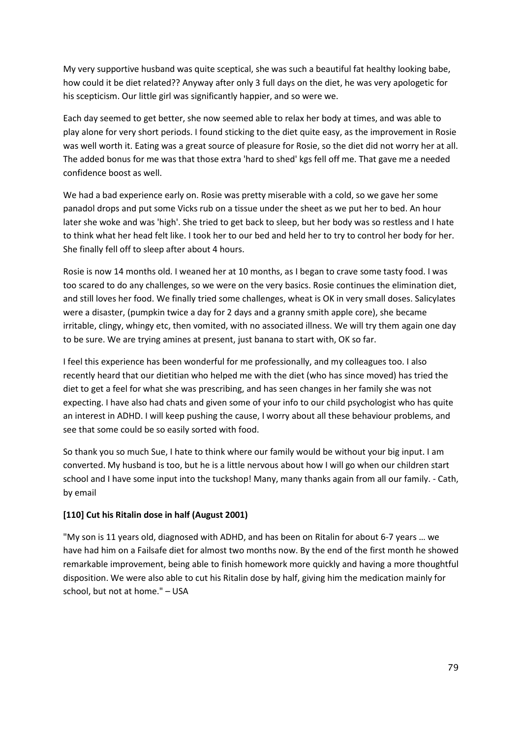My very supportive husband was quite sceptical, she was such a beautiful fat healthy looking babe, how could it be diet related?? Anyway after only 3 full days on the diet, he was very apologetic for his scepticism. Our little girl was significantly happier, and so were we.

Each day seemed to get better, she now seemed able to relax her body at times, and was able to play alone for very short periods. I found sticking to the diet quite easy, as the improvement in Rosie was well worth it. Eating was a great source of pleasure for Rosie, so the diet did not worry her at all. The added bonus for me was that those extra 'hard to shed' kgs fell off me. That gave me a needed confidence boost as well.

We had a bad experience early on. Rosie was pretty miserable with a cold, so we gave her some panadol drops and put some Vicks rub on a tissue under the sheet as we put her to bed. An hour later she woke and was 'high'. She tried to get back to sleep, but her body was so restless and I hate to think what her head felt like. I took her to our bed and held her to try to control her body for her. She finally fell off to sleep after about 4 hours.

Rosie is now 14 months old. I weaned her at 10 months, as I began to crave some tasty food. I was too scared to do any challenges, so we were on the very basics. Rosie continues the elimination diet, and still loves her food. We finally tried some challenges, wheat is OK in very small doses. Salicylates were a disaster, (pumpkin twice a day for 2 days and a granny smith apple core), she became irritable, clingy, whingy etc, then vomited, with no associated illness. We will try them again one day to be sure. We are trying amines at present, just banana to start with, OK so far.

I feel this experience has been wonderful for me professionally, and my colleagues too. I also recently heard that our dietitian who helped me with the diet (who has since moved) has tried the diet to get a feel for what she was prescribing, and has seen changes in her family she was not expecting. I have also had chats and given some of your info to our child psychologist who has quite an interest in ADHD. I will keep pushing the cause, I worry about all these behaviour problems, and see that some could be so easily sorted with food.

So thank you so much Sue, I hate to think where our family would be without your big input. I am converted. My husband is too, but he is a little nervous about how I will go when our children start school and I have some input into the tuckshop! Many, many thanks again from all our family. - Cath, by email

**[110] Cut his Ritalin dose in half (August 2001)**

"My son is 11 years old, diagnosed with ADHD, and has been on Ritalin for about 6-7 years … we have had him on a Failsafe diet for almost two months now. By the end of the first month he showed remarkable improvement, being able to finish homework more quickly and having a more thoughtful disposition. We were also able to cut his Ritalin dose by half, giving him the medication mainly for school, but not at home." – USA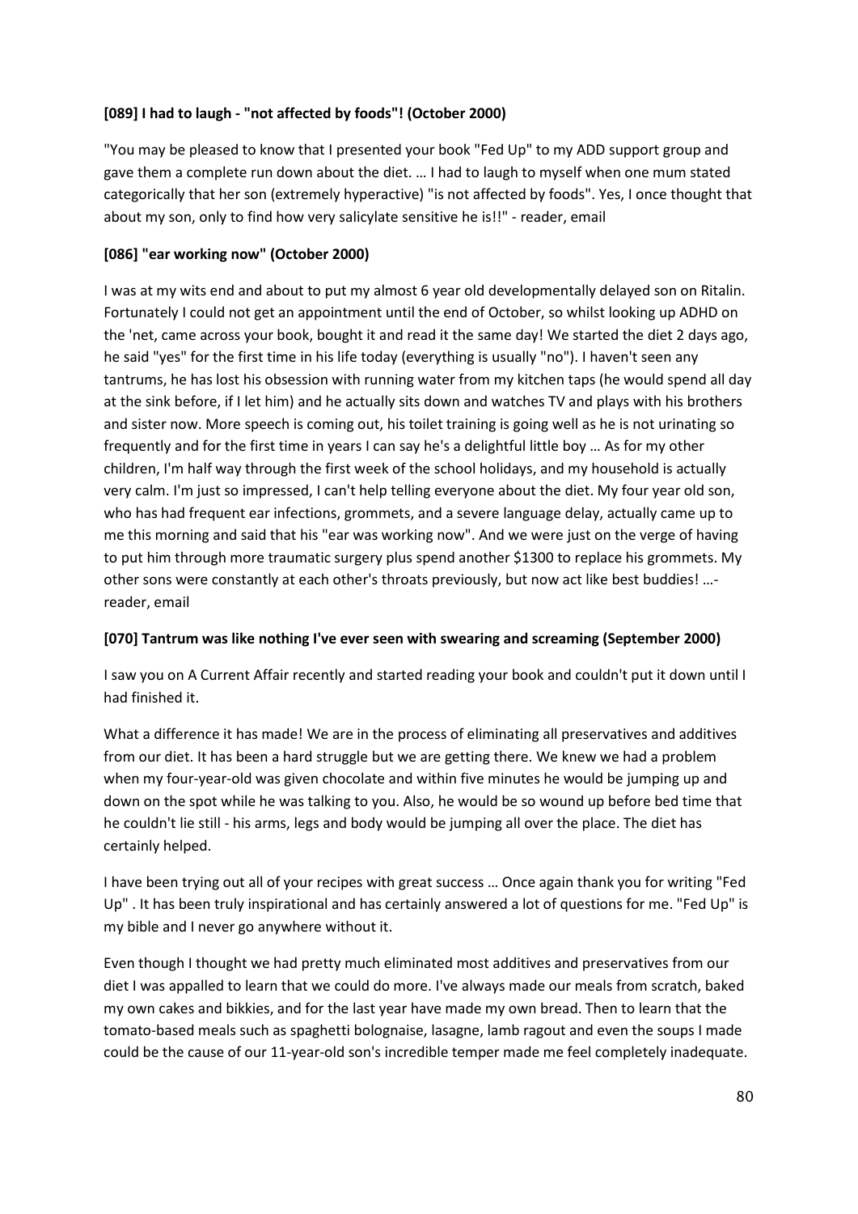**[089] I had to laugh - "not affected by foods"! (October 2000)**

"You may be pleased to know that I presented your book "Fed Up" to my ADD support group and gave them a complete run down about the diet. … I had to laugh to myself when one mum stated categorically that her son (extremely hyperactive) "is not affected by foods". Yes, I once thought that about my son, only to find how very salicylate sensitive he is!!" - reader, email

**[086] "ear working now" (October 2000)**

I was at my wits end and about to put my almost 6 year old developmentally delayed son on Ritalin. Fortunately I could not get an appointment until the end of October, so whilst looking up ADHD on the 'net, came across your book, bought it and read it the same day! We started the diet 2 days ago, he said "yes" for the first time in his life today (everything is usually "no"). I haven't seen any tantrums, he has lost his obsession with running water from my kitchen taps (he would spend all day at the sink before, if I let him) and he actually sits down and watches TV and plays with his brothers and sister now. More speech is coming out, his toilet training is going well as he is not urinating so frequently and for the first time in years I can say he's a delightful little boy … As for my other children, I'm half way through the first week of the school holidays, and my household is actually very calm. I'm just so impressed, I can't help telling everyone about the diet. My four year old son, who has had frequent ear infections, grommets, and a severe language delay, actually came up to me this morning and said that his "ear was working now". And we were just on the verge of having to put him through more traumatic surgery plus spend another $1300 to replace his grommets. My other sons were constantly at each other's throats previously, but now act like best buddies! …- reader, email

**[070] Tantrum was like nothing I've ever seen with swearing and screaming (September 2000)**

I saw you on A Current Affair recently and started reading your book and couldn't put it down until I had finished it.

What a difference it has made! We are in the process of eliminating all preservatives and additives from our diet. It has been a hard struggle but we are getting there. We knew we had a problem when my four-year-old was given chocolate and within five minutes he would be jumping up and down on the spot while he was talking to you. Also, he would be so wound up before bed time that he couldn't lie still - his arms, legs and body would be jumping all over the place. The diet has certainly helped.

I have been trying out all of your recipes with great success … Once again thank you for writing "Fed Up" . It has been truly inspirational and has certainly answered a lot of questions for me. "Fed Up" is my bible and I never go anywhere without it.

Even though I thought we had pretty much eliminated most additives and preservatives from our diet I was appalled to learn that we could do more. I've always made our meals from scratch, baked my own cakes and bikkies, and for the last year have made my own bread. Then to learn that the tomato-based meals such as spaghetti bolognaise, lasagne, lamb ragout and even the soups I made could be the cause of our 11-year-old son's incredible temper made me feel completely inadequate.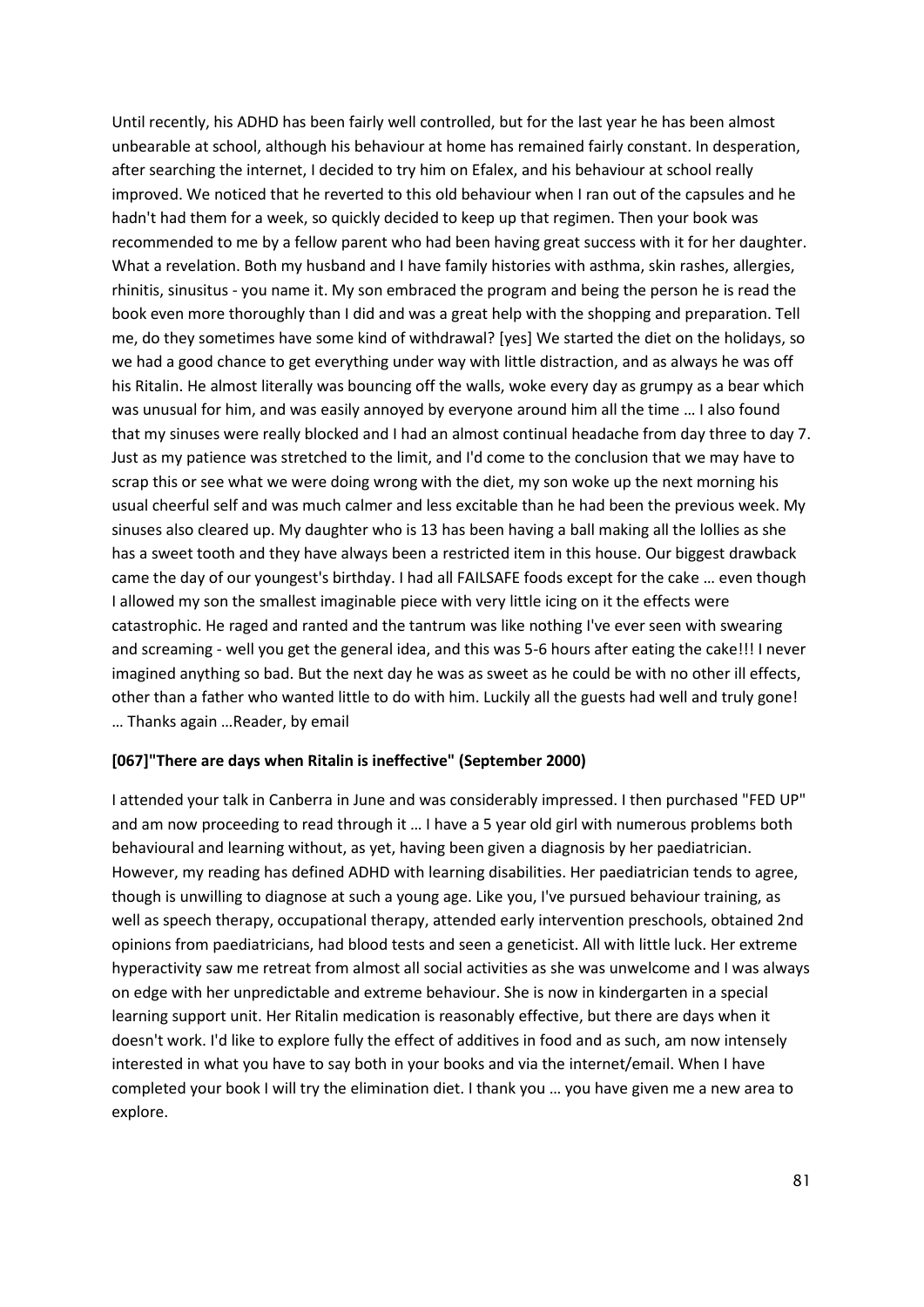Until recently, his ADHD has been fairly well controlled, but for the last year he has been almost unbearable at school, although his behaviour at home has remained fairly constant. In desperation, after searching the internet, I decided to try him on Efalex, and his behaviour at school really improved. We noticed that he reverted to this old behaviour when I ran out of the capsules and he hadn't had them for a week, so quickly decided to keep up that regimen. Then your book was recommended to me by a fellow parent who had been having great success with it for her daughter. What a revelation. Both my husband and I have family histories with asthma, skin rashes, allergies, rhinitis, sinusitus - you name it. My son embraced the program and being the person he is read the book even more thoroughly than I did and was a great help with the shopping and preparation. Tell me, do they sometimes have some kind of withdrawal? [yes] We started the diet on the holidays, so we had a good chance to get everything under way with little distraction, and as always he was off his Ritalin. He almost literally was bouncing off the walls, woke every day as grumpy as a bear which was unusual for him, and was easily annoyed by everyone around him all the time … I also found that my sinuses were really blocked and I had an almost continual headache from day three to day 7. Just as my patience was stretched to the limit, and I'd come to the conclusion that we may have to scrap this or see what we were doing wrong with the diet, my son woke up the next morning his usual cheerful self and was much calmer and less excitable than he had been the previous week. My sinuses also cleared up. My daughter who is 13 has been having a ball making all the lollies as she has a sweet tooth and they have always been a restricted item in this house. Our biggest drawback came the day of our youngest's birthday. I had all FAILSAFE foods except for the cake … even though I allowed my son the smallest imaginable piece with very little icing on it the effects were catastrophic. He raged and ranted and the tantrum was like nothing I've ever seen with swearing and screaming - well you get the general idea, and this was 5-6 hours after eating the cake!!! I never imagined anything so bad. But the next day he was as sweet as he could be with no other ill effects, other than a father who wanted little to do with him. Luckily all the guests had well and truly gone! … Thanks again …Reader, by email

**[067]"There are days when Ritalin is ineffective" (September 2000)**

I attended your talk in Canberra in June and was considerably impressed. I then purchased "FED UP" and am now proceeding to read through it … I have a 5 year old girl with numerous problems both behavioural and learning without, as yet, having been given a diagnosis by her paediatrician. However, my reading has defined ADHD with learning disabilities. Her paediatrician tends to agree, though is unwilling to diagnose at such a young age. Like you, I've pursued behaviour training, as well as speech therapy, occupational therapy, attended early intervention preschools, obtained 2nd opinions from paediatricians, had blood tests and seen a geneticist. All with little luck. Her extreme hyperactivity saw me retreat from almost all social activities as she was unwelcome and I was always on edge with her unpredictable and extreme behaviour. She is now in kindergarten in a special learning support unit. Her Ritalin medication is reasonably effective, but there are days when it doesn't work. I'd like to explore fully the effect of additives in food and as such, am now intensely interested in what you have to say both in your books and via the internet/email. When I have completed your book I will try the elimination diet. I thank you … you have given me a new area to explore.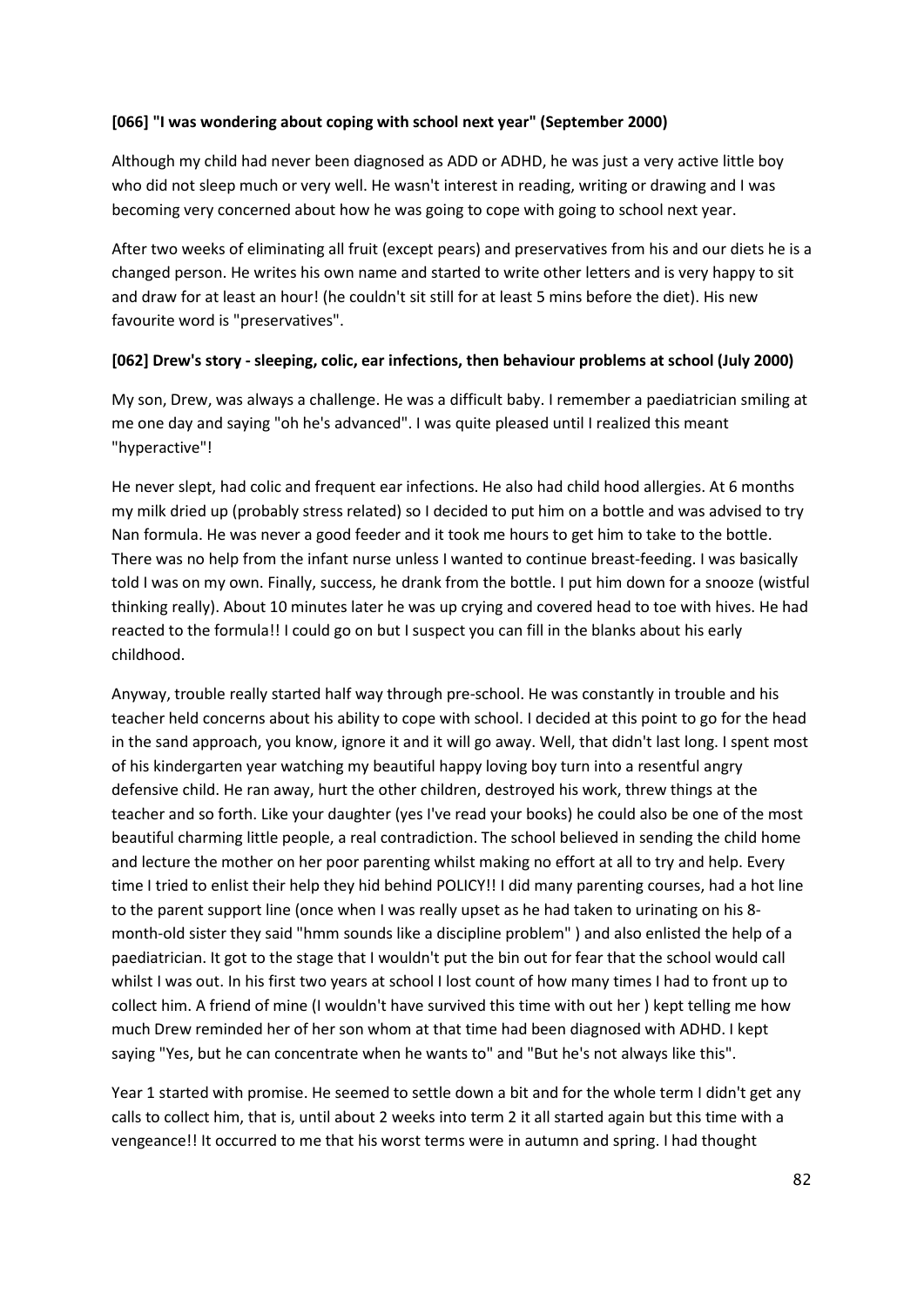**[066] "I was wondering about coping with school next year" (September 2000)**

Although my child had never been diagnosed as ADD or ADHD, he was just a very active little boy who did not sleep much or very well. He wasn't interest in reading, writing or drawing and I was becoming very concerned about how he was going to cope with going to school next year.

After two weeks of eliminating all fruit (except pears) and preservatives from his and our diets he is a changed person. He writes his own name and started to write other letters and is very happy to sit and draw for at least an hour! (he couldn't sit still for at least 5 mins before the diet). His new favourite word is "preservatives".

**[062] Drew's story - sleeping, colic, ear infections, then behaviour problems at school (July 2000)**

My son, Drew, was always a challenge. He was a difficult baby. I remember a paediatrician smiling at me one day and saying "oh he's advanced". I was quite pleased until I realized this meant "hyperactive"!

He never slept, had colic and frequent ear infections. He also had child hood allergies. At 6 months my milk dried up (probably stress related) so I decided to put him on a bottle and was advised to try Nan formula. He was never a good feeder and it took me hours to get him to take to the bottle. There was no help from the infant nurse unless I wanted to continue breast-feeding. I was basically told I was on my own. Finally, success, he drank from the bottle. I put him down for a snooze (wistful thinking really). About 10 minutes later he was up crying and covered head to toe with hives. He had reacted to the formula!! I could go on but I suspect you can fill in the blanks about his early childhood.

Anyway, trouble really started half way through pre-school. He was constantly in trouble and his teacher held concerns about his ability to cope with school. I decided at this point to go for the head in the sand approach, you know, ignore it and it will go away. Well, that didn't last long. I spent most of his kindergarten year watching my beautiful happy loving boy turn into a resentful angry defensive child. He ran away, hurt the other children, destroyed his work, threw things at the teacher and so forth. Like your daughter (yes I've read your books) he could also be one of the most beautiful charming little people, a real contradiction. The school believed in sending the child home and lecture the mother on her poor parenting whilst making no effort at all to try and help. Every time I tried to enlist their help they hid behind POLICY!! I did many parenting courses, had a hot line to the parent support line (once when I was really upset as he had taken to urinating on his 8-month-old sister they said "hmm sounds like a discipline problem" ) and also enlisted the help of a paediatrician. It got to the stage that I wouldn't put the bin out for fear that the school would call whilst I was out. In his first two years at school I lost count of how many times I had to front up to collect him. A friend of mine (I wouldn't have survived this time with out her ) kept telling me how much Drew reminded her of her son whom at that time had been diagnosed with ADHD. I kept saying "Yes, but he can concentrate when he wants to" and "But he's not always like this".

Year 1 started with promise. He seemed to settle down a bit and for the whole term I didn't get any calls to collect him, that is, until about 2 weeks into term 2 it all started again but this time with a vengeance!! It occurred to me that his worst terms were in autumn and spring. I had thought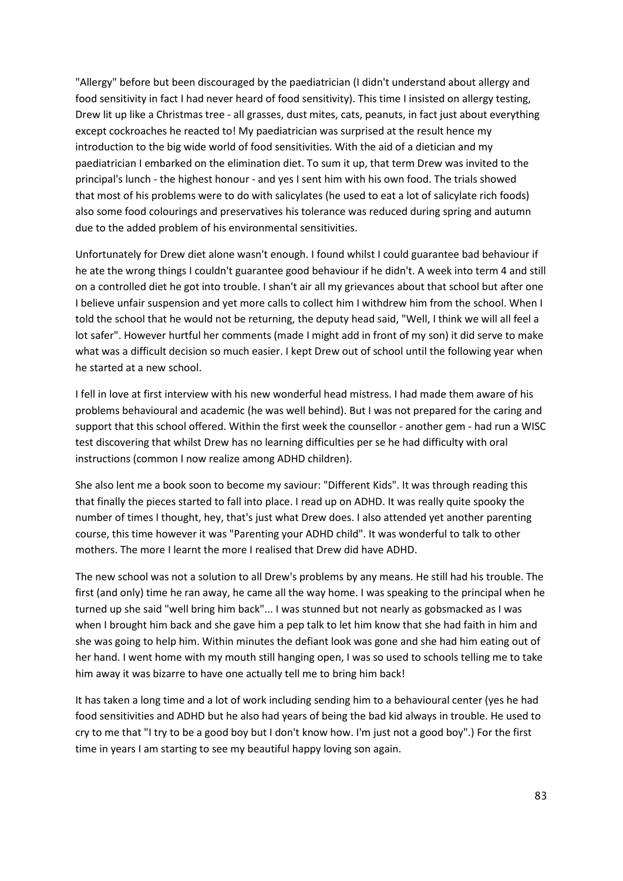"Allergy" before but been discouraged by the paediatrician (I didn't understand about allergy and food sensitivity in fact I had never heard of food sensitivity). This time I insisted on allergy testing, Drew lit up like a Christmas tree - all grasses, dust mites, cats, peanuts, in fact just about everything except cockroaches he reacted to! My paediatrician was surprised at the result hence my introduction to the big wide world of food sensitivities. With the aid of a dietician and my paediatrician I embarked on the elimination diet. To sum it up, that term Drew was invited to the principal's lunch - the highest honour - and yes I sent him with his own food. The trials showed that most of his problems were to do with salicylates (he used to eat a lot of salicylate rich foods) also some food colourings and preservatives his tolerance was reduced during spring and autumn due to the added problem of his environmental sensitivities.

Unfortunately for Drew diet alone wasn't enough. I found whilst I could guarantee bad behaviour if he ate the wrong things I couldn't guarantee good behaviour if he didn't. A week into term 4 and still on a controlled diet he got into trouble. I shan't air all my grievances about that school but after one I believe unfair suspension and yet more calls to collect him I withdrew him from the school. When I told the school that he would not be returning, the deputy head said, "Well, I think we will all feel a lot safer". However hurtful her comments (made I might add in front of my son) it did serve to make what was a difficult decision so much easier. I kept Drew out of school until the following year when he started at a new school.

I fell in love at first interview with his new wonderful head mistress. I had made them aware of his problems behavioural and academic (he was well behind). But I was not prepared for the caring and support that this school offered. Within the first week the counsellor - another gem - had run a WISC test discovering that whilst Drew has no learning difficulties per se he had difficulty with oral instructions (common I now realize among ADHD children).

She also lent me a book soon to become my saviour: "Different Kids". It was through reading this that finally the pieces started to fall into place. I read up on ADHD. It was really quite spooky the number of times I thought, hey, that's just what Drew does. I also attended yet another parenting course, this time however it was "Parenting your ADHD child". It was wonderful to talk to other mothers. The more I learnt the more I realised that Drew did have ADHD.

The new school was not a solution to all Drew's problems by any means. He still had his trouble. The first (and only) time he ran away, he came all the way home. I was speaking to the principal when he turned up she said "well bring him back"... I was stunned but not nearly as gobsmacked as I was when I brought him back and she gave him a pep talk to let him know that she had faith in him and she was going to help him. Within minutes the defiant look was gone and she had him eating out of her hand. I went home with my mouth still hanging open, I was so used to schools telling me to take him away it was bizarre to have one actually tell me to bring him back!

It has taken a long time and a lot of work including sending him to a behavioural center (yes he had food sensitivities and ADHD but he also had years of being the bad kid always in trouble. He used to cry to me that "I try to be a good boy but I don't know how. I'm just not a good boy".) For the first time in years I am starting to see my beautiful happy loving son again.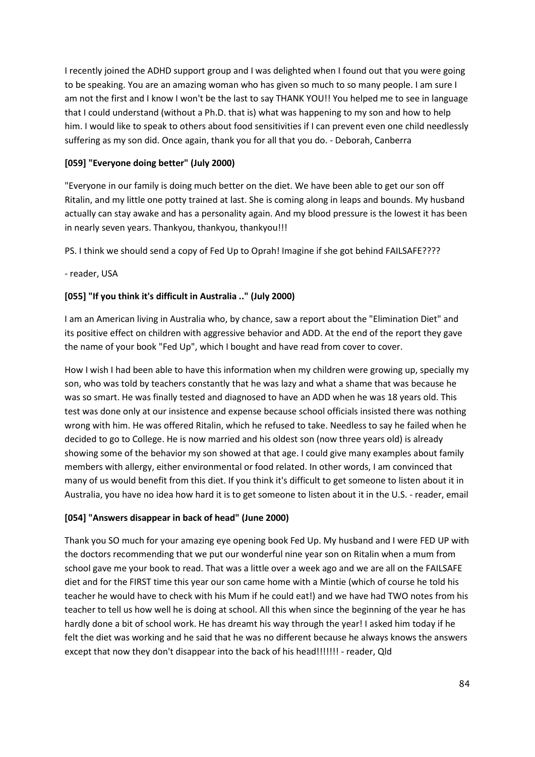I recently joined the ADHD support group and I was delighted when I found out that you were going to be speaking. You are an amazing woman who has given so much to so many people. I am sure I am not the first and I know I won't be the last to say THANK YOU!! You helped me to see in language that I could understand (without a Ph.D. that is) what was happening to my son and how to help him. I would like to speak to others about food sensitivities if I can prevent even one child needlessly suffering as my son did. Once again, thank you for all that you do. - Deborah, Canberra

**[059] "Everyone doing better" (July 2000)**

"Everyone in our family is doing much better on the diet. We have been able to get our son off Ritalin, and my little one potty trained at last. She is coming along in leaps and bounds. My husband actually can stay awake and has a personality again. And my blood pressure is the lowest it has been in nearly seven years. Thankyou, thankyou, thankyou!!!

PS. I think we should send a copy of Fed Up to Oprah! Imagine if she got behind FAILSAFE????

- reader, USA

**[055] "If you think it's difficult in Australia .." (July 2000)**

I am an American living in Australia who, by chance, saw a report about the "Elimination Diet" and its positive effect on children with aggressive behavior and ADD. At the end of the report they gave the name of your book "Fed Up", which I bought and have read from cover to cover.

How I wish I had been able to have this information when my children were growing up, specially my son, who was told by teachers constantly that he was lazy and what a shame that was because he was so smart. He was finally tested and diagnosed to have an ADD when he was 18 years old. This test was done only at our insistence and expense because school officials insisted there was nothing wrong with him. He was offered Ritalin, which he refused to take. Needless to say he failed when he decided to go to College. He is now married and his oldest son (now three years old) is already showing some of the behavior my son showed at that age. I could give many examples about family members with allergy, either environmental or food related. In other words, I am convinced that many of us would benefit from this diet. If you think it's difficult to get someone to listen about it in Australia, you have no idea how hard it is to get someone to listen about it in the U.S. - reader, email

**[054] "Answers disappear in back of head" (June 2000)**

Thank you SO much for your amazing eye opening book Fed Up. My husband and I were FED UP with the doctors recommending that we put our wonderful nine year son on Ritalin when a mum from school gave me your book to read. That was a little over a week ago and we are all on the FAILSAFE diet and for the FIRST time this year our son came home with a Mintie (which of course he told his teacher he would have to check with his Mum if he could eat!) and we have had TWO notes from his teacher to tell us how well he is doing at school. All this when since the beginning of the year he has hardly done a bit of school work. He has dreamt his way through the year! I asked him today if he felt the diet was working and he said that he was no different because he always knows the answers except that now they don't disappear into the back of his head!!!!!!! - reader, Qld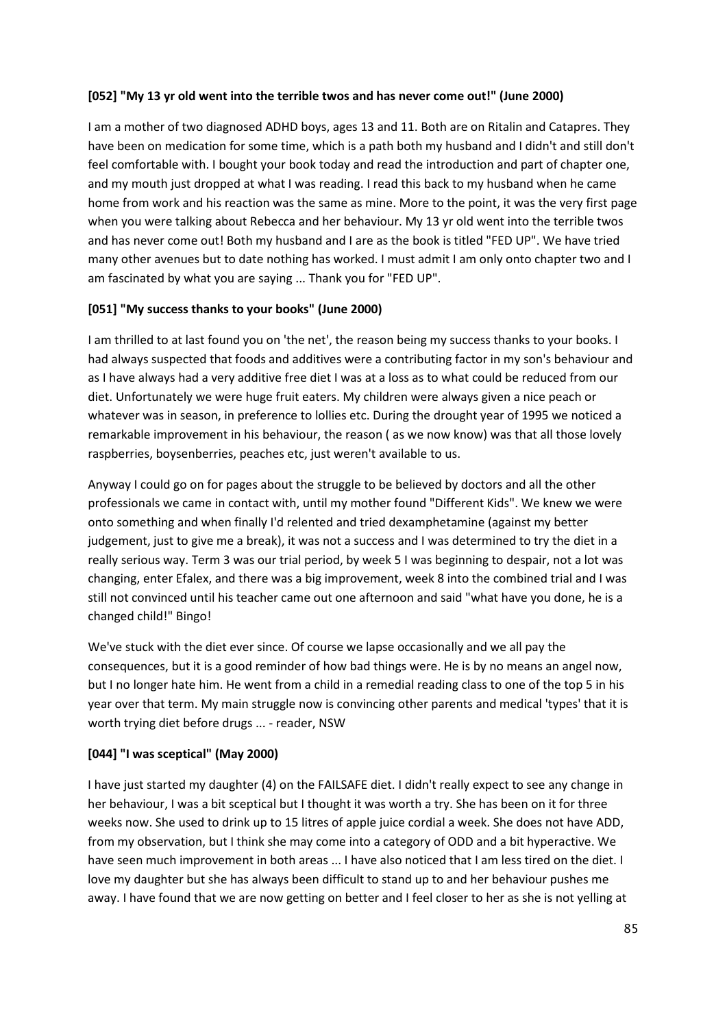**[052] "My 13 yr old went into the terrible twos and has never come out!" (June 2000)**

I am a mother of two diagnosed ADHD boys, ages 13 and 11. Both are on Ritalin and Catapres. They have been on medication for some time, which is a path both my husband and I didn't and still don't feel comfortable with. I bought your book today and read the introduction and part of chapter one, and my mouth just dropped at what I was reading. I read this back to my husband when he came home from work and his reaction was the same as mine. More to the point, it was the very first page when you were talking about Rebecca and her behaviour. My 13 yr old went into the terrible twos and has never come out! Both my husband and I are as the book is titled "FED UP". We have tried many other avenues but to date nothing has worked. I must admit I am only onto chapter two and I am fascinated by what you are saying ... Thank you for "FED UP".

**[051] "My success thanks to your books" (June 2000)**

I am thrilled to at last found you on 'the net', the reason being my success thanks to your books. I had always suspected that foods and additives were a contributing factor in my son's behaviour and as I have always had a very additive free diet I was at a loss as to what could be reduced from our diet. Unfortunately we were huge fruit eaters. My children were always given a nice peach or whatever was in season, in preference to lollies etc. During the drought year of 1995 we noticed a remarkable improvement in his behaviour, the reason ( as we now know) was that all those lovely raspberries, boysenberries, peaches etc, just weren't available to us.

Anyway I could go on for pages about the struggle to be believed by doctors and all the other professionals we came in contact with, until my mother found "Different Kids". We knew we were onto something and when finally I'd relented and tried dexamphetamine (against my better judgement, just to give me a break), it was not a success and I was determined to try the diet in a really serious way. Term 3 was our trial period, by week 5 I was beginning to despair, not a lot was changing, enter Efalex, and there was a big improvement, week 8 into the combined trial and I was still not convinced until his teacher came out one afternoon and said "what have you done, he is a changed child!" Bingo!

We've stuck with the diet ever since. Of course we lapse occasionally and we all pay the consequences, but it is a good reminder of how bad things were. He is by no means an angel now, but I no longer hate him. He went from a child in a remedial reading class to one of the top 5 in his year over that term. My main struggle now is convincing other parents and medical 'types' that it is worth trying diet before drugs ... - reader, NSW

**[044] "I was sceptical" (May 2000)**

I have just started my daughter (4) on the FAILSAFE diet. I didn't really expect to see any change in her behaviour, I was a bit sceptical but I thought it was worth a try. She has been on it for three weeks now. She used to drink up to 15 litres of apple juice cordial a week. She does not have ADD, from my observation, but I think she may come into a category of ODD and a bit hyperactive. We have seen much improvement in both areas ... I have also noticed that I am less tired on the diet. I love my daughter but she has always been difficult to stand up to and her behaviour pushes me away. I have found that we are now getting on better and I feel closer to her as she is not yelling at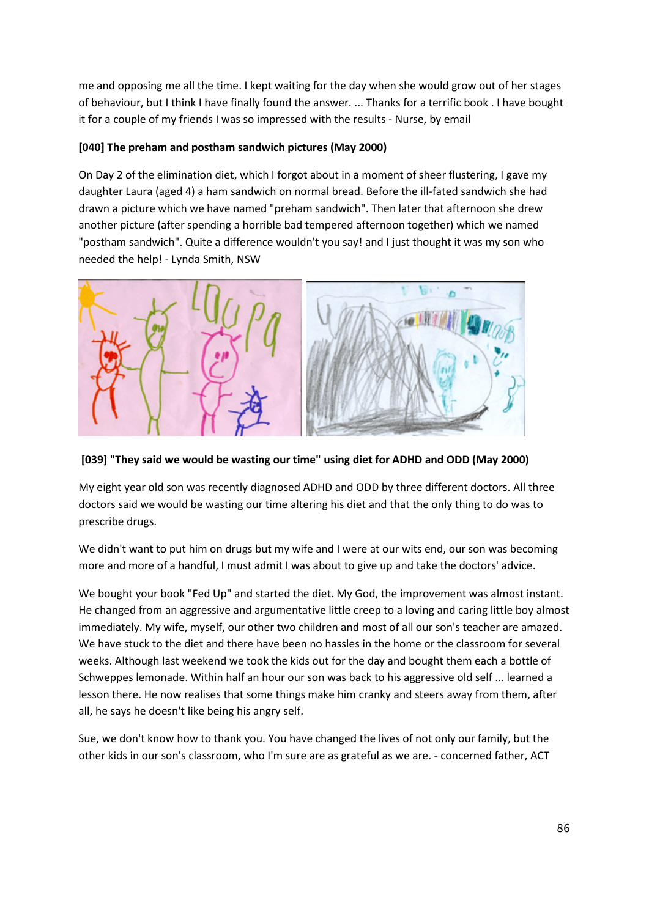me and opposing me all the time. I kept waiting for the day when she would grow out of her stages of behaviour, but I think I have finally found the answer. ... Thanks for a terrific book . I have bought it for a couple of my friends I was so impressed with the results - Nurse, by email

**[040] The preham and postham sandwich pictures (May 2000)**

On Day 2 of the elimination diet, which I forgot about in a moment of sheer flustering, I gave my daughter Laura (aged 4) a ham sandwich on normal bread. Before the ill-fated sandwich she had drawn a picture which we have named "preham sandwich". Then later that afternoon she drew another picture (after spending a horrible bad tempered afternoon together) which we named "postham sandwich". Quite a difference wouldn't you say! and I just thought it was my son who needed the help! - Lynda Smith, NSW

**[039] "They said we would be wasting our time" using diet for ADHD and ODD (May 2000)**

My eight year old son was recently diagnosed ADHD and ODD by three different doctors. All three doctors said we would be wasting our time altering his diet and that the only thing to do was to prescribe drugs.

We didn't want to put him on drugs but my wife and I were at our wits end, our son was becoming more and more of a handful, I must admit I was about to give up and take the doctors' advice.

We bought your book "Fed Up" and started the diet. My God, the improvement was almost instant. He changed from an aggressive and argumentative little creep to a loving and caring little boy almost immediately. My wife, myself, our other two children and most of all our son's teacher are amazed. We have stuck to the diet and there have been no hassles in the home or the classroom for several weeks. Although last weekend we took the kids out for the day and bought them each a bottle of Schweppes lemonade. Within half an hour our son was back to his aggressive old self ... learned a lesson there. He now realises that some things make him cranky and steers away from them, after all, he says he doesn't like being his angry self.

Sue, we don't know how to thank you. You have changed the lives of not only our family, but the other kids in our son's classroom, who I'm sure are as grateful as we are. - concerned father, ACT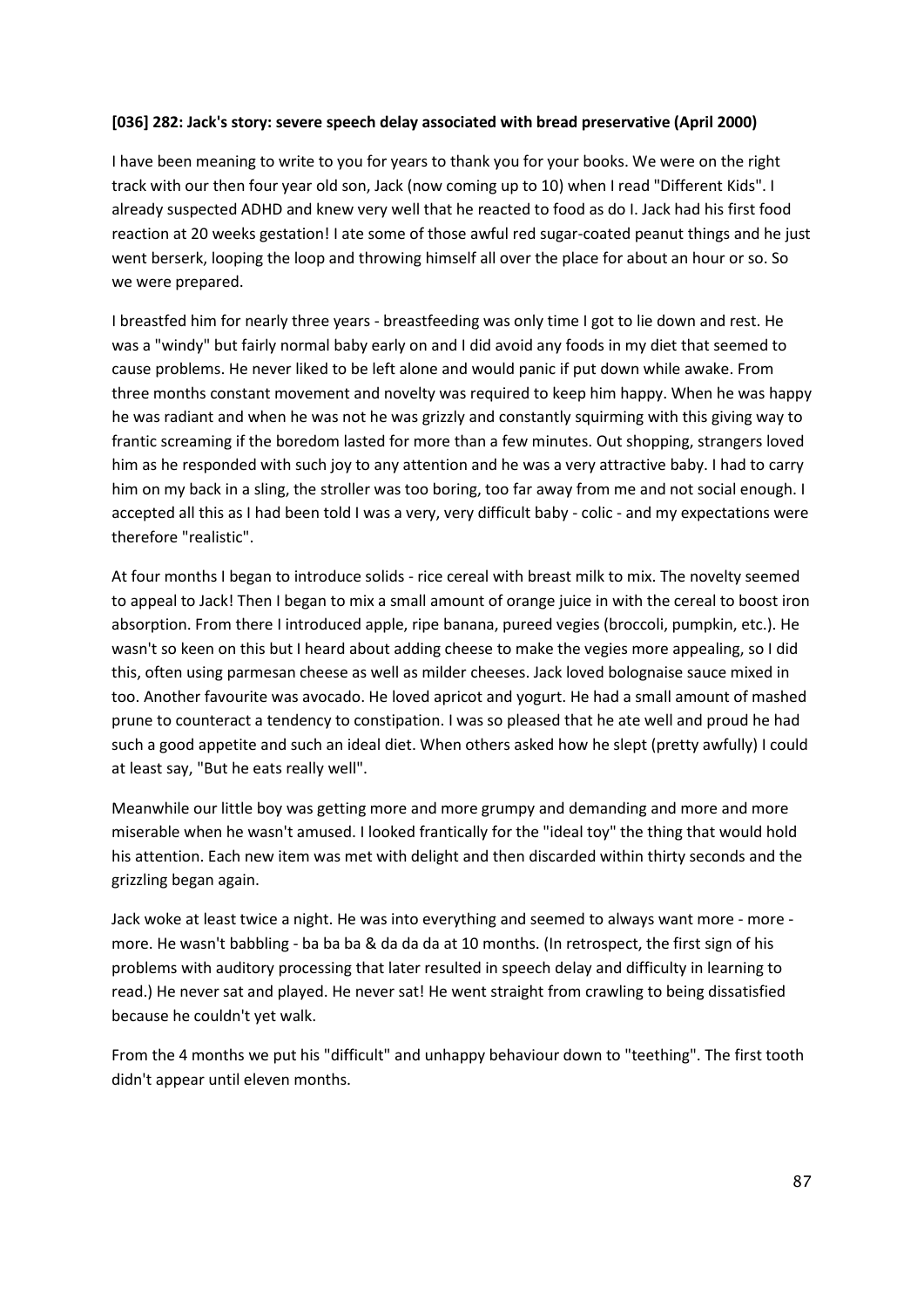**[036] 282: Jack's story: severe speech delay associated with bread preservative (April 2000)**

I have been meaning to write to you for years to thank you for your books. We were on the right track with our then four year old son, Jack (now coming up to 10) when I read "Different Kids". I already suspected ADHD and knew very well that he reacted to food as do I. Jack had his first food reaction at 20 weeks gestation! I ate some of those awful red sugar-coated peanut things and he just went berserk, looping the loop and throwing himself all over the place for about an hour or so. So we were prepared.

I breastfed him for nearly three years - breastfeeding was only time I got to lie down and rest. He was a "windy" but fairly normal baby early on and I did avoid any foods in my diet that seemed to cause problems. He never liked to be left alone and would panic if put down while awake. From three months constant movement and novelty was required to keep him happy. When he was happy he was radiant and when he was not he was grizzly and constantly squirming with this giving way to frantic screaming if the boredom lasted for more than a few minutes. Out shopping, strangers loved him as he responded with such joy to any attention and he was a very attractive baby. I had to carry him on my back in a sling, the stroller was too boring, too far away from me and not social enough. I accepted all this as I had been told I was a very, very difficult baby - colic - and my expectations were therefore "realistic".

At four months I began to introduce solids - rice cereal with breast milk to mix. The novelty seemed to appeal to Jack! Then I began to mix a small amount of orange juice in with the cereal to boost iron absorption. From there I introduced apple, ripe banana, pureed vegies (broccoli, pumpkin, etc.). He wasn't so keen on this but I heard about adding cheese to make the vegies more appealing, so I did this, often using parmesan cheese as well as milder cheeses. Jack loved bolognaise sauce mixed in too. Another favourite was avocado. He loved apricot and yogurt. He had a small amount of mashed prune to counteract a tendency to constipation. I was so pleased that he ate well and proud he had such a good appetite and such an ideal diet. When others asked how he slept (pretty awfully) I could at least say, "But he eats really well".

Meanwhile our little boy was getting more and more grumpy and demanding and more and more miserable when he wasn't amused. I looked frantically for the "ideal toy" the thing that would hold his attention. Each new item was met with delight and then discarded within thirty seconds and the grizzling began again.

Jack woke at least twice a night. He was into everything and seemed to always want more - more - more. He wasn't babbling - ba ba ba & da da da at 10 months. (In retrospect, the first sign of his problems with auditory processing that later resulted in speech delay and difficulty in learning to read.) He never sat and played. He never sat! He went straight from crawling to being dissatisfied because he couldn't yet walk.

From the 4 months we put his "difficult" and unhappy behaviour down to "teething". The first tooth didn't appear until eleven months.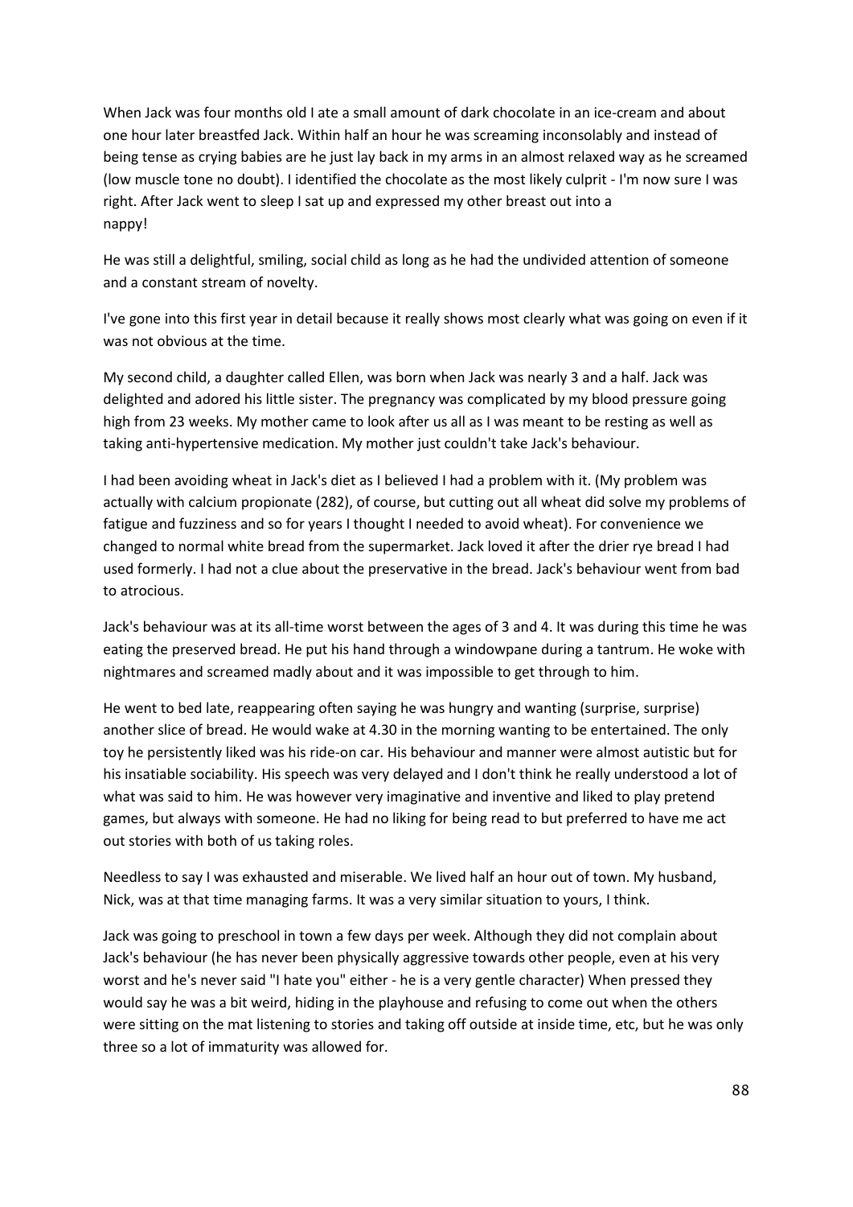When Jack was four months old I ate a small amount of dark chocolate in an ice-cream and about one hour later breastfed Jack. Within half an hour he was screaming inconsolably and instead of being tense as crying babies are he just lay back in my arms in an almost relaxed way as he screamed (low muscle tone no doubt). I identified the chocolate as the most likely culprit - I'm now sure I was right. After Jack went to sleep I sat up and expressed my other breast out into a nappy!

He was still a delightful, smiling, social child as long as he had the undivided attention of someone and a constant stream of novelty.

I've gone into this first year in detail because it really shows most clearly what was going on even if it was not obvious at the time.

My second child, a daughter called Ellen, was born when Jack was nearly 3 and a half. Jack was delighted and adored his little sister. The pregnancy was complicated by my blood pressure going high from 23 weeks. My mother came to look after us all as I was meant to be resting as well as taking anti-hypertensive medication. My mother just couldn't take Jack's behaviour.

I had been avoiding wheat in Jack's diet as I believed I had a problem with it. (My problem was actually with calcium propionate (282), of course, but cutting out all wheat did solve my problems of fatigue and fuzziness and so for years I thought I needed to avoid wheat). For convenience we changed to normal white bread from the supermarket. Jack loved it after the drier rye bread I had used formerly. I had not a clue about the preservative in the bread. Jack's behaviour went from bad to atrocious.

Jack's behaviour was at its all-time worst between the ages of 3 and 4. It was during this time he was eating the preserved bread. He put his hand through a windowpane during a tantrum. He woke with nightmares and screamed madly about and it was impossible to get through to him.

He went to bed late, reappearing often saying he was hungry and wanting (surprise, surprise) another slice of bread. He would wake at 4.30 in the morning wanting to be entertained. The only toy he persistently liked was his ride-on car. His behaviour and manner were almost autistic but for his insatiable sociability. His speech was very delayed and I don't think he really understood a lot of what was said to him. He was however very imaginative and inventive and liked to play pretend games, but always with someone. He had no liking for being read to but preferred to have me act out stories with both of us taking roles.

Needless to say I was exhausted and miserable. We lived half an hour out of town. My husband, Nick, was at that time managing farms. It was a very similar situation to yours, I think.

Jack was going to preschool in town a few days per week. Although they did not complain about Jack's behaviour (he has never been physically aggressive towards other people, even at his very worst and he's never said "I hate you" either - he is a very gentle character) When pressed they would say he was a bit weird, hiding in the playhouse and refusing to come out when the others were sitting on the mat listening to stories and taking off outside at inside time, etc, but he was only three so a lot of immaturity was allowed for.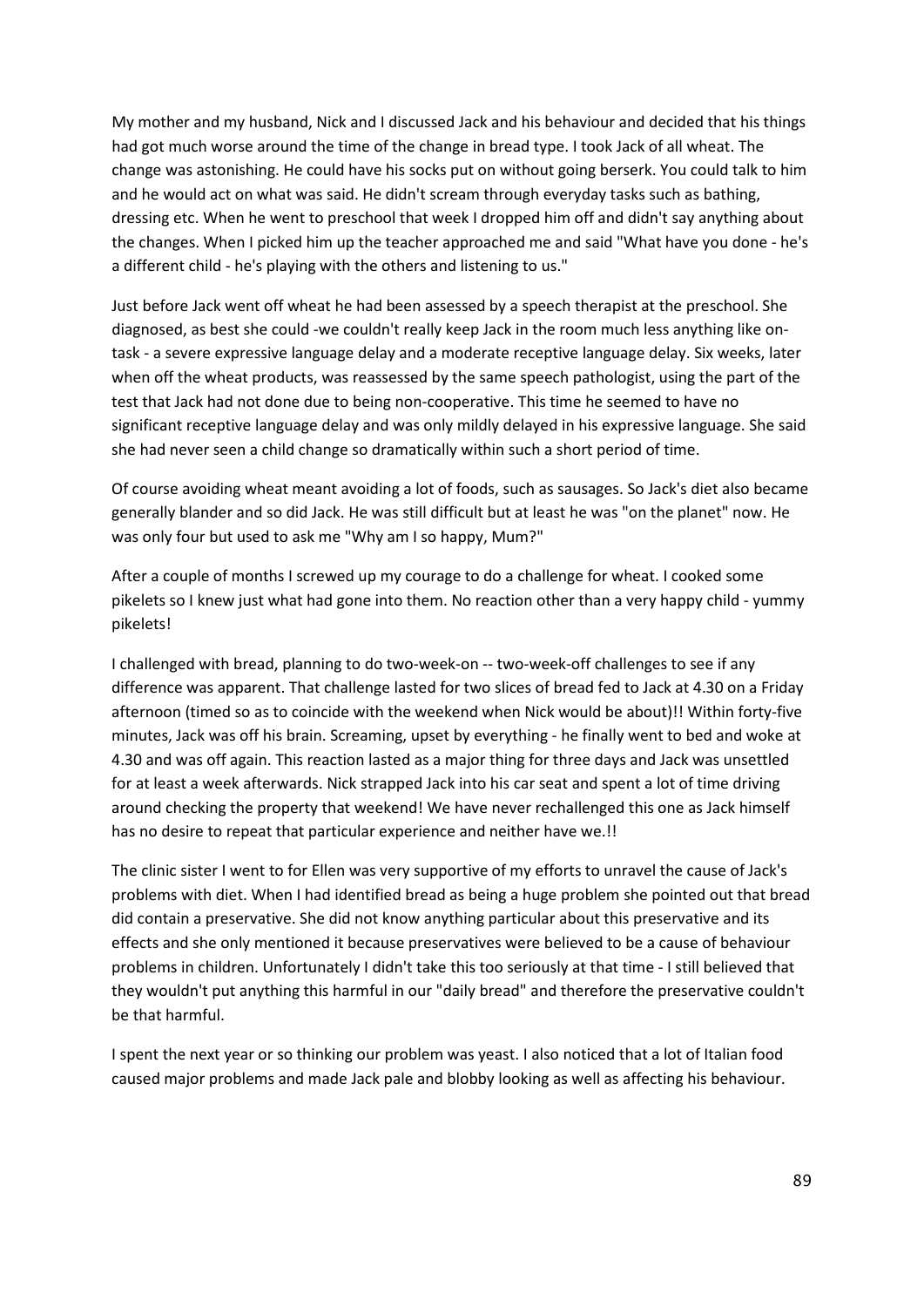My mother and my husband, Nick and I discussed Jack and his behaviour and decided that his things had got much worse around the time of the change in bread type. I took Jack of all wheat. The change was astonishing. He could have his socks put on without going berserk. You could talk to him and he would act on what was said. He didn't scream through everyday tasks such as bathing, dressing etc. When he went to preschool that week I dropped him off and didn't say anything about the changes. When I picked him up the teacher approached me and said "What have you done - he's a different child - he's playing with the others and listening to us."

Just before Jack went off wheat he had been assessed by a speech therapist at the preschool. She diagnosed, as best she could -we couldn't really keep Jack in the room much less anything like on-task - a severe expressive language delay and a moderate receptive language delay. Six weeks, later when off the wheat products, was reassessed by the same speech pathologist, using the part of the test that Jack had not done due to being non-cooperative. This time he seemed to have no significant receptive language delay and was only mildly delayed in his expressive language. She said she had never seen a child change so dramatically within such a short period of time.

Of course avoiding wheat meant avoiding a lot of foods, such as sausages. So Jack's diet also became generally blander and so did Jack. He was still difficult but at least he was "on the planet" now. He was only four but used to ask me "Why am I so happy, Mum?"

After a couple of months I screwed up my courage to do a challenge for wheat. I cooked some pikelets so I knew just what had gone into them. No reaction other than a very happy child - yummy pikelets!

I challenged with bread, planning to do two-week-on -- two-week-off challenges to see if any difference was apparent. That challenge lasted for two slices of bread fed to Jack at 4.30 on a Friday afternoon (timed so as to coincide with the weekend when Nick would be about)!! Within forty-five minutes, Jack was off his brain. Screaming, upset by everything - he finally went to bed and woke at 4.30 and was off again. This reaction lasted as a major thing for three days and Jack was unsettled for at least a week afterwards. Nick strapped Jack into his car seat and spent a lot of time driving around checking the property that weekend! We have never rechallenged this one as Jack himself has no desire to repeat that particular experience and neither have we.!!

The clinic sister I went to for Ellen was very supportive of my efforts to unravel the cause of Jack's problems with diet. When I had identified bread as being a huge problem she pointed out that bread did contain a preservative. She did not know anything particular about this preservative and its effects and she only mentioned it because preservatives were believed to be a cause of behaviour problems in children. Unfortunately I didn't take this too seriously at that time - I still believed that they wouldn't put anything this harmful in our "daily bread" and therefore the preservative couldn't be that harmful.

I spent the next year or so thinking our problem was yeast. I also noticed that a lot of Italian food caused major problems and made Jack pale and blobby looking as well as affecting his behaviour.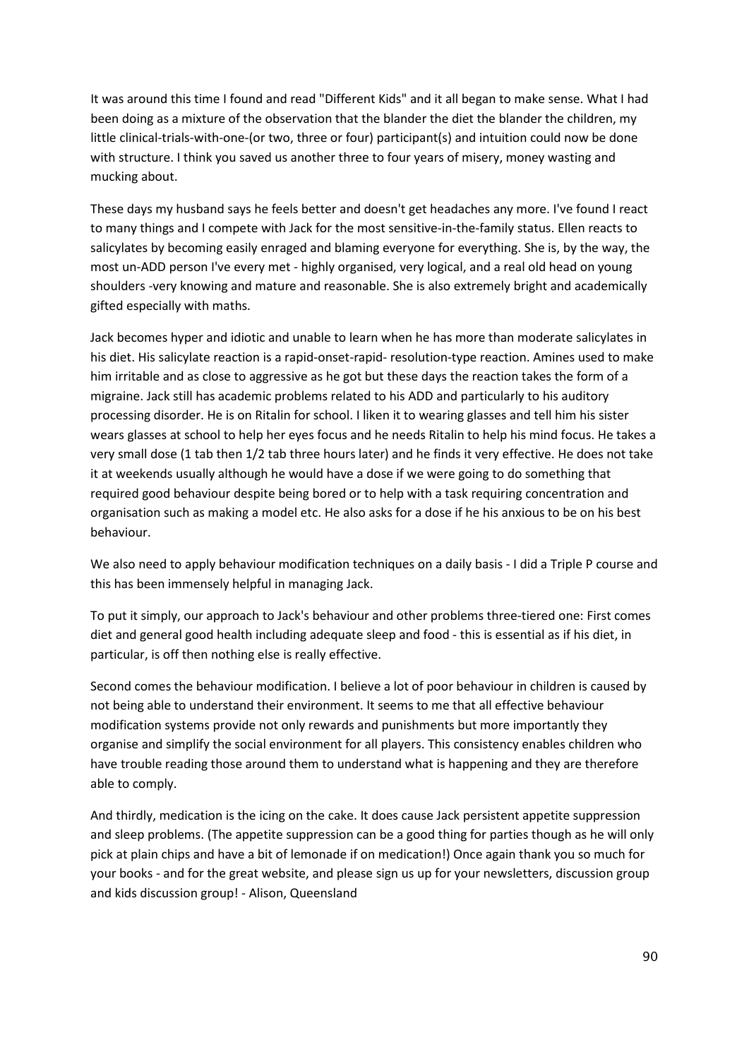It was around this time I found and read "Different Kids" and it all began to make sense. What I had been doing as a mixture of the observation that the blander the diet the blander the children, my little clinical-trials-with-one-(or two, three or four) participant(s) and intuition could now be done with structure. I think you saved us another three to four years of misery, money wasting and mucking about.

These days my husband says he feels better and doesn't get headaches any more. I've found I react to many things and I compete with Jack for the most sensitive-in-the-family status. Ellen reacts to salicylates by becoming easily enraged and blaming everyone for everything. She is, by the way, the most un-ADD person I've every met - highly organised, very logical, and a real old head on young shoulders -very knowing and mature and reasonable. She is also extremely bright and academically gifted especially with maths.

Jack becomes hyper and idiotic and unable to learn when he has more than moderate salicylates in his diet. His salicylate reaction is a rapid-onset-rapid- resolution-type reaction. Amines used to make him irritable and as close to aggressive as he got but these days the reaction takes the form of a migraine. Jack still has academic problems related to his ADD and particularly to his auditory processing disorder. He is on Ritalin for school. I liken it to wearing glasses and tell him his sister wears glasses at school to help her eyes focus and he needs Ritalin to help his mind focus. He takes a very small dose (1 tab then 1/2 tab three hours later) and he finds it very effective. He does not take it at weekends usually although he would have a dose if we were going to do something that required good behaviour despite being bored or to help with a task requiring concentration and organisation such as making a model etc. He also asks for a dose if he his anxious to be on his best behaviour.

We also need to apply behaviour modification techniques on a daily basis - I did a Triple P course and this has been immensely helpful in managing Jack.

To put it simply, our approach to Jack's behaviour and other problems three-tiered one: First comes diet and general good health including adequate sleep and food - this is essential as if his diet, in particular, is off then nothing else is really effective.

Second comes the behaviour modification. I believe a lot of poor behaviour in children is caused by not being able to understand their environment. It seems to me that all effective behaviour modification systems provide not only rewards and punishments but more importantly they organise and simplify the social environment for all players. This consistency enables children who have trouble reading those around them to understand what is happening and they are therefore able to comply.

And thirdly, medication is the icing on the cake. It does cause Jack persistent appetite suppression and sleep problems. (The appetite suppression can be a good thing for parties though as he will only pick at plain chips and have a bit of lemonade if on medication!) Once again thank you so much for your books - and for the great website, and please sign us up for your newsletters, discussion group and kids discussion group! - Alison, Queensland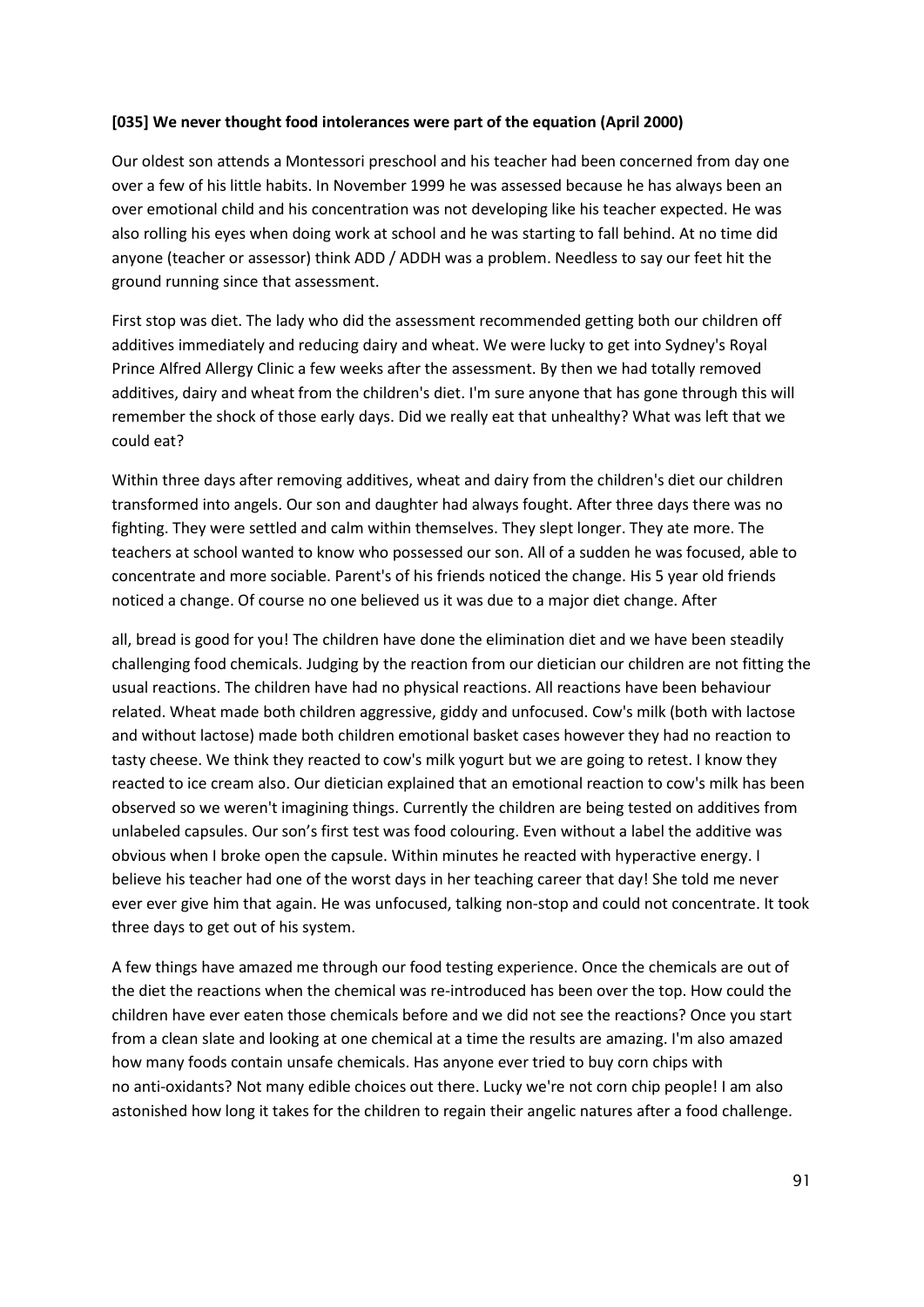**[035] We never thought food intolerances were part of the equation (April 2000)**

Our oldest son attends a Montessori preschool and his teacher had been concerned from day one over a few of his little habits. In November 1999 he was assessed because he has always been an over emotional child and his concentration was not developing like his teacher expected. He was also rolling his eyes when doing work at school and he was starting to fall behind. At no time did anyone (teacher or assessor) think ADD / ADDH was a problem. Needless to say our feet hit the ground running since that assessment.

First stop was diet. The lady who did the assessment recommended getting both our children off additives immediately and reducing dairy and wheat. We were lucky to get into Sydney's Royal Prince Alfred Allergy Clinic a few weeks after the assessment. By then we had totally removed additives, dairy and wheat from the children's diet. I'm sure anyone that has gone through this will remember the shock of those early days. Did we really eat that unhealthy? What was left that we could eat?

Within three days after removing additives, wheat and dairy from the children's diet our children transformed into angels. Our son and daughter had always fought. After three days there was no fighting. They were settled and calm within themselves. They slept longer. They ate more. The teachers at school wanted to know who possessed our son. All of a sudden he was focused, able to concentrate and more sociable. Parent's of his friends noticed the change. His 5 year old friends noticed a change. Of course no one believed us it was due to a major diet change. After all, bread is good for you! The children have done the elimination diet and we have been steadily challenging food chemicals. Judging by the reaction from our dietician our children are not fitting the usual reactions. The children have had no physical reactions. All reactions have been behaviour related. Wheat made both children aggressive, giddy and unfocused. Cow's milk (both with lactose and without lactose) made both children emotional basket cases however they had no reaction to tasty cheese. We think they reacted to cow's milk yogurt but we are going to retest. I know they reacted to ice cream also. Our dietician explained that an emotional reaction to cow's milk has been observed so we weren't imagining things. Currently the children are being tested on additives from unlabeled capsules. Our son's first test was food colouring. Even without a label the additive was obvious when I broke open the capsule. Within minutes he reacted with hyperactive energy. I believe his teacher had one of the worst days in her teaching career that day! She told me never ever ever give him that again. He was unfocused, talking non-stop and could not concentrate. It took three days to get out of his system.

A few things have amazed me through our food testing experience. Once the chemicals are out of the diet the reactions when the chemical was re-introduced has been over the top. How could the children have ever eaten those chemicals before and we did not see the reactions? Once you start from a clean slate and looking at one chemical at a time the results are amazing. I'm also amazed how many foods contain unsafe chemicals. Has anyone ever tried to buy corn chips with no anti-oxidants? Not many edible choices out there. Lucky we're not corn chip people! I am also astonished how long it takes for the children to regain their angelic natures after a food challenge.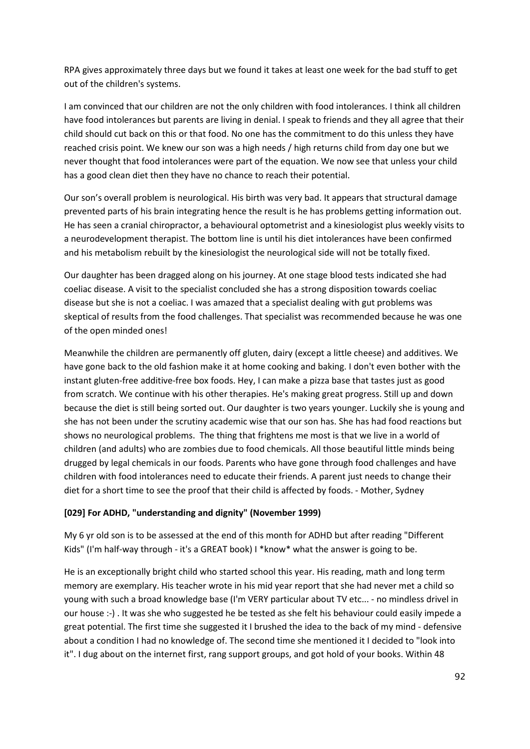RPA gives approximately three days but we found it takes at least one week for the bad stuff to get out of the children's systems.

I am convinced that our children are not the only children with food intolerances. I think all children have food intolerances but parents are living in denial. I speak to friends and they all agree that their child should cut back on this or that food. No one has the commitment to do this unless they have reached crisis point. We knew our son was a high needs / high returns child from day one but we never thought that food intolerances were part of the equation. We now see that unless your child has a good clean diet then they have no chance to reach their potential.

Our son's overall problem is neurological. His birth was very bad. It appears that structural damage prevented parts of his brain integrating hence the result is he has problems getting information out. He has seen a cranial chiropractor, a behavioural optometrist and a kinesiologist plus weekly visits to a neurodevelopment therapist. The bottom line is until his diet intolerances have been confirmed and his metabolism rebuilt by the kinesiologist the neurological side will not be totally fixed.

Our daughter has been dragged along on his journey. At one stage blood tests indicated she had coeliac disease. A visit to the specialist concluded she has a strong disposition towards coeliac disease but she is not a coeliac. I was amazed that a specialist dealing with gut problems was skeptical of results from the food challenges. That specialist was recommended because he was one of the open minded ones!

Meanwhile the children are permanently off gluten, dairy (except a little cheese) and additives. We have gone back to the old fashion make it at home cooking and baking. I don't even bother with the instant gluten-free additive-free box foods. Hey, I can make a pizza base that tastes just as good from scratch. We continue with his other therapies. He's making great progress. Still up and down because the diet is still being sorted out. Our daughter is two years younger. Luckily she is young and she has not been under the scrutiny academic wise that our son has. She has had food reactions but shows no neurological problems. The thing that frightens me most is that we live in a world of children (and adults) who are zombies due to food chemicals. All those beautiful little minds being drugged by legal chemicals in our foods. Parents who have gone through food challenges and have children with food intolerances need to educate their friends. A parent just needs to change their diet for a short time to see the proof that their child is affected by foods. - Mother, Sydney

**[029] For ADHD, "understanding and dignity" (November 1999)**

My 6 yr old son is to be assessed at the end of this month for ADHD but after reading "Different Kids" (I'm half-way through - it's a GREAT book) I *know* what the answer is going to be.

He is an exceptionally bright child who started school this year. His reading, math and long term memory are exemplary. His teacher wrote in his mid year report that she had never met a child so young with such a broad knowledge base (I'm VERY particular about TV etc... - no mindless drivel in our house :-) . It was she who suggested he be tested as she felt his behaviour could easily impede a great potential. The first time she suggested it I brushed the idea to the back of my mind - defensive about a condition I had no knowledge of. The second time she mentioned it I decided to "look into it". I dug about on the internet first, rang support groups, and got hold of your books. Within 48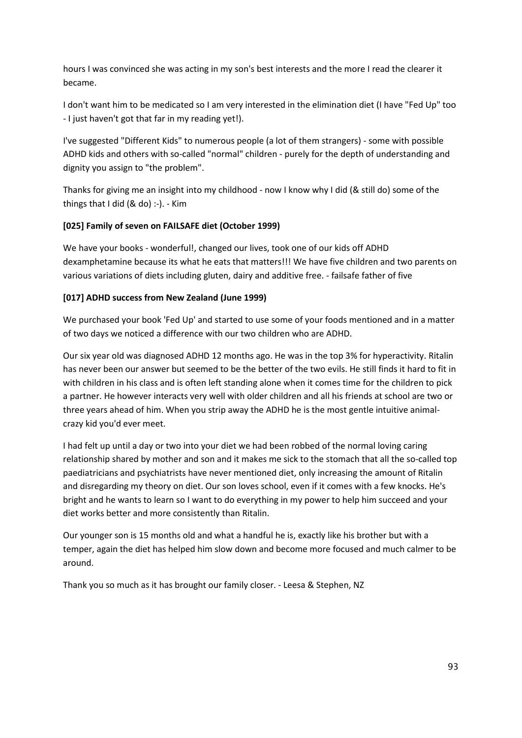hours I was convinced she was acting in my son's best interests and the more I read the clearer it became.

I don't want him to be medicated so I am very interested in the elimination diet (I have "Fed Up" too - I just haven't got that far in my reading yet!).

I've suggested "Different Kids" to numerous people (a lot of them strangers) - some with possible ADHD kids and others with so-called "normal" children - purely for the depth of understanding and dignity you assign to "the problem".

Thanks for giving me an insight into my childhood - now I know why I did (& still do) some of the things that I did (& do) :-). - Kim

**[025] Family of seven on FAILSAFE diet (October 1999)**

We have your books - wonderful!, changed our lives, took one of our kids off ADHD dexamphetamine because its what he eats that matters!!! We have five children and two parents on various variations of diets including gluten, dairy and additive free. - failsafe father of five

**[017] ADHD success from New Zealand (June 1999)**

We purchased your book 'Fed Up' and started to use some of your foods mentioned and in a matter of two days we noticed a difference with our two children who are ADHD.

Our six year old was diagnosed ADHD 12 months ago. He was in the top 3% for hyperactivity. Ritalin has never been our answer but seemed to be the better of the two evils. He still finds it hard to fit in with children in his class and is often left standing alone when it comes time for the children to pick a partner. He however interacts very well with older children and all his friends at school are two or three years ahead of him. When you strip away the ADHD he is the most gentle intuitive animal-crazy kid you'd ever meet.

I had felt up until a day or two into your diet we had been robbed of the normal loving caring relationship shared by mother and son and it makes me sick to the stomach that all the so-called top paediatricians and psychiatrists have never mentioned diet, only increasing the amount of Ritalin and disregarding my theory on diet. Our son loves school, even if it comes with a few knocks. He's bright and he wants to learn so I want to do everything in my power to help him succeed and your diet works better and more consistently than Ritalin.

Our younger son is 15 months old and what a handful he is, exactly like his brother but with a temper, again the diet has helped him slow down and become more focused and much calmer to be around.

Thank you so much as it has brought our family closer. - Leesa & Stephen, NZ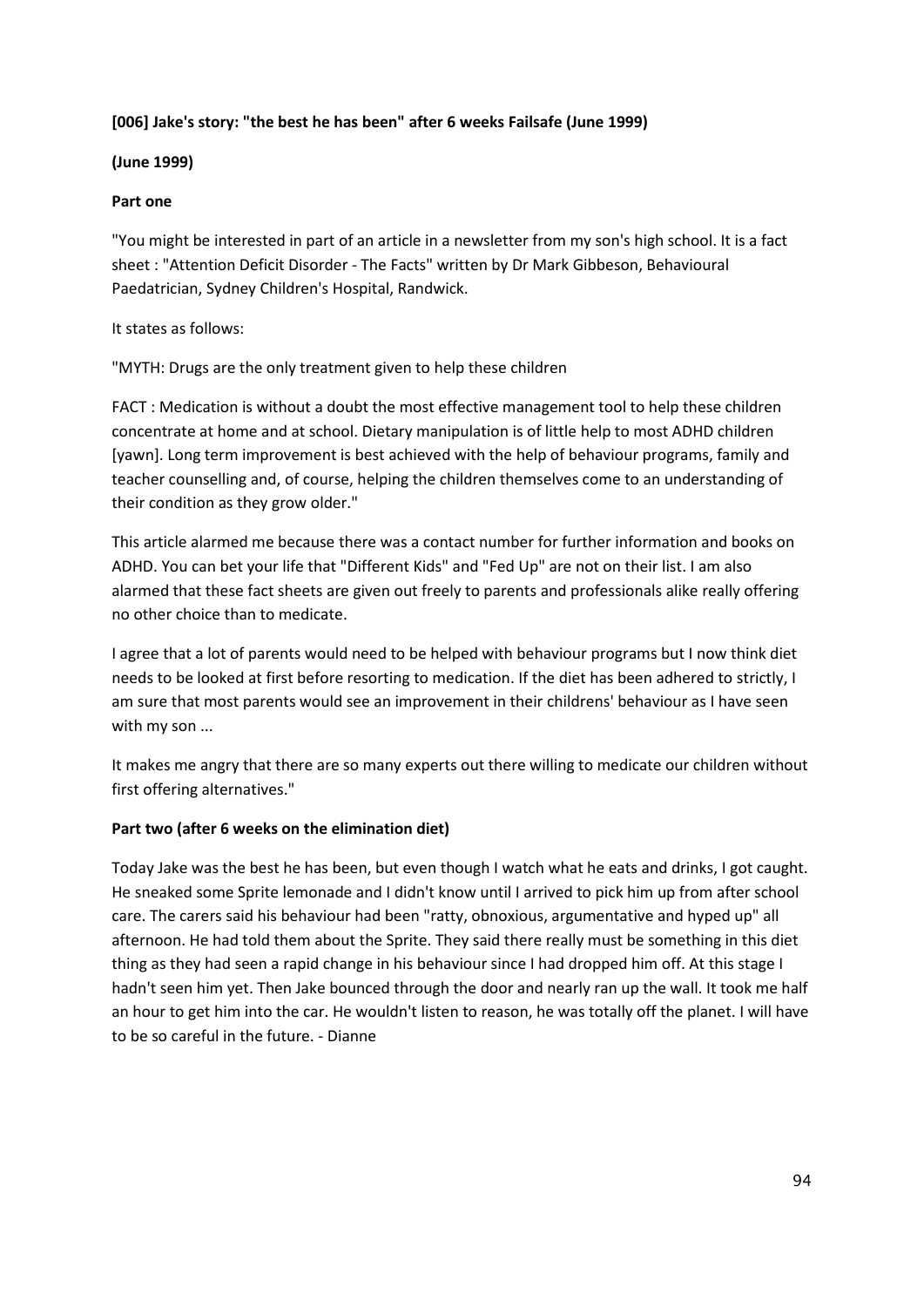**[006] Jake's story: "the best he has been" after 6 weeks Failsafe (June 1999)**

**(June 1999)**

**Part one**

"You might be interested in part of an article in a newsletter from my son's high school. It is a fact sheet : "Attention Deficit Disorder - The Facts" written by Dr Mark Gibbeson, Behavioural Paediatrician, Sydney Children's Hospital, Randwick.

It states as follows:

"MYTH: Drugs are the only treatment given to help these children

FACT : Medication is without a doubt the most effective management tool to help these children concentrate at home and at school. Dietary manipulation is of little help to most ADHD children [yawn]. Long term improvement is best achieved with the help of behaviour programs, family and teacher counselling and, of course, helping the children themselves come to an understanding of their condition as they grow older."

This article alarmed me because there was a contact number for further information and books on ADHD. You can bet your life that "Different Kids" and "Fed Up" are not on their list. I am also alarmed that these fact sheets are given out freely to parents and professionals alike really offering no other choice than to medicate.

I agree that a lot of parents would need to be helped with behaviour programs but I now think diet needs to be looked at first before resorting to medication. If the diet has been adhered to strictly, I am sure that most parents would see an improvement in their childrens' behaviour as I have seen with my son ...

It makes me angry that there are so many experts out there willing to medicate our children without first offering alternatives."

**Part two (after 6 weeks on the elimination diet)**

Today Jake was the best he has been, but even though I watch what he eats and drinks, I got caught. He sneaked some Sprite lemonade and I didn't know until I arrived to pick him up from after school care. The carers said his behaviour had been "ratty, obnoxious, argumentative and hyped up" all afternoon. He had told them about the Sprite. They said there really must be something in this diet thing as they had seen a rapid change in his behaviour since I had dropped him off. At this stage I hadn't seen him yet. Then Jake bounced through the door and nearly ran up the wall. It took me half an hour to get him into the car. He wouldn't listen to reason, he was totally off the planet. I will have to be so careful in the future. - Dianne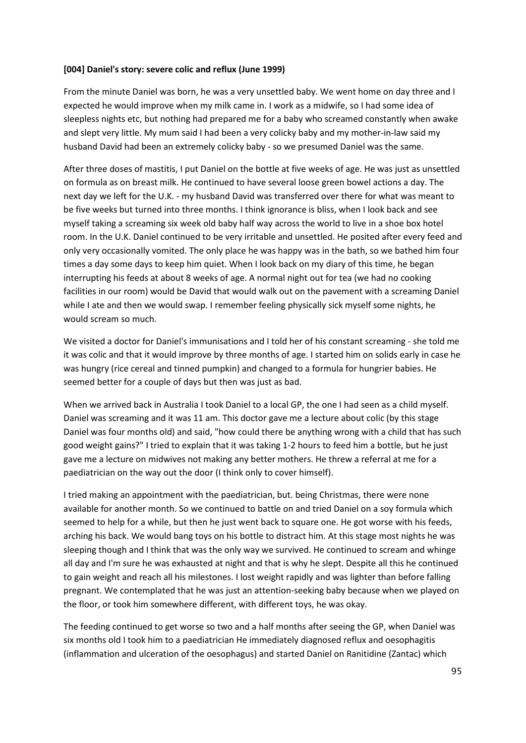**[004] Daniel's story: severe colic and reflux (June 1999)**

From the minute Daniel was born, he was a very unsettled baby. We went home on day three and I expected he would improve when my milk came in. I work as a midwife, so I had some idea of sleepless nights etc, but nothing had prepared me for a baby who screamed constantly when awake and slept very little. My mum said I had been a very colicky baby and my mother-in-law said my husband David had been an extremely colicky baby - so we presumed Daniel was the same.

After three doses of mastitis, I put Daniel on the bottle at five weeks of age. He was just as unsettled on formula as on breast milk. He continued to have several loose green bowel actions a day. The next day we left for the U.K. - my husband David was transferred over there for what was meant to be five weeks but turned into three months. I think ignorance is bliss, when I look back and see myself taking a screaming six week old baby half way across the world to live in a shoe box hotel room. In the U.K. Daniel continued to be very irritable and unsettled. He posited after every feed and only very occasionally vomited. The only place he was happy was in the bath, so we bathed him four times a day some days to keep him quiet. When I look back on my diary of this time, he began interrupting his feeds at about 8 weeks of age. A normal night out for tea (we had no cooking facilities in our room) would be David that would walk out on the pavement with a screaming Daniel while I ate and then we would swap. I remember feeling physically sick myself some nights, he would scream so much.

We visited a doctor for Daniel's immunisations and I told her of his constant screaming - she told me it was colic and that it would improve by three months of age. I started him on solids early in case he was hungry (rice cereal and tinned pumpkin) and changed to a formula for hungrier babies. He seemed better for a couple of days but then was just as bad.

When we arrived back in Australia I took Daniel to a local GP, the one I had seen as a child myself. Daniel was screaming and it was 11 am. This doctor gave me a lecture about colic (by this stage Daniel was four months old) and said, "how could there be anything wrong with a child that has such good weight gains?" I tried to explain that it was taking 1-2 hours to feed him a bottle, but he just gave me a lecture on midwives not making any better mothers. He threw a referral at me for a paediatrician on the way out the door (I think only to cover himself).

I tried making an appointment with the paediatrician, but. being Christmas, there were none available for another month. So we continued to battle on and tried Daniel on a soy formula which seemed to help for a while, but then he just went back to square one. He got worse with his feeds, arching his back. We would bang toys on his bottle to distract him. At this stage most nights he was sleeping though and I think that was the only way we survived. He continued to scream and whinge all day and I'm sure he was exhausted at night and that is why he slept. Despite all this he continued to gain weight and reach all his milestones. I lost weight rapidly and was lighter than before falling pregnant. We contemplated that he was just an attention-seeking baby because when we played on the floor, or took him somewhere different, with different toys, he was okay.

The feeding continued to get worse so two and a half months after seeing the GP, when Daniel was six months old I took him to a paediatrician He immediately diagnosed reflux and oesophagitis (inflammation and ulceration of the oesophagus) and started Daniel on Ranitidine (Zantac) which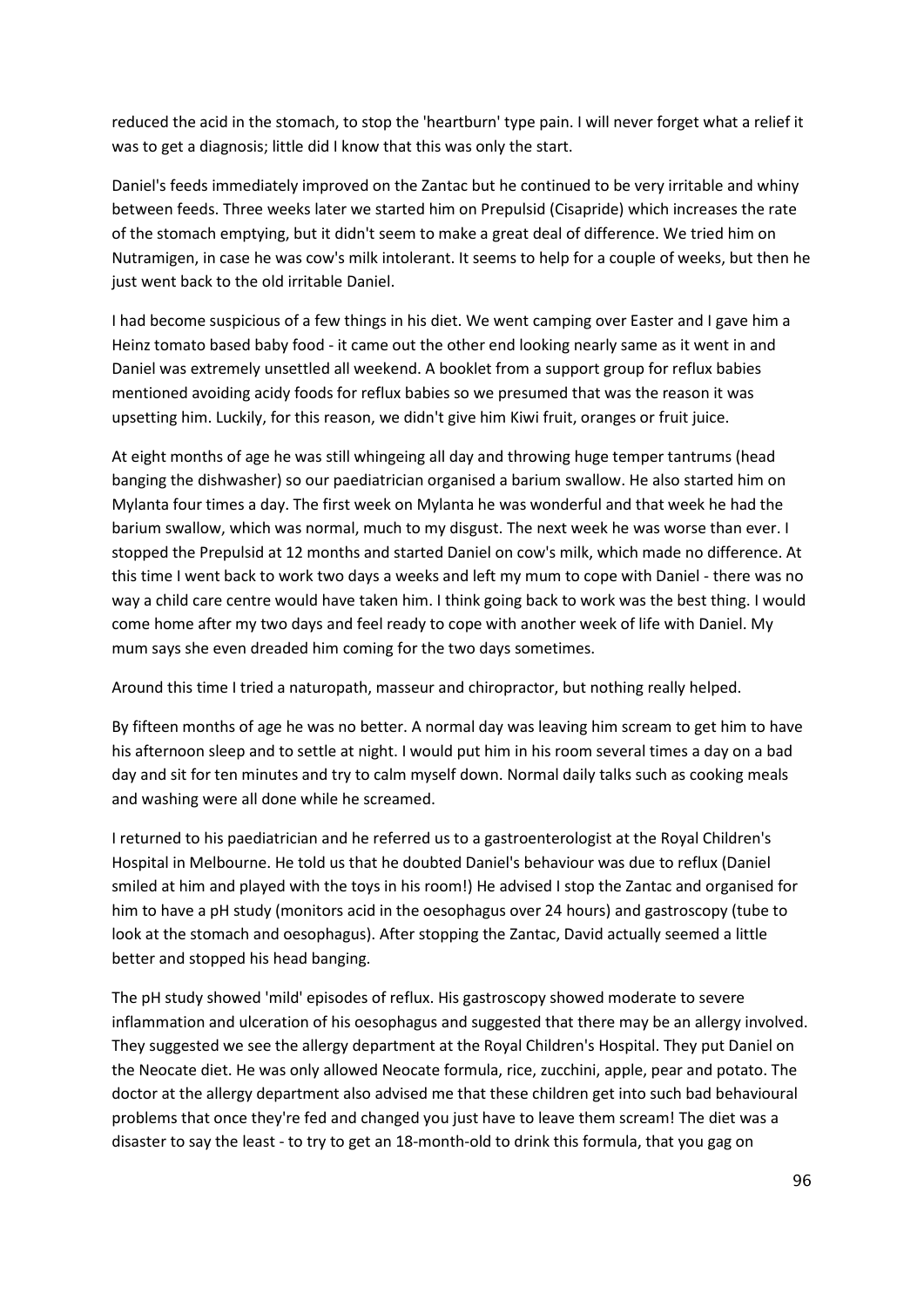reduced the acid in the stomach, to stop the 'heartburn' type pain. I will never forget what a relief it was to get a diagnosis; little did I know that this was only the start.

Daniel's feeds immediately improved on the Zantac but he continued to be very irritable and whiny between feeds. Three weeks later we started him on Prepulsid (Cisapride) which increases the rate of the stomach emptying, but it didn't seem to make a great deal of difference. We tried him on Nutramigen, in case he was cow's milk intolerant. It seems to help for a couple of weeks, but then he just went back to the old irritable Daniel.

I had become suspicious of a few things in his diet. We went camping over Easter and I gave him a Heinz tomato based baby food - it came out the other end looking nearly same as it went in and Daniel was extremely unsettled all weekend. A booklet from a support group for reflux babies mentioned avoiding acidy foods for reflux babies so we presumed that was the reason it was upsetting him. Luckily, for this reason, we didn't give him Kiwi fruit, oranges or fruit juice.

At eight months of age he was still whingeing all day and throwing huge temper tantrums (head banging the dishwasher) so our paediatrician organised a barium swallow. He also started him on Mylanta four times a day. The first week on Mylanta he was wonderful and that week he had the barium swallow, which was normal, much to my disgust. The next week he was worse than ever. I stopped the Prepulsid at 12 months and started Daniel on cow's milk, which made no difference. At this time I went back to work two days a weeks and left my mum to cope with Daniel - there was no way a child care centre would have taken him. I think going back to work was the best thing. I would come home after my two days and feel ready to cope with another week of life with Daniel. My mum says she even dreaded him coming for the two days sometimes.

Around this time I tried a naturopath, masseur and chiropractor, but nothing really helped.

By fifteen months of age he was no better. A normal day was leaving him scream to get him to have his afternoon sleep and to settle at night. I would put him in his room several times a day on a bad day and sit for ten minutes and try to calm myself down. Normal daily talks such as cooking meals and washing were all done while he screamed.

I returned to his paediatrician and he referred us to a gastroenterologist at the Royal Children's Hospital in Melbourne. He told us that he doubted Daniel's behaviour was due to reflux (Daniel smiled at him and played with the toys in his room!) He advised I stop the Zantac and organised for him to have a pH study (monitors acid in the oesophagus over 24 hours) and gastroscopy (tube to look at the stomach and oesophagus). After stopping the Zantac, David actually seemed a little better and stopped his head banging.

The pH study showed 'mild' episodes of reflux. His gastroscopy showed moderate to severe inflammation and ulceration of his oesophagus and suggested that there may be an allergy involved. They suggested we see the allergy department at the Royal Children's Hospital. They put Daniel on the Neocate diet. He was only allowed Neocate formula, rice, zucchini, apple, pear and potato. The doctor at the allergy department also advised me that these children get into such bad behavioural problems that once they're fed and changed you just have to leave them scream! The diet was a disaster to say the least - to try to get an 18-month-old to drink this formula, that you gag on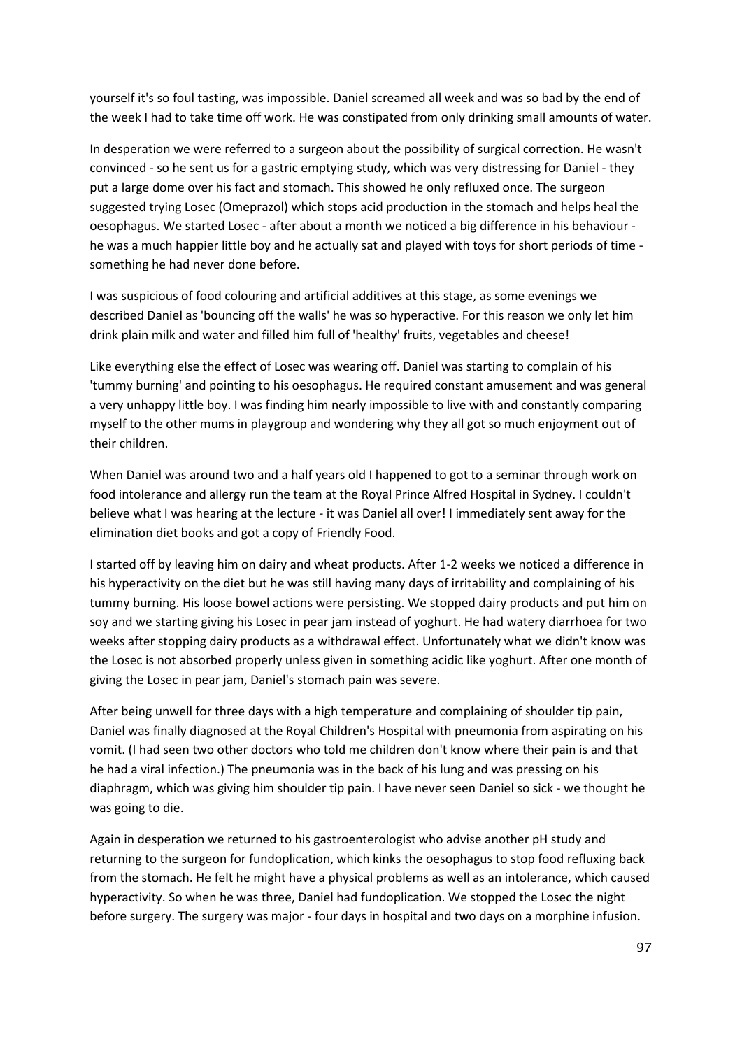yourself it's so foul tasting, was impossible. Daniel screamed all week and was so bad by the end of the week I had to take time off work. He was constipated from only drinking small amounts of water.

In desperation we were referred to a surgeon about the possibility of surgical correction. He wasn't convinced - so he sent us for a gastric emptying study, which was very distressing for Daniel - they put a large dome over his fact and stomach. This showed he only refluxed once. The surgeon suggested trying Losec (Omeprazol) which stops acid production in the stomach and helps heal the oesophagus. We started Losec - after about a month we noticed a big difference in his behaviour - he was a much happier little boy and he actually sat and played with toys for short periods of time - something he had never done before.

I was suspicious of food colouring and artificial additives at this stage, as some evenings we described Daniel as 'bouncing off the walls' he was so hyperactive. For this reason we only let him drink plain milk and water and filled him full of 'healthy' fruits, vegetables and cheese!

Like everything else the effect of Losec was wearing off. Daniel was starting to complain of his 'tummy burning' and pointing to his oesophagus. He required constant amusement and was general a very unhappy little boy. I was finding him nearly impossible to live with and constantly comparing myself to the other mums in playgroup and wondering why they all got so much enjoyment out of their children.

When Daniel was around two and a half years old I happened to got to a seminar through work on food intolerance and allergy run the team at the Royal Prince Alfred Hospital in Sydney. I couldn't believe what I was hearing at the lecture - it was Daniel all over! I immediately sent away for the elimination diet books and got a copy of Friendly Food.

I started off by leaving him on dairy and wheat products. After 1-2 weeks we noticed a difference in his hyperactivity on the diet but he was still having many days of irritability and complaining of his tummy burning. His loose bowel actions were persisting. We stopped dairy products and put him on soy and we starting giving his Losec in pear jam instead of yoghurt. He had watery diarrhoea for two weeks after stopping dairy products as a withdrawal effect. Unfortunately what we didn't know was the Losec is not absorbed properly unless given in something acidic like yoghurt. After one month of giving the Losec in pear jam, Daniel's stomach pain was severe.

After being unwell for three days with a high temperature and complaining of shoulder tip pain, Daniel was finally diagnosed at the Royal Children's Hospital with pneumonia from aspirating on his vomit. (I had seen two other doctors who told me children don't know where their pain is and that he had a viral infection.) The pneumonia was in the back of his lung and was pressing on his diaphragm, which was giving him shoulder tip pain. I have never seen Daniel so sick - we thought he was going to die.

Again in desperation we returned to his gastroenterologist who advise another pH study and returning to the surgeon for fundoplication, which kinks the oesophagus to stop food refluxing back from the stomach. He felt he might have a physical problems as well as an intolerance, which caused hyperactivity. So when he was three, Daniel had fundoplication. We stopped the Losec the night before surgery. The surgery was major - four days in hospital and two days on a morphine infusion.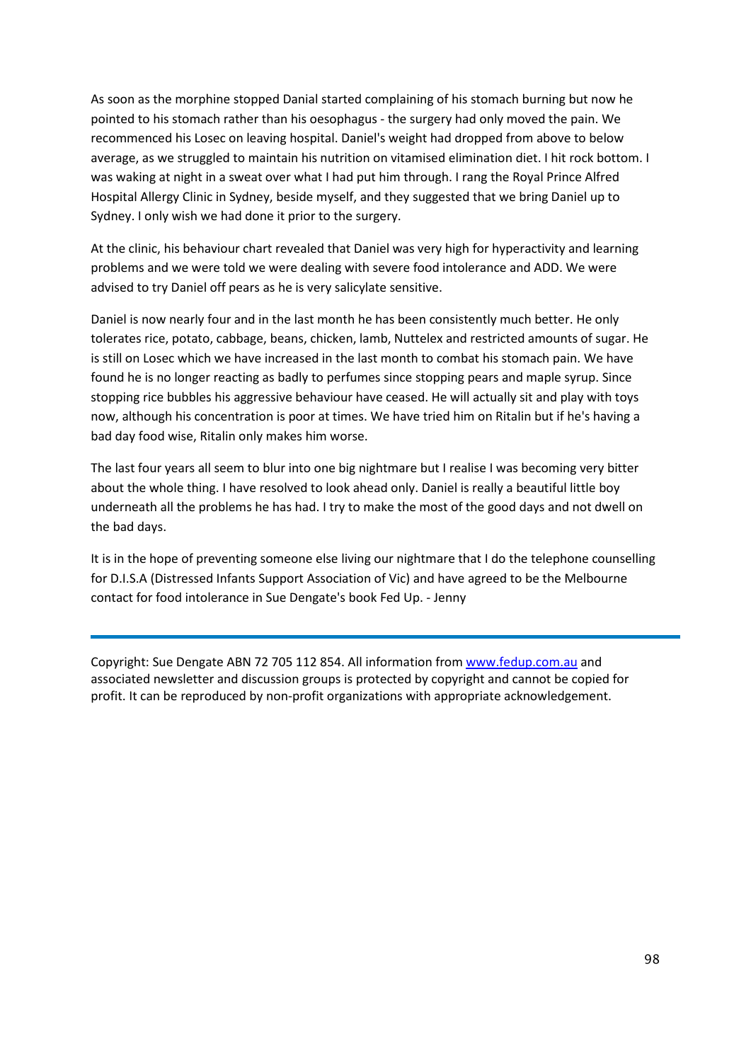As soon as the morphine stopped Danial started complaining of his stomach burning but now he pointed to his stomach rather than his oesophagus - the surgery had only moved the pain. We recommenced his Losec on leaving hospital. Daniel's weight had dropped from above to below average, as we struggled to maintain his nutrition on vitamised elimination diet. I hit rock bottom. I was waking at night in a sweat over what I had put him through. I rang the Royal Prince Alfred Hospital Allergy Clinic in Sydney, beside myself, and they suggested that we bring Daniel up to Sydney. I only wish we had done it prior to the surgery.

At the clinic, his behaviour chart revealed that Daniel was very high for hyperactivity and learning problems and we were told we were dealing with severe food intolerance and ADD. We were advised to try Daniel off pears as he is very salicylate sensitive.

Daniel is now nearly four and in the last month he has been consistently much better. He only tolerates rice, potato, cabbage, beans, chicken, lamb, Nuttelex and restricted amounts of sugar. He is still on Losec which we have increased in the last month to combat his stomach pain. We have found he is no longer reacting as badly to perfumes since stopping pears and maple syrup. Since stopping rice bubbles his aggressive behaviour have ceased. He will actually sit and play with toys now, although his concentration is poor at times. We have tried him on Ritalin but if he's having a bad day food wise, Ritalin only makes him worse.

The last four years all seem to blur into one big nightmare but I realise I was becoming very bitter about the whole thing. I have resolved to look ahead only. Daniel is really a beautiful little boy underneath all the problems he has had. I try to make the most of the good days and not dwell on the bad days.

It is in the hope of preventing someone else living our nightmare that I do the telephone counselling for D.I.S.A (Distressed Infants Support Association of Vic) and have agreed to be the Melbourne contact for food intolerance in Sue Dengate's book Fed Up. - Jenny

---

Copyright: Sue Dengate ABN 72 705 112 854. All information from [www.fedup.com.au](http://www.fedup.com.au) and associated newsletter and discussion groups is protected by copyright and cannot be copied for profit. It can be reproduced by non-profit organizations with appropriate acknowledgement.